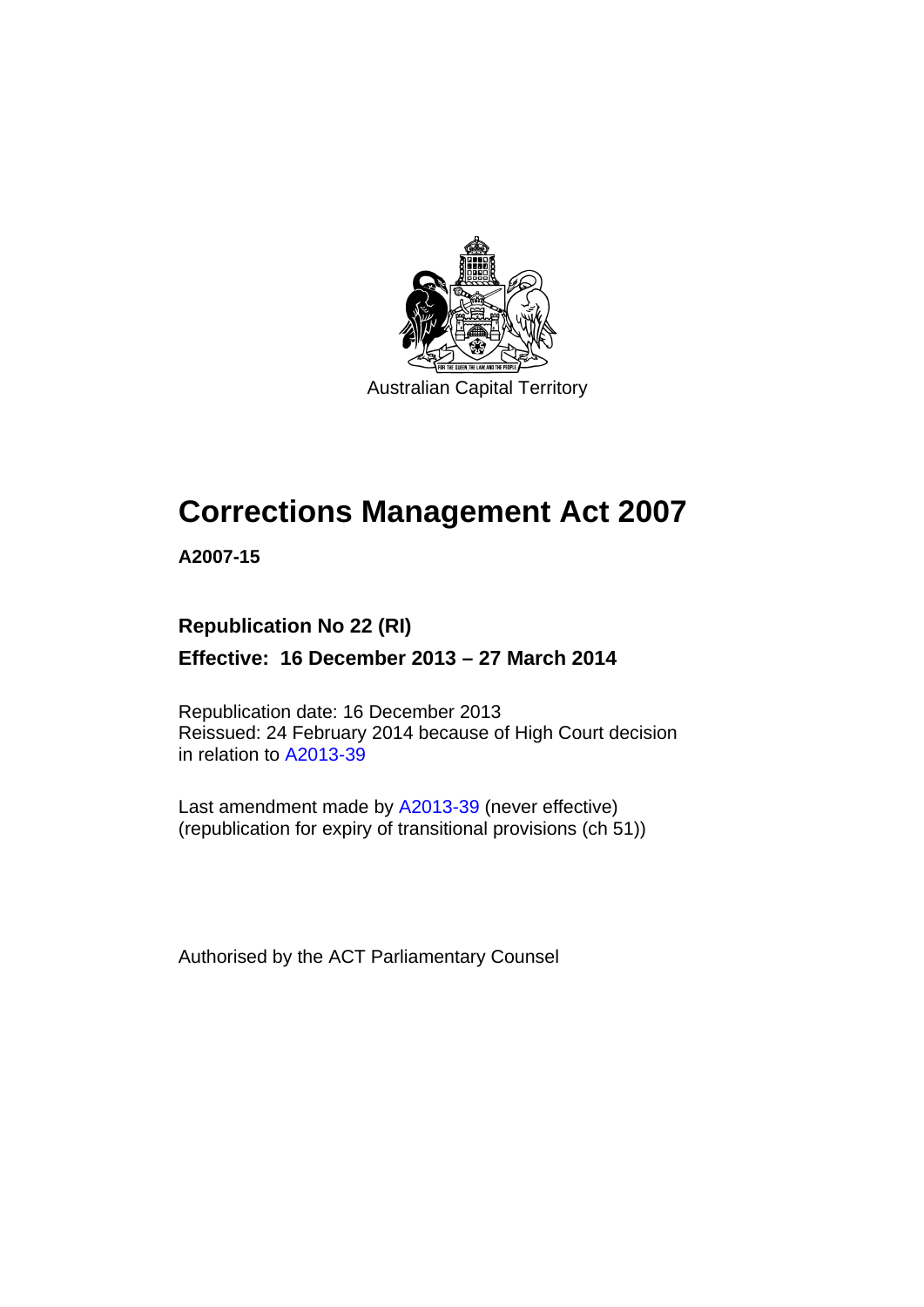Australian Capital Territory

# Corrections Management Act 2007

**A2007-15**

**Republication No 22 (RI)**

**Effective: 16 December 2013 – 27 March 2014**

Republication date: 16 December 2013
Reissued: 24 February 2014 because of High Court decision in relation to A2013-39

Last amendment made by A2013-39 (never effective)
(republication for expiry of transitional provisions (ch 51))

Authorised by the ACT Parliamentary Counsel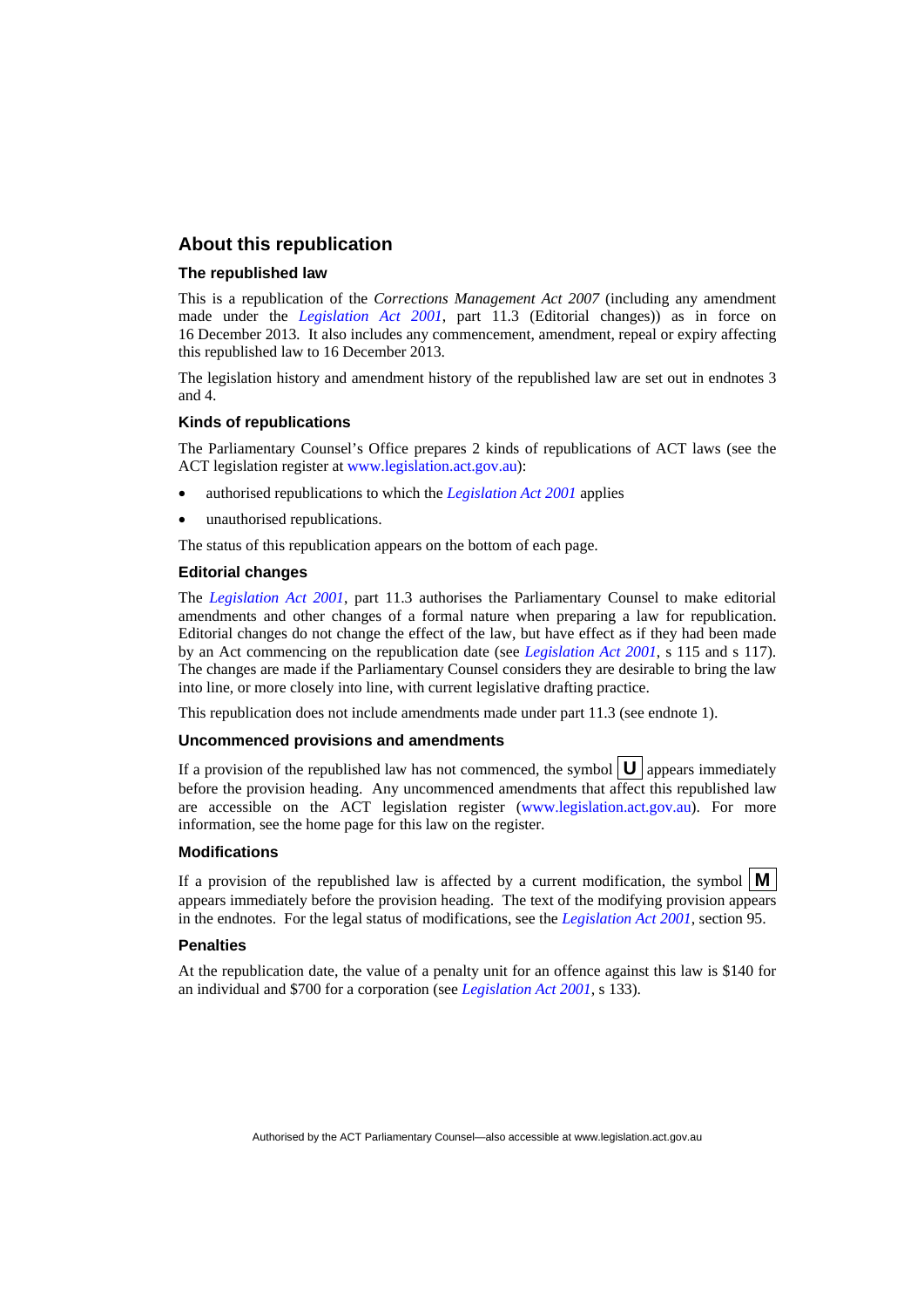## About this republication

### The republished law

This is a republication of the *Corrections Management Act 2007* (including any amendment made under the *Legislation Act 2001*, part 11.3 (Editorial changes)) as in force on 16 December 2013*.* It also includes any commencement, amendment, repeal or expiry affecting this republished law to 16 December 2013.

The legislation history and amendment history of the republished law are set out in endnotes 3 and 4.

### Kinds of republications

The Parliamentary Counsel's Office prepares 2 kinds of republications of ACT laws (see the ACT legislation register at www.legislation.act.gov.au):

- authorised republications to which the *Legislation Act 2001* applies
- unauthorised republications.

The status of this republication appears on the bottom of each page.

### Editorial changes

The *Legislation Act 2001*, part 11.3 authorises the Parliamentary Counsel to make editorial amendments and other changes of a formal nature when preparing a law for republication. Editorial changes do not change the effect of the law, but have effect as if they had been made by an Act commencing on the republication date (see *Legislation Act 2001*, s 115 and s 117). The changes are made if the Parliamentary Counsel considers they are desirable to bring the law into line, or more closely into line, with current legislative drafting practice.

This republication does not include amendments made under part 11.3 (see endnote 1).

### Uncommenced provisions and amendments

If a provision of the republished law has not commenced, the symbol **U** appears immediately before the provision heading. Any uncommenced amendments that affect this republished law are accessible on the ACT legislation register (www.legislation.act.gov.au). For more information, see the home page for this law on the register.

### Modifications

If a provision of the republished law is affected by a current modification, the symbol **M** appears immediately before the provision heading. The text of the modifying provision appears in the endnotes. For the legal status of modifications, see the *Legislation Act 2001*, section 95.

### Penalties

At the republication date, the value of a penalty unit for an offence against this law is $140 for an individual and $700 for a corporation (see *Legislation Act 2001*, s 133).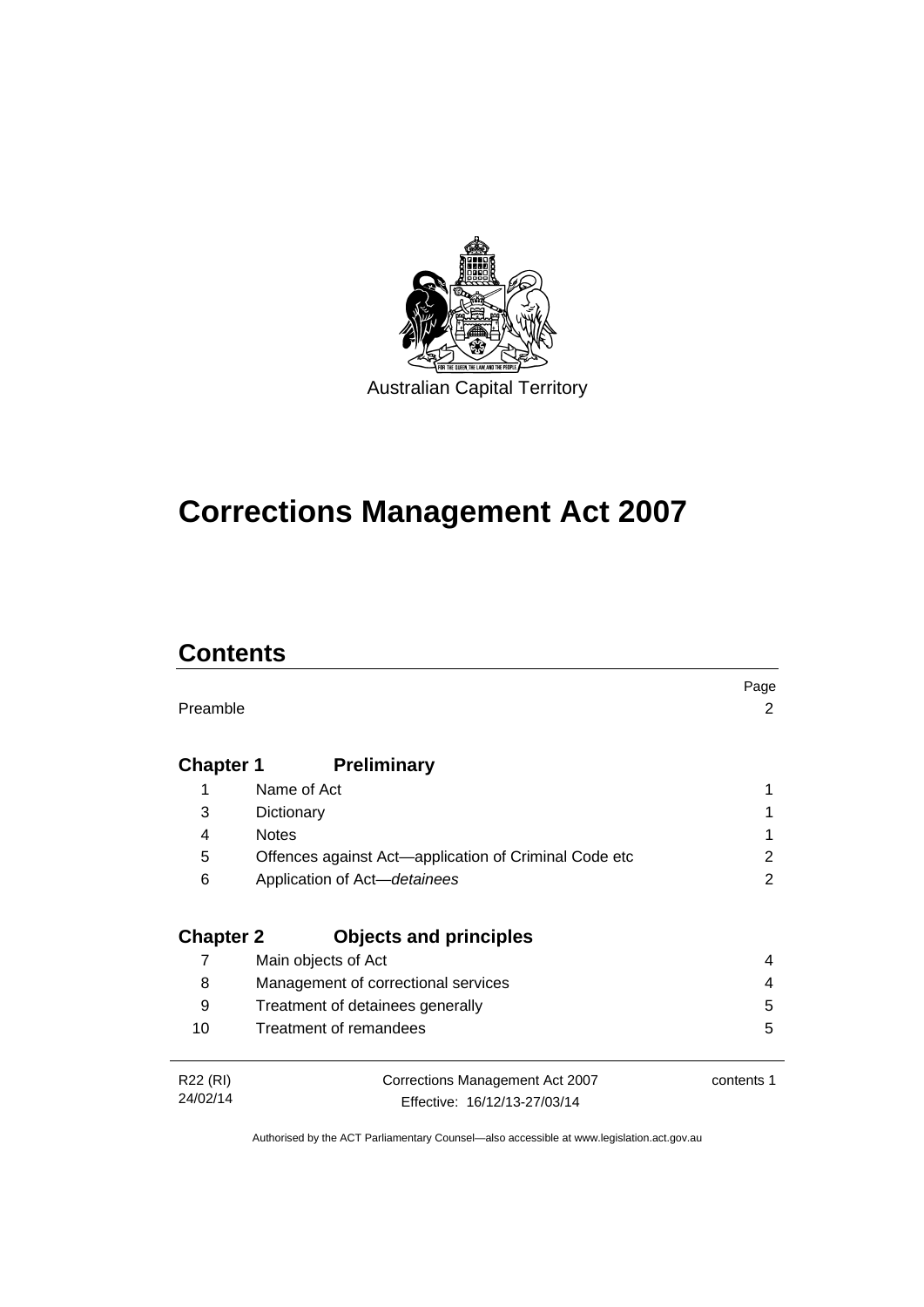Australian Capital Territory

# Corrections Management Act 2007

## Contents

| | | Page |
|---|---|---|
| Preamble | | 2 |
| **Chapter 1** | **Preliminary** | |
| 1 | Name of Act | 1 |
| 3 | Dictionary | 1 |
| 4 | Notes | 1 |
| 5 | Offences against Act—application of Criminal Code etc | 2 |
| 6 | Application of Act—*detainees* | 2 |
| **Chapter 2** | **Objects and principles** | |
| 7 | Main objects of Act | 4 |
| 8 | Management of correctional services | 4 |
| 9 | Treatment of detainees generally | 5 |
| 10 | Treatment of remandees | 5 |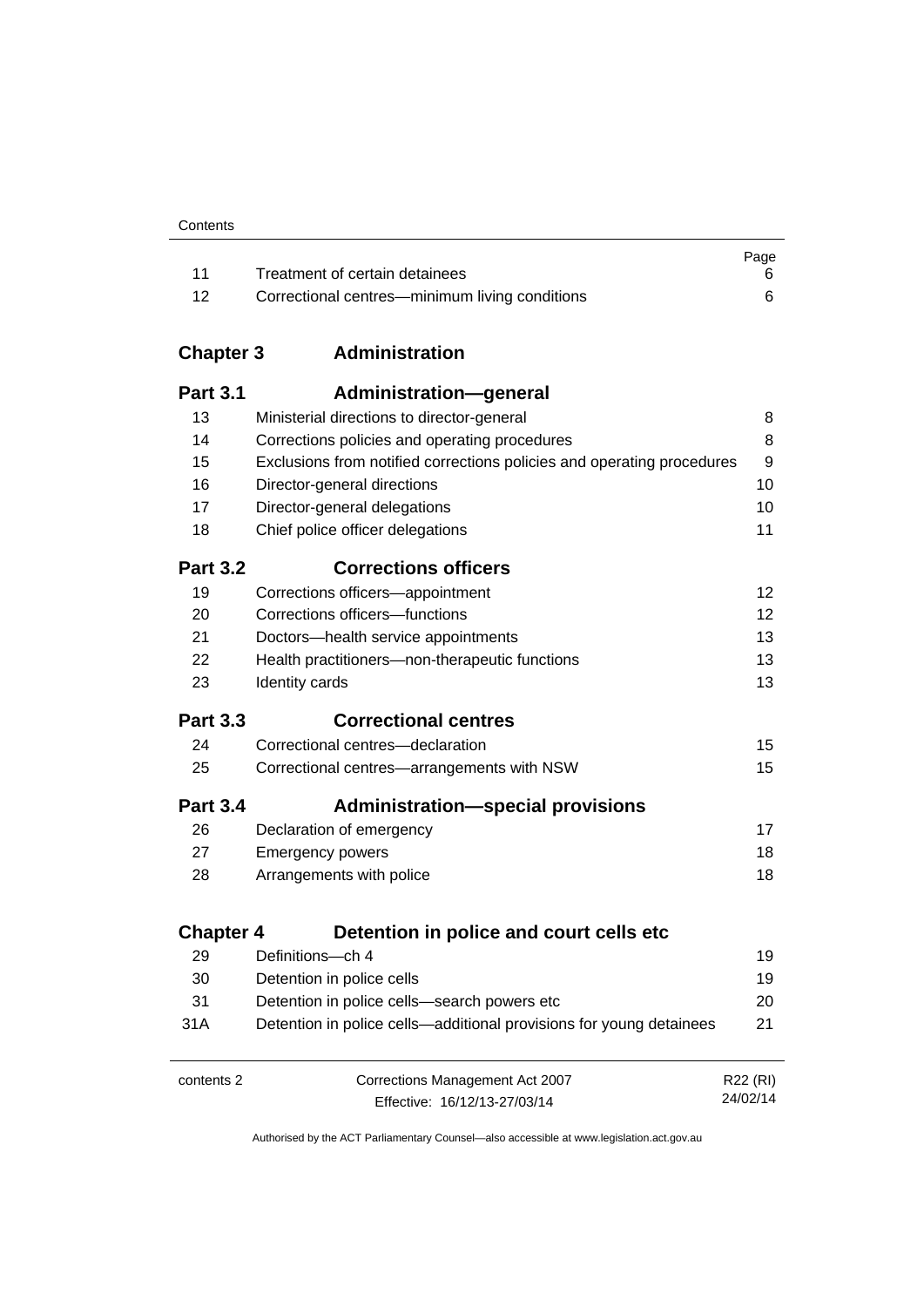| | | Page |
|---|---|---|
| 11 | Treatment of certain detainees | 6 |
| 12 | Correctional centres—minimum living conditions | 6 |

## Chapter 3 Administration

### Part 3.1 Administration—general

| | | |
|---|---|---|
| 13 | Ministerial directions to director-general | 8 |
| 14 | Corrections policies and operating procedures | 8 |
| 15 | Exclusions from notified corrections policies and operating procedures | 9 |
| 16 | Director-general directions | 10 |
| 17 | Director-general delegations | 10 |
| 18 | Chief police officer delegations | 11 |

### Part 3.2 Corrections officers

| | | |
|---|---|---|
| 19 | Corrections officers—appointment | 12 |
| 20 | Corrections officers—functions | 12 |
| 21 | Doctors—health service appointments | 13 |
| 22 | Health practitioners—non-therapeutic functions | 13 |
| 23 | Identity cards | 13 |

### Part 3.3 Correctional centres

| | | |
|---|---|---|
| 24 | Correctional centres—declaration | 15 |
| 25 | Correctional centres—arrangements with NSW | 15 |

### Part 3.4 Administration—special provisions

| | | |
|---|---|---|
| 26 | Declaration of emergency | 17 |
| 27 | Emergency powers | 18 |
| 28 | Arrangements with police | 18 |

## Chapter 4 Detention in police and court cells etc

| | | |
|---|---|---|
| 29 | Definitions—ch 4 | 19 |
| 30 | Detention in police cells | 19 |
| 31 | Detention in police cells—search powers etc | 20 |
| 31A | Detention in police cells—additional provisions for young detainees | 21 |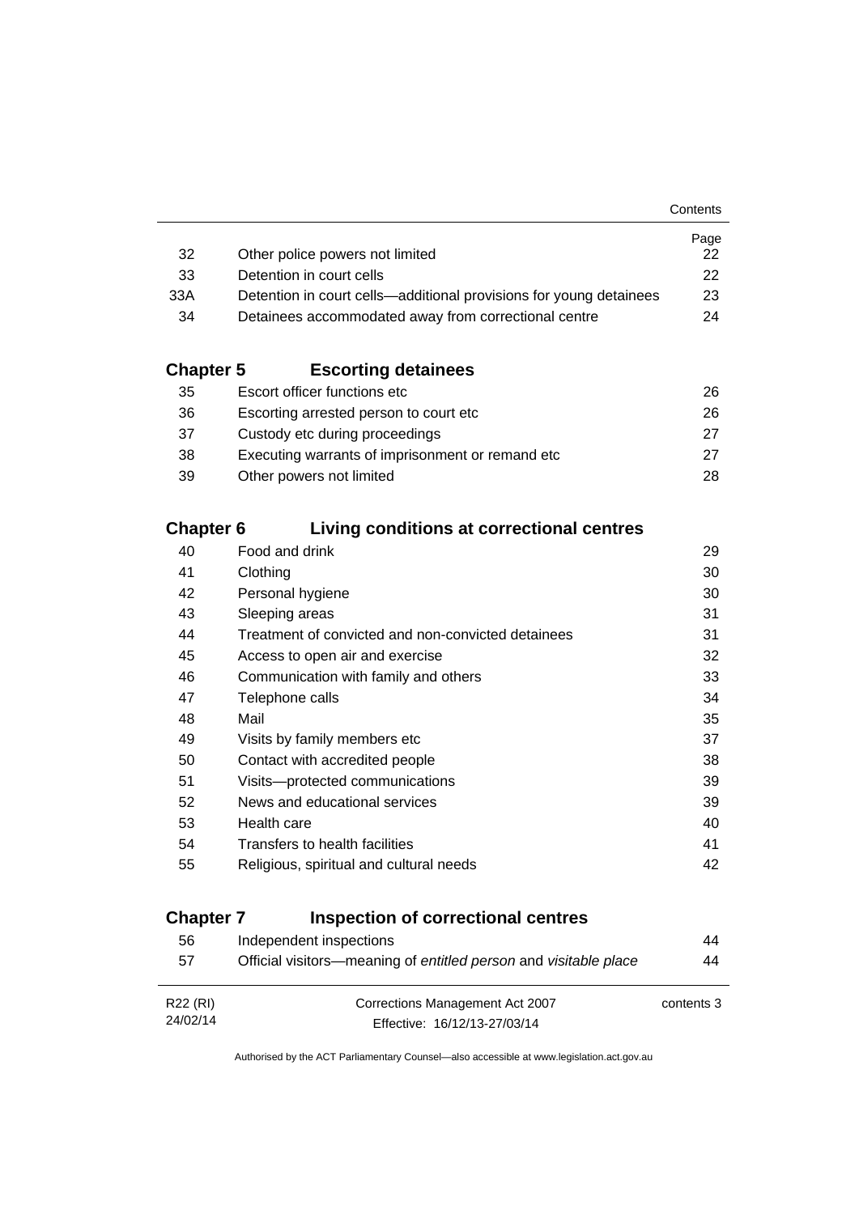| | | Page |
|---|---|---|
| 32 | Other police powers not limited | 22 |
| 33 | Detention in court cells | 22 |
| 33A | Detention in court cells—additional provisions for young detainees | 23 |
| 34 | Detainees accommodated away from correctional centre | 24 |

## Chapter 5 Escorting detainees

| | | |
|---|---|---|
| 35 | Escort officer functions etc | 26 |
| 36 | Escorting arrested person to court etc | 26 |
| 37 | Custody etc during proceedings | 27 |
| 38 | Executing warrants of imprisonment or remand etc | 27 |
| 39 | Other powers not limited | 28 |

## Chapter 6 Living conditions at correctional centres

| | | |
|---|---|---|
| 40 | Food and drink | 29 |
| 41 | Clothing | 30 |
| 42 | Personal hygiene | 30 |
| 43 | Sleeping areas | 31 |
| 44 | Treatment of convicted and non-convicted detainees | 31 |
| 45 | Access to open air and exercise | 32 |
| 46 | Communication with family and others | 33 |
| 47 | Telephone calls | 34 |
| 48 | Mail | 35 |
| 49 | Visits by family members etc | 37 |
| 50 | Contact with accredited people | 38 |
| 51 | Visits—protected communications | 39 |
| 52 | News and educational services | 39 |
| 53 | Health care | 40 |
| 54 | Transfers to health facilities | 41 |
| 55 | Religious, spiritual and cultural needs | 42 |

## Chapter 7 Inspection of correctional centres

| | | |
|---|---|---|
| 56 | Independent inspections | 44 |
| 57 | Official visitors—meaning of *entitled person* and *visitable place* | 44 |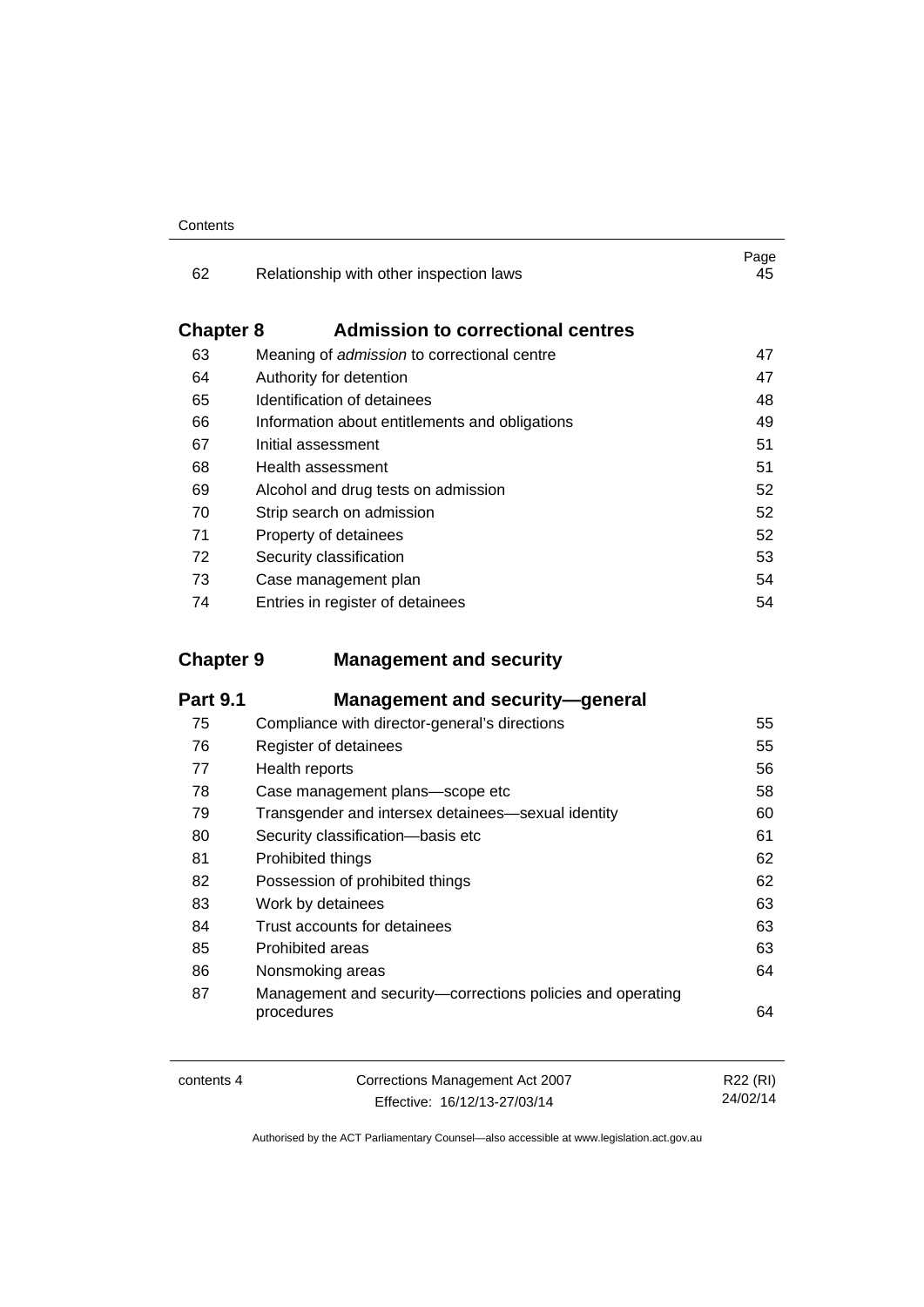| | | Page |
|---|---|---|
| 62 | Relationship with other inspection laws | 45 |

## Chapter 8 Admission to correctional centres

| | | |
|---|---|---|
| 63 | Meaning of *admission* to correctional centre | 47 |
| 64 | Authority for detention | 47 |
| 65 | Identification of detainees | 48 |
| 66 | Information about entitlements and obligations | 49 |
| 67 | Initial assessment | 51 |
| 68 | Health assessment | 51 |
| 69 | Alcohol and drug tests on admission | 52 |
| 70 | Strip search on admission | 52 |
| 71 | Property of detainees | 52 |
| 72 | Security classification | 53 |
| 73 | Case management plan | 54 |
| 74 | Entries in register of detainees | 54 |

## Chapter 9 Management and security

### Part 9.1 Management and security—general

| | | |
|---|---|---|
| 75 | Compliance with director-general's directions | 55 |
| 76 | Register of detainees | 55 |
| 77 | Health reports | 56 |
| 78 | Case management plans—scope etc | 58 |
| 79 | Transgender and intersex detainees—sexual identity | 60 |
| 80 | Security classification—basis etc | 61 |
| 81 | Prohibited things | 62 |
| 82 | Possession of prohibited things | 62 |
| 83 | Work by detainees | 63 |
| 84 | Trust accounts for detainees | 63 |
| 85 | Prohibited areas | 63 |
| 86 | Nonsmoking areas | 64 |
| 87 | Management and security—corrections policies and operating procedures | 64 |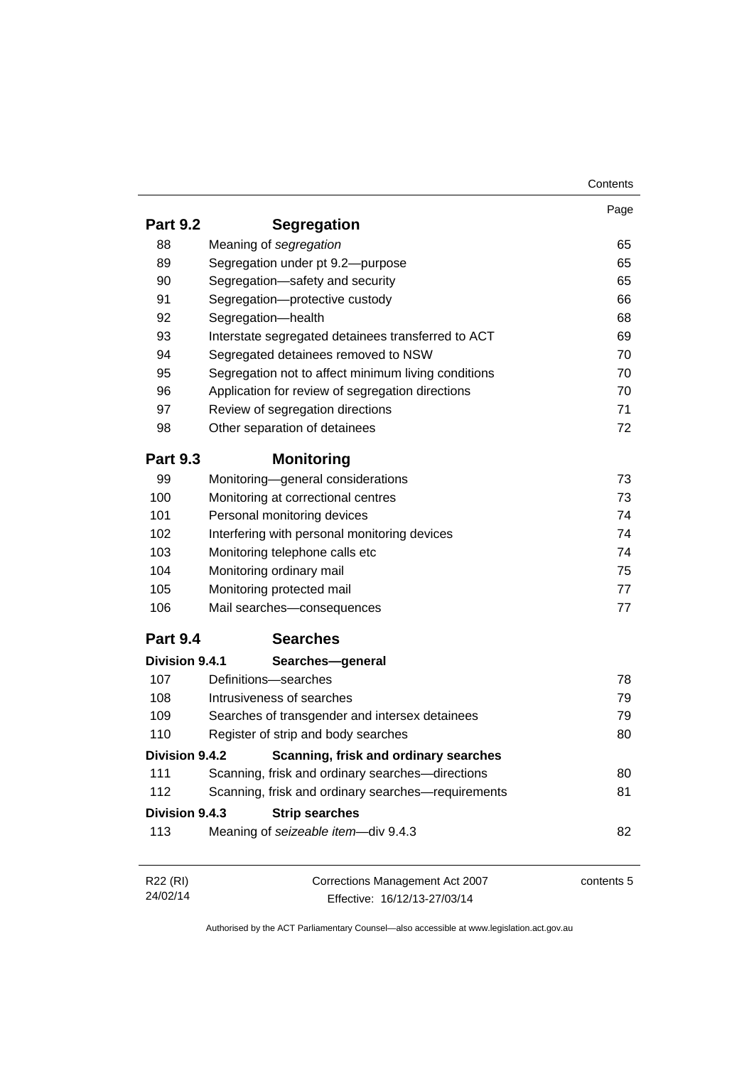| | | Page |
|---|---|---|
| **Part 9.2** | **Segregation** | |
| 88 | Meaning of *segregation* | 65 |
| 89 | Segregation under pt 9.2—purpose | 65 |
| 90 | Segregation—safety and security | 65 |
| 91 | Segregation—protective custody | 66 |
| 92 | Segregation—health | 68 |
| 93 | Interstate segregated detainees transferred to ACT | 69 |
| 94 | Segregated detainees removed to NSW | 70 |
| 95 | Segregation not to affect minimum living conditions | 70 |
| 96 | Application for review of segregation directions | 70 |
| 97 | Review of segregation directions | 71 |
| 98 | Other separation of detainees | 72 |
| **Part 9.3** | **Monitoring** | |
| 99 | Monitoring—general considerations | 73 |
| 100 | Monitoring at correctional centres | 73 |
| 101 | Personal monitoring devices | 74 |
| 102 | Interfering with personal monitoring devices | 74 |
| 103 | Monitoring telephone calls etc | 74 |
| 104 | Monitoring ordinary mail | 75 |
| 105 | Monitoring protected mail | 77 |
| 106 | Mail searches—consequences | 77 |
| **Part 9.4** | **Searches** | |
| **Division 9.4.1** | **Searches—general** | |
| 107 | Definitions—searches | 78 |
| 108 | Intrusiveness of searches | 79 |
| 109 | Searches of transgender and intersex detainees | 79 |
| 110 | Register of strip and body searches | 80 |
| **Division 9.4.2** | **Scanning, frisk and ordinary searches** | |
| 111 | Scanning, frisk and ordinary searches—directions | 80 |
| 112 | Scanning, frisk and ordinary searches—requirements | 81 |
| **Division 9.4.3** | **Strip searches** | |
| 113 | Meaning of *seizeable item*—div 9.4.3 | 82 |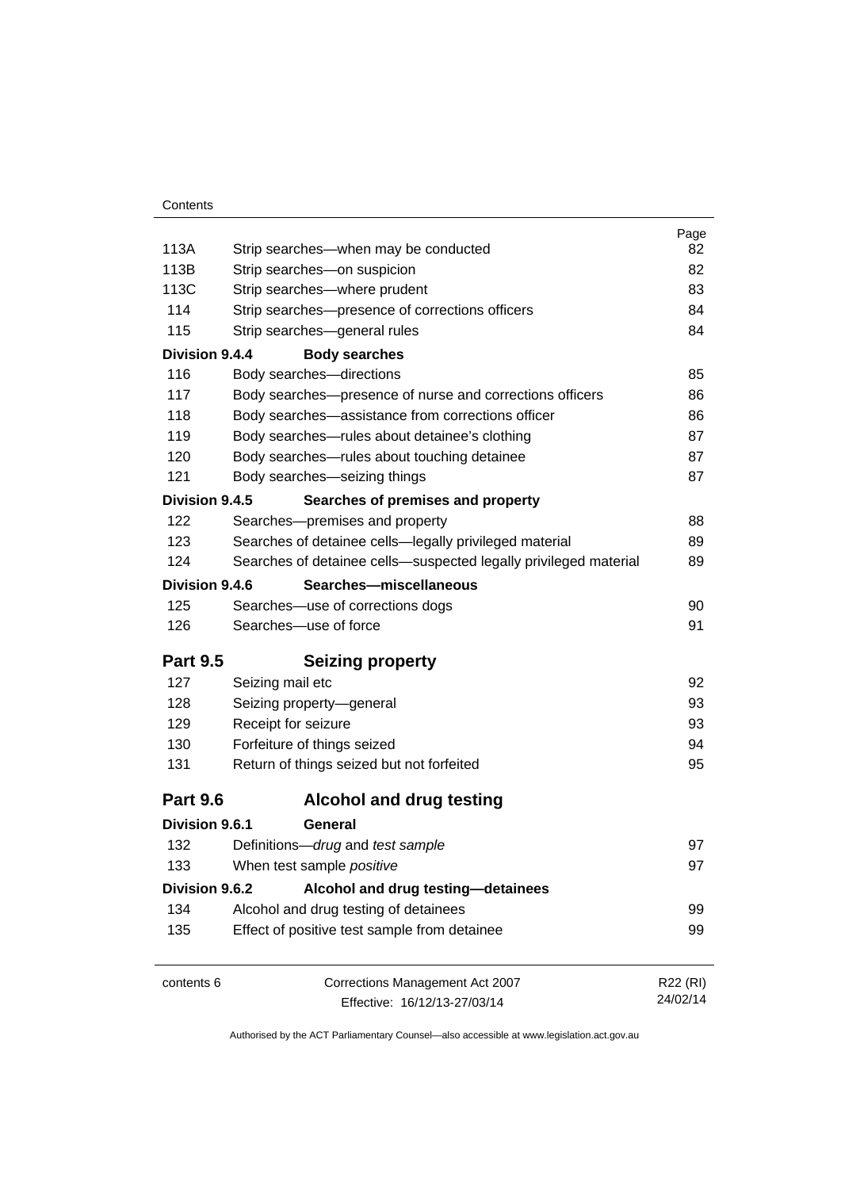| | | Page |
|---|---|---|
| 113A | Strip searches—when may be conducted | 82 |
| 113B | Strip searches—on suspicion | 82 |
| 113C | Strip searches—where prudent | 83 |
| 114 | Strip searches—presence of corrections officers | 84 |
| 115 | Strip searches—general rules | 84 |
| **Division 9.4.4** | **Body searches** | |
| 116 | Body searches—directions | 85 |
| 117 | Body searches—presence of nurse and corrections officers | 86 |
| 118 | Body searches—assistance from corrections officer | 86 |
| 119 | Body searches—rules about detainee's clothing | 87 |
| 120 | Body searches—rules about touching detainee | 87 |
| 121 | Body searches—seizing things | 87 |
| **Division 9.4.5** | **Searches of premises and property** | |
| 122 | Searches—premises and property | 88 |
| 123 | Searches of detainee cells—legally privileged material | 89 |
| 124 | Searches of detainee cells—suspected legally privileged material | 89 |
| **Division 9.4.6** | **Searches—miscellaneous** | |
| 125 | Searches—use of corrections dogs | 90 |
| 126 | Searches—use of force | 91 |
| **Part 9.5** | **Seizing property** | |
| 127 | Seizing mail etc | 92 |
| 128 | Seizing property—general | 93 |
| 129 | Receipt for seizure | 93 |
| 130 | Forfeiture of things seized | 94 |
| 131 | Return of things seized but not forfeited | 95 |
| **Part 9.6** | **Alcohol and drug testing** | |
| **Division 9.6.1** | **General** | |
| 132 | Definitions—*drug* and *test sample* | 97 |
| 133 | When test sample *positive* | 97 |
| **Division 9.6.2** | **Alcohol and drug testing—detainees** | |
| 134 | Alcohol and drug testing of detainees | 99 |
| 135 | Effect of positive test sample from detainee | 99 |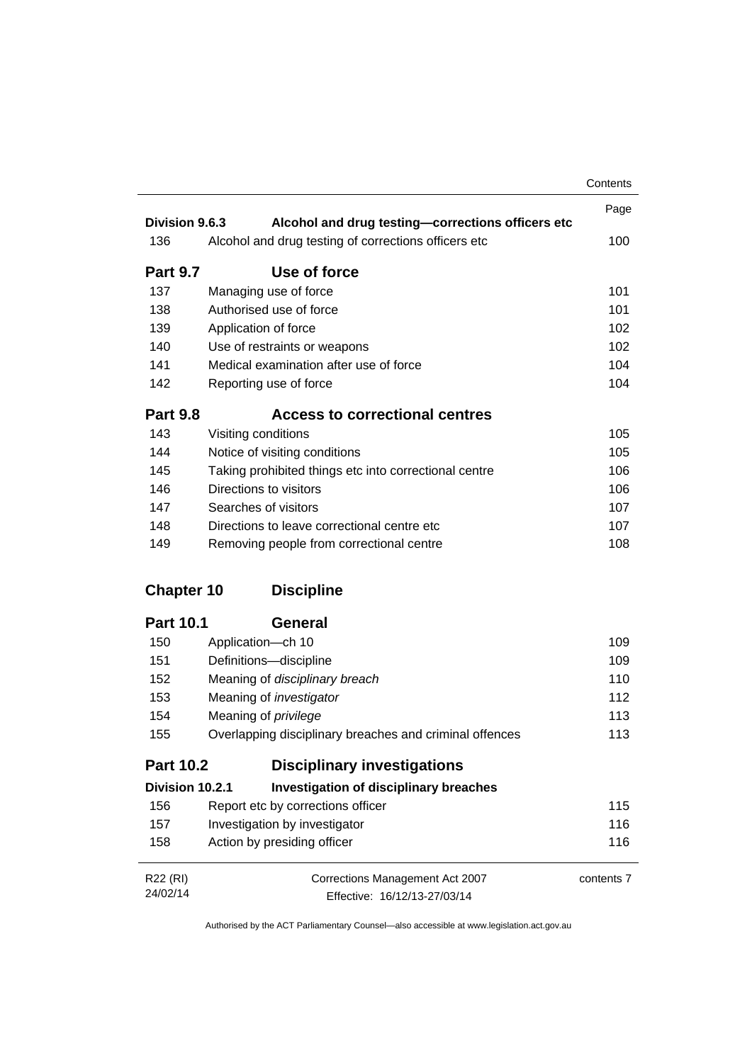| | | Page |
|---|---|---|
| **Division 9.6.3** | **Alcohol and drug testing—corrections officers etc** | |
| 136 | Alcohol and drug testing of corrections officers etc | 100 |
| **Part 9.7** | **Use of force** | |
| 137 | Managing use of force | 101 |
| 138 | Authorised use of force | 101 |
| 139 | Application of force | 102 |
| 140 | Use of restraints or weapons | 102 |
| 141 | Medical examination after use of force | 104 |
| 142 | Reporting use of force | 104 |
| **Part 9.8** | **Access to correctional centres** | |
| 143 | Visiting conditions | 105 |
| 144 | Notice of visiting conditions | 105 |
| 145 | Taking prohibited things etc into correctional centre | 106 |
| 146 | Directions to visitors | 106 |
| 147 | Searches of visitors | 107 |
| 148 | Directions to leave correctional centre etc | 107 |
| 149 | Removing people from correctional centre | 108 |
| **Chapter 10** | **Discipline** | |
| **Part 10.1** | **General** | |
| 150 | Application—ch 10 | 109 |
| 151 | Definitions—discipline | 109 |
| 152 | Meaning of *disciplinary breach* | 110 |
| 153 | Meaning of *investigator* | 112 |
| 154 | Meaning of *privilege* | 113 |
| 155 | Overlapping disciplinary breaches and criminal offences | 113 |
| **Part 10.2** | **Disciplinary investigations** | |
| **Division 10.2.1** | **Investigation of disciplinary breaches** | |
| 156 | Report etc by corrections officer | 115 |
| 157 | Investigation by investigator | 116 |
| 158 | Action by presiding officer | 116 |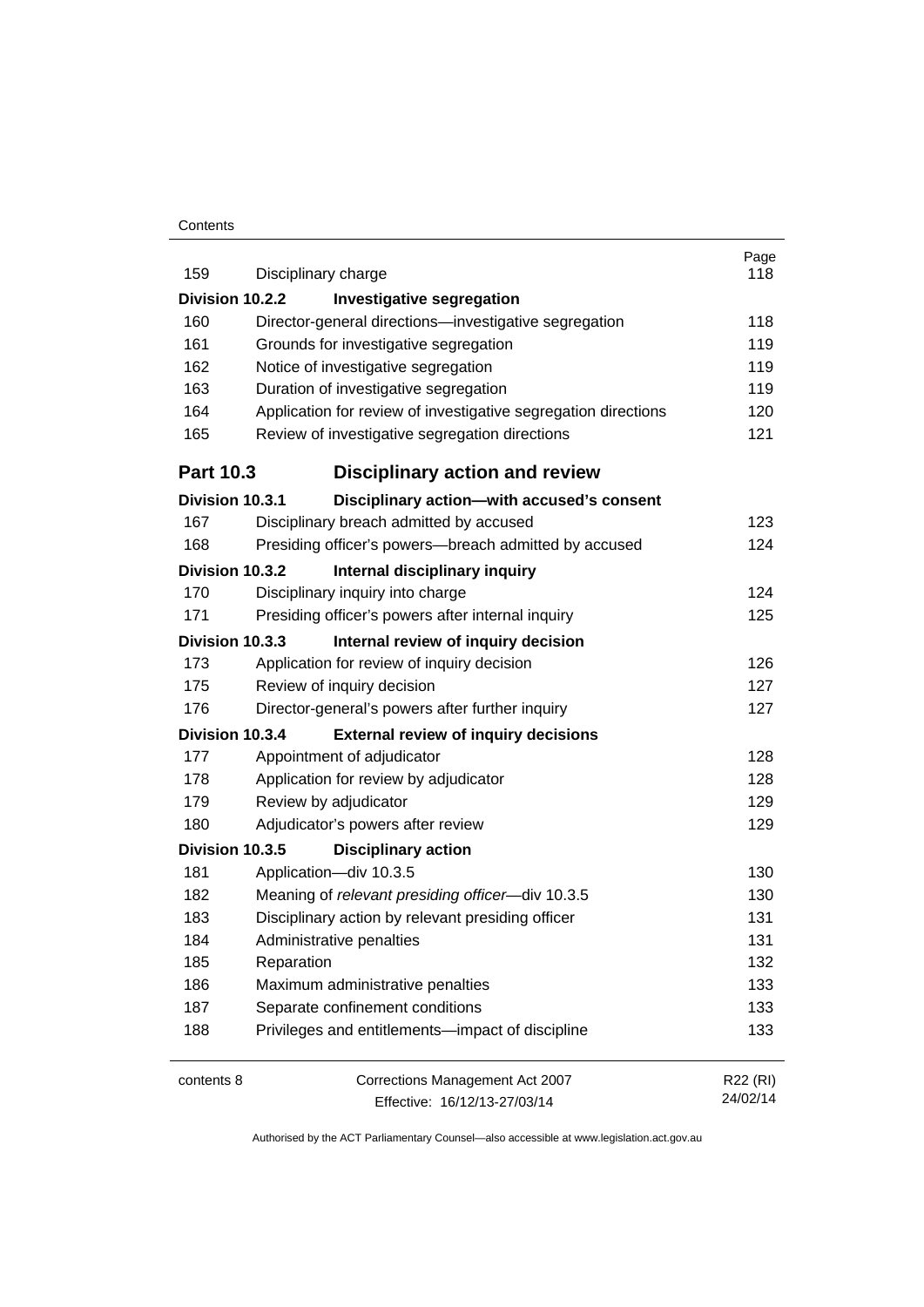| | | Page |
|---|---|---|
| 159 | Disciplinary charge | 118 |
| **Division 10.2.2** | **Investigative segregation** | |
| 160 | Director-general directions—investigative segregation | 118 |
| 161 | Grounds for investigative segregation | 119 |
| 162 | Notice of investigative segregation | 119 |
| 163 | Duration of investigative segregation | 119 |
| 164 | Application for review of investigative segregation directions | 120 |
| 165 | Review of investigative segregation directions | 121 |
| **Part 10.3** | **Disciplinary action and review** | |
| **Division 10.3.1** | **Disciplinary action—with accused's consent** | |
| 167 | Disciplinary breach admitted by accused | 123 |
| 168 | Presiding officer's powers—breach admitted by accused | 124 |
| **Division 10.3.2** | **Internal disciplinary inquiry** | |
| 170 | Disciplinary inquiry into charge | 124 |
| 171 | Presiding officer's powers after internal inquiry | 125 |
| **Division 10.3.3** | **Internal review of inquiry decision** | |
| 173 | Application for review of inquiry decision | 126 |
| 175 | Review of inquiry decision | 127 |
| 176 | Director-general's powers after further inquiry | 127 |
| **Division 10.3.4** | **External review of inquiry decisions** | |
| 177 | Appointment of adjudicator | 128 |
| 178 | Application for review by adjudicator | 128 |
| 179 | Review by adjudicator | 129 |
| 180 | Adjudicator's powers after review | 129 |
| **Division 10.3.5** | **Disciplinary action** | |
| 181 | Application—div 10.3.5 | 130 |
| 182 | Meaning of *relevant presiding officer*—div 10.3.5 | 130 |
| 183 | Disciplinary action by relevant presiding officer | 131 |
| 184 | Administrative penalties | 131 |
| 185 | Reparation | 132 |
| 186 | Maximum administrative penalties | 133 |
| 187 | Separate confinement conditions | 133 |
| 188 | Privileges and entitlements—impact of discipline | 133 |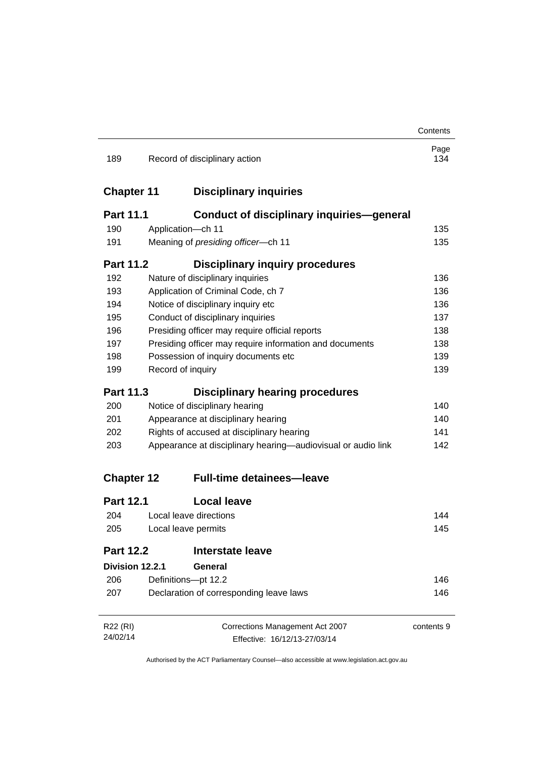| | | Page |
|---|---|---|
| 189 | Record of disciplinary action | 134 |

## Chapter 11 Disciplinary inquiries

### Part 11.1 Conduct of disciplinary inquiries—general

| | | |
|---|---|---|
| 190 | Application—ch 11 | 135 |
| 191 | Meaning of *presiding officer*—ch 11 | 135 |

### Part 11.2 Disciplinary inquiry procedures

| | | |
|---|---|---|
| 192 | Nature of disciplinary inquiries | 136 |
| 193 | Application of Criminal Code, ch 7 | 136 |
| 194 | Notice of disciplinary inquiry etc | 136 |
| 195 | Conduct of disciplinary inquiries | 137 |
| 196 | Presiding officer may require official reports | 138 |
| 197 | Presiding officer may require information and documents | 138 |
| 198 | Possession of inquiry documents etc | 139 |
| 199 | Record of inquiry | 139 |

### Part 11.3 Disciplinary hearing procedures

| | | |
|---|---|---|
| 200 | Notice of disciplinary hearing | 140 |
| 201 | Appearance at disciplinary hearing | 140 |
| 202 | Rights of accused at disciplinary hearing | 141 |
| 203 | Appearance at disciplinary hearing—audiovisual or audio link | 142 |

## Chapter 12 Full-time detainees—leave

### Part 12.1 Local leave

| | | |
|---|---|---|
| 204 | Local leave directions | 144 |
| 205 | Local leave permits | 145 |

### Part 12.2 Interstate leave

#### Division 12.2.1 General

| | | |
|---|---|---|
| 206 | Definitions—pt 12.2 | 146 |
| 207 | Declaration of corresponding leave laws | 146 |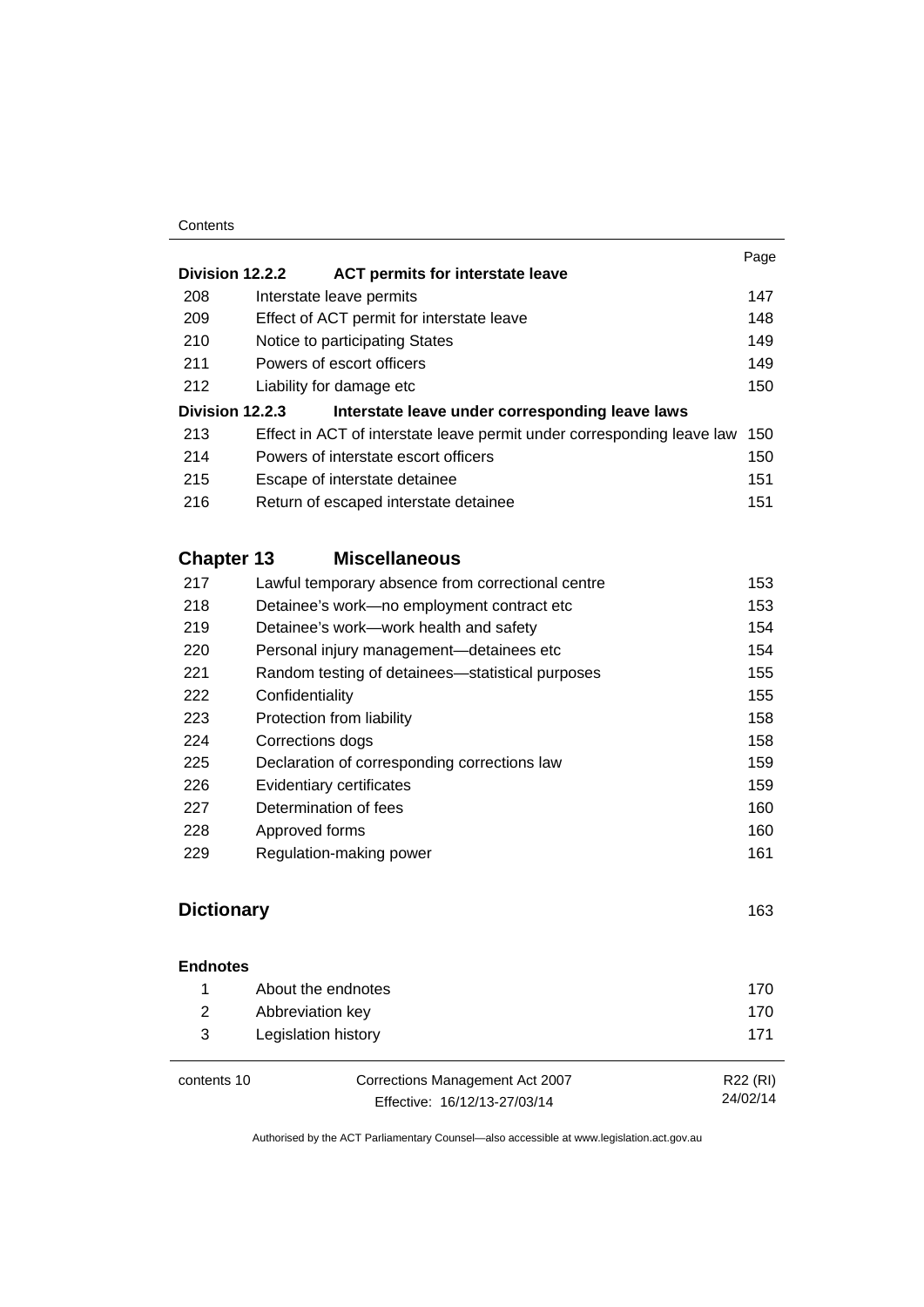| | | Page |
|---|---|---|
| **Division 12.2.2** | **ACT permits for interstate leave** | |
| 208 | Interstate leave permits | 147 |
| 209 | Effect of ACT permit for interstate leave | 148 |
| 210 | Notice to participating States | 149 |
| 211 | Powers of escort officers | 149 |
| 212 | Liability for damage etc | 150 |
| **Division 12.2.3** | **Interstate leave under corresponding leave laws** | |
| 213 | Effect in ACT of interstate leave permit under corresponding leave law | 150 |
| 214 | Powers of interstate escort officers | 150 |
| 215 | Escape of interstate detainee | 151 |
| 216 | Return of escaped interstate detainee | 151 |

## Chapter 13 Miscellaneous

| | | |
|---|---|---|
| 217 | Lawful temporary absence from correctional centre | 153 |
| 218 | Detainee's work—no employment contract etc | 153 |
| 219 | Detainee's work—work health and safety | 154 |
| 220 | Personal injury management—detainees etc | 154 |
| 221 | Random testing of detainees—statistical purposes | 155 |
| 222 | Confidentiality | 155 |
| 223 | Protection from liability | 158 |
| 224 | Corrections dogs | 158 |
| 225 | Declaration of corresponding corrections law | 159 |
| 226 | Evidentiary certificates | 159 |
| 227 | Determination of fees | 160 |
| 228 | Approved forms | 160 |
| 229 | Regulation-making power | 161 |

## Dictionary 163

**Endnotes**

| | | |
|---|---|---|
| 1 | About the endnotes | 170 |
| 2 | Abbreviation key | 170 |
| 3 | Legislation history | 171 |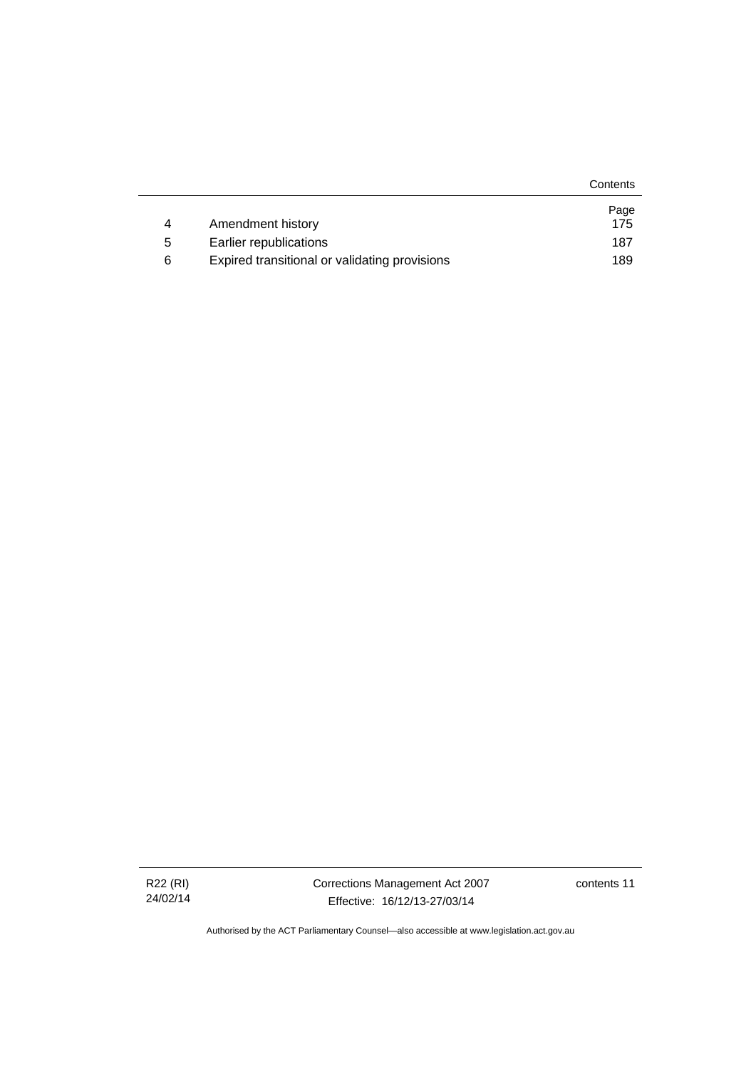| | | Page |
|---|---|---|
| 4 | Amendment history | 175 |
| 5 | Earlier republications | 187 |
| 6 | Expired transitional or validating provisions | 189 |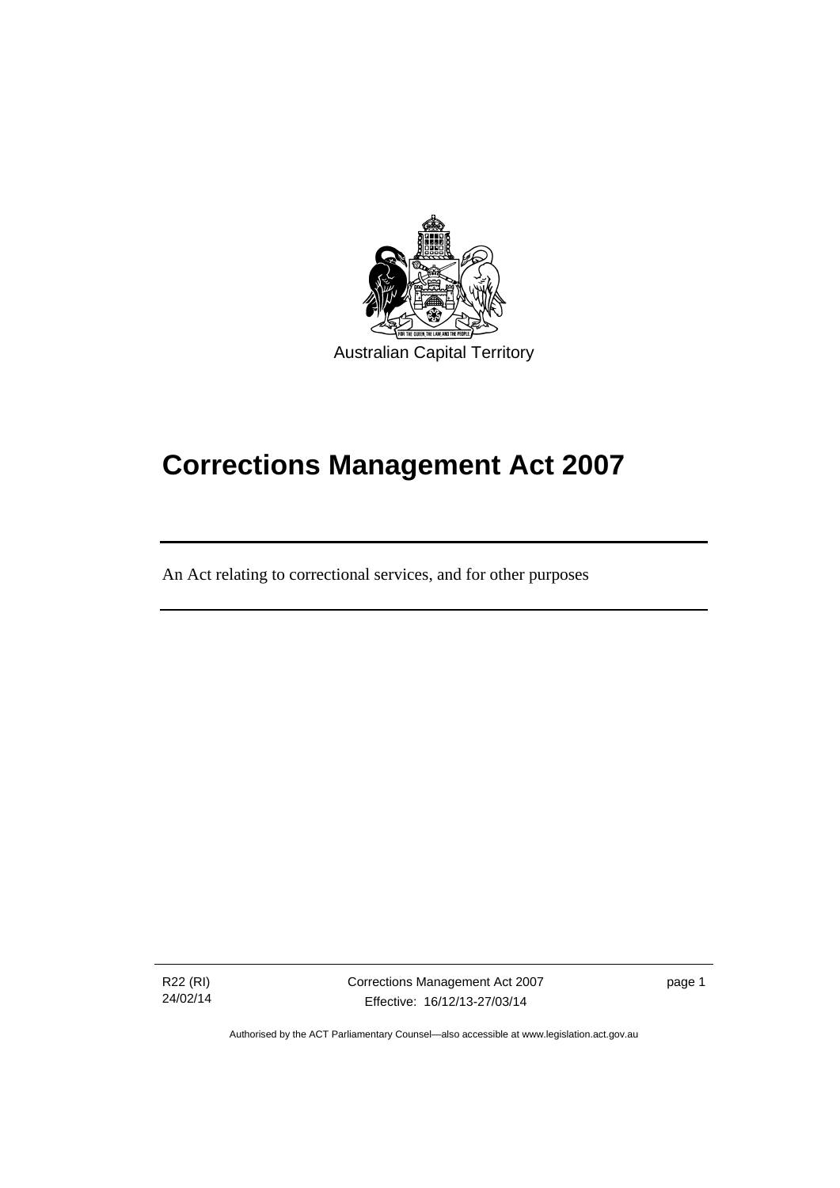Australian Capital Territory

# Corrections Management Act 2007

An Act relating to correctional services, and for other purposes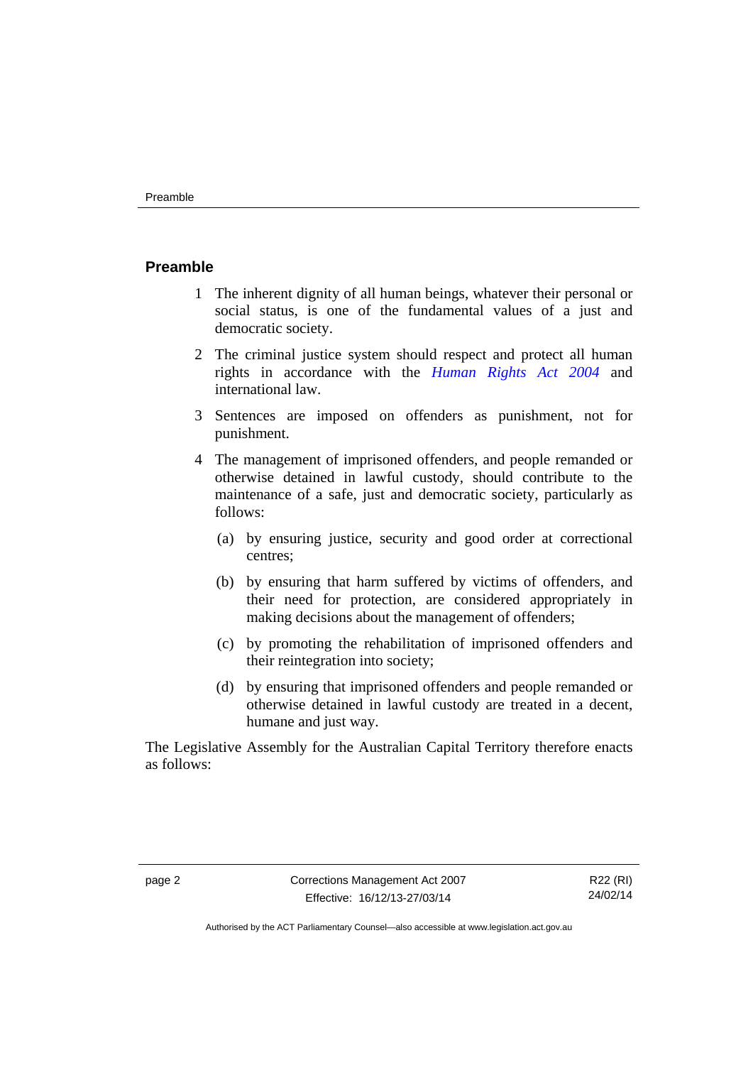## Preamble

1 The inherent dignity of all human beings, whatever their personal or social status, is one of the fundamental values of a just and democratic society.

2 The criminal justice system should respect and protect all human rights in accordance with the *Human Rights Act 2004* and international law.

3 Sentences are imposed on offenders as punishment, not for punishment.

4 The management of imprisoned offenders, and people remanded or otherwise detained in lawful custody, should contribute to the maintenance of a safe, just and democratic society, particularly as follows:

   (a) by ensuring justice, security and good order at correctional centres;

   (b) by ensuring that harm suffered by victims of offenders, and their need for protection, are considered appropriately in making decisions about the management of offenders;

   (c) by promoting the rehabilitation of imprisoned offenders and their reintegration into society;

   (d) by ensuring that imprisoned offenders and people remanded or otherwise detained in lawful custody are treated in a decent, humane and just way.

The Legislative Assembly for the Australian Capital Territory therefore enacts as follows: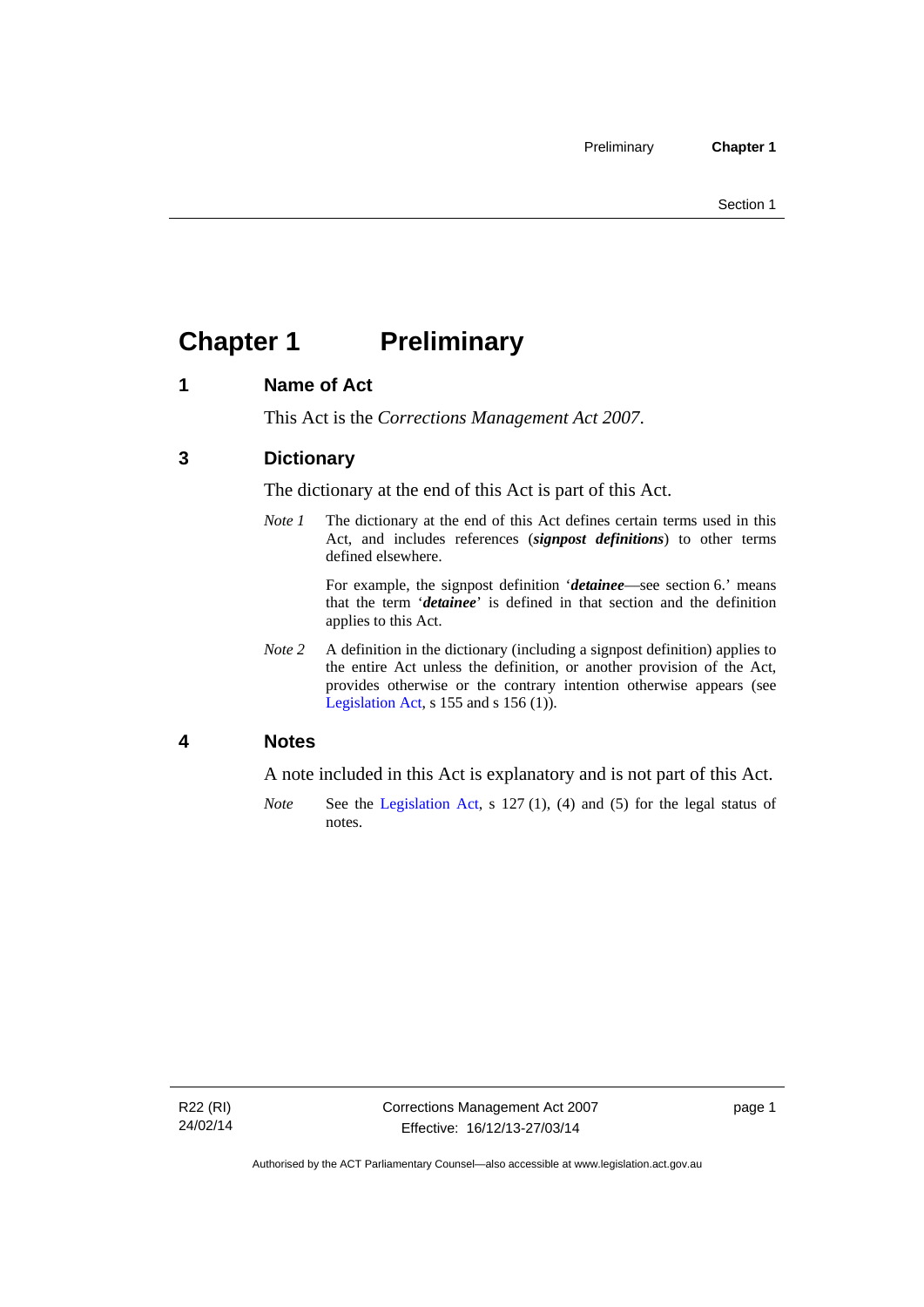# Chapter 1 Preliminary

## 1 Name of Act

This Act is the *Corrections Management Act 2007*.

## 3 Dictionary

The dictionary at the end of this Act is part of this Act.

*Note 1* The dictionary at the end of this Act defines certain terms used in this Act, and includes references (***signpost definitions***) to other terms defined elsewhere.

For example, the signpost definition '***detainee***—see section 6.' means that the term '***detainee***' is defined in that section and the definition applies to this Act.

*Note 2* A definition in the dictionary (including a signpost definition) applies to the entire Act unless the definition, or another provision of the Act, provides otherwise or the contrary intention otherwise appears (see Legislation Act, s 155 and s 156 (1)).

## 4 Notes

A note included in this Act is explanatory and is not part of this Act.

*Note* See the Legislation Act, s 127 (1), (4) and (5) for the legal status of notes.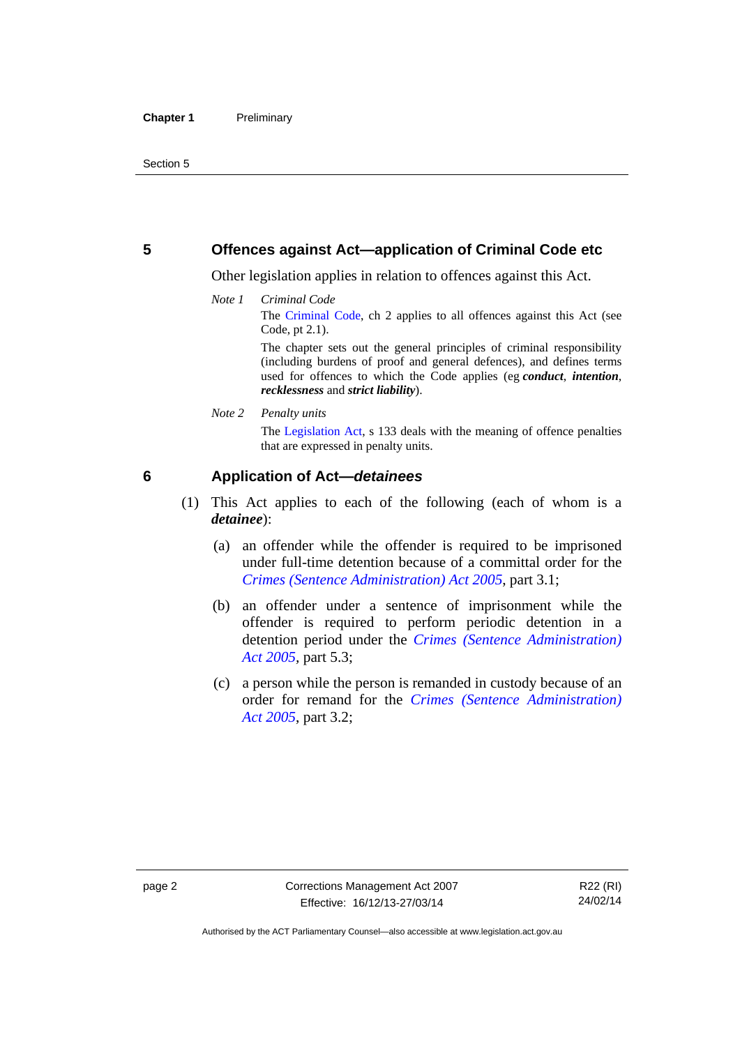## 5 Offences against Act—application of Criminal Code etc

Other legislation applies in relation to offences against this Act.

*Note 1* *Criminal Code*

The Criminal Code, ch 2 applies to all offences against this Act (see Code, pt 2.1).

The chapter sets out the general principles of criminal responsibility (including burdens of proof and general defences), and defines terms used for offences to which the Code applies (eg ***conduct***, ***intention***, ***recklessness*** and ***strict liability***).

*Note 2* *Penalty units*

The Legislation Act, s 133 deals with the meaning of offence penalties that are expressed in penalty units.

## 6 Application of Act—*detainees*

(1) This Act applies to each of the following (each of whom is a ***detainee***):

(a) an offender while the offender is required to be imprisoned under full-time detention because of a committal order for the *Crimes (Sentence Administration) Act 2005*, part 3.1;

(b) an offender under a sentence of imprisonment while the offender is required to perform periodic detention in a detention period under the *Crimes (Sentence Administration) Act 2005*, part 5.3;

(c) a person while the person is remanded in custody because of an order for remand for the *Crimes (Sentence Administration) Act 2005*, part 3.2;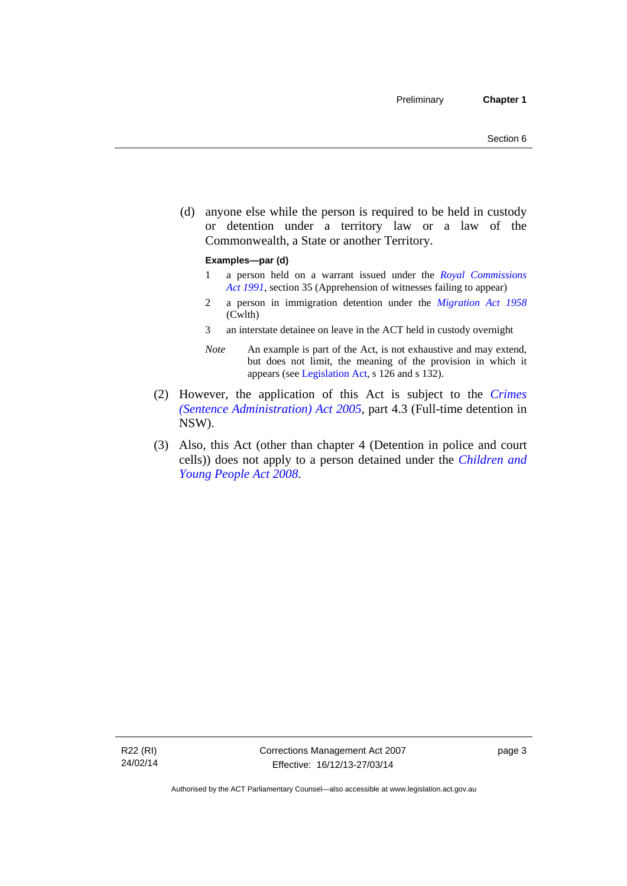(d) anyone else while the person is required to be held in custody or detention under a territory law or a law of the Commonwealth, a State or another Territory.

**Examples—par (d)**

1 a person held on a warrant issued under the *Royal Commissions Act 1991*, section 35 (Apprehension of witnesses failing to appear)

2 a person in immigration detention under the *Migration Act 1958* (Cwlth)

3 an interstate detainee on leave in the ACT held in custody overnight

*Note* An example is part of the Act, is not exhaustive and may extend, but does not limit, the meaning of the provision in which it appears (see Legislation Act, s 126 and s 132).

(2) However, the application of this Act is subject to the *Crimes (Sentence Administration) Act 2005*, part 4.3 (Full-time detention in NSW).

(3) Also, this Act (other than chapter 4 (Detention in police and court cells)) does not apply to a person detained under the *Children and Young People Act 2008*.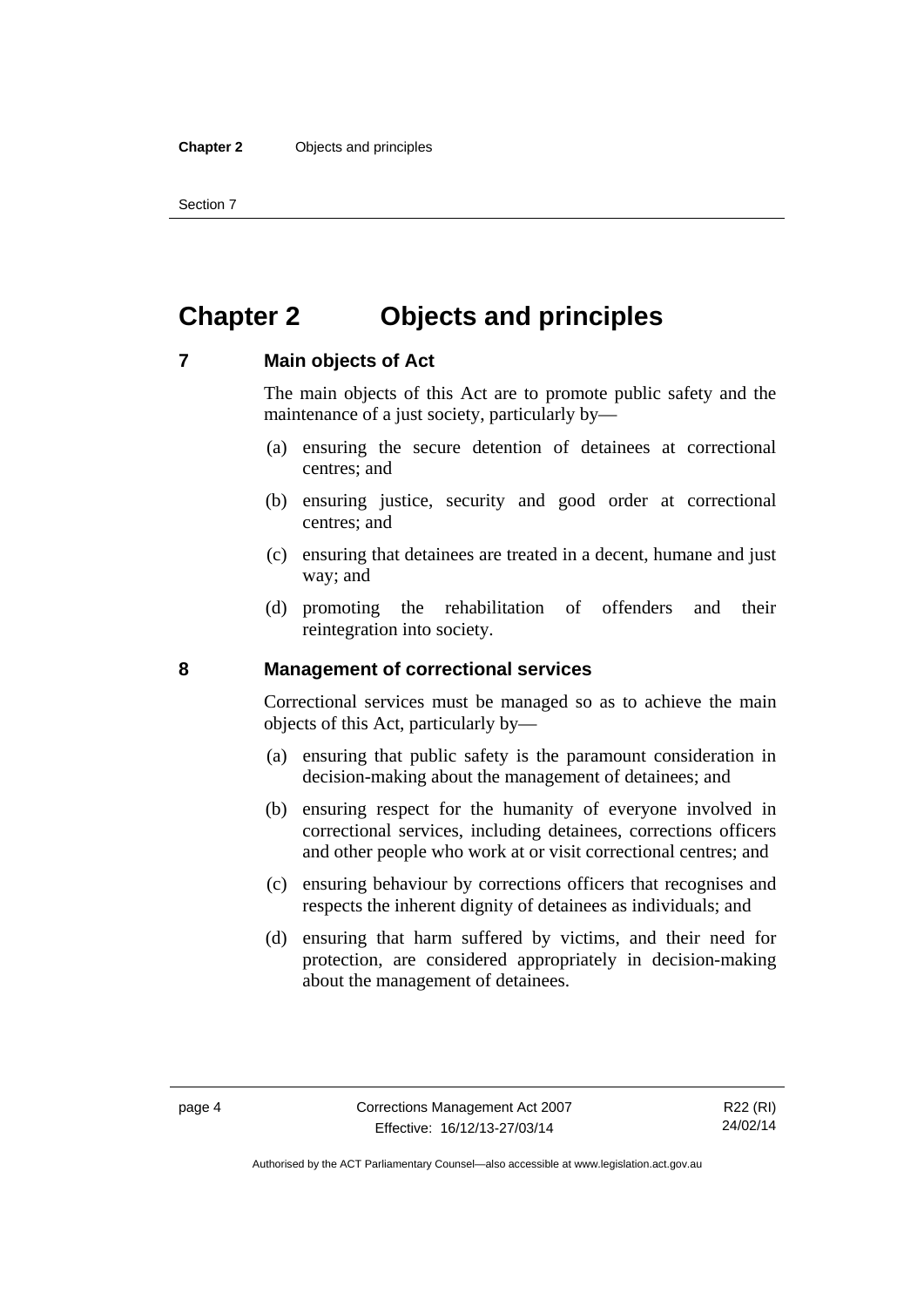# Chapter 2 Objects and principles

## 7 Main objects of Act

The main objects of this Act are to promote public safety and the maintenance of a just society, particularly by—

(a) ensuring the secure detention of detainees at correctional centres; and

(b) ensuring justice, security and good order at correctional centres; and

(c) ensuring that detainees are treated in a decent, humane and just way; and

(d) promoting the rehabilitation of offenders and their reintegration into society.

## 8 Management of correctional services

Correctional services must be managed so as to achieve the main objects of this Act, particularly by—

(a) ensuring that public safety is the paramount consideration in decision-making about the management of detainees; and

(b) ensuring respect for the humanity of everyone involved in correctional services, including detainees, corrections officers and other people who work at or visit correctional centres; and

(c) ensuring behaviour by corrections officers that recognises and respects the inherent dignity of detainees as individuals; and

(d) ensuring that harm suffered by victims, and their need for protection, are considered appropriately in decision-making about the management of detainees.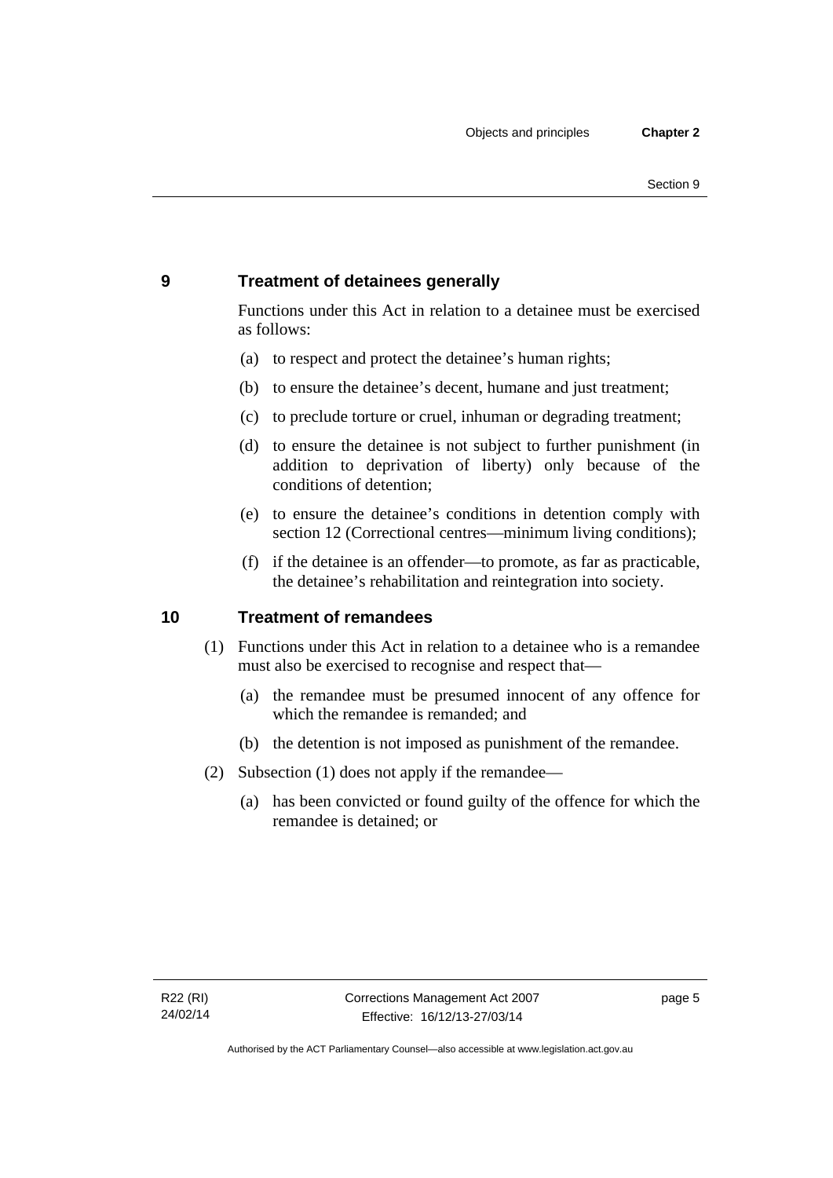## 9 Treatment of detainees generally

Functions under this Act in relation to a detainee must be exercised as follows:

(a) to respect and protect the detainee's human rights;

(b) to ensure the detainee's decent, humane and just treatment;

(c) to preclude torture or cruel, inhuman or degrading treatment;

(d) to ensure the detainee is not subject to further punishment (in addition to deprivation of liberty) only because of the conditions of detention;

(e) to ensure the detainee's conditions in detention comply with section 12 (Correctional centres—minimum living conditions);

(f) if the detainee is an offender—to promote, as far as practicable, the detainee's rehabilitation and reintegration into society.

## 10 Treatment of remandees

(1) Functions under this Act in relation to a detainee who is a remandee must also be exercised to recognise and respect that—

(a) the remandee must be presumed innocent of any offence for which the remandee is remanded; and

(b) the detention is not imposed as punishment of the remandee.

(2) Subsection (1) does not apply if the remandee—

(a) has been convicted or found guilty of the offence for which the remandee is detained; or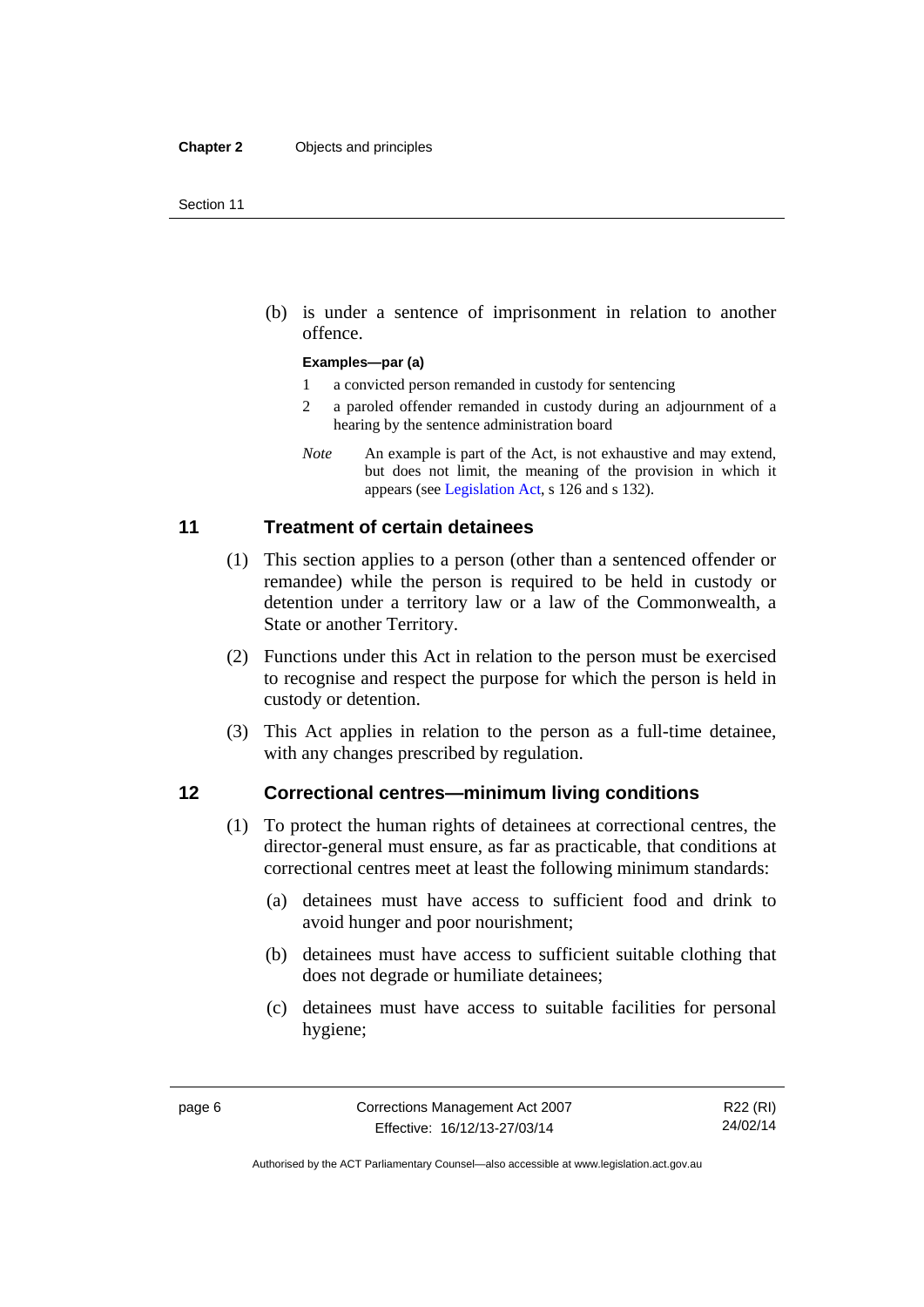(b) is under a sentence of imprisonment in relation to another offence.

**Examples—par (a)**

1 a convicted person remanded in custody for sentencing

2 a paroled offender remanded in custody during an adjournment of a hearing by the sentence administration board

*Note* An example is part of the Act, is not exhaustive and may extend, but does not limit, the meaning of the provision in which it appears (see Legislation Act, s 126 and s 132).

## 11 Treatment of certain detainees

(1) This section applies to a person (other than a sentenced offender or remandee) while the person is required to be held in custody or detention under a territory law or a law of the Commonwealth, a State or another Territory.

(2) Functions under this Act in relation to the person must be exercised to recognise and respect the purpose for which the person is held in custody or detention.

(3) This Act applies in relation to the person as a full-time detainee, with any changes prescribed by regulation.

## 12 Correctional centres—minimum living conditions

(1) To protect the human rights of detainees at correctional centres, the director-general must ensure, as far as practicable, that conditions at correctional centres meet at least the following minimum standards:

(a) detainees must have access to sufficient food and drink to avoid hunger and poor nourishment;

(b) detainees must have access to sufficient suitable clothing that does not degrade or humiliate detainees;

(c) detainees must have access to suitable facilities for personal hygiene;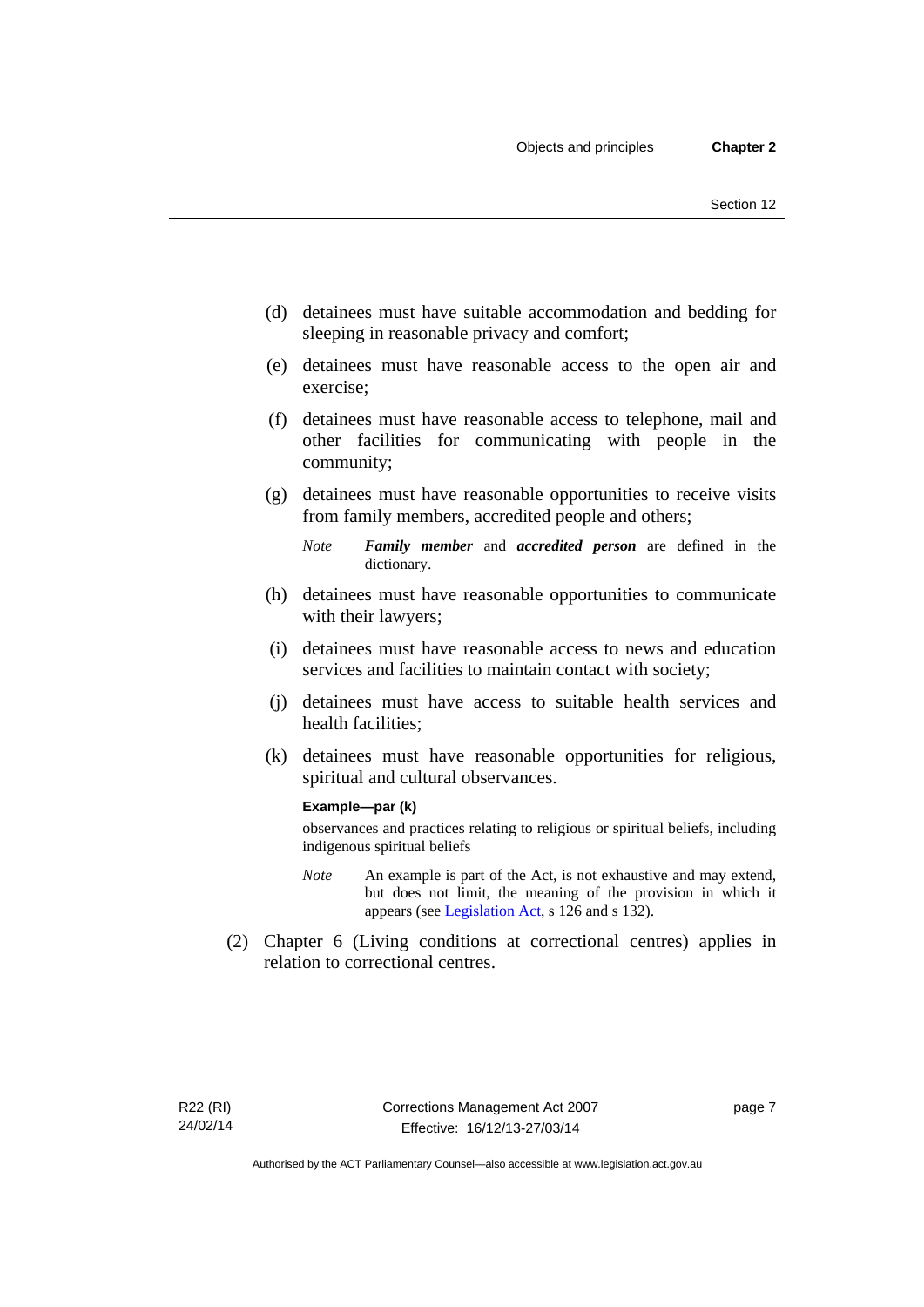(d) detainees must have suitable accommodation and bedding for sleeping in reasonable privacy and comfort;

(e) detainees must have reasonable access to the open air and exercise;

(f) detainees must have reasonable access to telephone, mail and other facilities for communicating with people in the community;

(g) detainees must have reasonable opportunities to receive visits from family members, accredited people and others;

*Note* ***Family member*** and ***accredited person*** are defined in the dictionary.

(h) detainees must have reasonable opportunities to communicate with their lawyers;

(i) detainees must have reasonable access to news and education services and facilities to maintain contact with society;

(j) detainees must have access to suitable health services and health facilities;

(k) detainees must have reasonable opportunities for religious, spiritual and cultural observances.

**Example—par (k)**

observances and practices relating to religious or spiritual beliefs, including indigenous spiritual beliefs

*Note* An example is part of the Act, is not exhaustive and may extend, but does not limit, the meaning of the provision in which it appears (see Legislation Act, s 126 and s 132).

(2) Chapter 6 (Living conditions at correctional centres) applies in relation to correctional centres.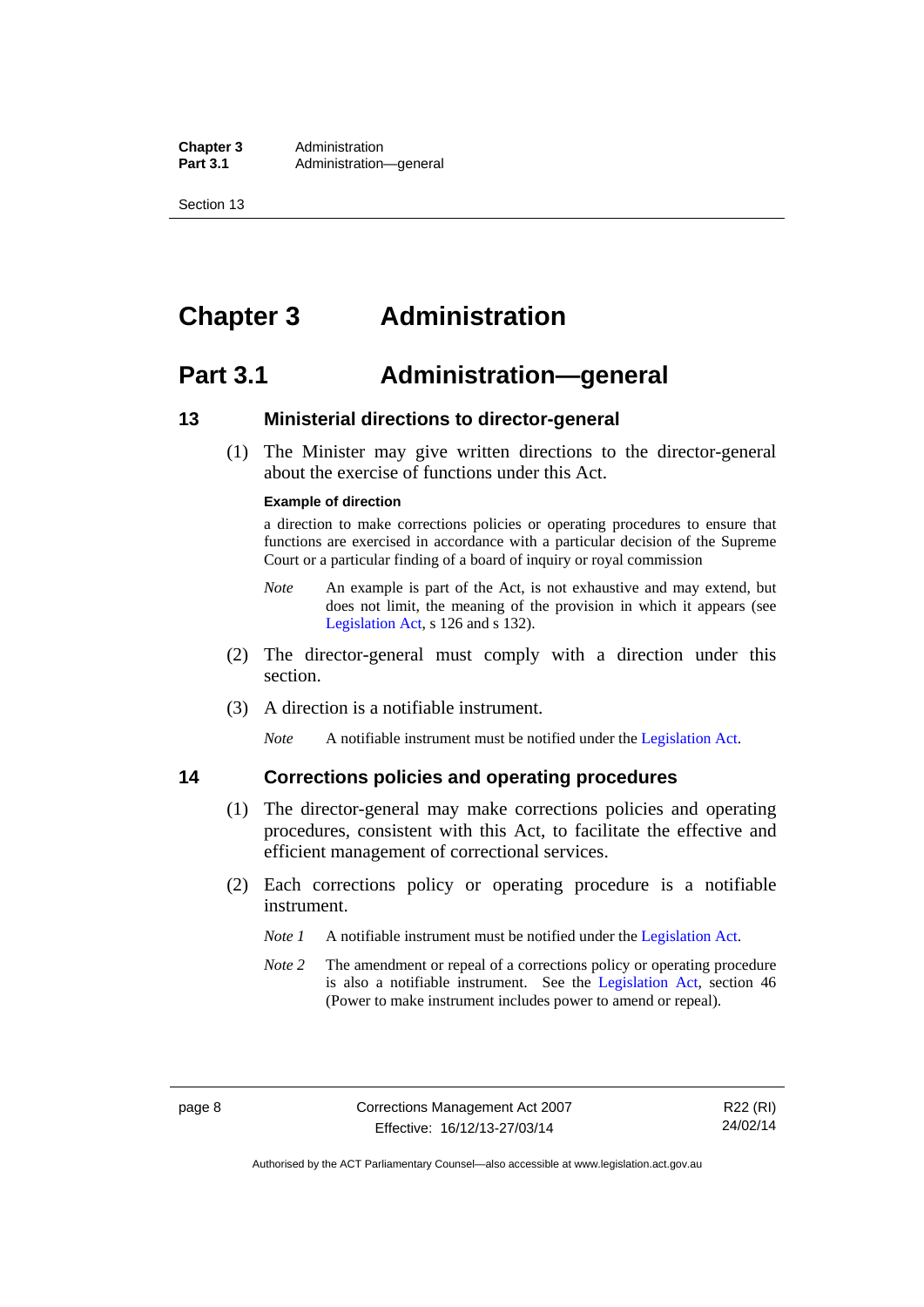# Chapter 3 Administration

## Part 3.1 Administration—general

### 13 Ministerial directions to director-general

(1) The Minister may give written directions to the director-general about the exercise of functions under this Act.

**Example of direction**

a direction to make corrections policies or operating procedures to ensure that functions are exercised in accordance with a particular decision of the Supreme Court or a particular finding of a board of inquiry or royal commission

*Note* An example is part of the Act, is not exhaustive and may extend, but does not limit, the meaning of the provision in which it appears (see Legislation Act, s 126 and s 132).

(2) The director-general must comply with a direction under this section.

(3) A direction is a notifiable instrument.

*Note* A notifiable instrument must be notified under the Legislation Act.

### 14 Corrections policies and operating procedures

(1) The director-general may make corrections policies and operating procedures, consistent with this Act, to facilitate the effective and efficient management of correctional services.

(2) Each corrections policy or operating procedure is a notifiable instrument.

*Note 1* A notifiable instrument must be notified under the Legislation Act.

*Note 2* The amendment or repeal of a corrections policy or operating procedure is also a notifiable instrument. See the Legislation Act, section 46 (Power to make instrument includes power to amend or repeal).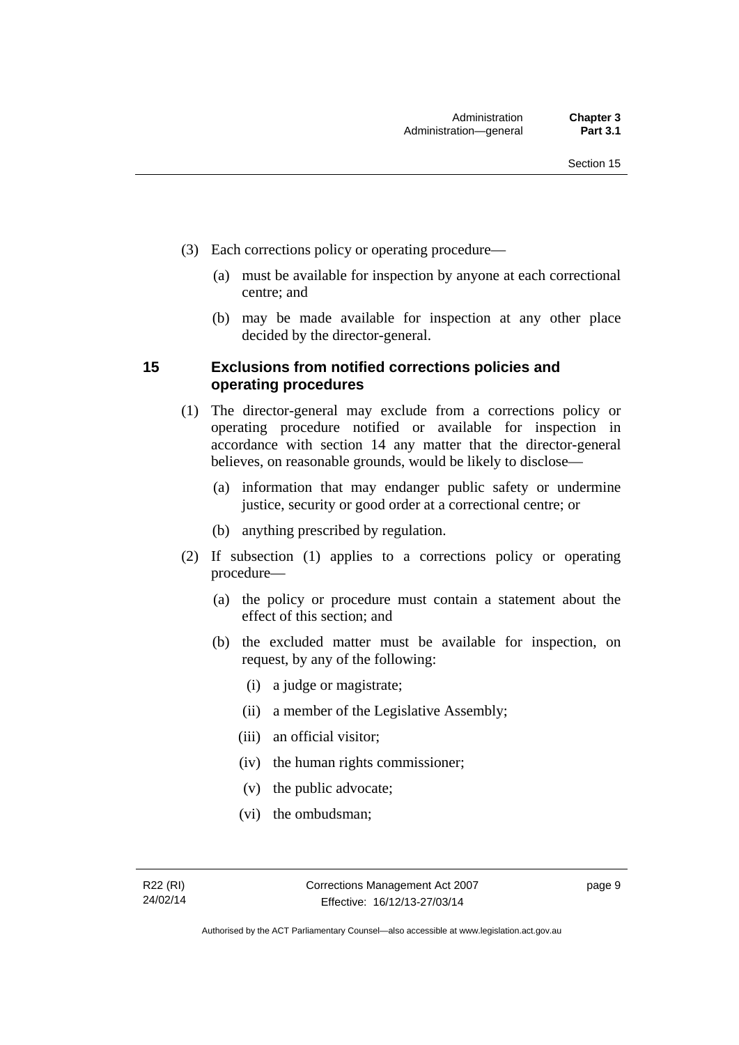(3) Each corrections policy or operating procedure—

(a) must be available for inspection by anyone at each correctional centre; and

(b) may be made available for inspection at any other place decided by the director-general.

## 15 Exclusions from notified corrections policies and operating procedures

(1) The director-general may exclude from a corrections policy or operating procedure notified or available for inspection in accordance with section 14 any matter that the director-general believes, on reasonable grounds, would be likely to disclose—

(a) information that may endanger public safety or undermine justice, security or good order at a correctional centre; or

(b) anything prescribed by regulation.

(2) If subsection (1) applies to a corrections policy or operating procedure—

(a) the policy or procedure must contain a statement about the effect of this section; and

(b) the excluded matter must be available for inspection, on request, by any of the following:

(i) a judge or magistrate;

(ii) a member of the Legislative Assembly;

(iii) an official visitor;

(iv) the human rights commissioner;

(v) the public advocate;

(vi) the ombudsman;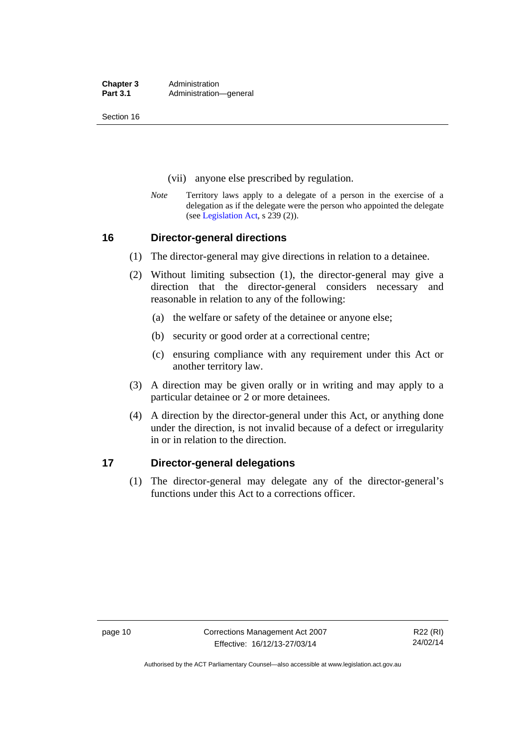(vii) anyone else prescribed by regulation.

*Note* Territory laws apply to a delegate of a person in the exercise of a delegation as if the delegate were the person who appointed the delegate (see Legislation Act, s 239 (2)).

## 16 Director-general directions

(1) The director-general may give directions in relation to a detainee.

(2) Without limiting subsection (1), the director-general may give a direction that the director-general considers necessary and reasonable in relation to any of the following:

(a) the welfare or safety of the detainee or anyone else;

(b) security or good order at a correctional centre;

(c) ensuring compliance with any requirement under this Act or another territory law.

(3) A direction may be given orally or in writing and may apply to a particular detainee or 2 or more detainees.

(4) A direction by the director-general under this Act, or anything done under the direction, is not invalid because of a defect or irregularity in or in relation to the direction.

## 17 Director-general delegations

(1) The director-general may delegate any of the director-general's functions under this Act to a corrections officer.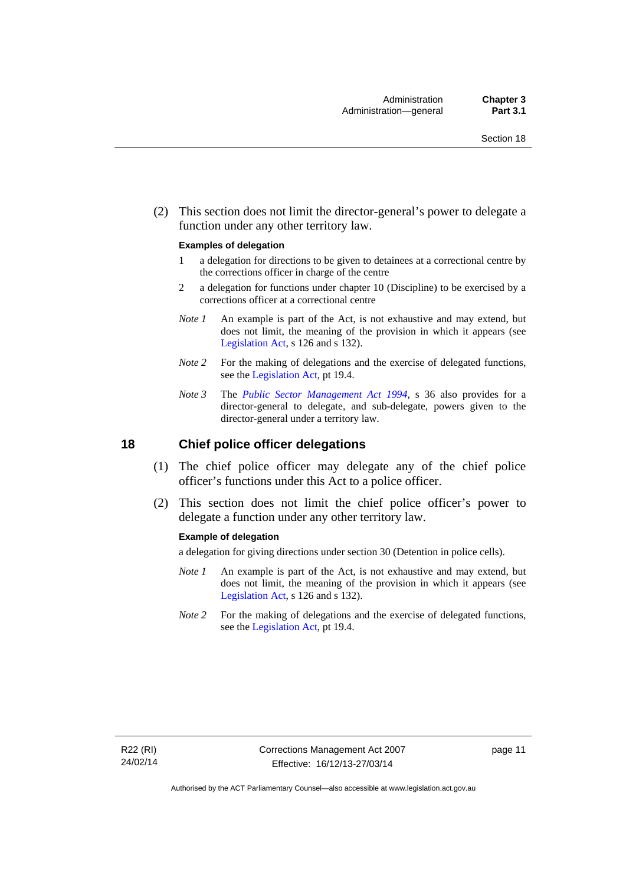(2) This section does not limit the director-general's power to delegate a function under any other territory law.

**Examples of delegation**

1 a delegation for directions to be given to detainees at a correctional centre by the corrections officer in charge of the centre

2 a delegation for functions under chapter 10 (Discipline) to be exercised by a corrections officer at a correctional centre

*Note 1* An example is part of the Act, is not exhaustive and may extend, but does not limit, the meaning of the provision in which it appears (see Legislation Act, s 126 and s 132).

*Note 2* For the making of delegations and the exercise of delegated functions, see the Legislation Act, pt 19.4.

*Note 3* The *Public Sector Management Act 1994*, s 36 also provides for a director-general to delegate, and sub-delegate, powers given to the director-general under a territory law.

## 18 Chief police officer delegations

(1) The chief police officer may delegate any of the chief police officer's functions under this Act to a police officer.

(2) This section does not limit the chief police officer's power to delegate a function under any other territory law.

**Example of delegation**

a delegation for giving directions under section 30 (Detention in police cells).

*Note 1* An example is part of the Act, is not exhaustive and may extend, but does not limit, the meaning of the provision in which it appears (see Legislation Act, s 126 and s 132).

*Note 2* For the making of delegations and the exercise of delegated functions, see the Legislation Act, pt 19.4.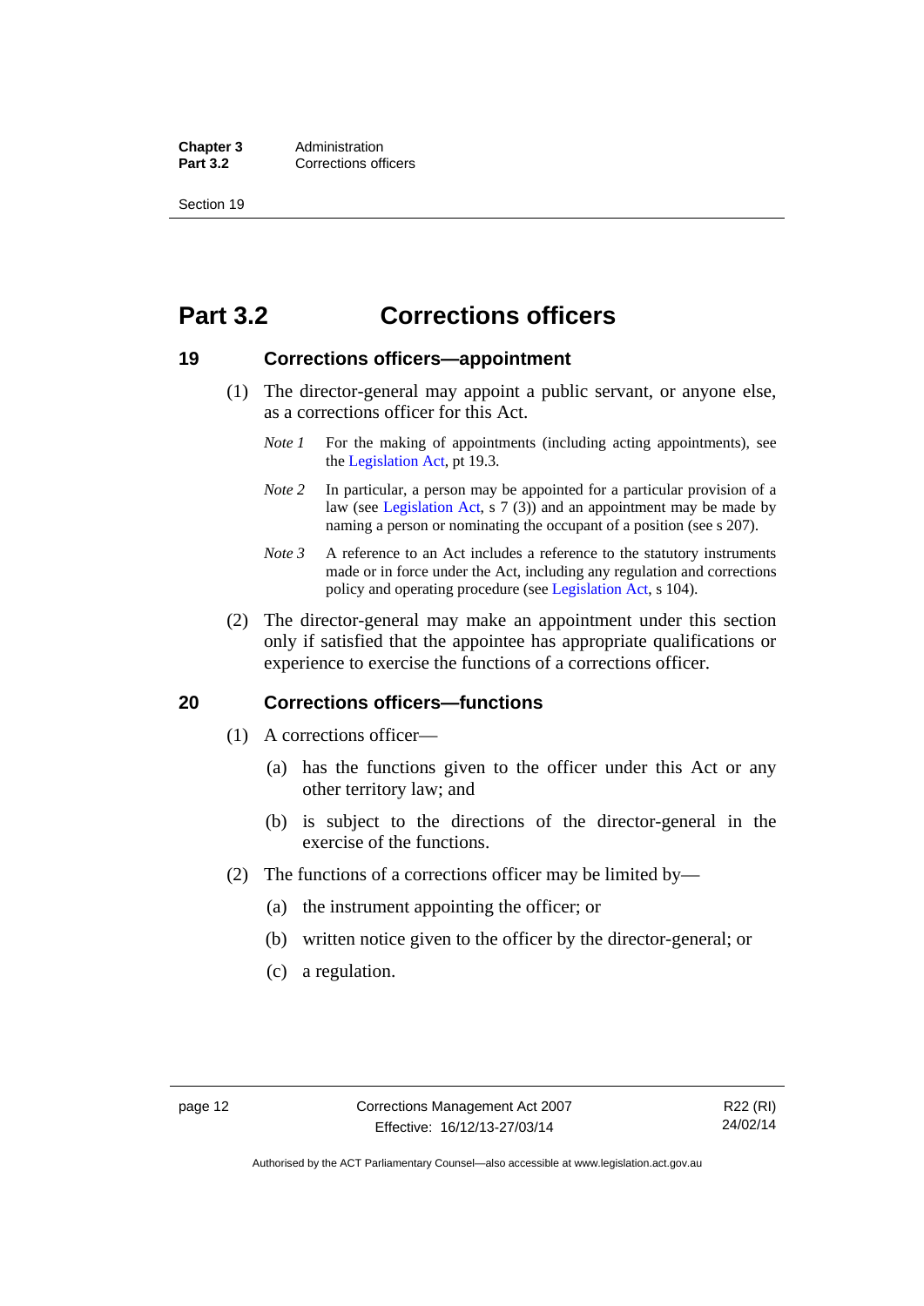# Part 3.2 Corrections officers

## 19 Corrections officers—appointment

(1) The director-general may appoint a public servant, or anyone else, as a corrections officer for this Act.

*Note 1* For the making of appointments (including acting appointments), see the Legislation Act, pt 19.3.

*Note 2* In particular, a person may be appointed for a particular provision of a law (see Legislation Act, s 7 (3)) and an appointment may be made by naming a person or nominating the occupant of a position (see s 207).

*Note 3* A reference to an Act includes a reference to the statutory instruments made or in force under the Act, including any regulation and corrections policy and operating procedure (see Legislation Act, s 104).

(2) The director-general may make an appointment under this section only if satisfied that the appointee has appropriate qualifications or experience to exercise the functions of a corrections officer.

## 20 Corrections officers—functions

(1) A corrections officer—

(a) has the functions given to the officer under this Act or any other territory law; and

(b) is subject to the directions of the director-general in the exercise of the functions.

(2) The functions of a corrections officer may be limited by—

(a) the instrument appointing the officer; or

(b) written notice given to the officer by the director-general; or

(c) a regulation.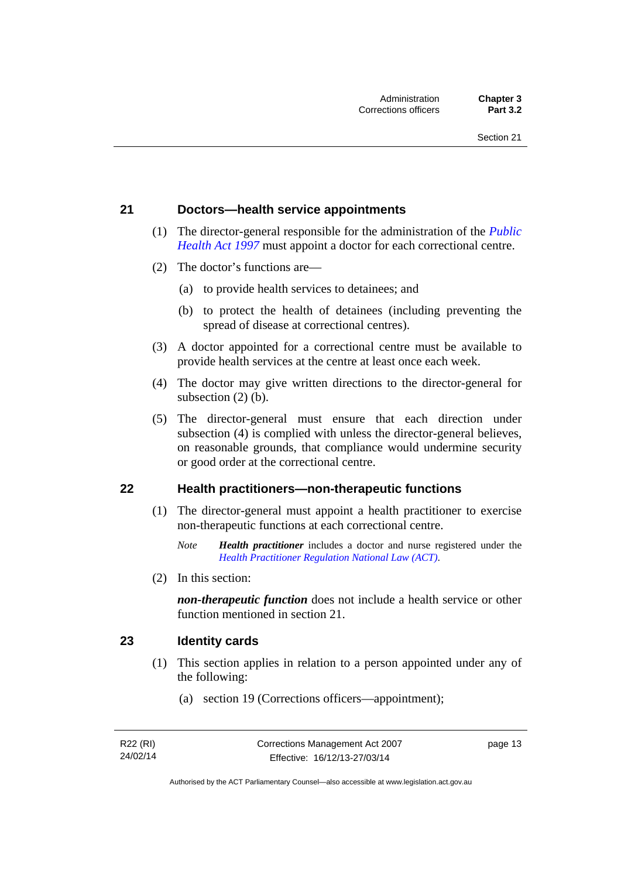### 21 Doctors—health service appointments

(1) The director-general responsible for the administration of the *Public Health Act 1997* must appoint a doctor for each correctional centre.

(2) The doctor's functions are—

(a) to provide health services to detainees; and

(b) to protect the health of detainees (including preventing the spread of disease at correctional centres).

(3) A doctor appointed for a correctional centre must be available to provide health services at the centre at least once each week.

(4) The doctor may give written directions to the director-general for subsection (2) (b).

(5) The director-general must ensure that each direction under subsection (4) is complied with unless the director-general believes, on reasonable grounds, that compliance would undermine security or good order at the correctional centre.

### 22 Health practitioners—non-therapeutic functions

(1) The director-general must appoint a health practitioner to exercise non-therapeutic functions at each correctional centre.

*Note* ***Health practitioner*** includes a doctor and nurse registered under the *Health Practitioner Regulation National Law (ACT)*.

(2) In this section:

***non-therapeutic function*** does not include a health service or other function mentioned in section 21.

### 23 Identity cards

(1) This section applies in relation to a person appointed under any of the following:

(a) section 19 (Corrections officers—appointment);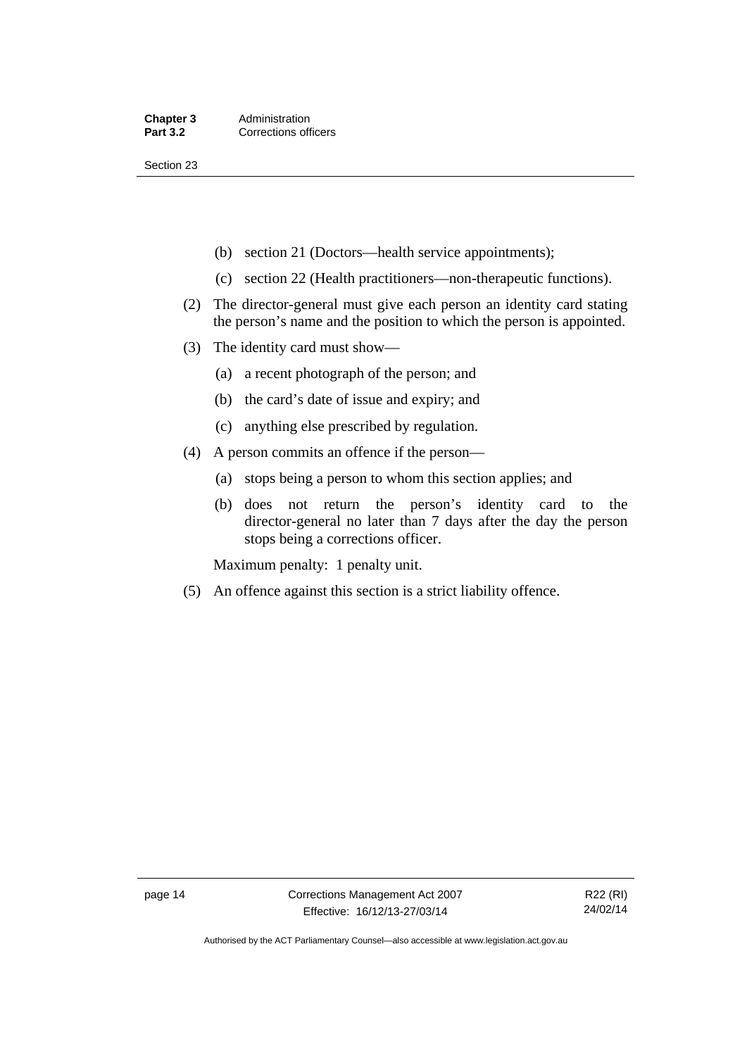(b) section 21 (Doctors—health service appointments);

(c) section 22 (Health practitioners—non-therapeutic functions).

(2) The director-general must give each person an identity card stating the person's name and the position to which the person is appointed.

(3) The identity card must show—

(a) a recent photograph of the person; and

(b) the card's date of issue and expiry; and

(c) anything else prescribed by regulation.

(4) A person commits an offence if the person—

(a) stops being a person to whom this section applies; and

(b) does not return the person's identity card to the director-general no later than 7 days after the day the person stops being a corrections officer.

Maximum penalty: 1 penalty unit.

(5) An offence against this section is a strict liability offence.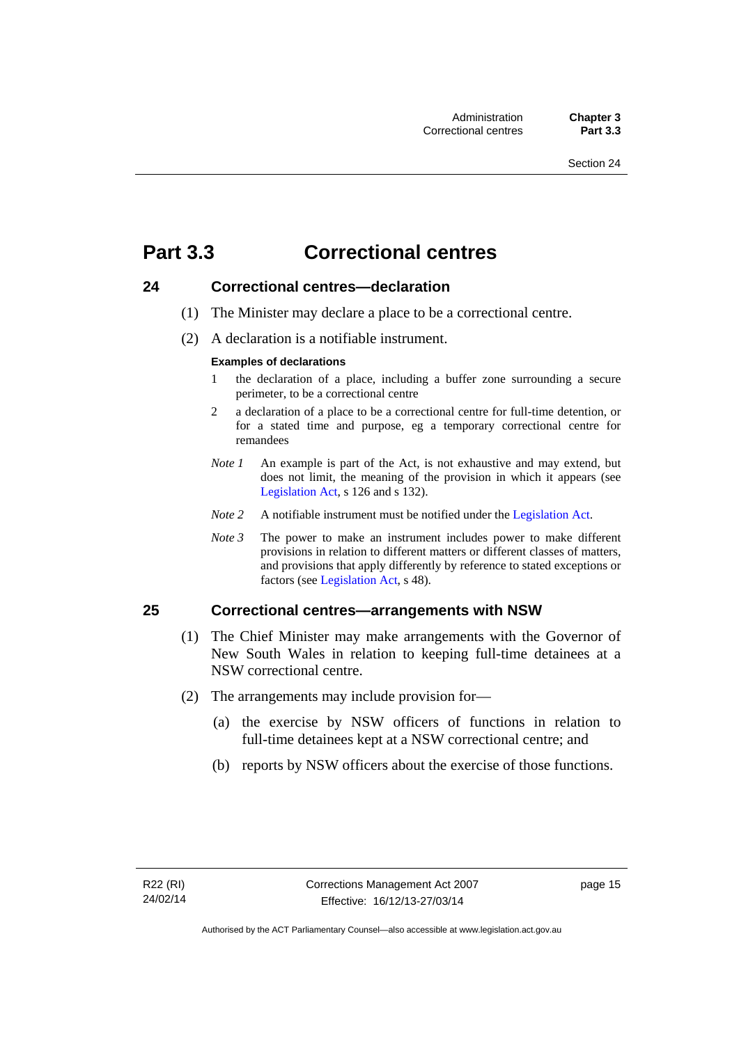# Part 3.3 Correctional centres

## 24 Correctional centres—declaration

(1) The Minister may declare a place to be a correctional centre.

(2) A declaration is a notifiable instrument.

**Examples of declarations**

1 the declaration of a place, including a buffer zone surrounding a secure perimeter, to be a correctional centre

2 a declaration of a place to be a correctional centre for full-time detention, or for a stated time and purpose, eg a temporary correctional centre for remandees

*Note 1* An example is part of the Act, is not exhaustive and may extend, but does not limit, the meaning of the provision in which it appears (see Legislation Act, s 126 and s 132).

*Note 2* A notifiable instrument must be notified under the Legislation Act.

*Note 3* The power to make an instrument includes power to make different provisions in relation to different matters or different classes of matters, and provisions that apply differently by reference to stated exceptions or factors (see Legislation Act, s 48).

## 25 Correctional centres—arrangements with NSW

(1) The Chief Minister may make arrangements with the Governor of New South Wales in relation to keeping full-time detainees at a NSW correctional centre.

(2) The arrangements may include provision for—

(a) the exercise by NSW officers of functions in relation to full-time detainees kept at a NSW correctional centre; and

(b) reports by NSW officers about the exercise of those functions.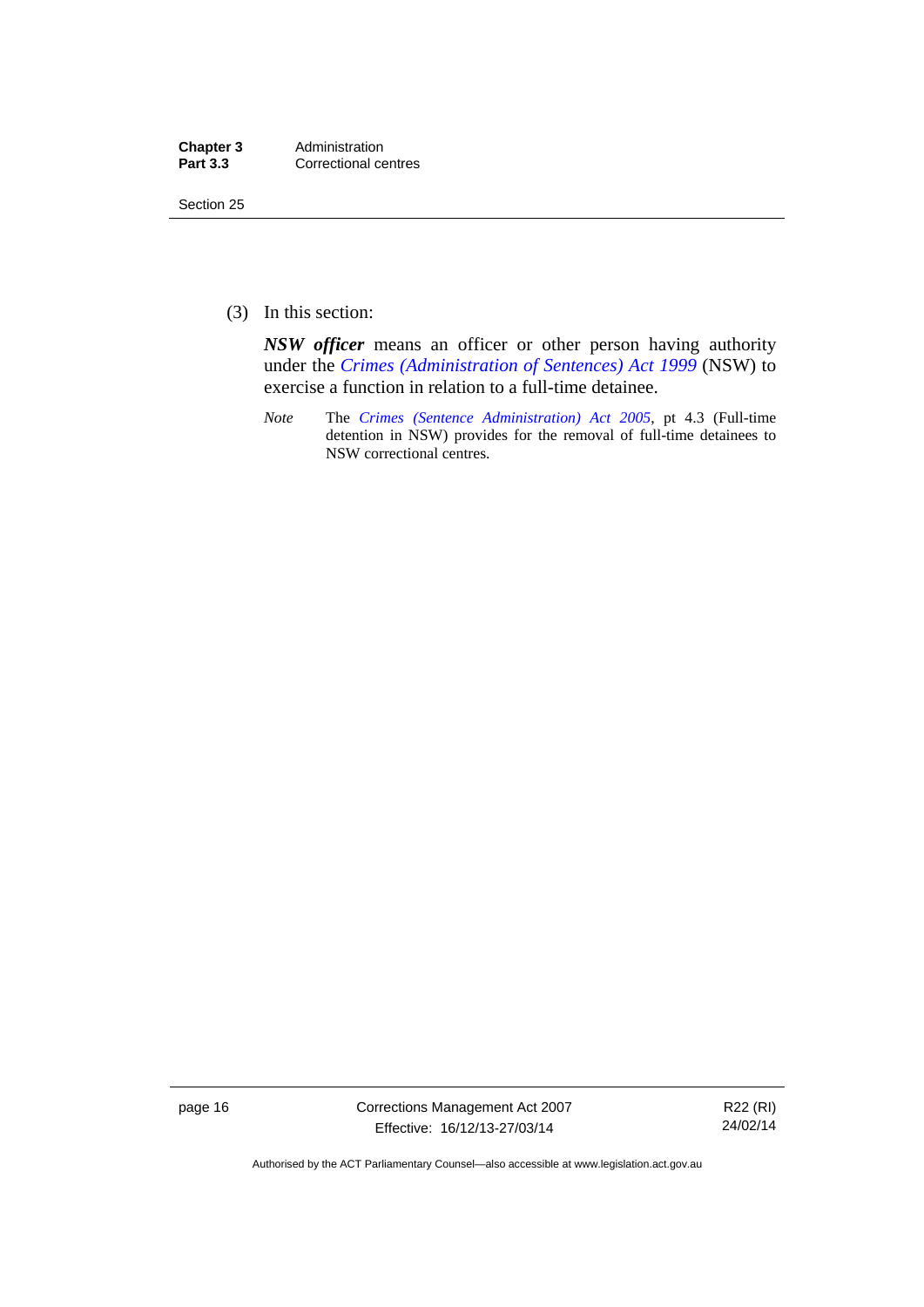(3) In this section:

***NSW officer*** means an officer or other person having authority under the *Crimes (Administration of Sentences) Act 1999* (NSW) to exercise a function in relation to a full-time detainee.

*Note* The *Crimes (Sentence Administration) Act 2005*, pt 4.3 (Full-time detention in NSW) provides for the removal of full-time detainees to NSW correctional centres.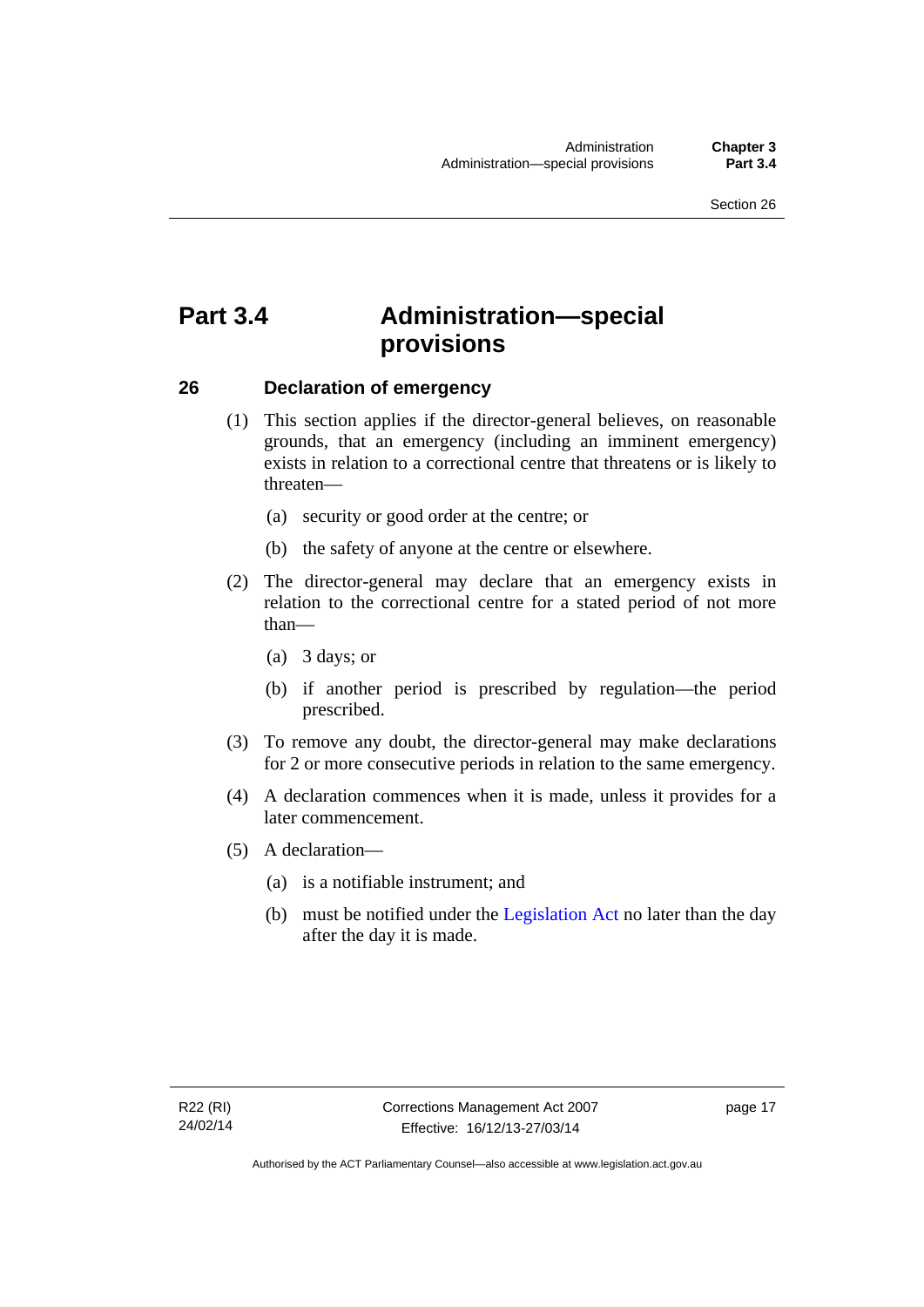# Part 3.4 Administration—special provisions

## 26 Declaration of emergency

(1) This section applies if the director-general believes, on reasonable grounds, that an emergency (including an imminent emergency) exists in relation to a correctional centre that threatens or is likely to threaten—

(a) security or good order at the centre; or

(b) the safety of anyone at the centre or elsewhere.

(2) The director-general may declare that an emergency exists in relation to the correctional centre for a stated period of not more than—

(a) 3 days; or

(b) if another period is prescribed by regulation—the period prescribed.

(3) To remove any doubt, the director-general may make declarations for 2 or more consecutive periods in relation to the same emergency.

(4) A declaration commences when it is made, unless it provides for a later commencement.

(5) A declaration—

(a) is a notifiable instrument; and

(b) must be notified under the Legislation Act no later than the day after the day it is made.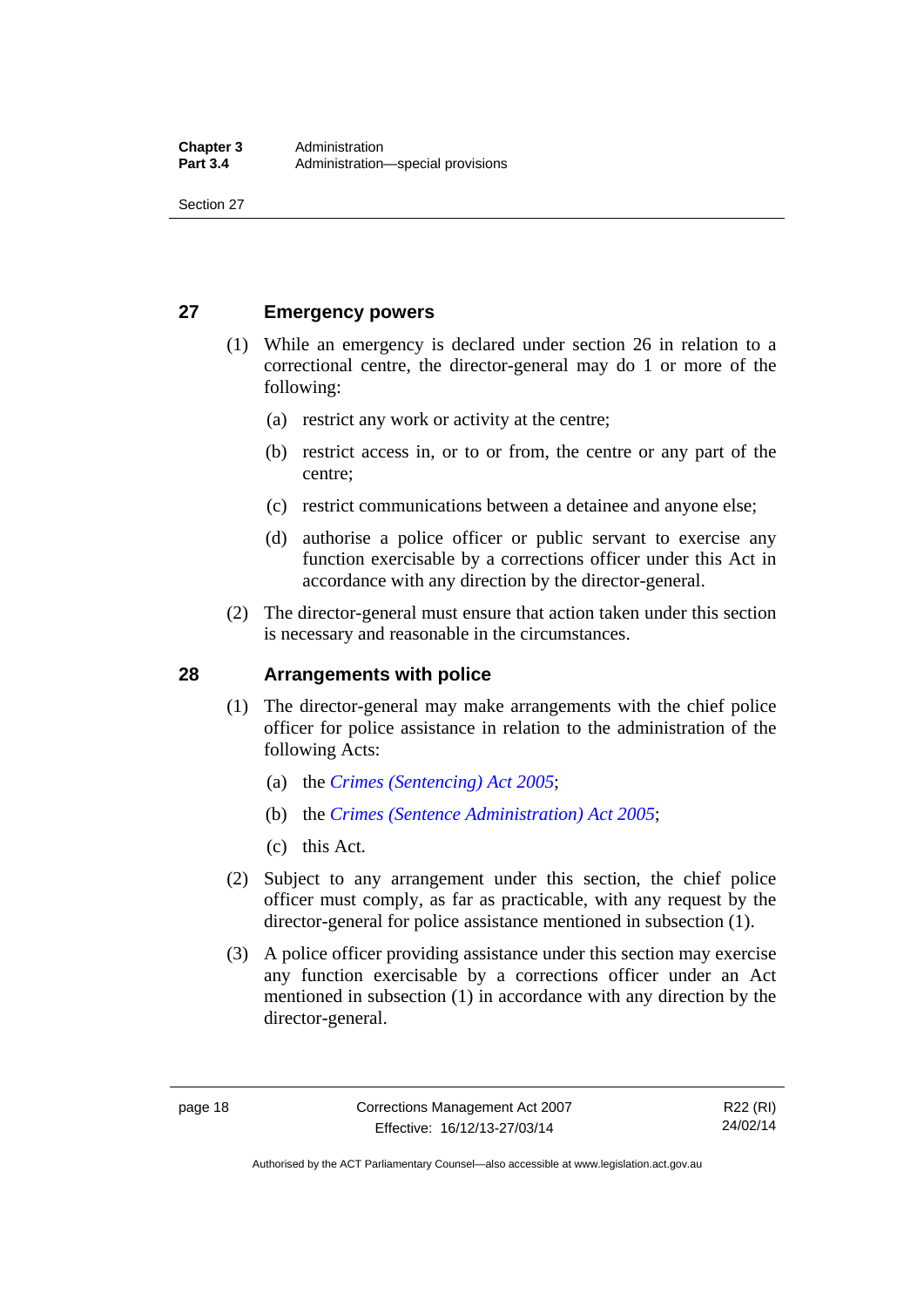## 27 Emergency powers

(1) While an emergency is declared under section 26 in relation to a correctional centre, the director-general may do 1 or more of the following:

(a) restrict any work or activity at the centre;

(b) restrict access in, or to or from, the centre or any part of the centre;

(c) restrict communications between a detainee and anyone else;

(d) authorise a police officer or public servant to exercise any function exercisable by a corrections officer under this Act in accordance with any direction by the director-general.

(2) The director-general must ensure that action taken under this section is necessary and reasonable in the circumstances.

## 28 Arrangements with police

(1) The director-general may make arrangements with the chief police officer for police assistance in relation to the administration of the following Acts:

(a) the *Crimes (Sentencing) Act 2005*;

(b) the *Crimes (Sentence Administration) Act 2005*;

(c) this Act.

(2) Subject to any arrangement under this section, the chief police officer must comply, as far as practicable, with any request by the director-general for police assistance mentioned in subsection (1).

(3) A police officer providing assistance under this section may exercise any function exercisable by a corrections officer under an Act mentioned in subsection (1) in accordance with any direction by the director-general.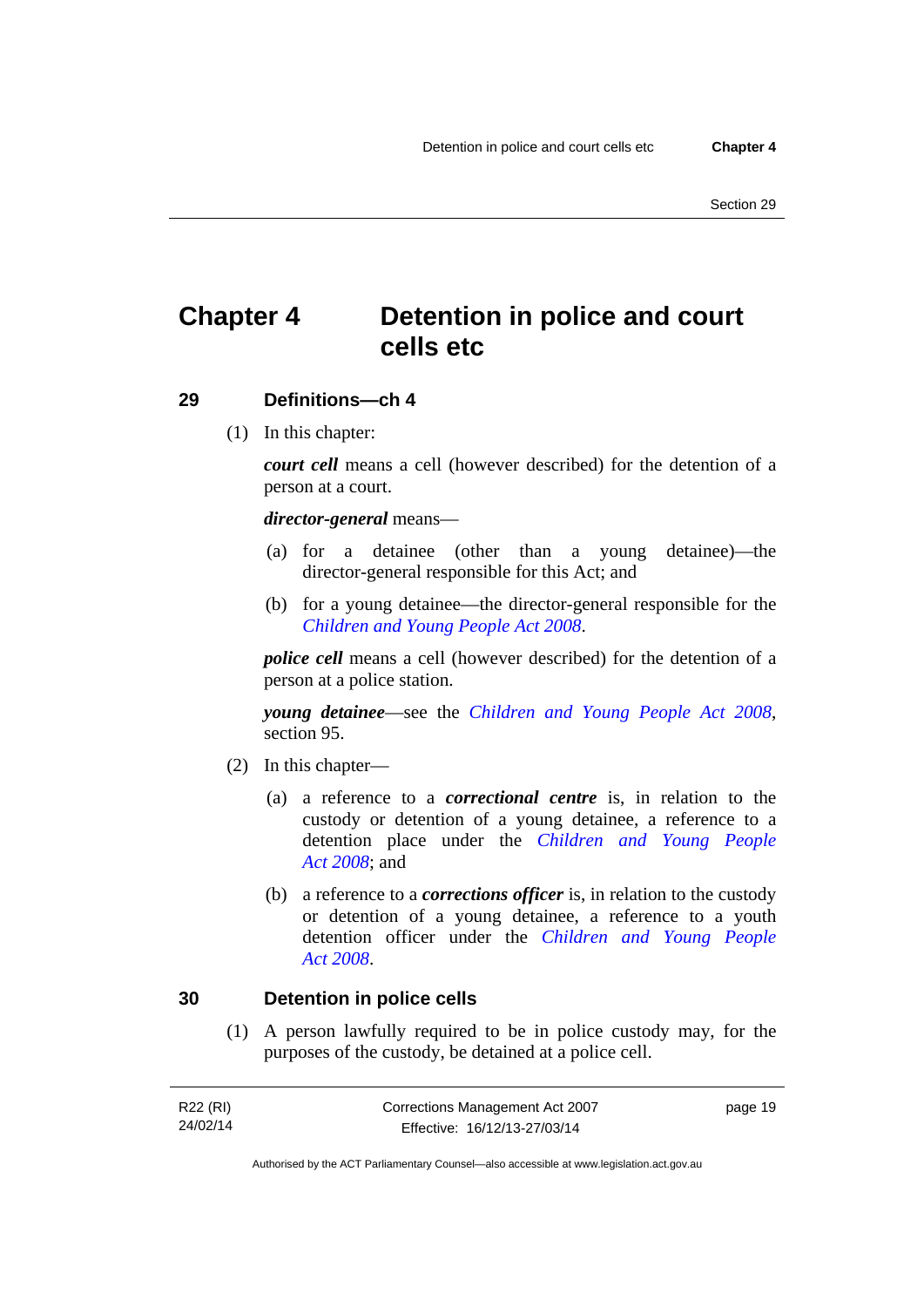# Chapter 4 Detention in police and court cells etc

## 29 Definitions—ch 4

(1) In this chapter:

***court cell*** means a cell (however described) for the detention of a person at a court.

***director-general*** means—

(a) for a detainee (other than a young detainee)—the director-general responsible for this Act; and

(b) for a young detainee—the director-general responsible for the *Children and Young People Act 2008*.

***police cell*** means a cell (however described) for the detention of a person at a police station.

***young detainee***—see the *Children and Young People Act 2008*, section 95.

(2) In this chapter—

(a) a reference to a ***correctional centre*** is, in relation to the custody or detention of a young detainee, a reference to a detention place under the *Children and Young People Act 2008*; and

(b) a reference to a ***corrections officer*** is, in relation to the custody or detention of a young detainee, a reference to a youth detention officer under the *Children and Young People Act 2008*.

## 30 Detention in police cells

(1) A person lawfully required to be in police custody may, for the purposes of the custody, be detained at a police cell.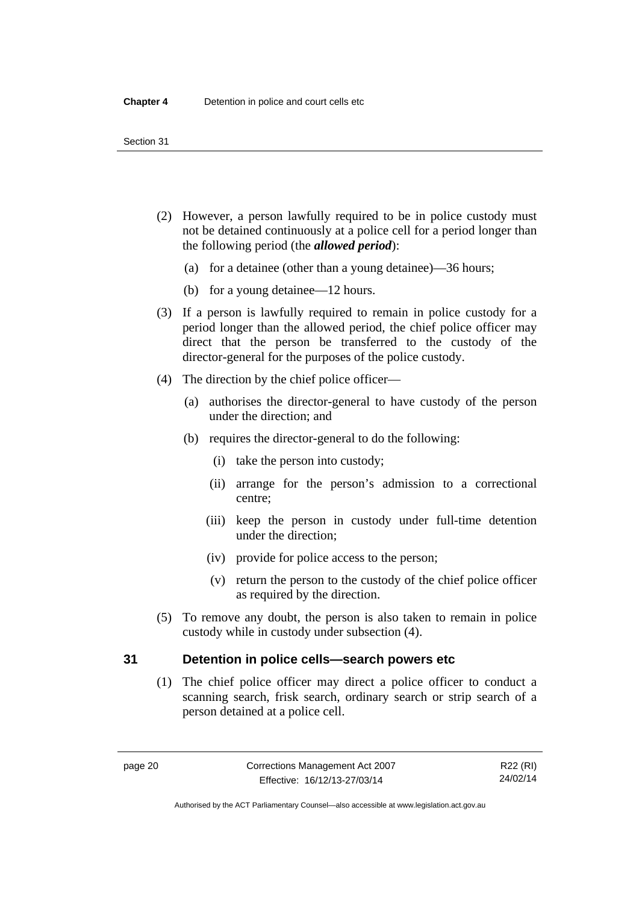(2) However, a person lawfully required to be in police custody must not be detained continuously at a police cell for a period longer than the following period (the ***allowed period***):

   (a) for a detainee (other than a young detainee)—36 hours;

   (b) for a young detainee—12 hours.

(3) If a person is lawfully required to remain in police custody for a period longer than the allowed period, the chief police officer may direct that the person be transferred to the custody of the director-general for the purposes of the police custody.

(4) The direction by the chief police officer—

   (a) authorises the director-general to have custody of the person under the direction; and

   (b) requires the director-general to do the following:

      (i) take the person into custody;

      (ii) arrange for the person's admission to a correctional centre;

      (iii) keep the person in custody under full-time detention under the direction;

      (iv) provide for police access to the person;

      (v) return the person to the custody of the chief police officer as required by the direction.

(5) To remove any doubt, the person is also taken to remain in police custody while in custody under subsection (4).

## 31 Detention in police cells—search powers etc

(1) The chief police officer may direct a police officer to conduct a scanning search, frisk search, ordinary search or strip search of a person detained at a police cell.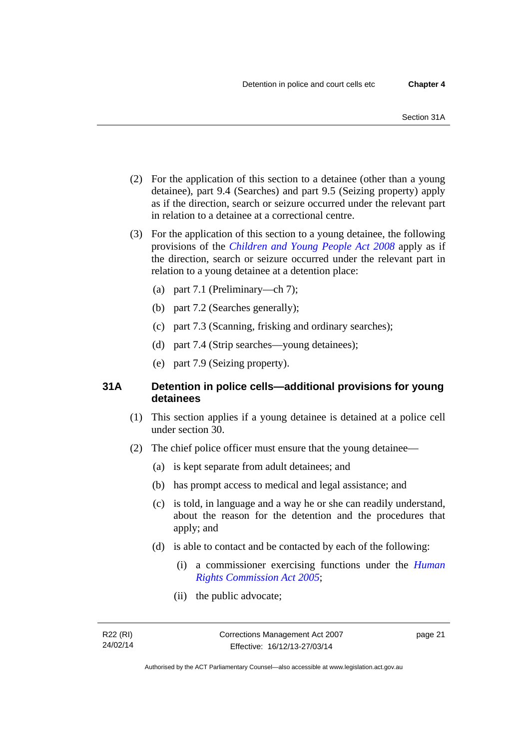(2) For the application of this section to a detainee (other than a young detainee), part 9.4 (Searches) and part 9.5 (Seizing property) apply as if the direction, search or seizure occurred under the relevant part in relation to a detainee at a correctional centre.

(3) For the application of this section to a young detainee, the following provisions of the *Children and Young People Act 2008* apply as if the direction, search or seizure occurred under the relevant part in relation to a young detainee at a detention place:

- (a) part 7.1 (Preliminary—ch 7);
- (b) part 7.2 (Searches generally);
- (c) part 7.3 (Scanning, frisking and ordinary searches);
- (d) part 7.4 (Strip searches—young detainees);
- (e) part 7.9 (Seizing property).

### 31A Detention in police cells—additional provisions for young detainees

(1) This section applies if a young detainee is detained at a police cell under section 30.

(2) The chief police officer must ensure that the young detainee—

- (a) is kept separate from adult detainees; and
- (b) has prompt access to medical and legal assistance; and
- (c) is told, in language and a way he or she can readily understand, about the reason for the detention and the procedures that apply; and
- (d) is able to contact and be contacted by each of the following:
  - (i) a commissioner exercising functions under the *Human Rights Commission Act 2005*;
  - (ii) the public advocate;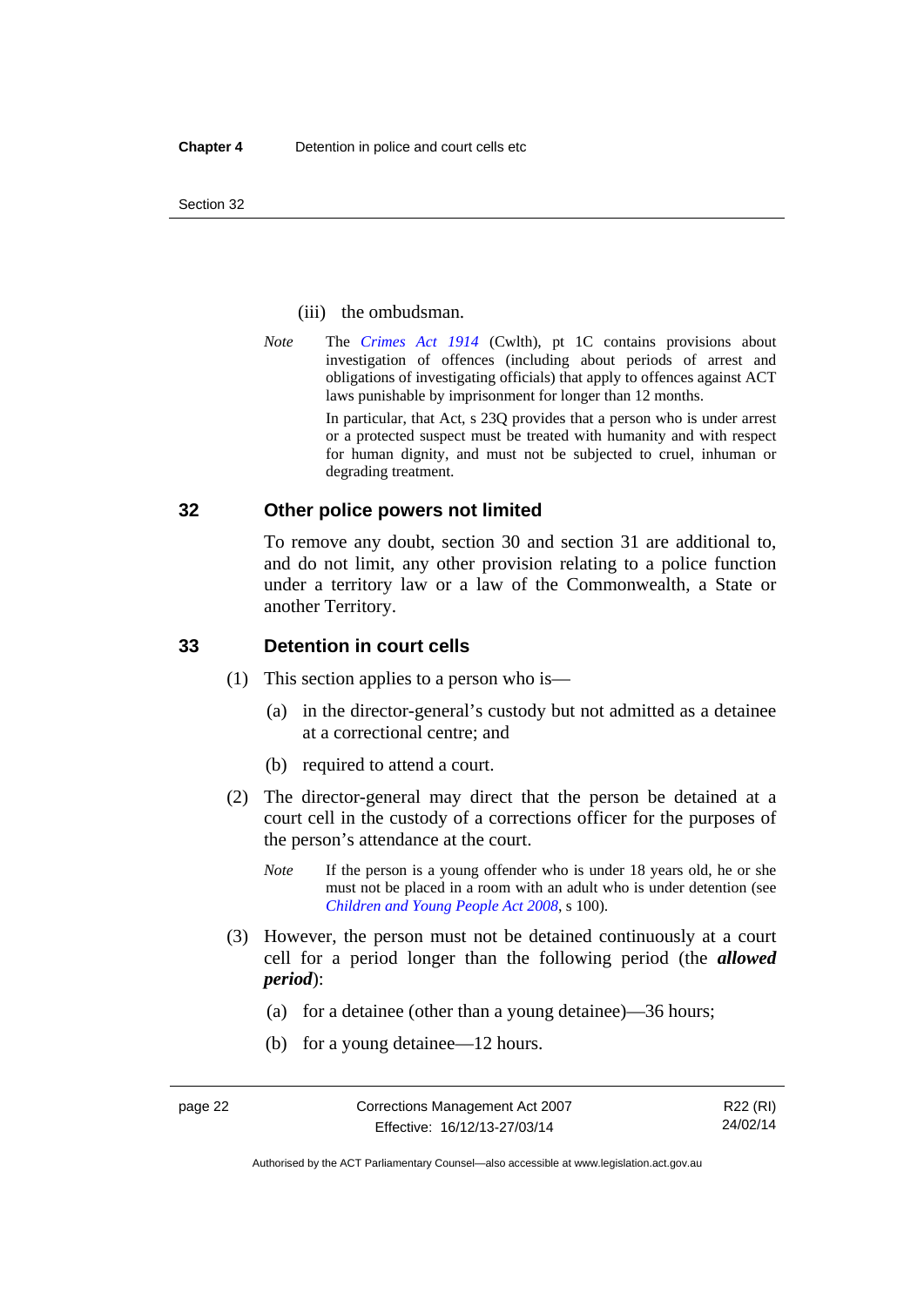(iii) the ombudsman.

*Note* The *Crimes Act 1914* (Cwlth), pt 1C contains provisions about investigation of offences (including about periods of arrest and obligations of investigating officials) that apply to offences against ACT laws punishable by imprisonment for longer than 12 months.

In particular, that Act, s 23Q provides that a person who is under arrest or a protected suspect must be treated with humanity and with respect for human dignity, and must not be subjected to cruel, inhuman or degrading treatment.

## 32 Other police powers not limited

To remove any doubt, section 30 and section 31 are additional to, and do not limit, any other provision relating to a police function under a territory law or a law of the Commonwealth, a State or another Territory.

## 33 Detention in court cells

(1) This section applies to a person who is—

(a) in the director-general's custody but not admitted as a detainee at a correctional centre; and

(b) required to attend a court.

(2) The director-general may direct that the person be detained at a court cell in the custody of a corrections officer for the purposes of the person's attendance at the court.

*Note* If the person is a young offender who is under 18 years old, he or she must not be placed in a room with an adult who is under detention (see *Children and Young People Act 2008*, s 100).

(3) However, the person must not be detained continuously at a court cell for a period longer than the following period (the ***allowed period***):

(a) for a detainee (other than a young detainee)—36 hours;

(b) for a young detainee—12 hours.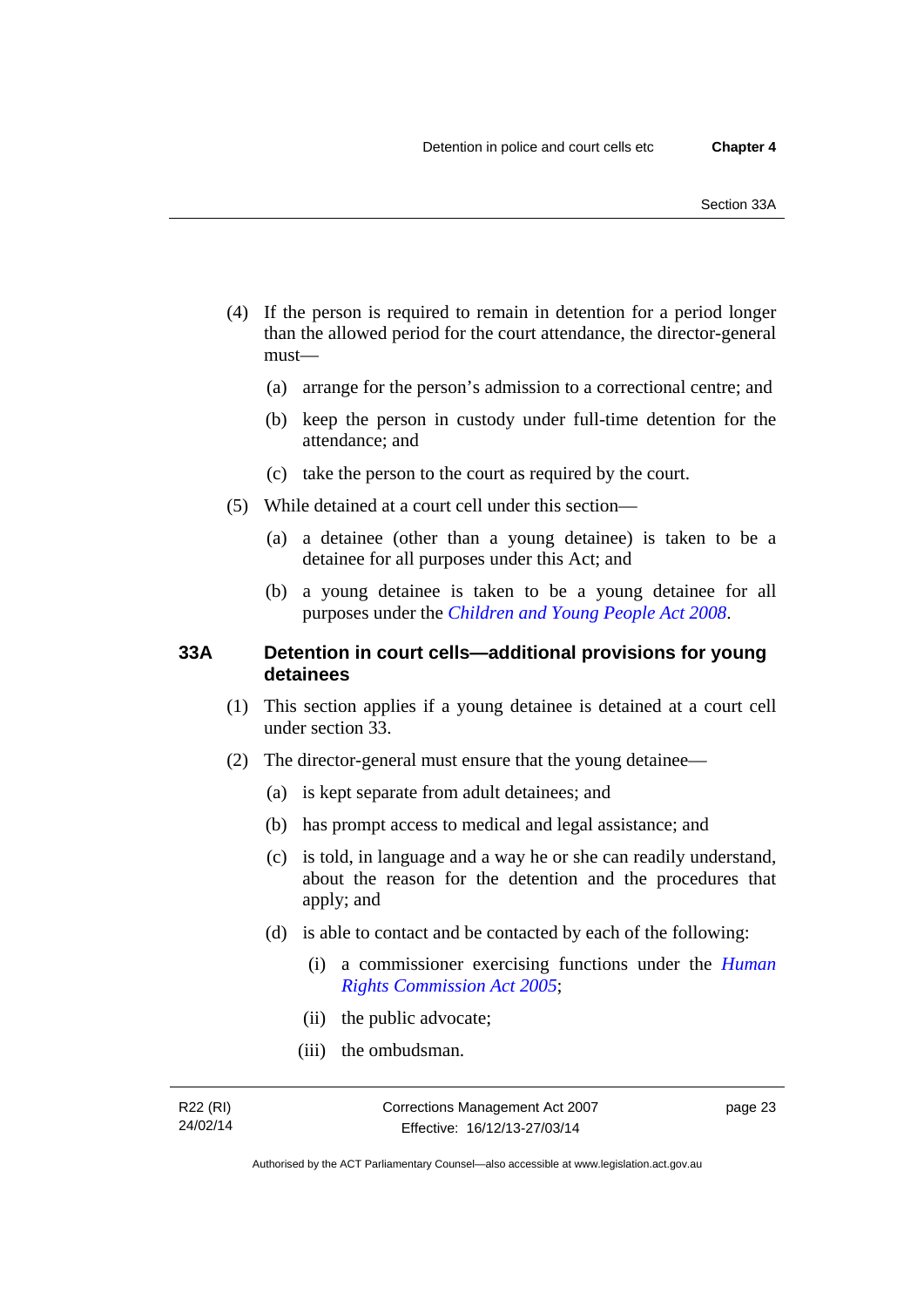(4) If the person is required to remain in detention for a period longer than the allowed period for the court attendance, the director-general must—

(a) arrange for the person's admission to a correctional centre; and

(b) keep the person in custody under full-time detention for the attendance; and

(c) take the person to the court as required by the court.

(5) While detained at a court cell under this section—

(a) a detainee (other than a young detainee) is taken to be a detainee for all purposes under this Act; and

(b) a young detainee is taken to be a young detainee for all purposes under the *Children and Young People Act 2008*.

## 33A Detention in court cells—additional provisions for young detainees

(1) This section applies if a young detainee is detained at a court cell under section 33.

(2) The director-general must ensure that the young detainee—

(a) is kept separate from adult detainees; and

(b) has prompt access to medical and legal assistance; and

(c) is told, in language and a way he or she can readily understand, about the reason for the detention and the procedures that apply; and

(d) is able to contact and be contacted by each of the following:

(i) a commissioner exercising functions under the *Human Rights Commission Act 2005*;

(ii) the public advocate;

(iii) the ombudsman.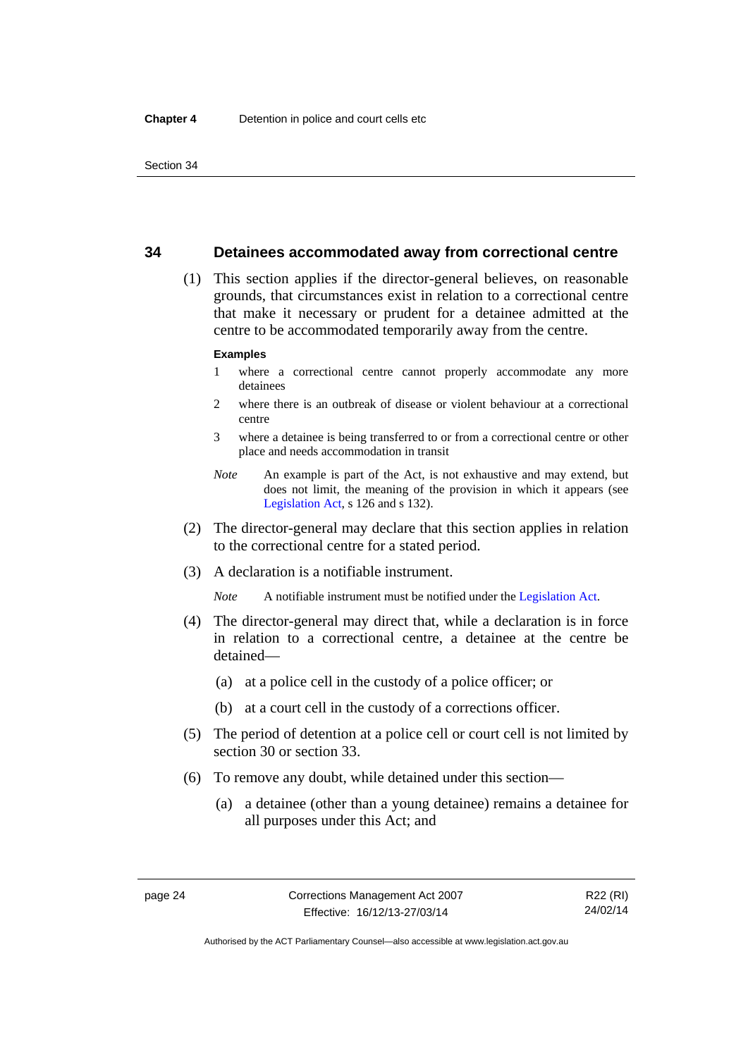## 34 Detainees accommodated away from correctional centre

(1) This section applies if the director-general believes, on reasonable grounds, that circumstances exist in relation to a correctional centre that make it necessary or prudent for a detainee admitted at the centre to be accommodated temporarily away from the centre.

**Examples**

1 where a correctional centre cannot properly accommodate any more detainees

2 where there is an outbreak of disease or violent behaviour at a correctional centre

3 where a detainee is being transferred to or from a correctional centre or other place and needs accommodation in transit

*Note* An example is part of the Act, is not exhaustive and may extend, but does not limit, the meaning of the provision in which it appears (see Legislation Act, s 126 and s 132).

(2) The director-general may declare that this section applies in relation to the correctional centre for a stated period.

(3) A declaration is a notifiable instrument.

*Note* A notifiable instrument must be notified under the Legislation Act.

(4) The director-general may direct that, while a declaration is in force in relation to a correctional centre, a detainee at the centre be detained—

(a) at a police cell in the custody of a police officer; or

(b) at a court cell in the custody of a corrections officer.

(5) The period of detention at a police cell or court cell is not limited by section 30 or section 33.

(6) To remove any doubt, while detained under this section—

(a) a detainee (other than a young detainee) remains a detainee for all purposes under this Act; and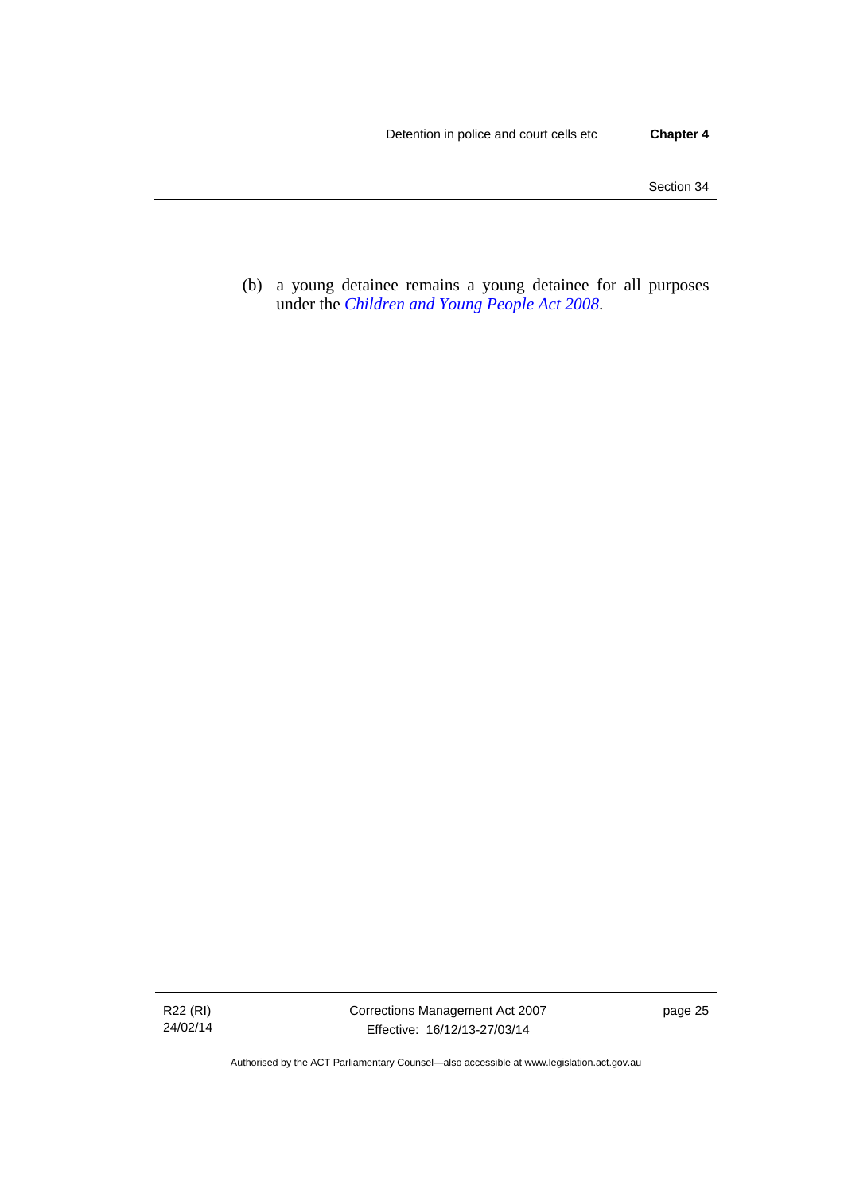(b) a young detainee remains a young detainee for all purposes under the *Children and Young People Act 2008*.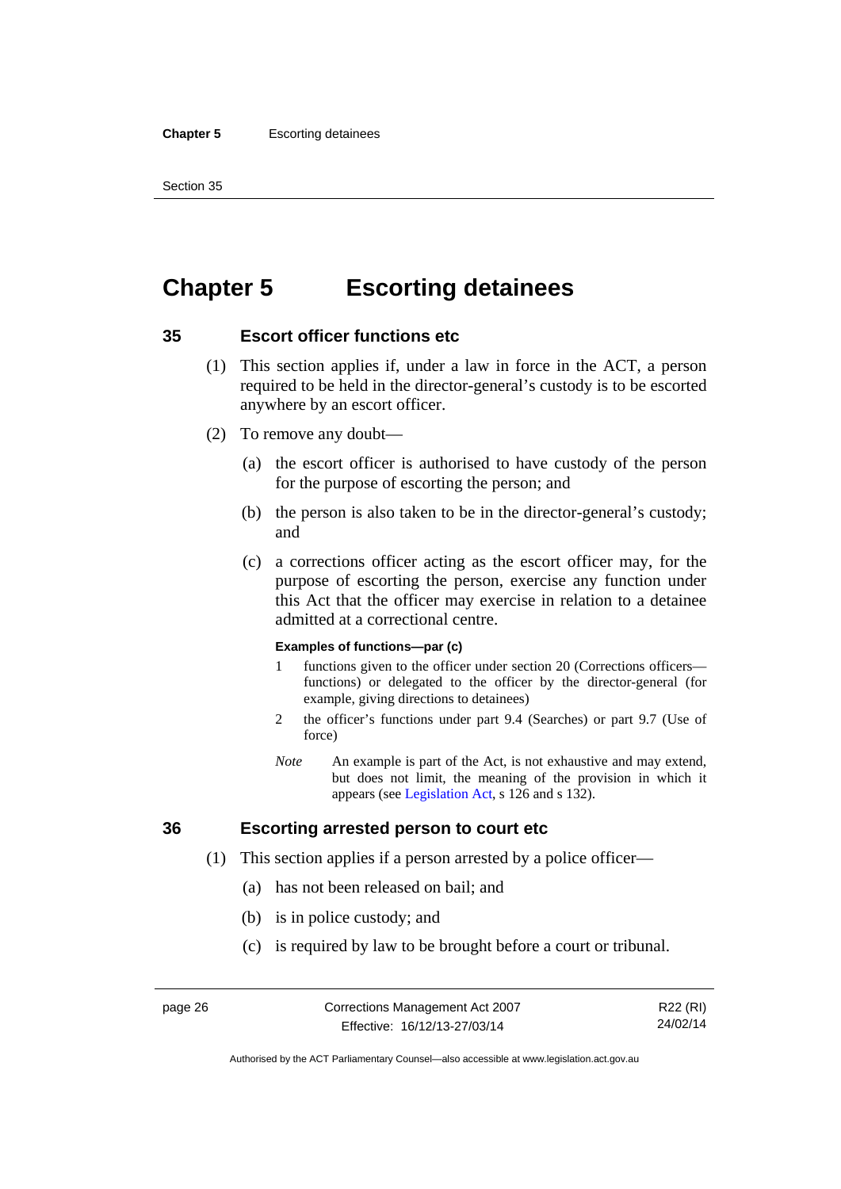# Chapter 5 Escorting detainees

## 35 Escort officer functions etc

(1) This section applies if, under a law in force in the ACT, a person required to be held in the director-general's custody is to be escorted anywhere by an escort officer.

(2) To remove any doubt—

(a) the escort officer is authorised to have custody of the person for the purpose of escorting the person; and

(b) the person is also taken to be in the director-general's custody; and

(c) a corrections officer acting as the escort officer may, for the purpose of escorting the person, exercise any function under this Act that the officer may exercise in relation to a detainee admitted at a correctional centre.

**Examples of functions—par (c)**

1 functions given to the officer under section 20 (Corrections officers—functions) or delegated to the officer by the director-general (for example, giving directions to detainees)

2 the officer's functions under part 9.4 (Searches) or part 9.7 (Use of force)

*Note* An example is part of the Act, is not exhaustive and may extend, but does not limit, the meaning of the provision in which it appears (see Legislation Act, s 126 and s 132).

## 36 Escorting arrested person to court etc

(1) This section applies if a person arrested by a police officer—

(a) has not been released on bail; and

(b) is in police custody; and

(c) is required by law to be brought before a court or tribunal.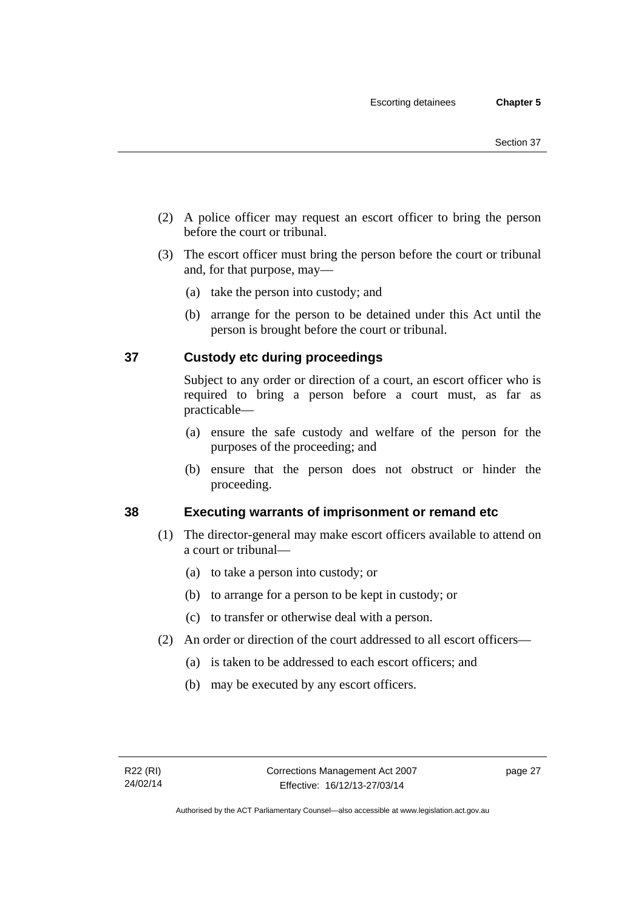(2) A police officer may request an escort officer to bring the person before the court or tribunal.

(3) The escort officer must bring the person before the court or tribunal and, for that purpose, may—

(a) take the person into custody; and

(b) arrange for the person to be detained under this Act until the person is brought before the court or tribunal.

## 37 Custody etc during proceedings

Subject to any order or direction of a court, an escort officer who is required to bring a person before a court must, as far as practicable—

(a) ensure the safe custody and welfare of the person for the purposes of the proceeding; and

(b) ensure that the person does not obstruct or hinder the proceeding.

## 38 Executing warrants of imprisonment or remand etc

(1) The director-general may make escort officers available to attend on a court or tribunal—

(a) to take a person into custody; or

(b) to arrange for a person to be kept in custody; or

(c) to transfer or otherwise deal with a person.

(2) An order or direction of the court addressed to all escort officers—

(a) is taken to be addressed to each escort officers; and

(b) may be executed by any escort officers.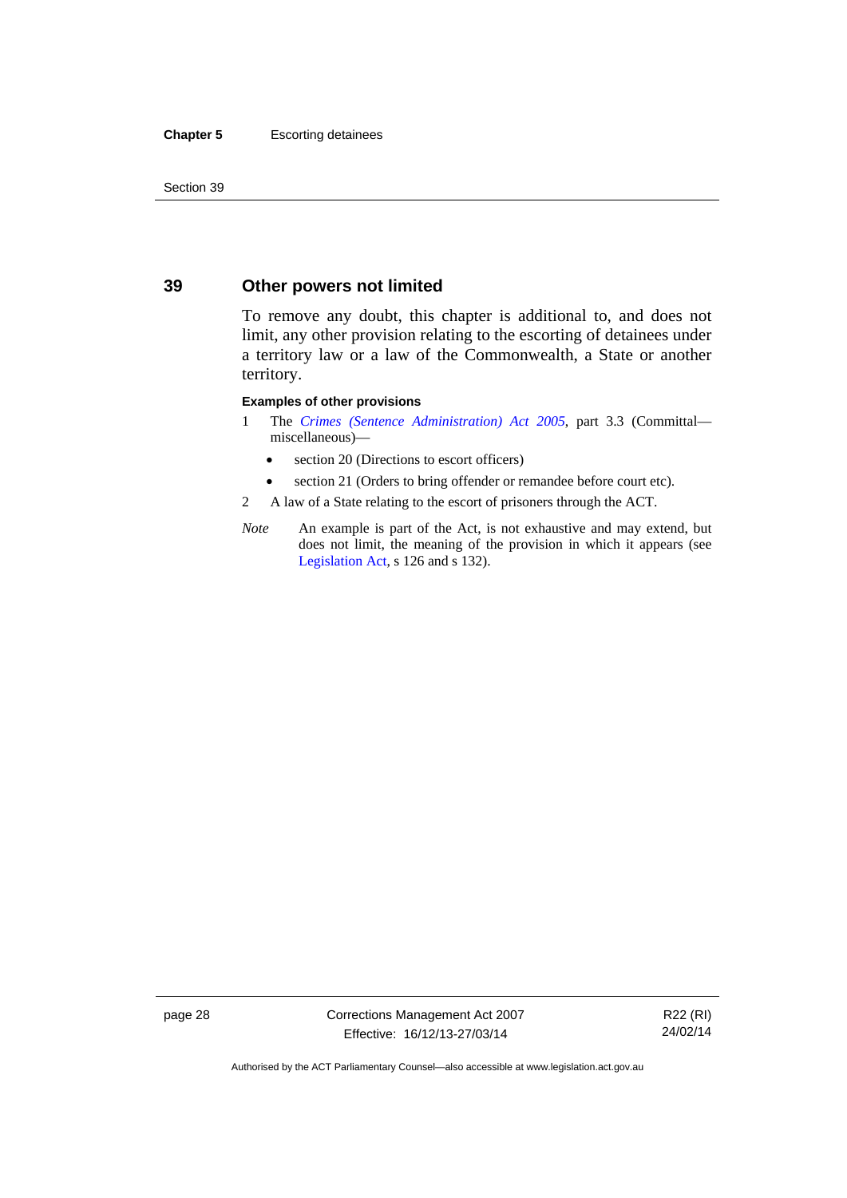## 39 Other powers not limited

To remove any doubt, this chapter is additional to, and does not limit, any other provision relating to the escorting of detainees under a territory law or a law of the Commonwealth, a State or another territory.

**Examples of other provisions**

1 The *Crimes (Sentence Administration) Act 2005*, part 3.3 (Committal—miscellaneous)—

- section 20 (Directions to escort officers)
- section 21 (Orders to bring offender or remandee before court etc).

2 A law of a State relating to the escort of prisoners through the ACT.

*Note* An example is part of the Act, is not exhaustive and may extend, but does not limit, the meaning of the provision in which it appears (see Legislation Act, s 126 and s 132).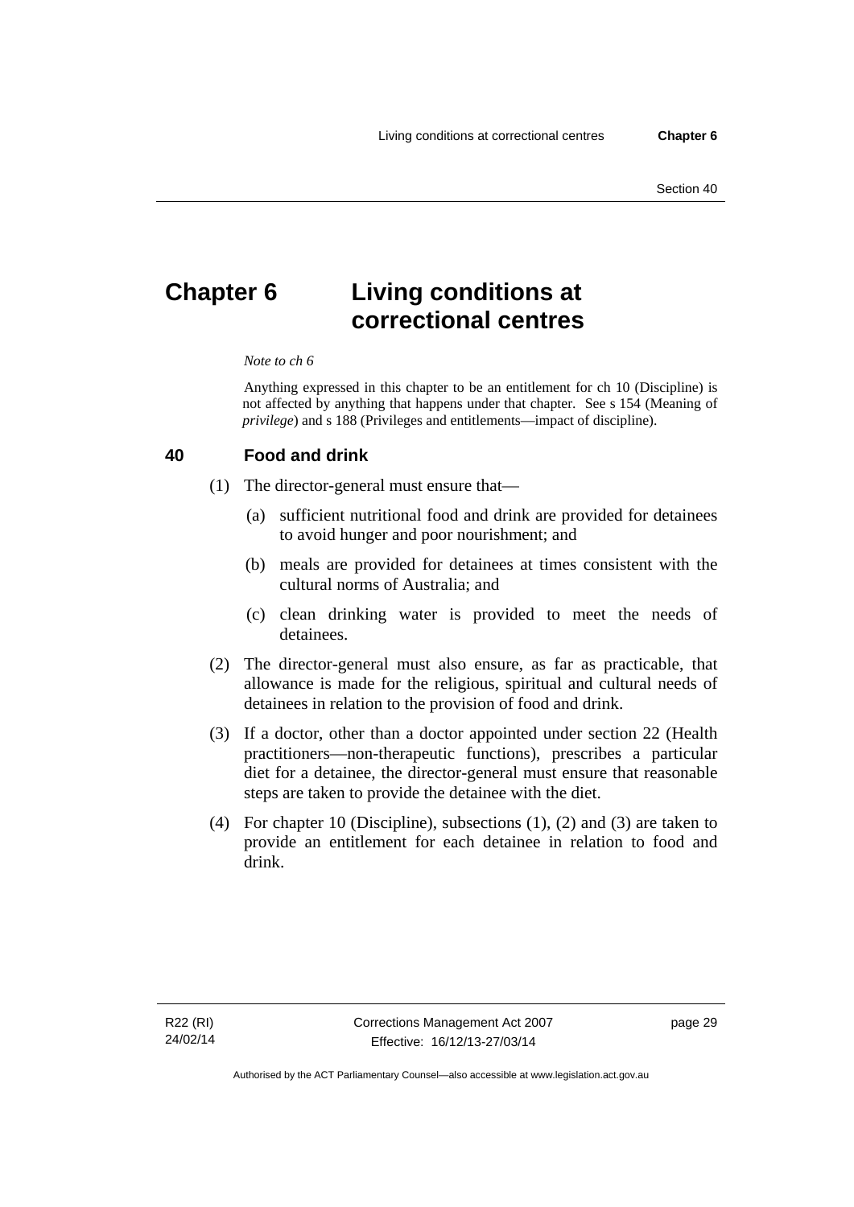# Chapter 6 Living conditions at correctional centres

*Note to ch 6*

Anything expressed in this chapter to be an entitlement for ch 10 (Discipline) is not affected by anything that happens under that chapter. See s 154 (Meaning of *privilege*) and s 188 (Privileges and entitlements—impact of discipline).

## 40 Food and drink

(1) The director-general must ensure that—

(a) sufficient nutritional food and drink are provided for detainees to avoid hunger and poor nourishment; and

(b) meals are provided for detainees at times consistent with the cultural norms of Australia; and

(c) clean drinking water is provided to meet the needs of detainees.

(2) The director-general must also ensure, as far as practicable, that allowance is made for the religious, spiritual and cultural needs of detainees in relation to the provision of food and drink.

(3) If a doctor, other than a doctor appointed under section 22 (Health practitioners—non-therapeutic functions), prescribes a particular diet for a detainee, the director-general must ensure that reasonable steps are taken to provide the detainee with the diet.

(4) For chapter 10 (Discipline), subsections (1), (2) and (3) are taken to provide an entitlement for each detainee in relation to food and drink.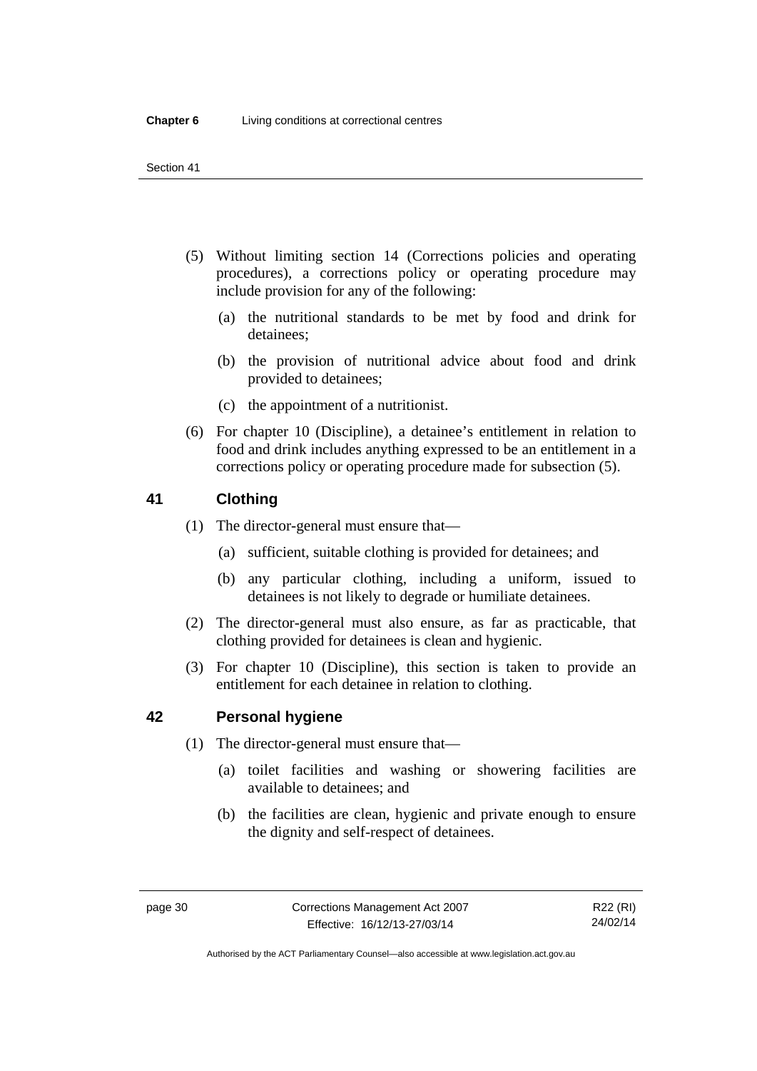(5) Without limiting section 14 (Corrections policies and operating procedures), a corrections policy or operating procedure may include provision for any of the following:

(a) the nutritional standards to be met by food and drink for detainees;

(b) the provision of nutritional advice about food and drink provided to detainees;

(c) the appointment of a nutritionist.

(6) For chapter 10 (Discipline), a detainee's entitlement in relation to food and drink includes anything expressed to be an entitlement in a corrections policy or operating procedure made for subsection (5).

## 41 Clothing

(1) The director-general must ensure that—

(a) sufficient, suitable clothing is provided for detainees; and

(b) any particular clothing, including a uniform, issued to detainees is not likely to degrade or humiliate detainees.

(2) The director-general must also ensure, as far as practicable, that clothing provided for detainees is clean and hygienic.

(3) For chapter 10 (Discipline), this section is taken to provide an entitlement for each detainee in relation to clothing.

## 42 Personal hygiene

(1) The director-general must ensure that—

(a) toilet facilities and washing or showering facilities are available to detainees; and

(b) the facilities are clean, hygienic and private enough to ensure the dignity and self-respect of detainees.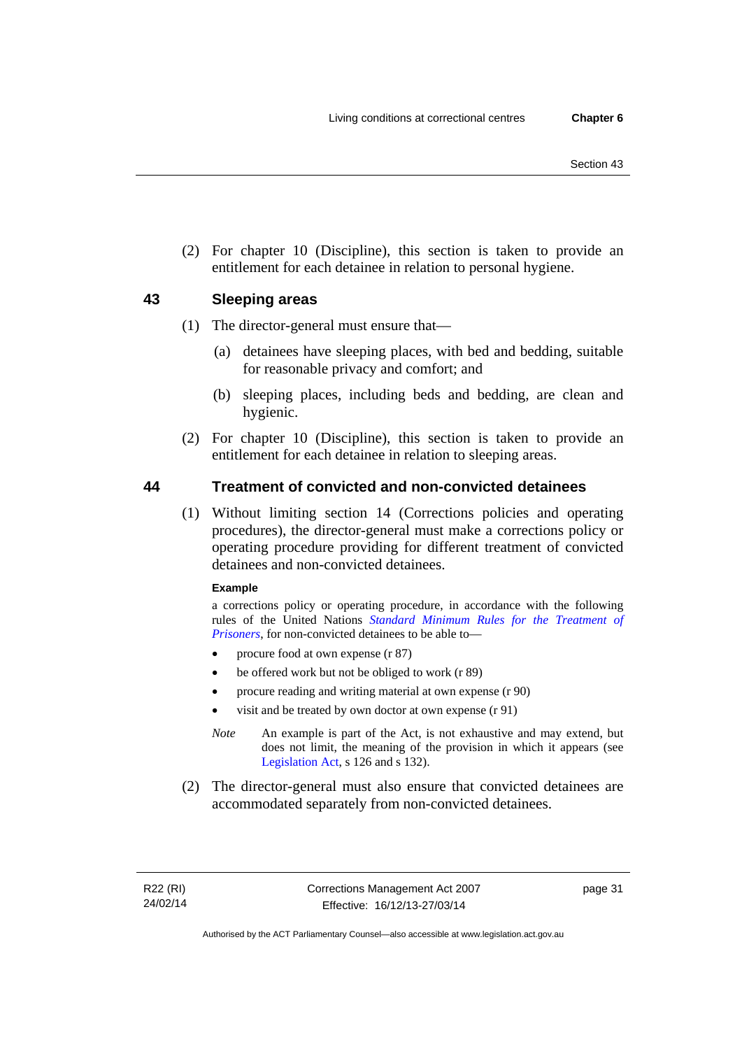(2) For chapter 10 (Discipline), this section is taken to provide an entitlement for each detainee in relation to personal hygiene.

## 43 Sleeping areas

(1) The director-general must ensure that—

(a) detainees have sleeping places, with bed and bedding, suitable for reasonable privacy and comfort; and

(b) sleeping places, including beds and bedding, are clean and hygienic.

(2) For chapter 10 (Discipline), this section is taken to provide an entitlement for each detainee in relation to sleeping areas.

## 44 Treatment of convicted and non-convicted detainees

(1) Without limiting section 14 (Corrections policies and operating procedures), the director-general must make a corrections policy or operating procedure providing for different treatment of convicted detainees and non-convicted detainees.

**Example**

a corrections policy or operating procedure, in accordance with the following rules of the United Nations *Standard Minimum Rules for the Treatment of Prisoners*, for non-convicted detainees to be able to—

- procure food at own expense (r 87)
- be offered work but not be obliged to work (r 89)
- procure reading and writing material at own expense (r 90)
- visit and be treated by own doctor at own expense (r 91)

*Note* An example is part of the Act, is not exhaustive and may extend, but does not limit, the meaning of the provision in which it appears (see Legislation Act, s 126 and s 132).

(2) The director-general must also ensure that convicted detainees are accommodated separately from non-convicted detainees.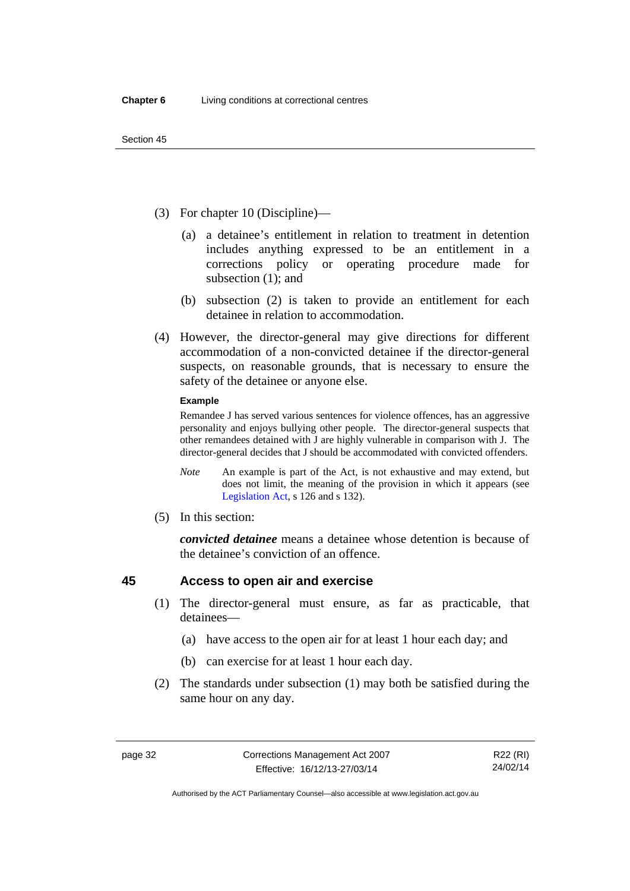(3) For chapter 10 (Discipline)—

(a) a detainee's entitlement in relation to treatment in detention includes anything expressed to be an entitlement in a corrections policy or operating procedure made for subsection (1); and

(b) subsection (2) is taken to provide an entitlement for each detainee in relation to accommodation.

(4) However, the director-general may give directions for different accommodation of a non-convicted detainee if the director-general suspects, on reasonable grounds, that is necessary to ensure the safety of the detainee or anyone else.

**Example**

Remandee J has served various sentences for violence offences, has an aggressive personality and enjoys bullying other people. The director-general suspects that other remandees detained with J are highly vulnerable in comparison with J. The director-general decides that J should be accommodated with convicted offenders.

*Note* An example is part of the Act, is not exhaustive and may extend, but does not limit, the meaning of the provision in which it appears (see Legislation Act, s 126 and s 132).

(5) In this section:

***convicted detainee*** means a detainee whose detention is because of the detainee's conviction of an offence.

## 45 Access to open air and exercise

(1) The director-general must ensure, as far as practicable, that detainees—

(a) have access to the open air for at least 1 hour each day; and

(b) can exercise for at least 1 hour each day.

(2) The standards under subsection (1) may both be satisfied during the same hour on any day.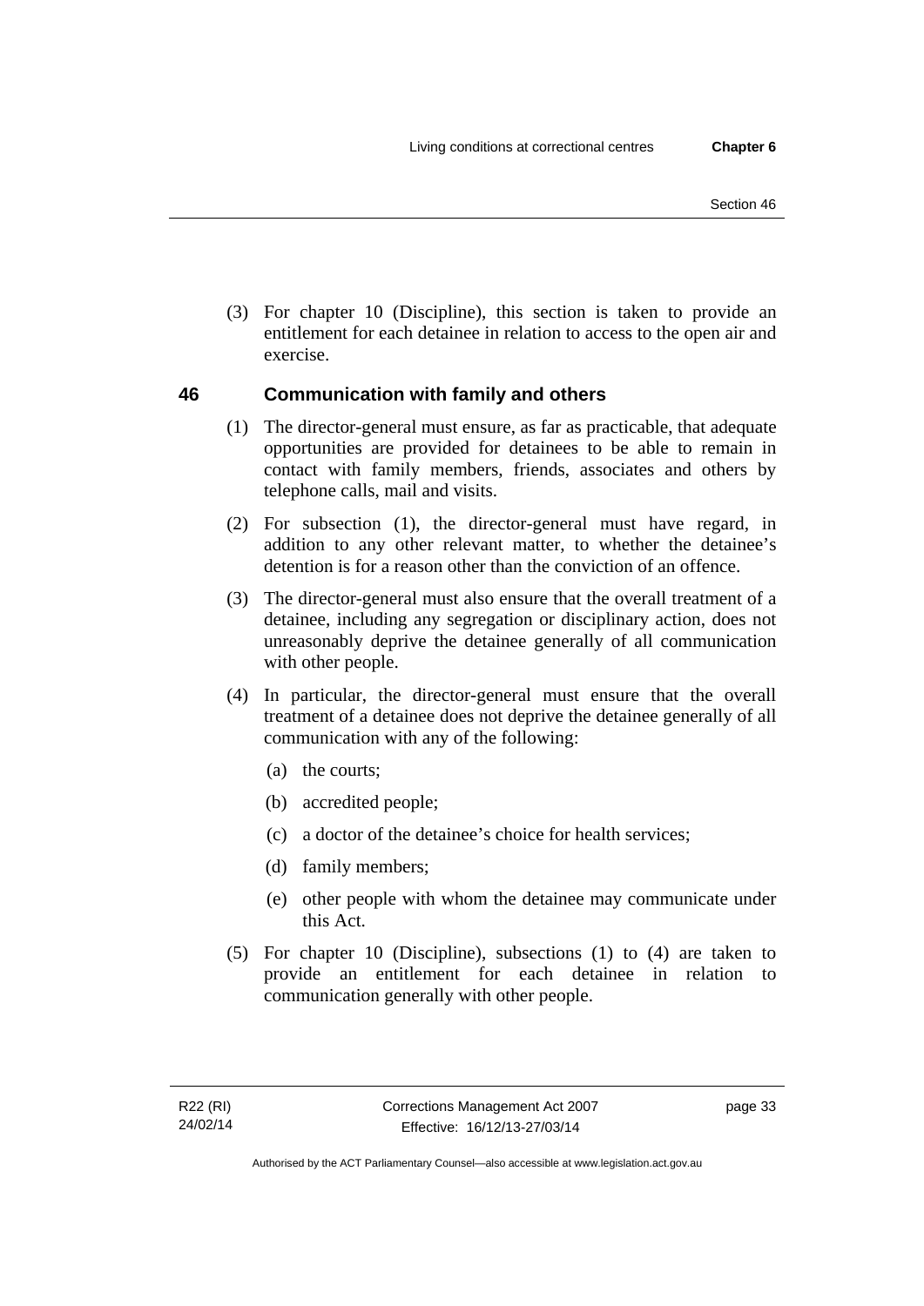(3) For chapter 10 (Discipline), this section is taken to provide an entitlement for each detainee in relation to access to the open air and exercise.

## 46 Communication with family and others

(1) The director-general must ensure, as far as practicable, that adequate opportunities are provided for detainees to be able to remain in contact with family members, friends, associates and others by telephone calls, mail and visits.

(2) For subsection (1), the director-general must have regard, in addition to any other relevant matter, to whether the detainee's detention is for a reason other than the conviction of an offence.

(3) The director-general must also ensure that the overall treatment of a detainee, including any segregation or disciplinary action, does not unreasonably deprive the detainee generally of all communication with other people.

(4) In particular, the director-general must ensure that the overall treatment of a detainee does not deprive the detainee generally of all communication with any of the following:

(a) the courts;

(b) accredited people;

(c) a doctor of the detainee's choice for health services;

(d) family members;

(e) other people with whom the detainee may communicate under this Act.

(5) For chapter 10 (Discipline), subsections (1) to (4) are taken to provide an entitlement for each detainee in relation to communication generally with other people.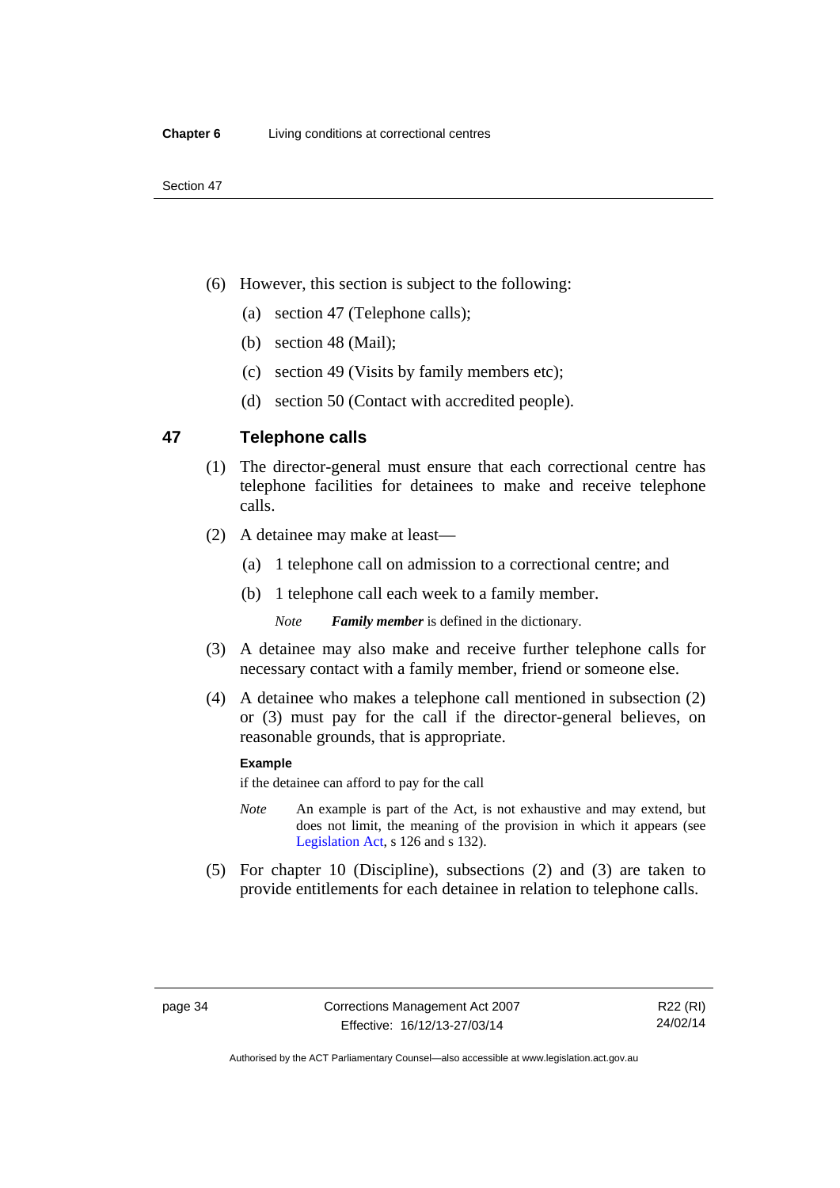(6) However, this section is subject to the following:

  (a) section 47 (Telephone calls);

  (b) section 48 (Mail);

  (c) section 49 (Visits by family members etc);

  (d) section 50 (Contact with accredited people).

## 47 Telephone calls

(1) The director-general must ensure that each correctional centre has telephone facilities for detainees to make and receive telephone calls.

(2) A detainee may make at least—

  (a) 1 telephone call on admission to a correctional centre; and

  (b) 1 telephone call each week to a family member.

  *Note* ***Family member*** is defined in the dictionary.

(3) A detainee may also make and receive further telephone calls for necessary contact with a family member, friend or someone else.

(4) A detainee who makes a telephone call mentioned in subsection (2) or (3) must pay for the call if the director-general believes, on reasonable grounds, that is appropriate.

**Example**

if the detainee can afford to pay for the call

*Note* An example is part of the Act, is not exhaustive and may extend, but does not limit, the meaning of the provision in which it appears (see Legislation Act, s 126 and s 132).

(5) For chapter 10 (Discipline), subsections (2) and (3) are taken to provide entitlements for each detainee in relation to telephone calls.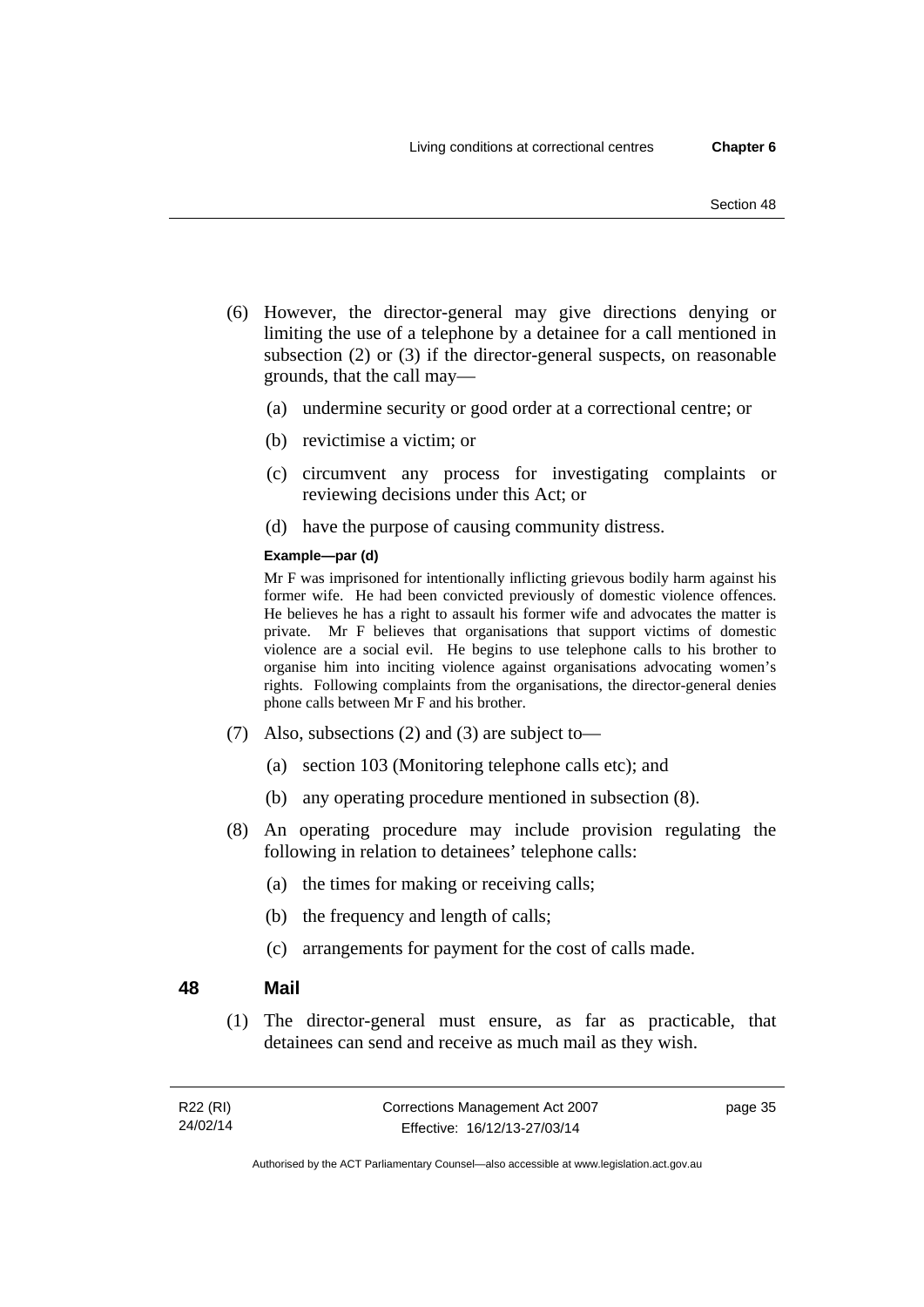(6) However, the director-general may give directions denying or limiting the use of a telephone by a detainee for a call mentioned in subsection (2) or (3) if the director-general suspects, on reasonable grounds, that the call may—

(a) undermine security or good order at a correctional centre; or

(b) revictimise a victim; or

(c) circumvent any process for investigating complaints or reviewing decisions under this Act; or

(d) have the purpose of causing community distress.

**Example—par (d)**

Mr F was imprisoned for intentionally inflicting grievous bodily harm against his former wife. He had been convicted previously of domestic violence offences. He believes he has a right to assault his former wife and advocates the matter is private. Mr F believes that organisations that support victims of domestic violence are a social evil. He begins to use telephone calls to his brother to organise him into inciting violence against organisations advocating women's rights. Following complaints from the organisations, the director-general denies phone calls between Mr F and his brother.

(7) Also, subsections (2) and (3) are subject to—

(a) section 103 (Monitoring telephone calls etc); and

(b) any operating procedure mentioned in subsection (8).

(8) An operating procedure may include provision regulating the following in relation to detainees' telephone calls:

(a) the times for making or receiving calls;

(b) the frequency and length of calls;

(c) arrangements for payment for the cost of calls made.

## 48 Mail

(1) The director-general must ensure, as far as practicable, that detainees can send and receive as much mail as they wish.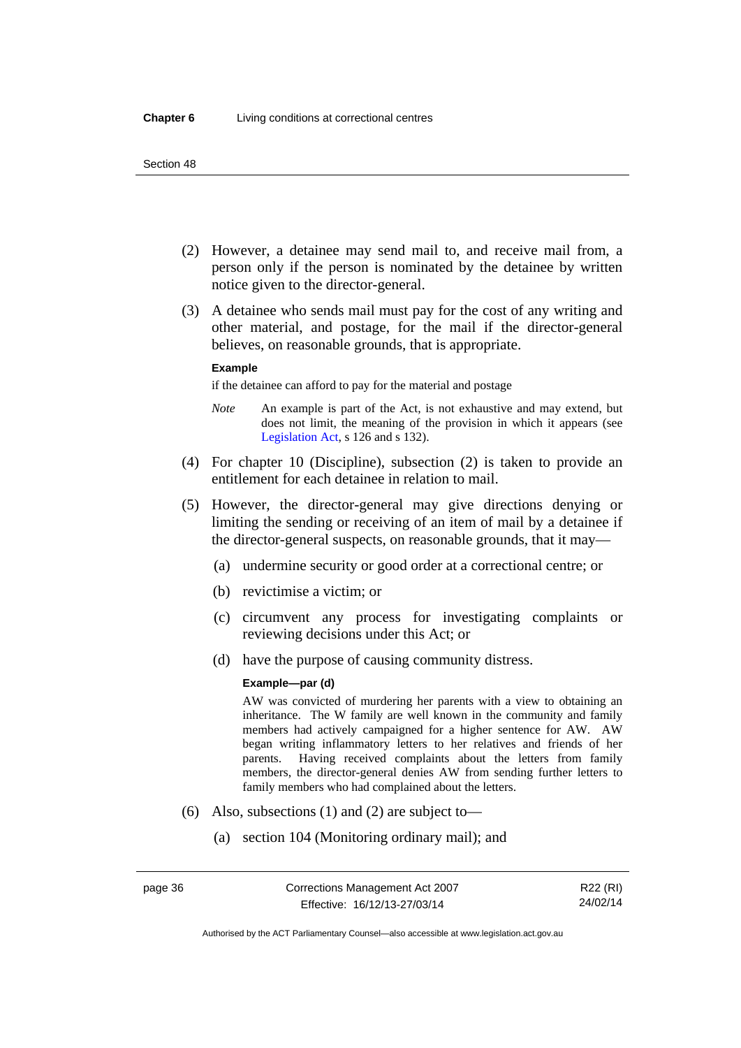(2) However, a detainee may send mail to, and receive mail from, a person only if the person is nominated by the detainee by written notice given to the director-general.

(3) A detainee who sends mail must pay for the cost of any writing and other material, and postage, for the mail if the director-general believes, on reasonable grounds, that is appropriate.

**Example**

if the detainee can afford to pay for the material and postage

*Note* An example is part of the Act, is not exhaustive and may extend, but does not limit, the meaning of the provision in which it appears (see Legislation Act, s 126 and s 132).

(4) For chapter 10 (Discipline), subsection (2) is taken to provide an entitlement for each detainee in relation to mail.

(5) However, the director-general may give directions denying or limiting the sending or receiving of an item of mail by a detainee if the director-general suspects, on reasonable grounds, that it may—

(a) undermine security or good order at a correctional centre; or

(b) revictimise a victim; or

(c) circumvent any process for investigating complaints or reviewing decisions under this Act; or

(d) have the purpose of causing community distress.

**Example—par (d)**

AW was convicted of murdering her parents with a view to obtaining an inheritance. The W family are well known in the community and family members had actively campaigned for a higher sentence for AW. AW began writing inflammatory letters to her relatives and friends of her parents. Having received complaints about the letters from family members, the director-general denies AW from sending further letters to family members who had complained about the letters.

(6) Also, subsections (1) and (2) are subject to—

(a) section 104 (Monitoring ordinary mail); and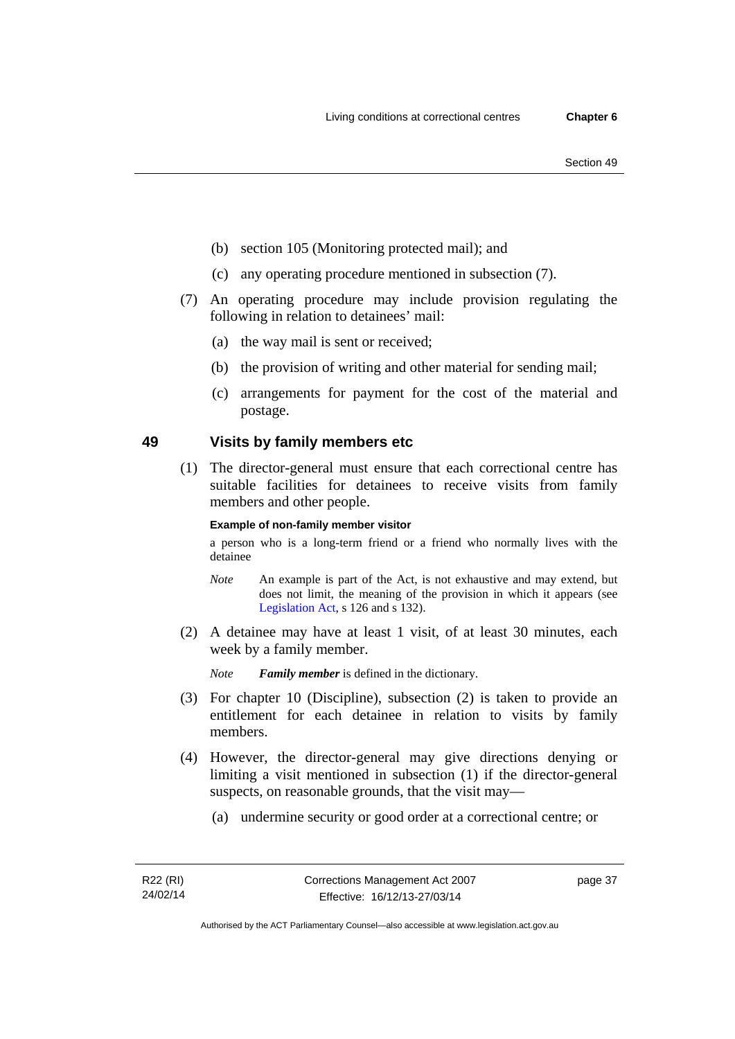(b) section 105 (Monitoring protected mail); and

(c) any operating procedure mentioned in subsection (7).

(7) An operating procedure may include provision regulating the following in relation to detainees' mail:

(a) the way mail is sent or received;

(b) the provision of writing and other material for sending mail;

(c) arrangements for payment for the cost of the material and postage.

## 49 Visits by family members etc

(1) The director-general must ensure that each correctional centre has suitable facilities for detainees to receive visits from family members and other people.

**Example of non-family member visitor**

a person who is a long-term friend or a friend who normally lives with the detainee

*Note* An example is part of the Act, is not exhaustive and may extend, but does not limit, the meaning of the provision in which it appears (see Legislation Act, s 126 and s 132).

(2) A detainee may have at least 1 visit, of at least 30 minutes, each week by a family member.

*Note* ***Family member*** is defined in the dictionary.

(3) For chapter 10 (Discipline), subsection (2) is taken to provide an entitlement for each detainee in relation to visits by family members.

(4) However, the director-general may give directions denying or limiting a visit mentioned in subsection (1) if the director-general suspects, on reasonable grounds, that the visit may—

(a) undermine security or good order at a correctional centre; or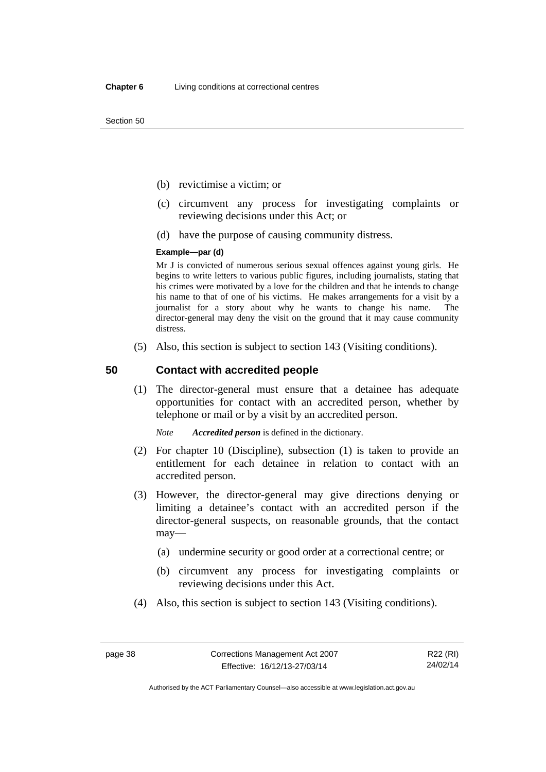(b) revictimise a victim; or

(c) circumvent any process for investigating complaints or reviewing decisions under this Act; or

(d) have the purpose of causing community distress.

**Example—par (d)**

Mr J is convicted of numerous serious sexual offences against young girls. He begins to write letters to various public figures, including journalists, stating that his crimes were motivated by a love for the children and that he intends to change his name to that of one of his victims. He makes arrangements for a visit by a journalist for a story about why he wants to change his name. The director-general may deny the visit on the ground that it may cause community distress.

(5) Also, this section is subject to section 143 (Visiting conditions).

## 50 Contact with accredited people

(1) The director-general must ensure that a detainee has adequate opportunities for contact with an accredited person, whether by telephone or mail or by a visit by an accredited person.

*Note* ***Accredited person*** is defined in the dictionary.

(2) For chapter 10 (Discipline), subsection (1) is taken to provide an entitlement for each detainee in relation to contact with an accredited person.

(3) However, the director-general may give directions denying or limiting a detainee's contact with an accredited person if the director-general suspects, on reasonable grounds, that the contact may—

(a) undermine security or good order at a correctional centre; or

(b) circumvent any process for investigating complaints or reviewing decisions under this Act.

(4) Also, this section is subject to section 143 (Visiting conditions).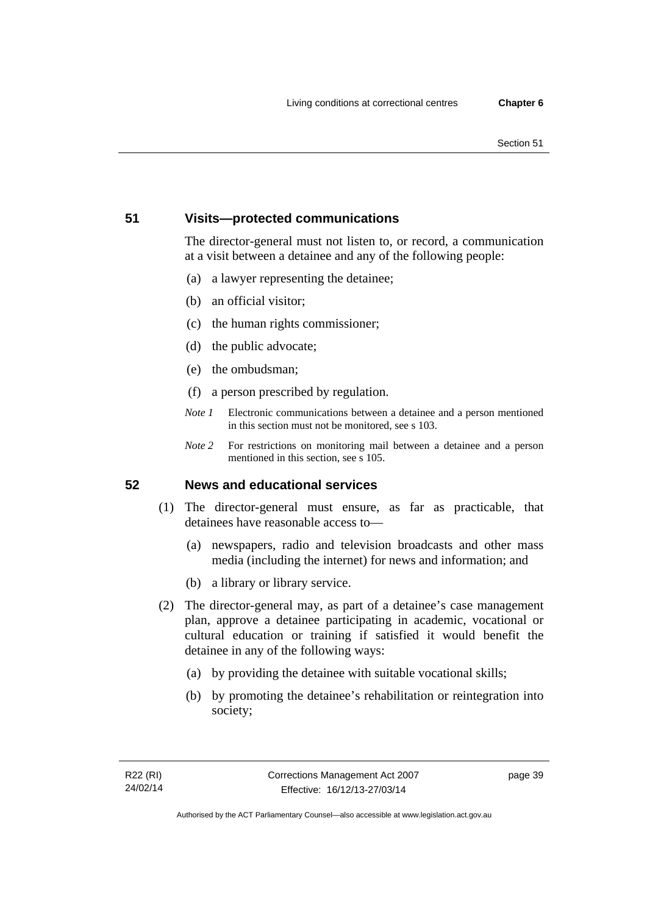## 51 Visits—protected communications

The director-general must not listen to, or record, a communication at a visit between a detainee and any of the following people:

(a) a lawyer representing the detainee;

(b) an official visitor;

(c) the human rights commissioner;

(d) the public advocate;

(e) the ombudsman;

(f) a person prescribed by regulation.

*Note 1* Electronic communications between a detainee and a person mentioned in this section must not be monitored, see s 103.

*Note 2* For restrictions on monitoring mail between a detainee and a person mentioned in this section, see s 105.

## 52 News and educational services

(1) The director-general must ensure, as far as practicable, that detainees have reasonable access to—

(a) newspapers, radio and television broadcasts and other mass media (including the internet) for news and information; and

(b) a library or library service.

(2) The director-general may, as part of a detainee's case management plan, approve a detainee participating in academic, vocational or cultural education or training if satisfied it would benefit the detainee in any of the following ways:

(a) by providing the detainee with suitable vocational skills;

(b) by promoting the detainee's rehabilitation or reintegration into society;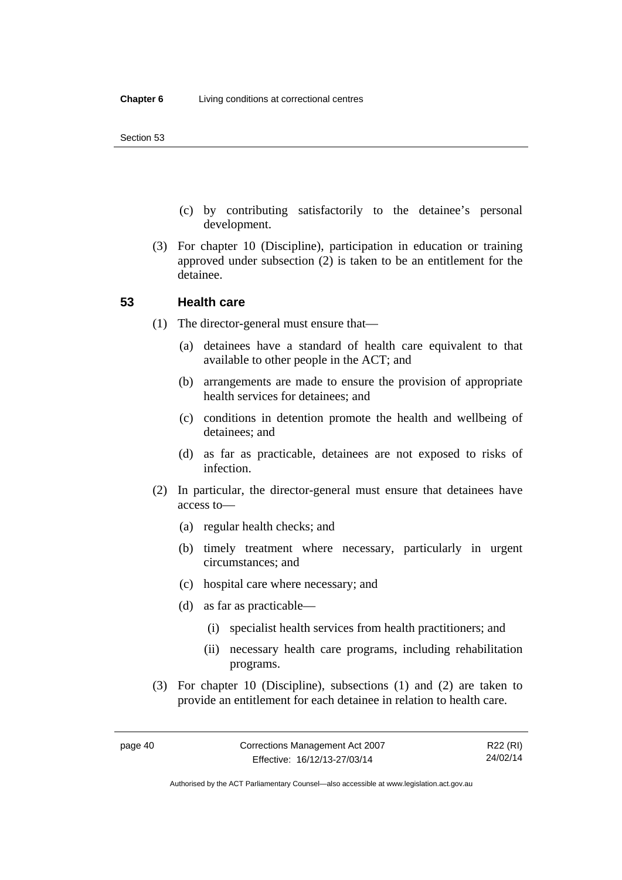(c) by contributing satisfactorily to the detainee's personal development.

(3) For chapter 10 (Discipline), participation in education or training approved under subsection (2) is taken to be an entitlement for the detainee.

## 53 Health care

(1) The director-general must ensure that—

(a) detainees have a standard of health care equivalent to that available to other people in the ACT; and

(b) arrangements are made to ensure the provision of appropriate health services for detainees; and

(c) conditions in detention promote the health and wellbeing of detainees; and

(d) as far as practicable, detainees are not exposed to risks of infection.

(2) In particular, the director-general must ensure that detainees have access to—

(a) regular health checks; and

(b) timely treatment where necessary, particularly in urgent circumstances; and

(c) hospital care where necessary; and

(d) as far as practicable—

(i) specialist health services from health practitioners; and

(ii) necessary health care programs, including rehabilitation programs.

(3) For chapter 10 (Discipline), subsections (1) and (2) are taken to provide an entitlement for each detainee in relation to health care.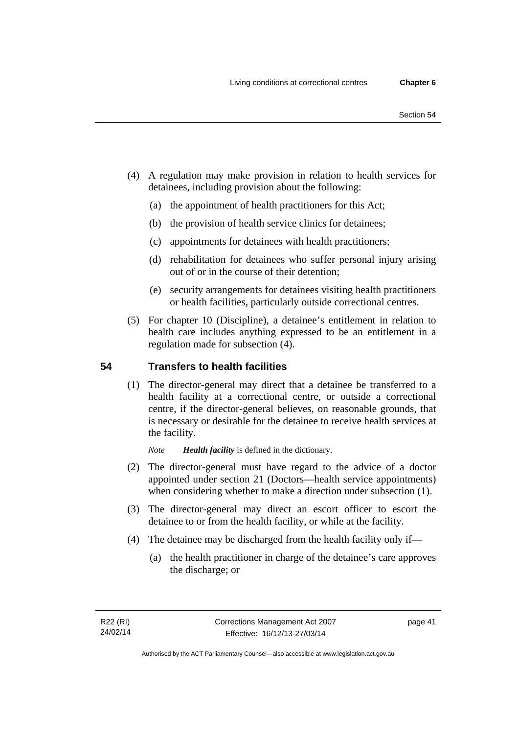(4) A regulation may make provision in relation to health services for detainees, including provision about the following:

   (a) the appointment of health practitioners for this Act;

   (b) the provision of health service clinics for detainees;

   (c) appointments for detainees with health practitioners;

   (d) rehabilitation for detainees who suffer personal injury arising out of or in the course of their detention;

   (e) security arrangements for detainees visiting health practitioners or health facilities, particularly outside correctional centres.

(5) For chapter 10 (Discipline), a detainee's entitlement in relation to health care includes anything expressed to be an entitlement in a regulation made for subsection (4).

## 54 Transfers to health facilities

(1) The director-general may direct that a detainee be transferred to a health facility at a correctional centre, or outside a correctional centre, if the director-general believes, on reasonable grounds, that is necessary or desirable for the detainee to receive health services at the facility.

*Note* ***Health facility*** is defined in the dictionary.

(2) The director-general must have regard to the advice of a doctor appointed under section 21 (Doctors—health service appointments) when considering whether to make a direction under subsection (1).

(3) The director-general may direct an escort officer to escort the detainee to or from the health facility, or while at the facility.

(4) The detainee may be discharged from the health facility only if—

   (a) the health practitioner in charge of the detainee's care approves the discharge; or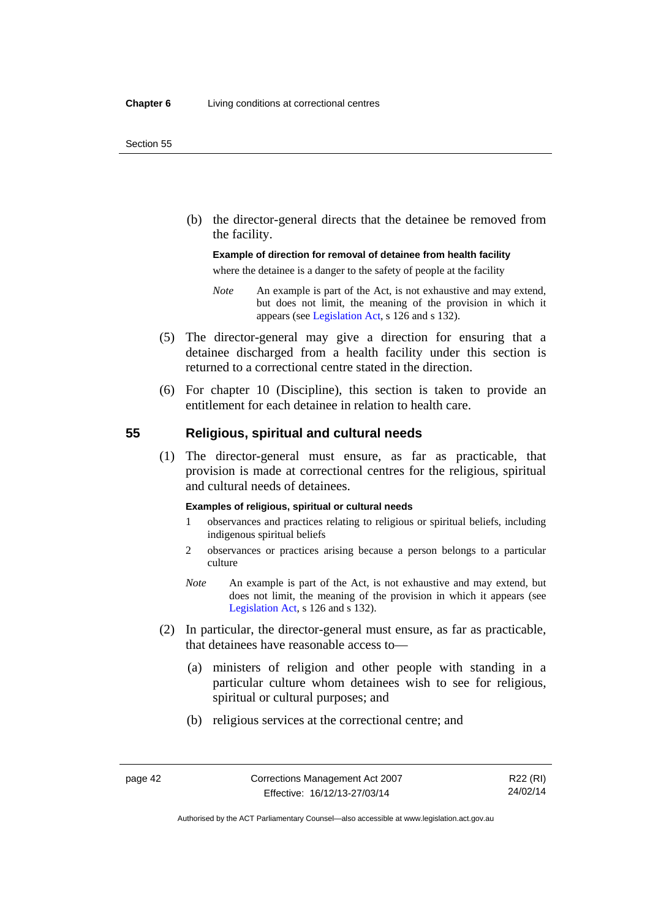(b) the director-general directs that the detainee be removed from the facility.

**Example of direction for removal of detainee from health facility**

where the detainee is a danger to the safety of people at the facility

*Note* An example is part of the Act, is not exhaustive and may extend, but does not limit, the meaning of the provision in which it appears (see Legislation Act, s 126 and s 132).

(5) The director-general may give a direction for ensuring that a detainee discharged from a health facility under this section is returned to a correctional centre stated in the direction.

(6) For chapter 10 (Discipline), this section is taken to provide an entitlement for each detainee in relation to health care.

## 55 Religious, spiritual and cultural needs

(1) The director-general must ensure, as far as practicable, that provision is made at correctional centres for the religious, spiritual and cultural needs of detainees.

**Examples of religious, spiritual or cultural needs**

1 observances and practices relating to religious or spiritual beliefs, including indigenous spiritual beliefs

2 observances or practices arising because a person belongs to a particular culture

*Note* An example is part of the Act, is not exhaustive and may extend, but does not limit, the meaning of the provision in which it appears (see Legislation Act, s 126 and s 132).

(2) In particular, the director-general must ensure, as far as practicable, that detainees have reasonable access to—

(a) ministers of religion and other people with standing in a particular culture whom detainees wish to see for religious, spiritual or cultural purposes; and

(b) religious services at the correctional centre; and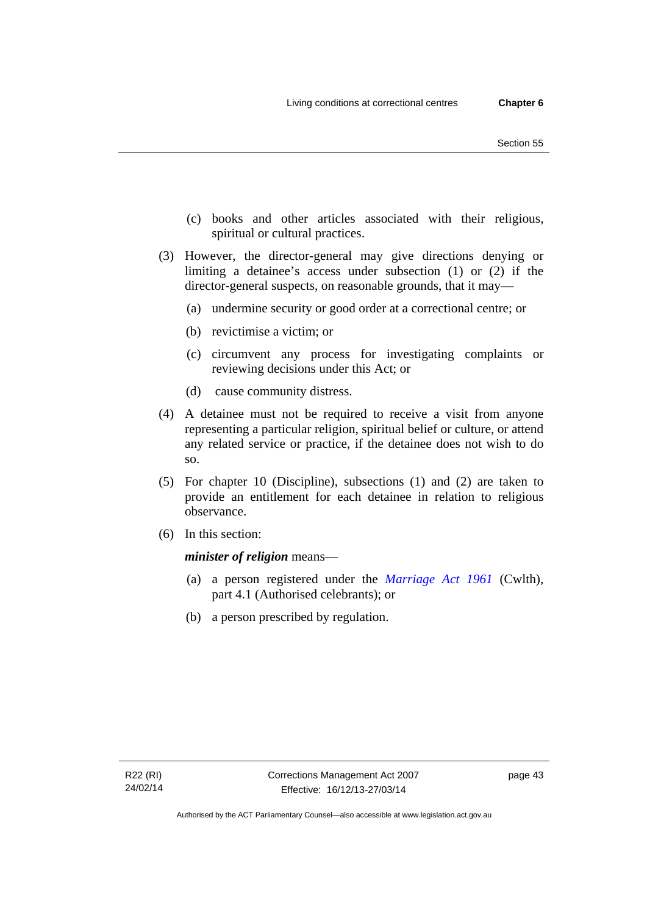(c) books and other articles associated with their religious, spiritual or cultural practices.

(3) However, the director-general may give directions denying or limiting a detainee's access under subsection (1) or (2) if the director-general suspects, on reasonable grounds, that it may—

(a) undermine security or good order at a correctional centre; or

(b) revictimise a victim; or

(c) circumvent any process for investigating complaints or reviewing decisions under this Act; or

(d) cause community distress.

(4) A detainee must not be required to receive a visit from anyone representing a particular religion, spiritual belief or culture, or attend any related service or practice, if the detainee does not wish to do so.

(5) For chapter 10 (Discipline), subsections (1) and (2) are taken to provide an entitlement for each detainee in relation to religious observance.

(6) In this section:

***minister of religion*** means—

(a) a person registered under the *Marriage Act 1961* (Cwlth), part 4.1 (Authorised celebrants); or

(b) a person prescribed by regulation.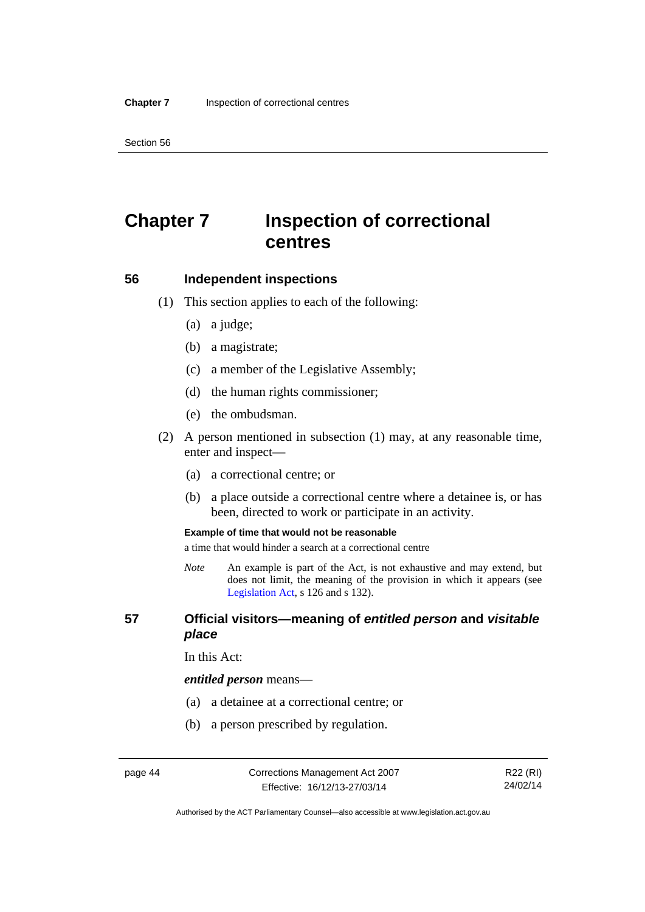# Chapter 7 Inspection of correctional centres

## 56 Independent inspections

(1) This section applies to each of the following:

(a) a judge;

(b) a magistrate;

(c) a member of the Legislative Assembly;

(d) the human rights commissioner;

(e) the ombudsman.

(2) A person mentioned in subsection (1) may, at any reasonable time, enter and inspect—

(a) a correctional centre; or

(b) a place outside a correctional centre where a detainee is, or has been, directed to work or participate in an activity.

**Example of time that would not be reasonable**

a time that would hinder a search at a correctional centre

*Note* An example is part of the Act, is not exhaustive and may extend, but does not limit, the meaning of the provision in which it appears (see Legislation Act, s 126 and s 132).

## 57 Official visitors—meaning of *entitled person* and *visitable place*

In this Act:

***entitled person*** means—

(a) a detainee at a correctional centre; or

(b) a person prescribed by regulation.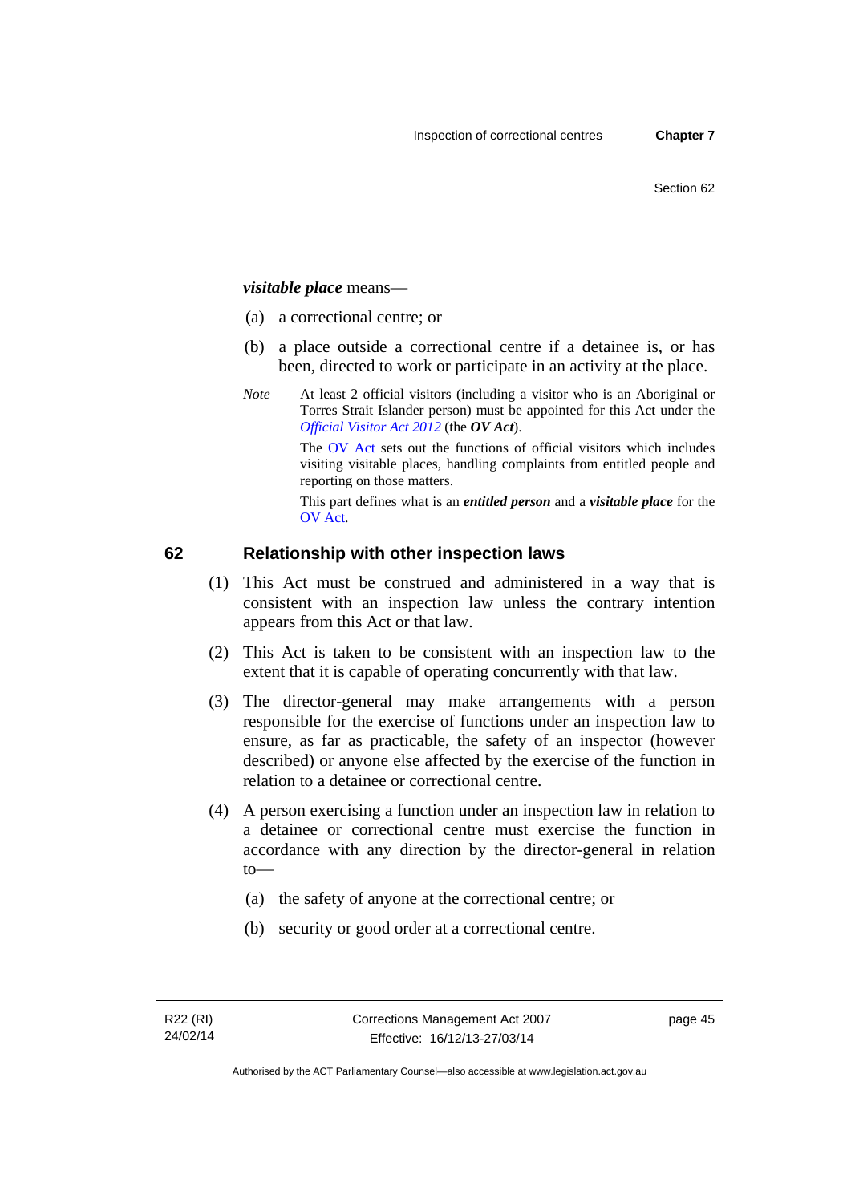***visitable place*** means—

(a) a correctional centre; or

(b) a place outside a correctional centre if a detainee is, or has been, directed to work or participate in an activity at the place.

*Note* At least 2 official visitors (including a visitor who is an Aboriginal or Torres Strait Islander person) must be appointed for this Act under the *Official Visitor Act 2012* (the ***OV Act***).

The OV Act sets out the functions of official visitors which includes visiting visitable places, handling complaints from entitled people and reporting on those matters.

This part defines what is an ***entitled person*** and a ***visitable place*** for the OV Act.

## 62 Relationship with other inspection laws

(1) This Act must be construed and administered in a way that is consistent with an inspection law unless the contrary intention appears from this Act or that law.

(2) This Act is taken to be consistent with an inspection law to the extent that it is capable of operating concurrently with that law.

(3) The director-general may make arrangements with a person responsible for the exercise of functions under an inspection law to ensure, as far as practicable, the safety of an inspector (however described) or anyone else affected by the exercise of the function in relation to a detainee or correctional centre.

(4) A person exercising a function under an inspection law in relation to a detainee or correctional centre must exercise the function in accordance with any direction by the director-general in relation to—

(a) the safety of anyone at the correctional centre; or

(b) security or good order at a correctional centre.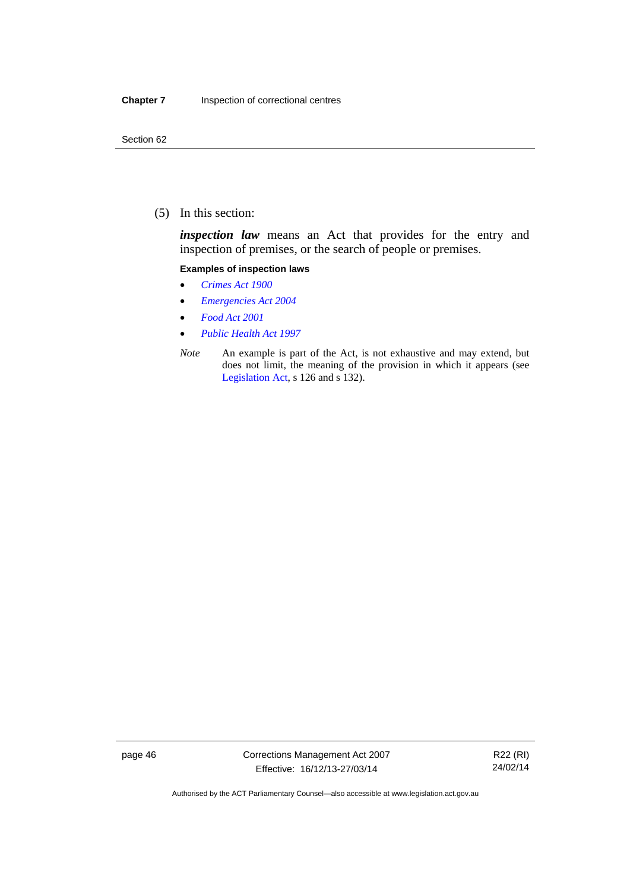(5) In this section:

***inspection law*** means an Act that provides for the entry and inspection of premises, or the search of people or premises.

**Examples of inspection laws**

- *Crimes Act 1900*
- *Emergencies Act 2004*
- *Food Act 2001*
- *Public Health Act 1997*

*Note* An example is part of the Act, is not exhaustive and may extend, but does not limit, the meaning of the provision in which it appears (see Legislation Act, s 126 and s 132).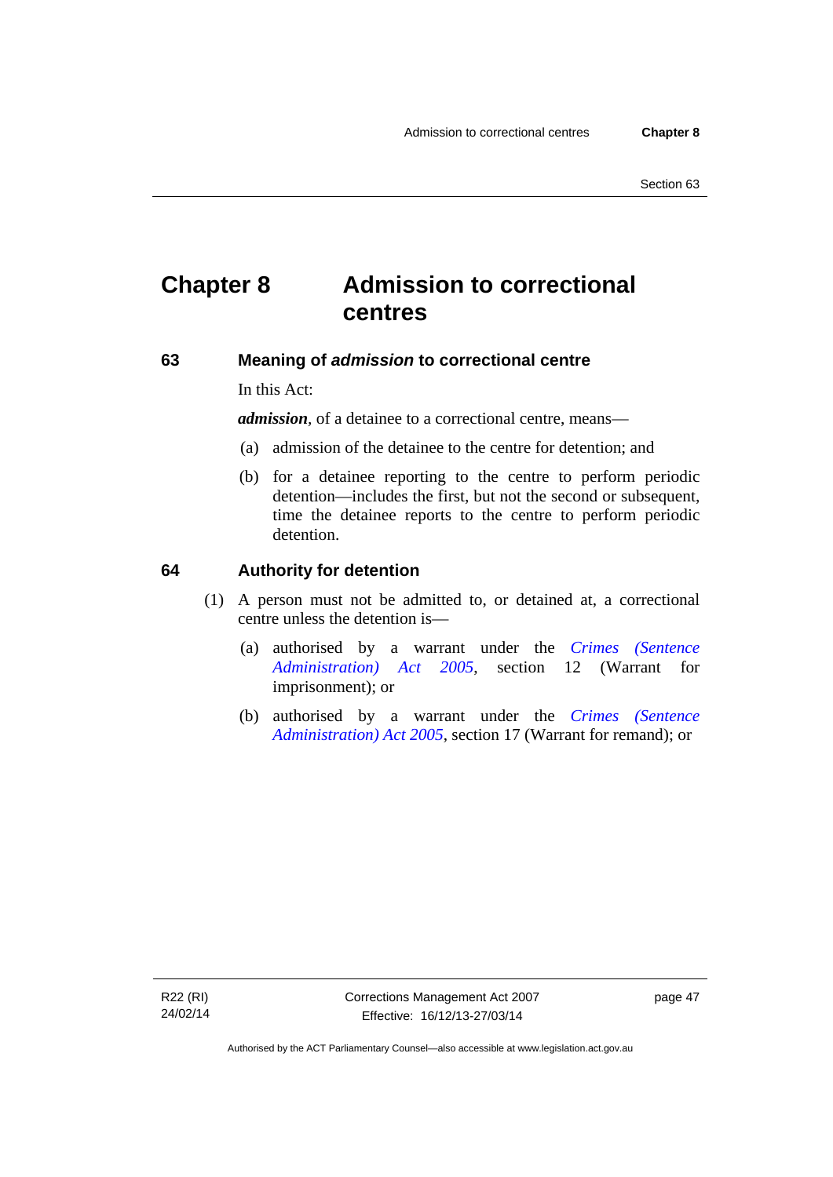# Chapter 8 Admission to correctional centres

## 63 Meaning of *admission* to correctional centre

In this Act:

***admission***, of a detainee to a correctional centre, means—

(a) admission of the detainee to the centre for detention; and

(b) for a detainee reporting to the centre to perform periodic detention—includes the first, but not the second or subsequent, time the detainee reports to the centre to perform periodic detention.

## 64 Authority for detention

(1) A person must not be admitted to, or detained at, a correctional centre unless the detention is—

(a) authorised by a warrant under the *Crimes (Sentence Administration) Act 2005*, section 12 (Warrant for imprisonment); or

(b) authorised by a warrant under the *Crimes (Sentence Administration) Act 2005*, section 17 (Warrant for remand); or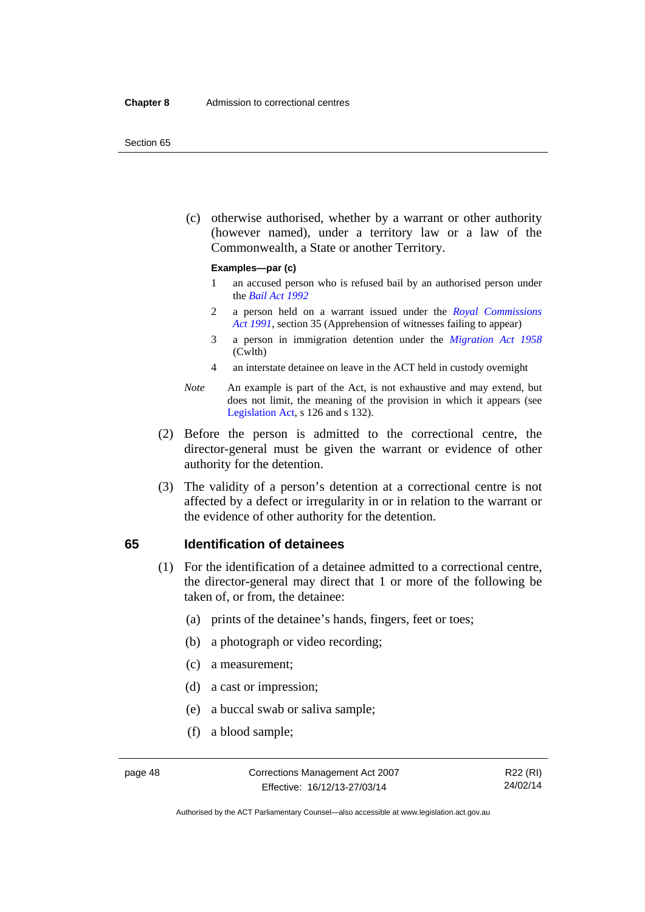(c) otherwise authorised, whether by a warrant or other authority (however named), under a territory law or a law of the Commonwealth, a State or another Territory.

**Examples—par (c)**

1 an accused person who is refused bail by an authorised person under the *Bail Act 1992*

2 a person held on a warrant issued under the *Royal Commissions Act 1991*, section 35 (Apprehension of witnesses failing to appear)

3 a person in immigration detention under the *Migration Act 1958* (Cwlth)

4 an interstate detainee on leave in the ACT held in custody overnight

*Note* An example is part of the Act, is not exhaustive and may extend, but does not limit, the meaning of the provision in which it appears (see Legislation Act, s 126 and s 132).

(2) Before the person is admitted to the correctional centre, the director-general must be given the warrant or evidence of other authority for the detention.

(3) The validity of a person's detention at a correctional centre is not affected by a defect or irregularity in or in relation to the warrant or the evidence of other authority for the detention.

### 65 Identification of detainees

(1) For the identification of a detainee admitted to a correctional centre, the director-general may direct that 1 or more of the following be taken of, or from, the detainee:

(a) prints of the detainee's hands, fingers, feet or toes;

(b) a photograph or video recording;

(c) a measurement;

(d) a cast or impression;

(e) a buccal swab or saliva sample;

(f) a blood sample;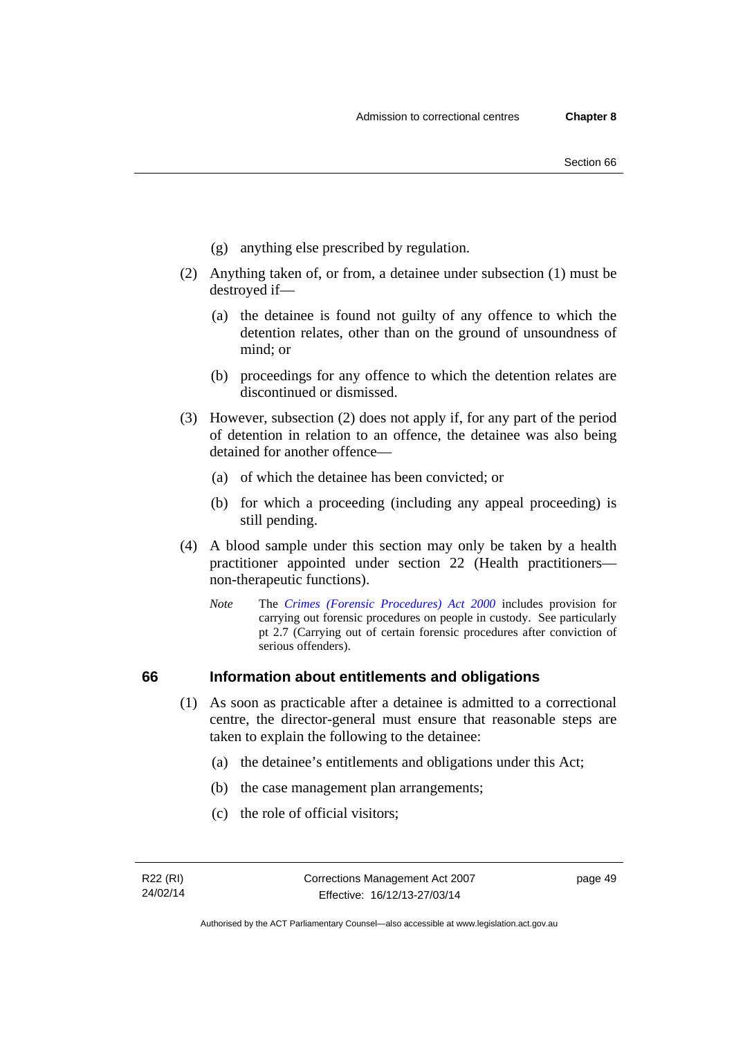(g) anything else prescribed by regulation.

(2) Anything taken of, or from, a detainee under subsection (1) must be destroyed if—

(a) the detainee is found not guilty of any offence to which the detention relates, other than on the ground of unsoundness of mind; or

(b) proceedings for any offence to which the detention relates are discontinued or dismissed.

(3) However, subsection (2) does not apply if, for any part of the period of detention in relation to an offence, the detainee was also being detained for another offence—

(a) of which the detainee has been convicted; or

(b) for which a proceeding (including any appeal proceeding) is still pending.

(4) A blood sample under this section may only be taken by a health practitioner appointed under section 22 (Health practitioners—non-therapeutic functions).

*Note* The *Crimes (Forensic Procedures) Act 2000* includes provision for carrying out forensic procedures on people in custody. See particularly pt 2.7 (Carrying out of certain forensic procedures after conviction of serious offenders).

## 66 Information about entitlements and obligations

(1) As soon as practicable after a detainee is admitted to a correctional centre, the director-general must ensure that reasonable steps are taken to explain the following to the detainee:

(a) the detainee's entitlements and obligations under this Act;

(b) the case management plan arrangements;

(c) the role of official visitors;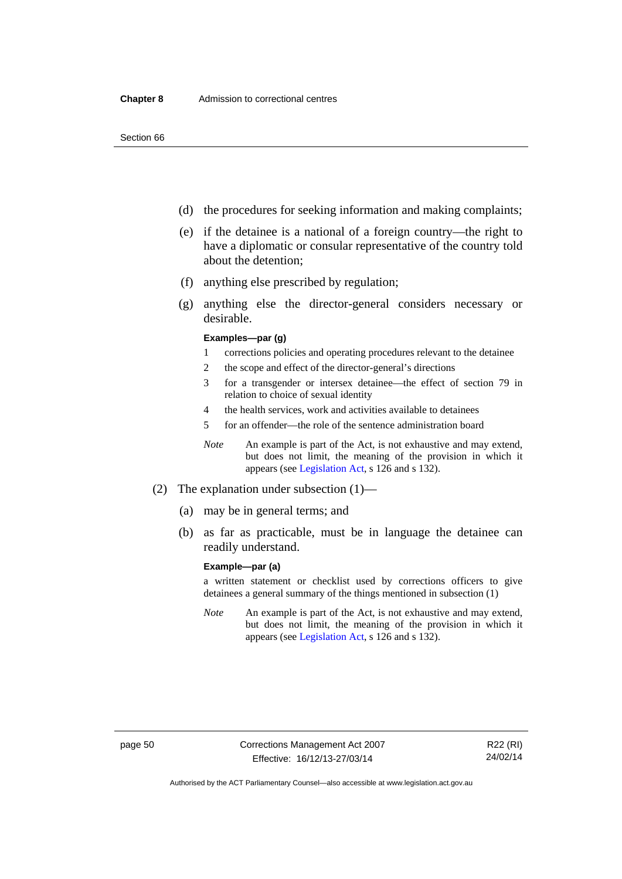(d) the procedures for seeking information and making complaints;

(e) if the detainee is a national of a foreign country—the right to have a diplomatic or consular representative of the country told about the detention;

(f) anything else prescribed by regulation;

(g) anything else the director-general considers necessary or desirable.

**Examples—par (g)**

1 corrections policies and operating procedures relevant to the detainee

2 the scope and effect of the director-general's directions

3 for a transgender or intersex detainee—the effect of section 79 in relation to choice of sexual identity

4 the health services, work and activities available to detainees

5 for an offender—the role of the sentence administration board

*Note* An example is part of the Act, is not exhaustive and may extend, but does not limit, the meaning of the provision in which it appears (see Legislation Act, s 126 and s 132).

(2) The explanation under subsection (1)—

(a) may be in general terms; and

(b) as far as practicable, must be in language the detainee can readily understand.

**Example—par (a)**

a written statement or checklist used by corrections officers to give detainees a general summary of the things mentioned in subsection (1)

*Note* An example is part of the Act, is not exhaustive and may extend, but does not limit, the meaning of the provision in which it appears (see Legislation Act, s 126 and s 132).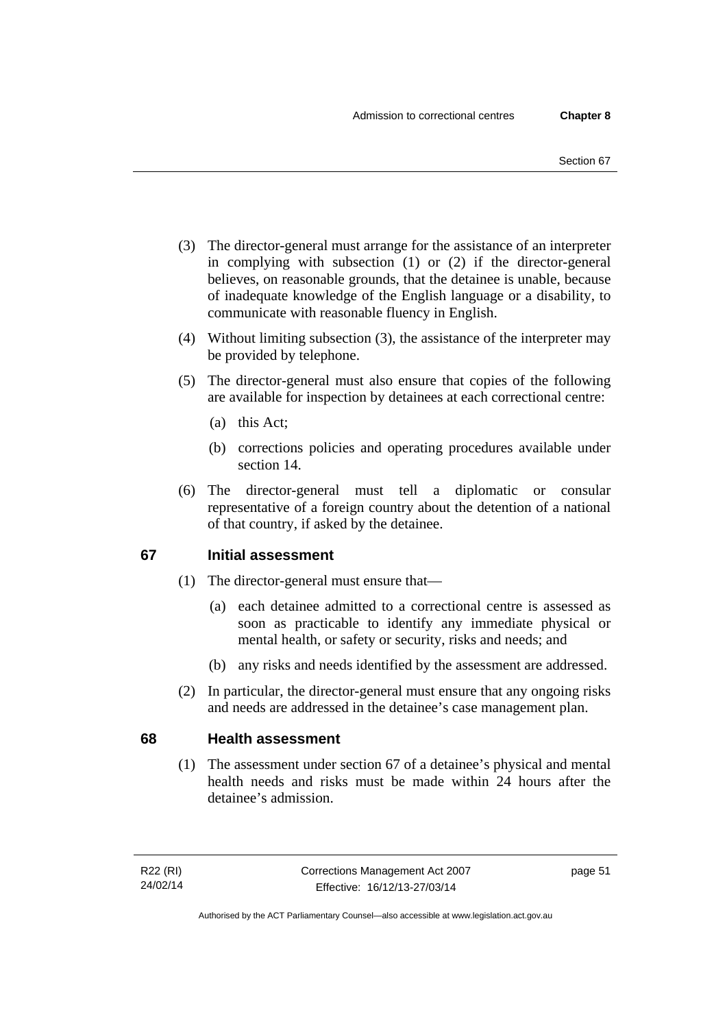(3) The director-general must arrange for the assistance of an interpreter in complying with subsection (1) or (2) if the director-general believes, on reasonable grounds, that the detainee is unable, because of inadequate knowledge of the English language or a disability, to communicate with reasonable fluency in English.

(4) Without limiting subsection (3), the assistance of the interpreter may be provided by telephone.

(5) The director-general must also ensure that copies of the following are available for inspection by detainees at each correctional centre:

(a) this Act;

(b) corrections policies and operating procedures available under section 14.

(6) The director-general must tell a diplomatic or consular representative of a foreign country about the detention of a national of that country, if asked by the detainee.

## 67 Initial assessment

(1) The director-general must ensure that—

(a) each detainee admitted to a correctional centre is assessed as soon as practicable to identify any immediate physical or mental health, or safety or security, risks and needs; and

(b) any risks and needs identified by the assessment are addressed.

(2) In particular, the director-general must ensure that any ongoing risks and needs are addressed in the detainee's case management plan.

## 68 Health assessment

(1) The assessment under section 67 of a detainee's physical and mental health needs and risks must be made within 24 hours after the detainee's admission.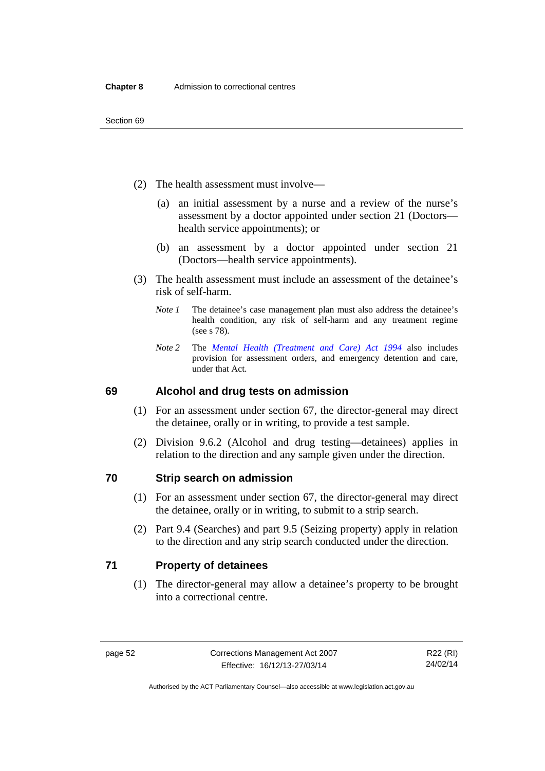(2) The health assessment must involve—

(a) an initial assessment by a nurse and a review of the nurse's assessment by a doctor appointed under section 21 (Doctors—health service appointments); or

(b) an assessment by a doctor appointed under section 21 (Doctors—health service appointments).

(3) The health assessment must include an assessment of the detainee's risk of self-harm.

*Note 1* The detainee's case management plan must also address the detainee's health condition, any risk of self-harm and any treatment regime (see s 78).

*Note 2* The *Mental Health (Treatment and Care) Act 1994* also includes provision for assessment orders, and emergency detention and care, under that Act.

## 69 Alcohol and drug tests on admission

(1) For an assessment under section 67, the director-general may direct the detainee, orally or in writing, to provide a test sample.

(2) Division 9.6.2 (Alcohol and drug testing—detainees) applies in relation to the direction and any sample given under the direction.

## 70 Strip search on admission

(1) For an assessment under section 67, the director-general may direct the detainee, orally or in writing, to submit to a strip search.

(2) Part 9.4 (Searches) and part 9.5 (Seizing property) apply in relation to the direction and any strip search conducted under the direction.

## 71 Property of detainees

(1) The director-general may allow a detainee's property to be brought into a correctional centre.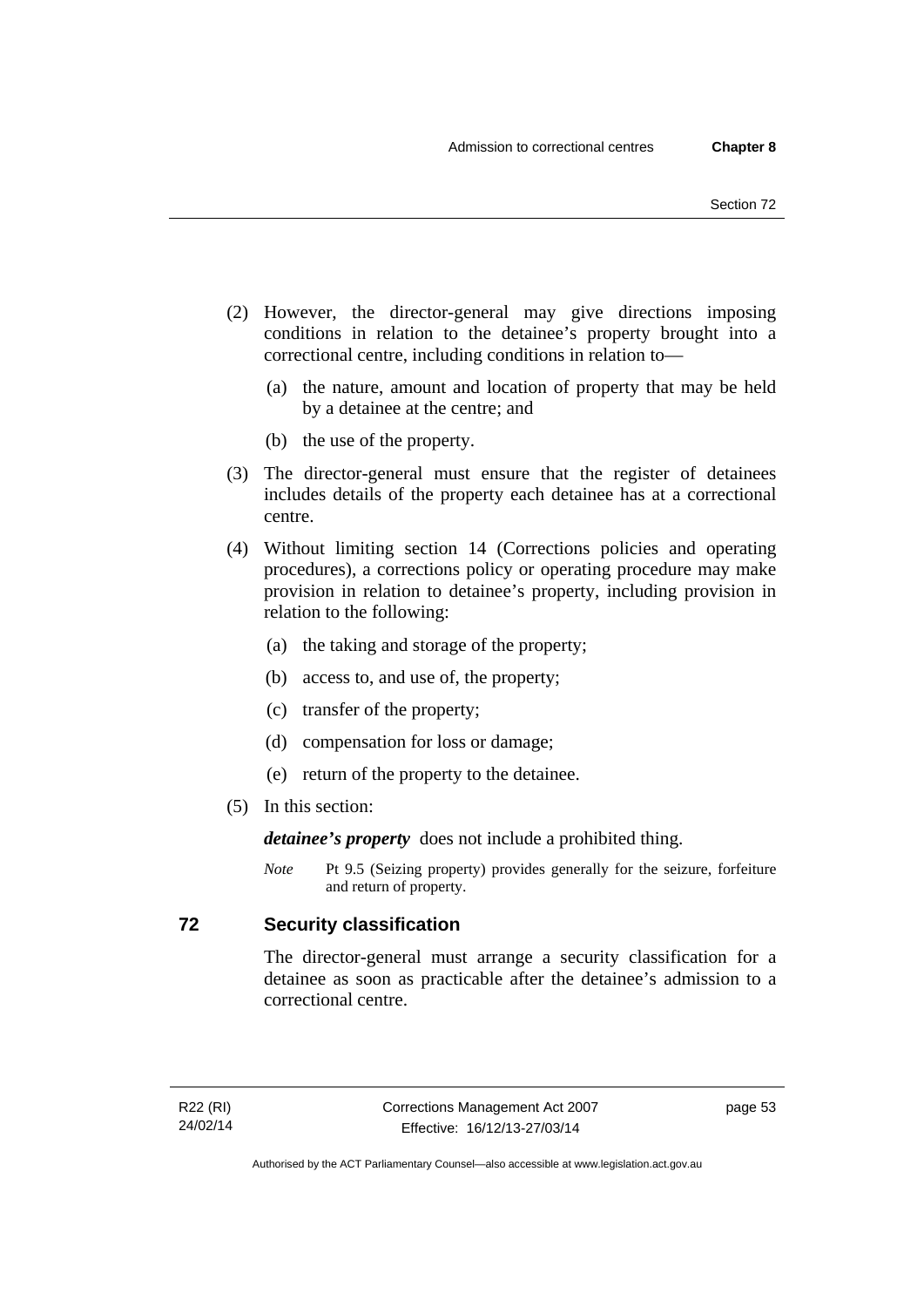(2) However, the director-general may give directions imposing conditions in relation to the detainee's property brought into a correctional centre, including conditions in relation to—

  (a) the nature, amount and location of property that may be held by a detainee at the centre; and

  (b) the use of the property.

(3) The director-general must ensure that the register of detainees includes details of the property each detainee has at a correctional centre.

(4) Without limiting section 14 (Corrections policies and operating procedures), a corrections policy or operating procedure may make provision in relation to detainee's property, including provision in relation to the following:

  (a) the taking and storage of the property;

  (b) access to, and use of, the property;

  (c) transfer of the property;

  (d) compensation for loss or damage;

  (e) return of the property to the detainee.

(5) In this section:

***detainee's property*** does not include a prohibited thing.

*Note* Pt 9.5 (Seizing property) provides generally for the seizure, forfeiture and return of property.

## 72 Security classification

The director-general must arrange a security classification for a detainee as soon as practicable after the detainee's admission to a correctional centre.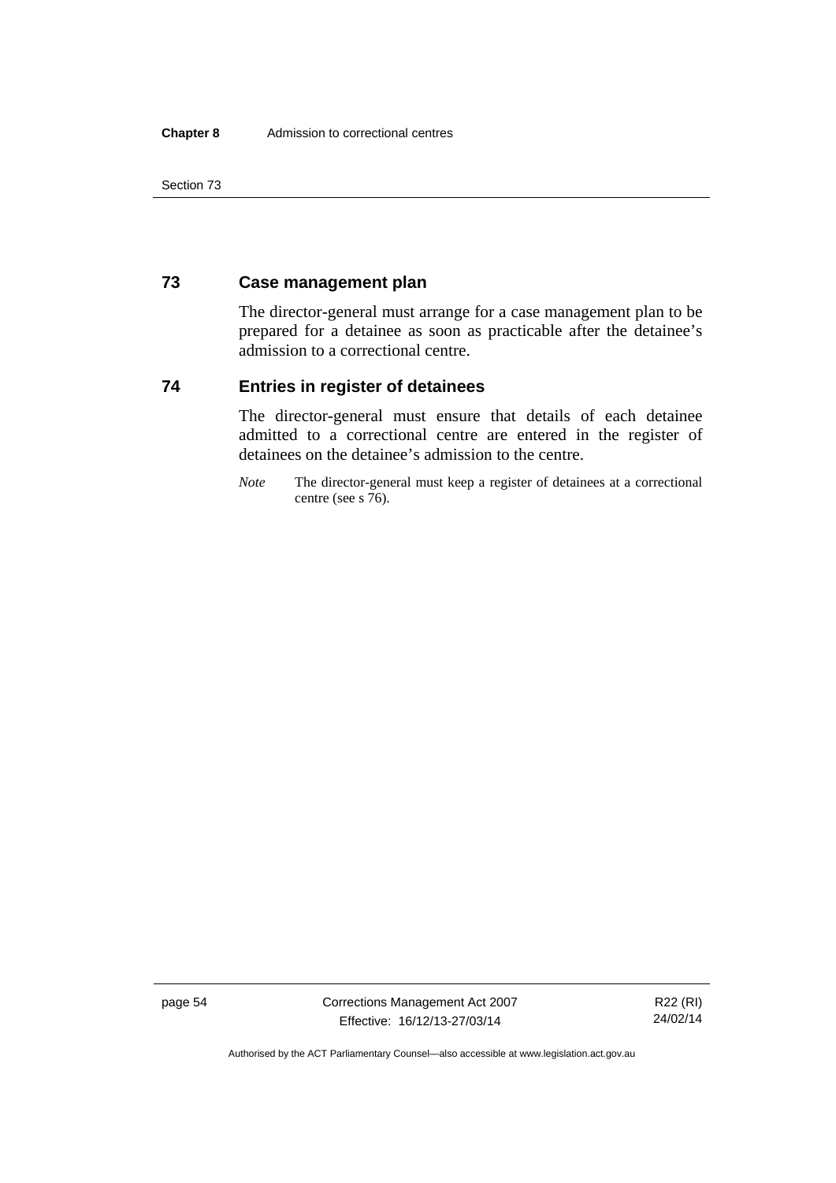## 73 Case management plan

The director-general must arrange for a case management plan to be prepared for a detainee as soon as practicable after the detainee's admission to a correctional centre.

## 74 Entries in register of detainees

The director-general must ensure that details of each detainee admitted to a correctional centre are entered in the register of detainees on the detainee's admission to the centre.

*Note* The director-general must keep a register of detainees at a correctional centre (see s 76).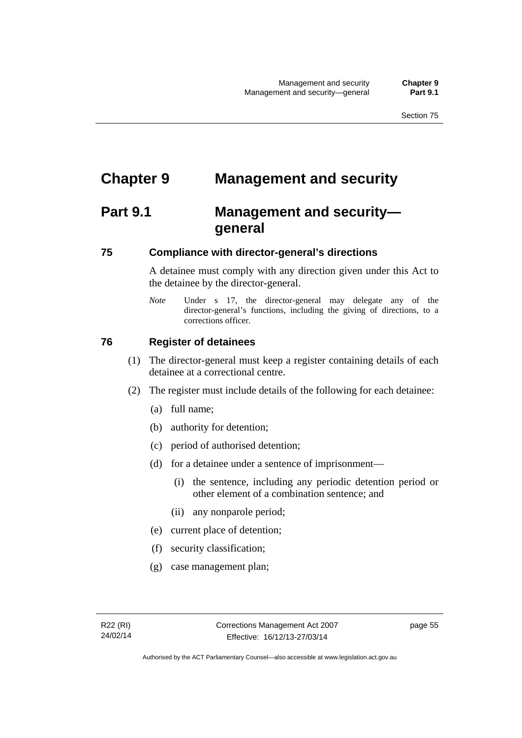# Chapter 9 Management and security

## Part 9.1 Management and security—general

### 75 Compliance with director-general's directions

A detainee must comply with any direction given under this Act to the detainee by the director-general.

*Note* Under s 17, the director-general may delegate any of the director-general's functions, including the giving of directions, to a corrections officer.

### 76 Register of detainees

(1) The director-general must keep a register containing details of each detainee at a correctional centre.

(2) The register must include details of the following for each detainee:

(a) full name;

(b) authority for detention;

(c) period of authorised detention;

(d) for a detainee under a sentence of imprisonment—

(i) the sentence, including any periodic detention period or other element of a combination sentence; and

(ii) any nonparole period;

(e) current place of detention;

(f) security classification;

(g) case management plan;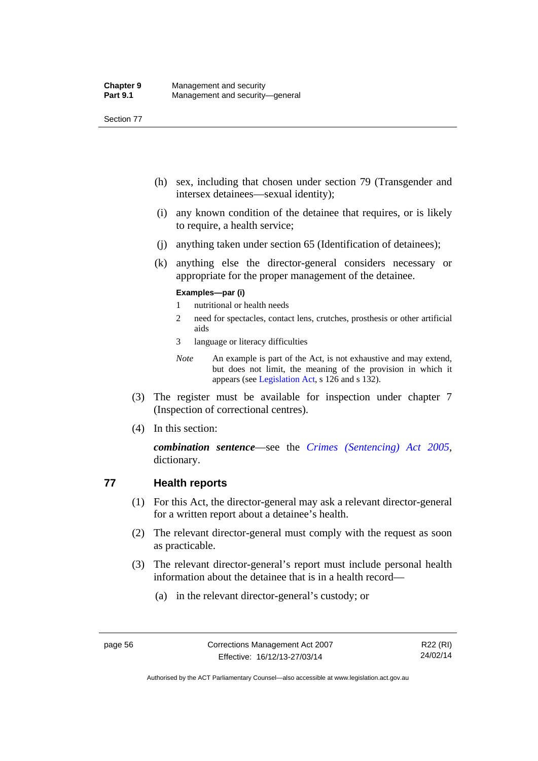(h) sex, including that chosen under section 79 (Transgender and intersex detainees—sexual identity);

(i) any known condition of the detainee that requires, or is likely to require, a health service;

(j) anything taken under section 65 (Identification of detainees);

(k) anything else the director-general considers necessary or appropriate for the proper management of the detainee.

**Examples—par (i)**

1 nutritional or health needs

2 need for spectacles, contact lens, crutches, prosthesis or other artificial aids

3 language or literacy difficulties

*Note* An example is part of the Act, is not exhaustive and may extend, but does not limit, the meaning of the provision in which it appears (see Legislation Act, s 126 and s 132).

(3) The register must be available for inspection under chapter 7 (Inspection of correctional centres).

(4) In this section:

***combination sentence***—see the *Crimes (Sentencing) Act 2005*, dictionary.

## 77 Health reports

(1) For this Act, the director-general may ask a relevant director-general for a written report about a detainee's health.

(2) The relevant director-general must comply with the request as soon as practicable.

(3) The relevant director-general's report must include personal health information about the detainee that is in a health record—

(a) in the relevant director-general's custody; or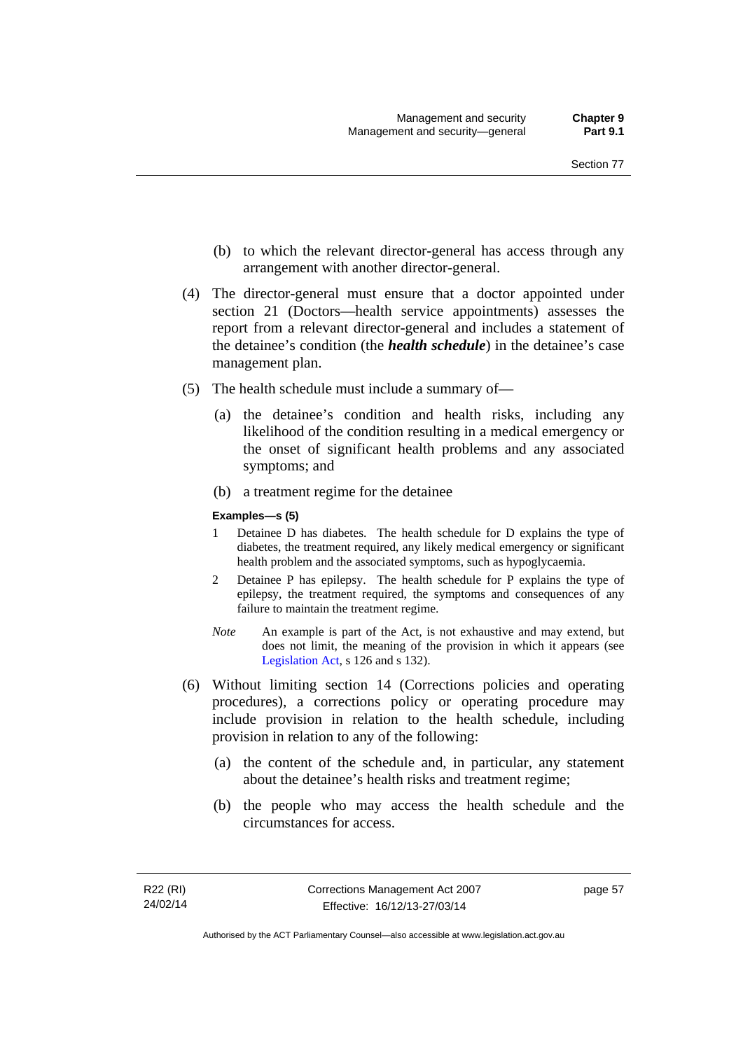(b) to which the relevant director-general has access through any arrangement with another director-general.

(4) The director-general must ensure that a doctor appointed under section 21 (Doctors—health service appointments) assesses the report from a relevant director-general and includes a statement of the detainee's condition (the ***health schedule***) in the detainee's case management plan.

(5) The health schedule must include a summary of—

(a) the detainee's condition and health risks, including any likelihood of the condition resulting in a medical emergency or the onset of significant health problems and any associated symptoms; and

(b) a treatment regime for the detainee

**Examples—s (5)**

1 Detainee D has diabetes. The health schedule for D explains the type of diabetes, the treatment required, any likely medical emergency or significant health problem and the associated symptoms, such as hypoglycaemia.

2 Detainee P has epilepsy. The health schedule for P explains the type of epilepsy, the treatment required, the symptoms and consequences of any failure to maintain the treatment regime.

*Note* An example is part of the Act, is not exhaustive and may extend, but does not limit, the meaning of the provision in which it appears (see Legislation Act, s 126 and s 132).

(6) Without limiting section 14 (Corrections policies and operating procedures), a corrections policy or operating procedure may include provision in relation to the health schedule, including provision in relation to any of the following:

(a) the content of the schedule and, in particular, any statement about the detainee's health risks and treatment regime;

(b) the people who may access the health schedule and the circumstances for access.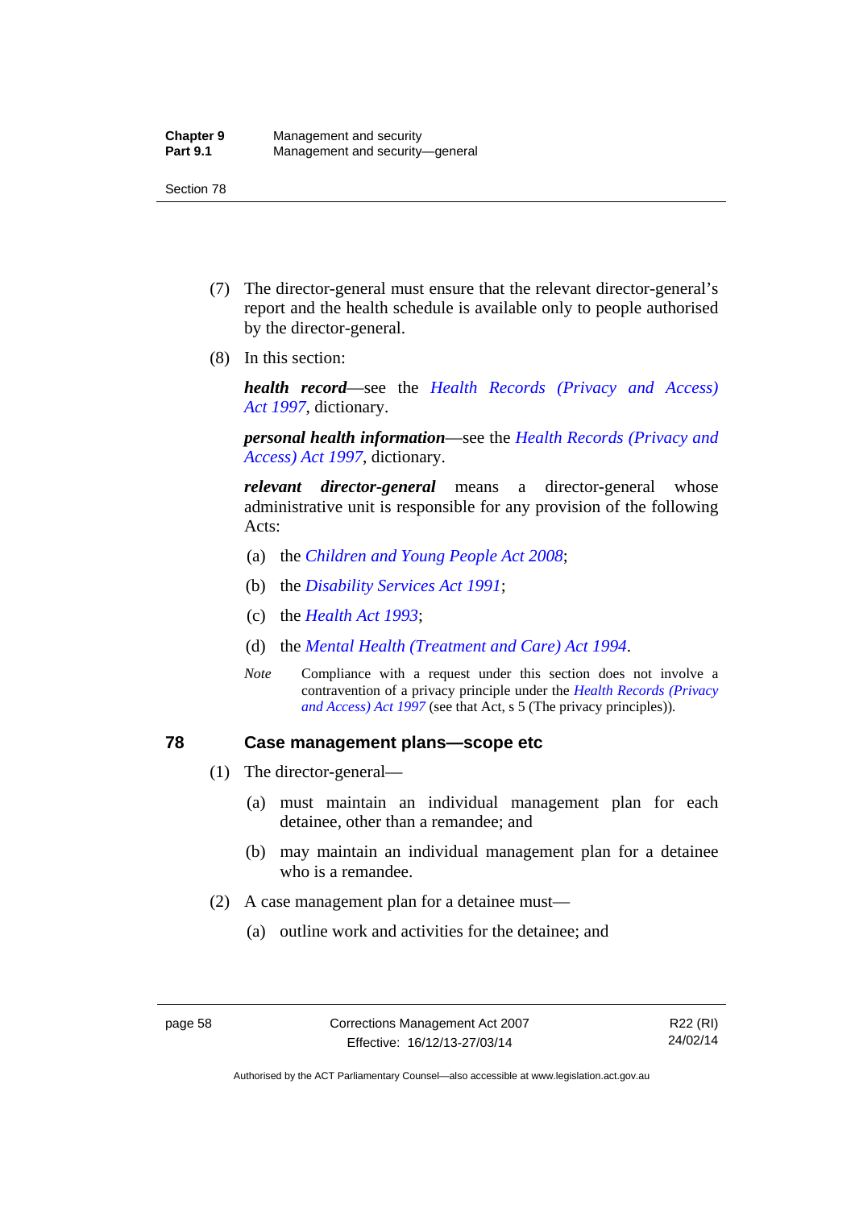(7) The director-general must ensure that the relevant director-general's report and the health schedule is available only to people authorised by the director-general.

(8) In this section:

***health record***—see the *Health Records (Privacy and Access) Act 1997*, dictionary.

***personal health information***—see the *Health Records (Privacy and Access) Act 1997*, dictionary.

***relevant director-general*** means a director-general whose administrative unit is responsible for any provision of the following Acts:

(a) the *Children and Young People Act 2008*;

(b) the *Disability Services Act 1991*;

(c) the *Health Act 1993*;

(d) the *Mental Health (Treatment and Care) Act 1994*.

*Note* Compliance with a request under this section does not involve a contravention of a privacy principle under the *Health Records (Privacy and Access) Act 1997* (see that Act, s 5 (The privacy principles)).

### 78 Case management plans—scope etc

(1) The director-general—

(a) must maintain an individual management plan for each detainee, other than a remandee; and

(b) may maintain an individual management plan for a detainee who is a remandee.

(2) A case management plan for a detainee must—

(a) outline work and activities for the detainee; and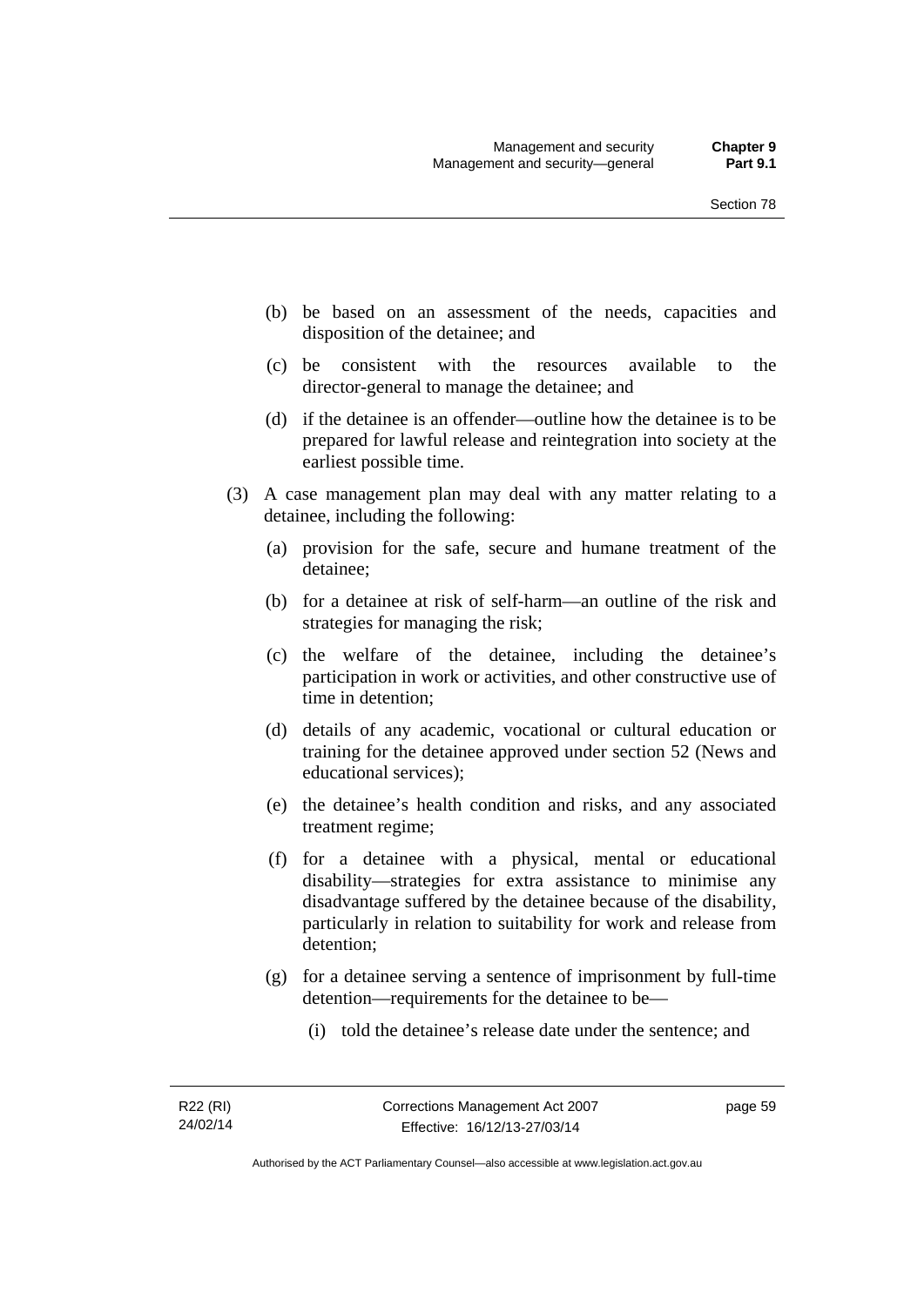(b) be based on an assessment of the needs, capacities and disposition of the detainee; and

(c) be consistent with the resources available to the director-general to manage the detainee; and

(d) if the detainee is an offender—outline how the detainee is to be prepared for lawful release and reintegration into society at the earliest possible time.

(3) A case management plan may deal with any matter relating to a detainee, including the following:

(a) provision for the safe, secure and humane treatment of the detainee;

(b) for a detainee at risk of self-harm—an outline of the risk and strategies for managing the risk;

(c) the welfare of the detainee, including the detainee's participation in work or activities, and other constructive use of time in detention;

(d) details of any academic, vocational or cultural education or training for the detainee approved under section 52 (News and educational services);

(e) the detainee's health condition and risks, and any associated treatment regime;

(f) for a detainee with a physical, mental or educational disability—strategies for extra assistance to minimise any disadvantage suffered by the detainee because of the disability, particularly in relation to suitability for work and release from detention;

(g) for a detainee serving a sentence of imprisonment by full-time detention—requirements for the detainee to be—

(i) told the detainee's release date under the sentence; and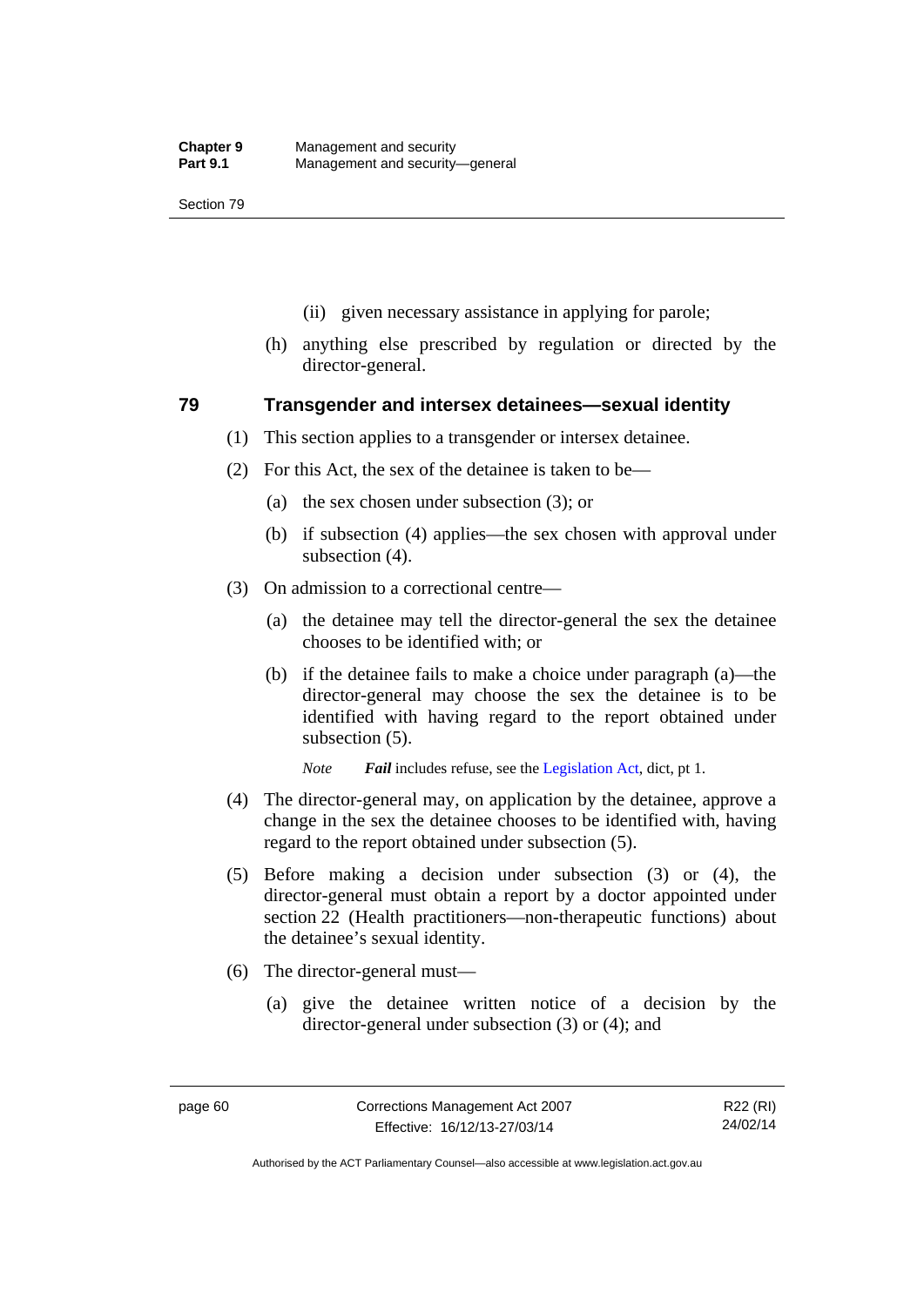(ii) given necessary assistance in applying for parole;

(h) anything else prescribed by regulation or directed by the director-general.

## 79 Transgender and intersex detainees—sexual identity

(1) This section applies to a transgender or intersex detainee.

(2) For this Act, the sex of the detainee is taken to be—

(a) the sex chosen under subsection (3); or

(b) if subsection (4) applies—the sex chosen with approval under subsection (4).

(3) On admission to a correctional centre—

(a) the detainee may tell the director-general the sex the detainee chooses to be identified with; or

(b) if the detainee fails to make a choice under paragraph (a)—the director-general may choose the sex the detainee is to be identified with having regard to the report obtained under subsection (5).

*Note* ***Fail*** includes refuse, see the Legislation Act, dict, pt 1.

(4) The director-general may, on application by the detainee, approve a change in the sex the detainee chooses to be identified with, having regard to the report obtained under subsection (5).

(5) Before making a decision under subsection (3) or (4), the director-general must obtain a report by a doctor appointed under section 22 (Health practitioners—non-therapeutic functions) about the detainee's sexual identity.

(6) The director-general must—

(a) give the detainee written notice of a decision by the director-general under subsection (3) or (4); and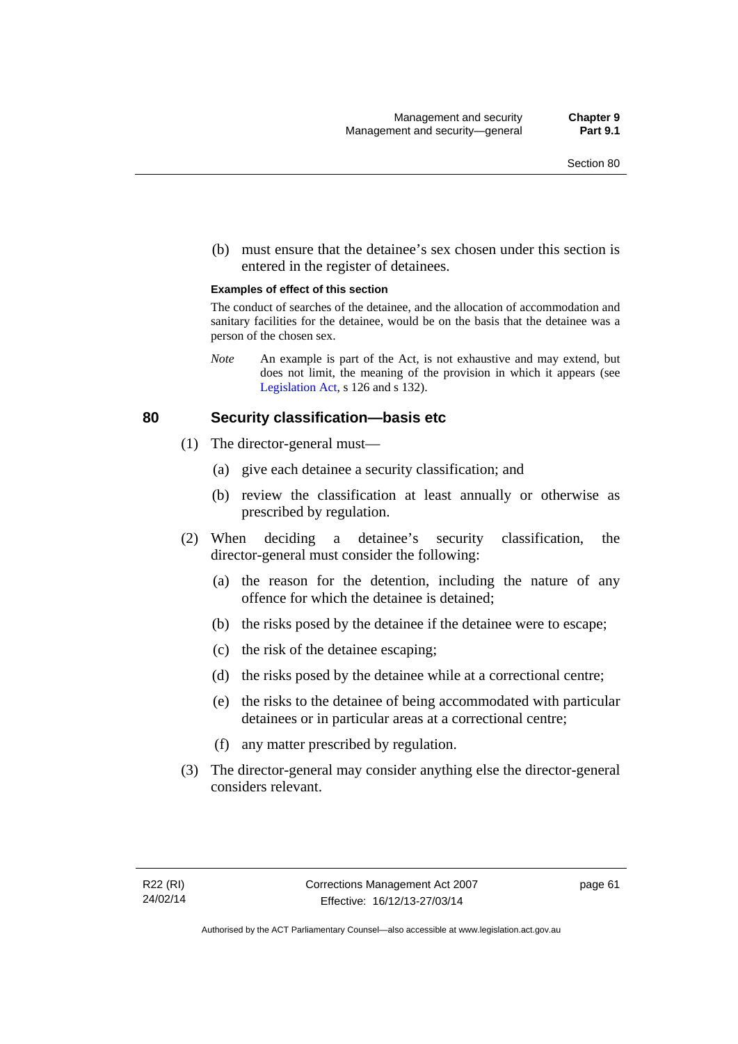(b) must ensure that the detainee's sex chosen under this section is entered in the register of detainees.

**Examples of effect of this section**

The conduct of searches of the detainee, and the allocation of accommodation and sanitary facilities for the detainee, would be on the basis that the detainee was a person of the chosen sex.

*Note* An example is part of the Act, is not exhaustive and may extend, but does not limit, the meaning of the provision in which it appears (see Legislation Act, s 126 and s 132).

## 80 Security classification—basis etc

(1) The director-general must—

(a) give each detainee a security classification; and

(b) review the classification at least annually or otherwise as prescribed by regulation.

(2) When deciding a detainee's security classification, the director-general must consider the following:

(a) the reason for the detention, including the nature of any offence for which the detainee is detained;

(b) the risks posed by the detainee if the detainee were to escape;

(c) the risk of the detainee escaping;

(d) the risks posed by the detainee while at a correctional centre;

(e) the risks to the detainee of being accommodated with particular detainees or in particular areas at a correctional centre;

(f) any matter prescribed by regulation.

(3) The director-general may consider anything else the director-general considers relevant.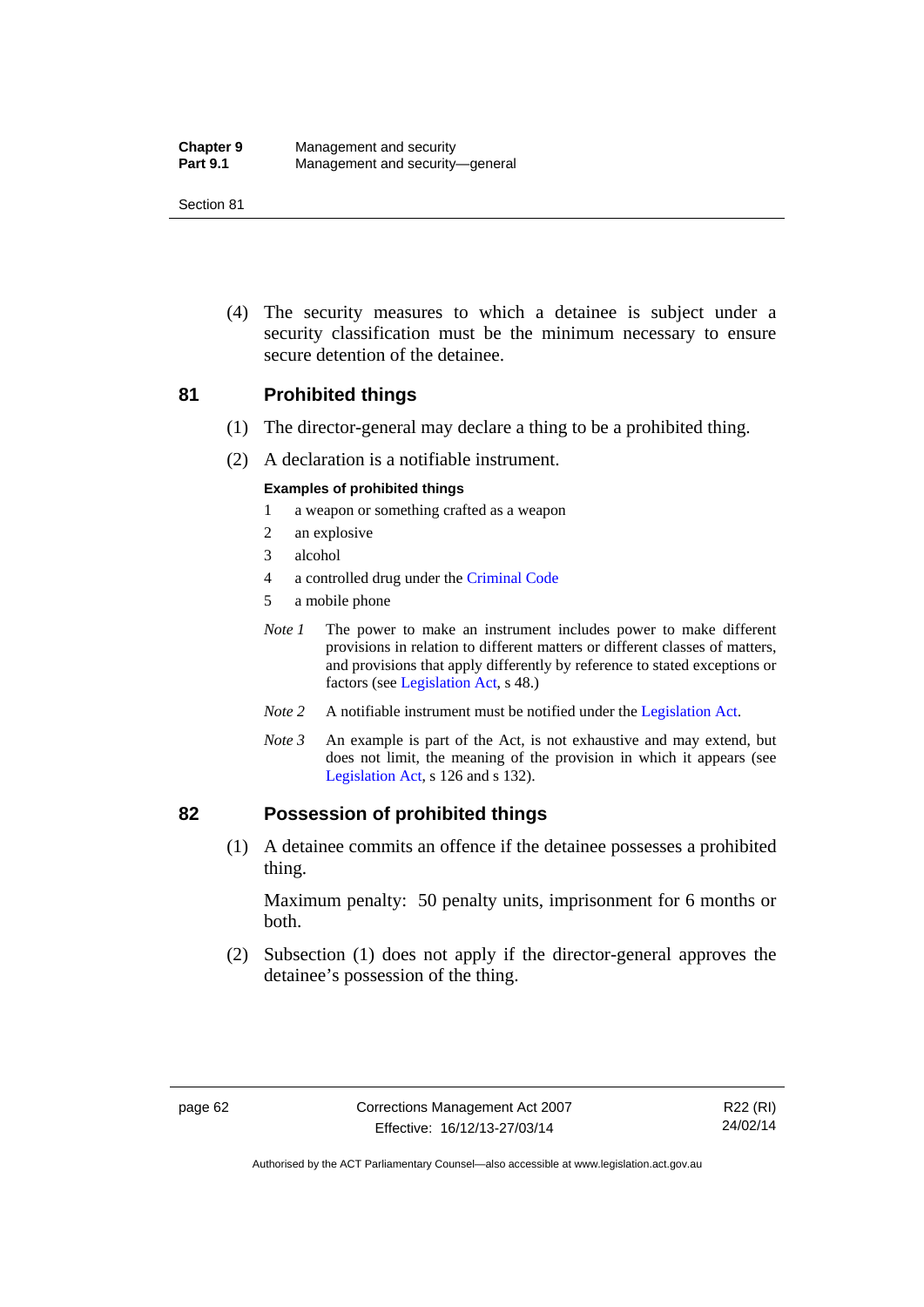(4) The security measures to which a detainee is subject under a security classification must be the minimum necessary to ensure secure detention of the detainee.

## 81 Prohibited things

(1) The director-general may declare a thing to be a prohibited thing.

(2) A declaration is a notifiable instrument.

**Examples of prohibited things**

1 a weapon or something crafted as a weapon

2 an explosive

3 alcohol

4 a controlled drug under the Criminal Code

5 a mobile phone

*Note 1* The power to make an instrument includes power to make different provisions in relation to different matters or different classes of matters, and provisions that apply differently by reference to stated exceptions or factors (see Legislation Act, s 48.)

*Note 2* A notifiable instrument must be notified under the Legislation Act.

*Note 3* An example is part of the Act, is not exhaustive and may extend, but does not limit, the meaning of the provision in which it appears (see Legislation Act, s 126 and s 132).

## 82 Possession of prohibited things

(1) A detainee commits an offence if the detainee possesses a prohibited thing.

Maximum penalty: 50 penalty units, imprisonment for 6 months or both.

(2) Subsection (1) does not apply if the director-general approves the detainee's possession of the thing.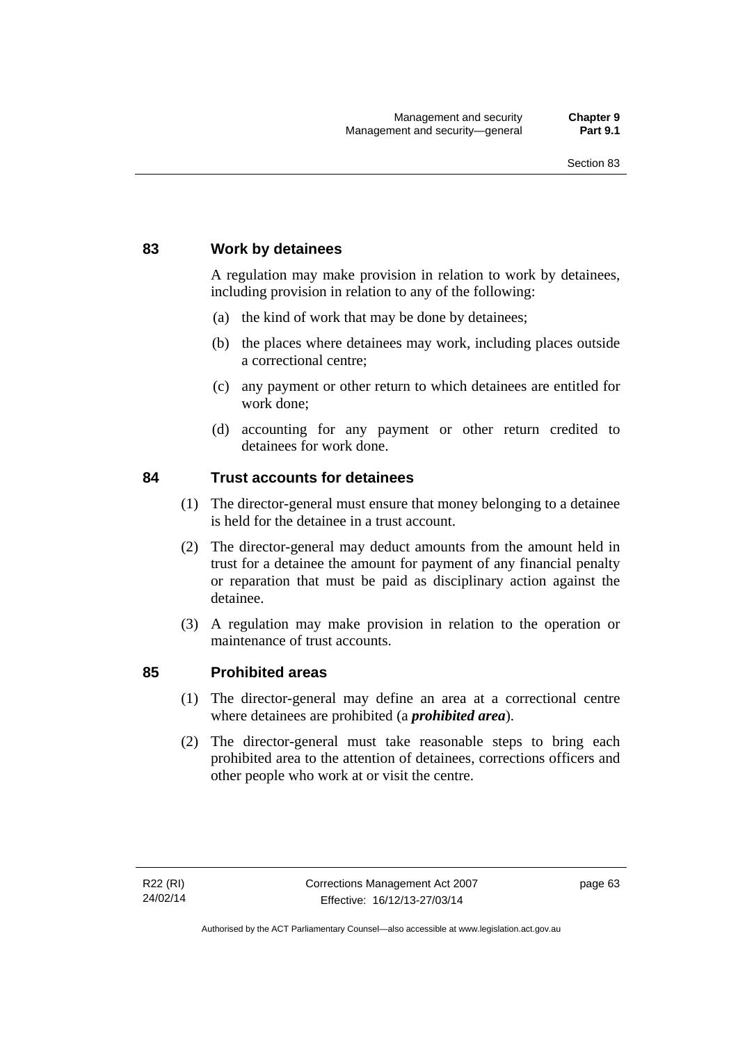## 83 Work by detainees

A regulation may make provision in relation to work by detainees, including provision in relation to any of the following:

(a) the kind of work that may be done by detainees;

(b) the places where detainees may work, including places outside a correctional centre;

(c) any payment or other return to which detainees are entitled for work done;

(d) accounting for any payment or other return credited to detainees for work done.

## 84 Trust accounts for detainees

(1) The director-general must ensure that money belonging to a detainee is held for the detainee in a trust account.

(2) The director-general may deduct amounts from the amount held in trust for a detainee the amount for payment of any financial penalty or reparation that must be paid as disciplinary action against the detainee.

(3) A regulation may make provision in relation to the operation or maintenance of trust accounts.

## 85 Prohibited areas

(1) The director-general may define an area at a correctional centre where detainees are prohibited (a ***prohibited area***).

(2) The director-general must take reasonable steps to bring each prohibited area to the attention of detainees, corrections officers and other people who work at or visit the centre.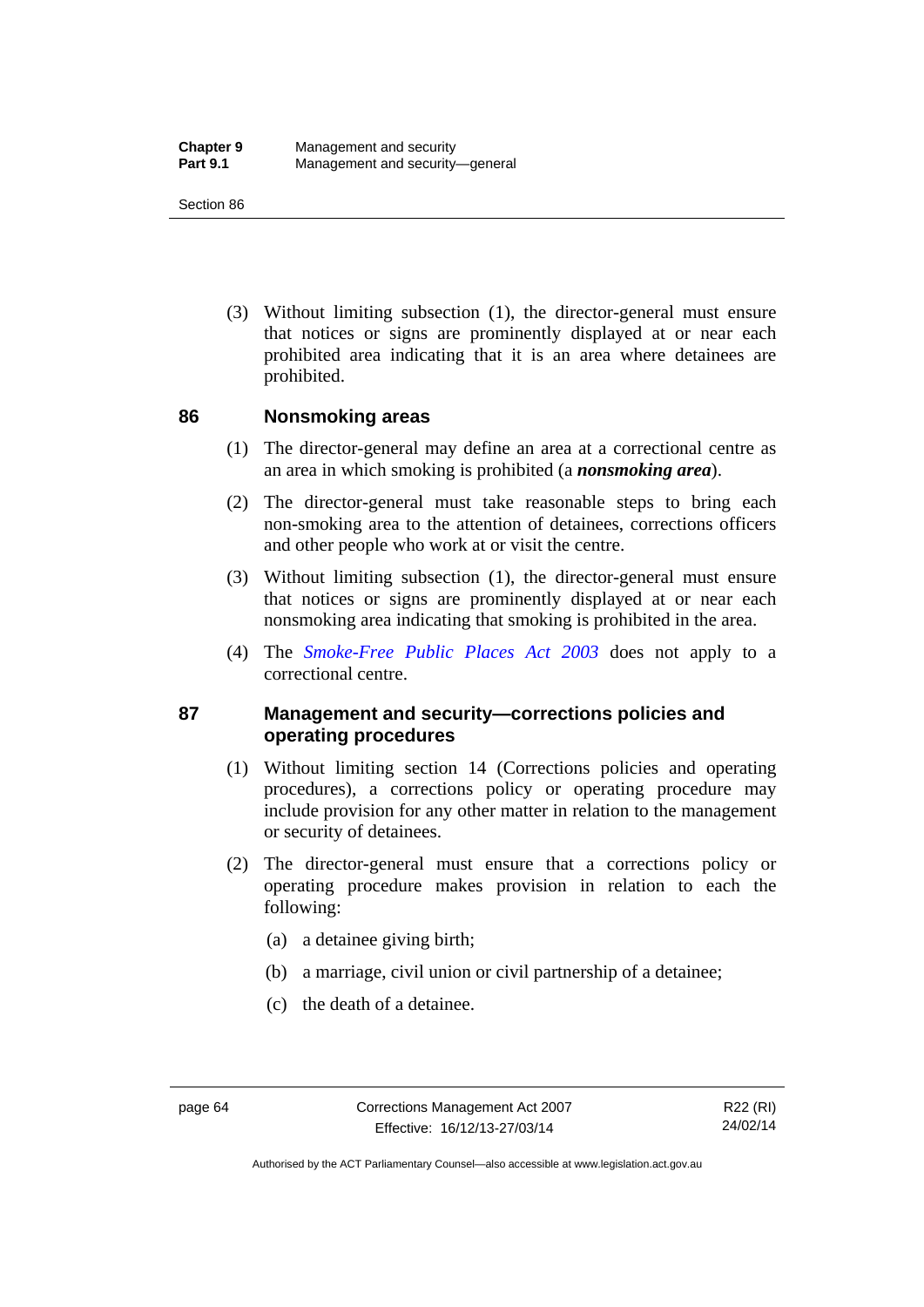(3) Without limiting subsection (1), the director-general must ensure that notices or signs are prominently displayed at or near each prohibited area indicating that it is an area where detainees are prohibited.

## 86 Nonsmoking areas

(1) The director-general may define an area at a correctional centre as an area in which smoking is prohibited (a ***nonsmoking area***).

(2) The director-general must take reasonable steps to bring each non-smoking area to the attention of detainees, corrections officers and other people who work at or visit the centre.

(3) Without limiting subsection (1), the director-general must ensure that notices or signs are prominently displayed at or near each nonsmoking area indicating that smoking is prohibited in the area.

(4) The *Smoke-Free Public Places Act 2003* does not apply to a correctional centre.

## 87 Management and security—corrections policies and operating procedures

(1) Without limiting section 14 (Corrections policies and operating procedures), a corrections policy or operating procedure may include provision for any other matter in relation to the management or security of detainees.

(2) The director-general must ensure that a corrections policy or operating procedure makes provision in relation to each the following:

(a) a detainee giving birth;

(b) a marriage, civil union or civil partnership of a detainee;

(c) the death of a detainee.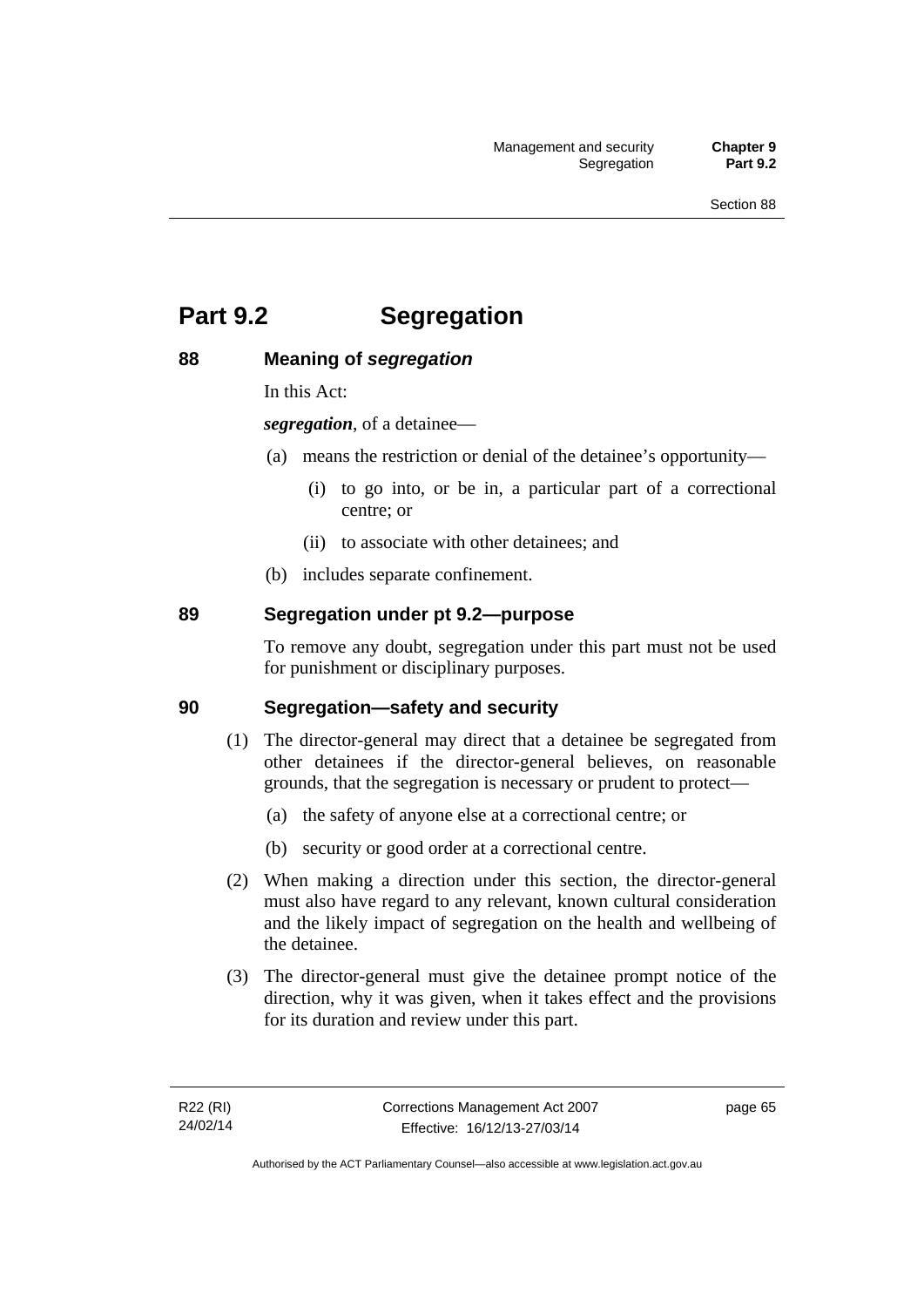# Part 9.2 Segregation

## 88 Meaning of *segregation*

In this Act:

***segregation***, of a detainee—

- (a) means the restriction or denial of the detainee's opportunity—
  - (i) to go into, or be in, a particular part of a correctional centre; or
  - (ii) to associate with other detainees; and
- (b) includes separate confinement.

## 89 Segregation under pt 9.2—purpose

To remove any doubt, segregation under this part must not be used for punishment or disciplinary purposes.

## 90 Segregation—safety and security

(1) The director-general may direct that a detainee be segregated from other detainees if the director-general believes, on reasonable grounds, that the segregation is necessary or prudent to protect—

- (a) the safety of anyone else at a correctional centre; or
- (b) security or good order at a correctional centre.

(2) When making a direction under this section, the director-general must also have regard to any relevant, known cultural consideration and the likely impact of segregation on the health and wellbeing of the detainee.

(3) The director-general must give the detainee prompt notice of the direction, why it was given, when it takes effect and the provisions for its duration and review under this part.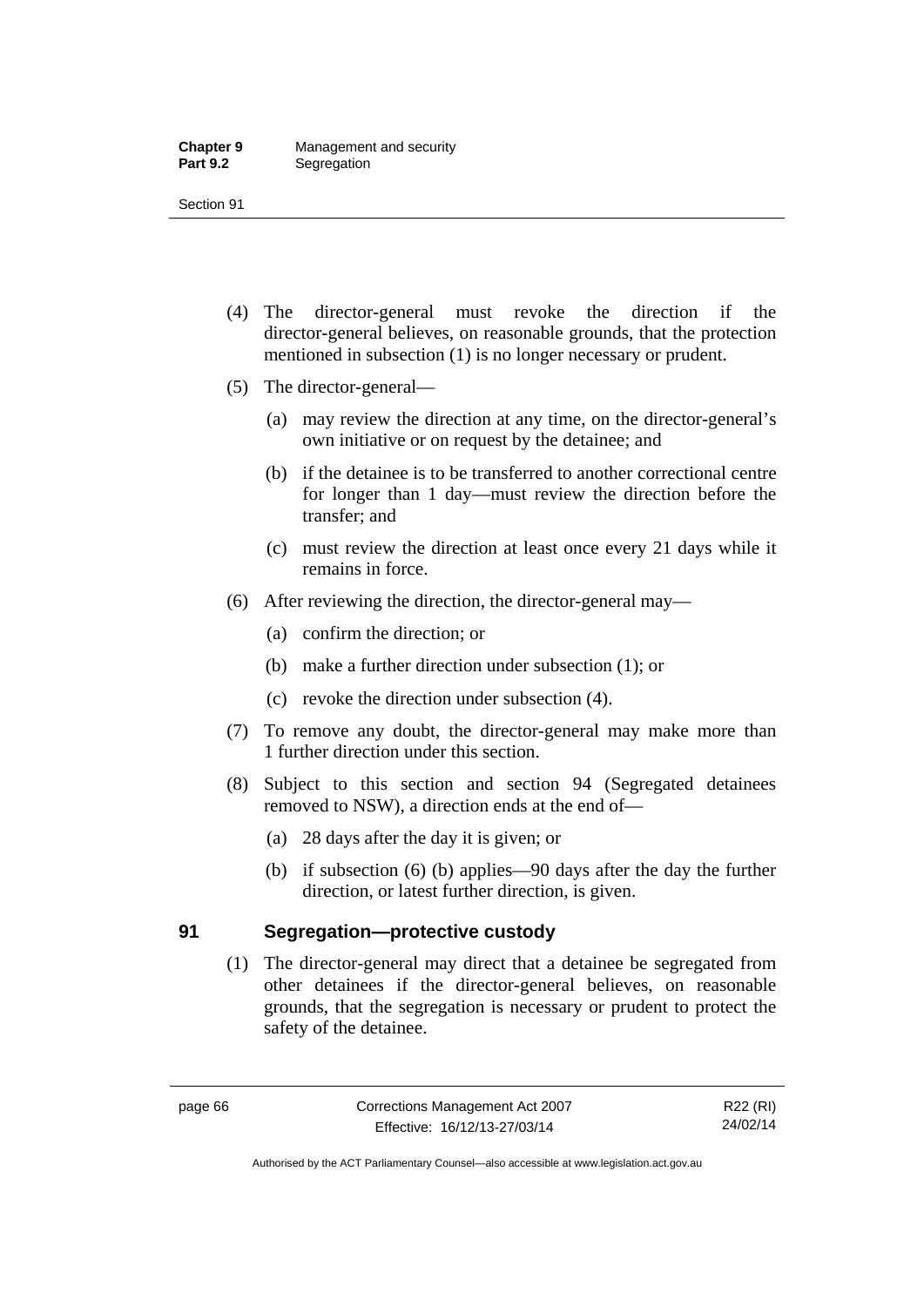(4) The director-general must revoke the direction if the director-general believes, on reasonable grounds, that the protection mentioned in subsection (1) is no longer necessary or prudent.

(5) The director-general—

(a) may review the direction at any time, on the director-general's own initiative or on request by the detainee; and

(b) if the detainee is to be transferred to another correctional centre for longer than 1 day—must review the direction before the transfer; and

(c) must review the direction at least once every 21 days while it remains in force.

(6) After reviewing the direction, the director-general may—

(a) confirm the direction; or

(b) make a further direction under subsection (1); or

(c) revoke the direction under subsection (4).

(7) To remove any doubt, the director-general may make more than 1 further direction under this section.

(8) Subject to this section and section 94 (Segregated detainees removed to NSW), a direction ends at the end of—

(a) 28 days after the day it is given; or

(b) if subsection (6) (b) applies—90 days after the day the further direction, or latest further direction, is given.

## 91 Segregation—protective custody

(1) The director-general may direct that a detainee be segregated from other detainees if the director-general believes, on reasonable grounds, that the segregation is necessary or prudent to protect the safety of the detainee.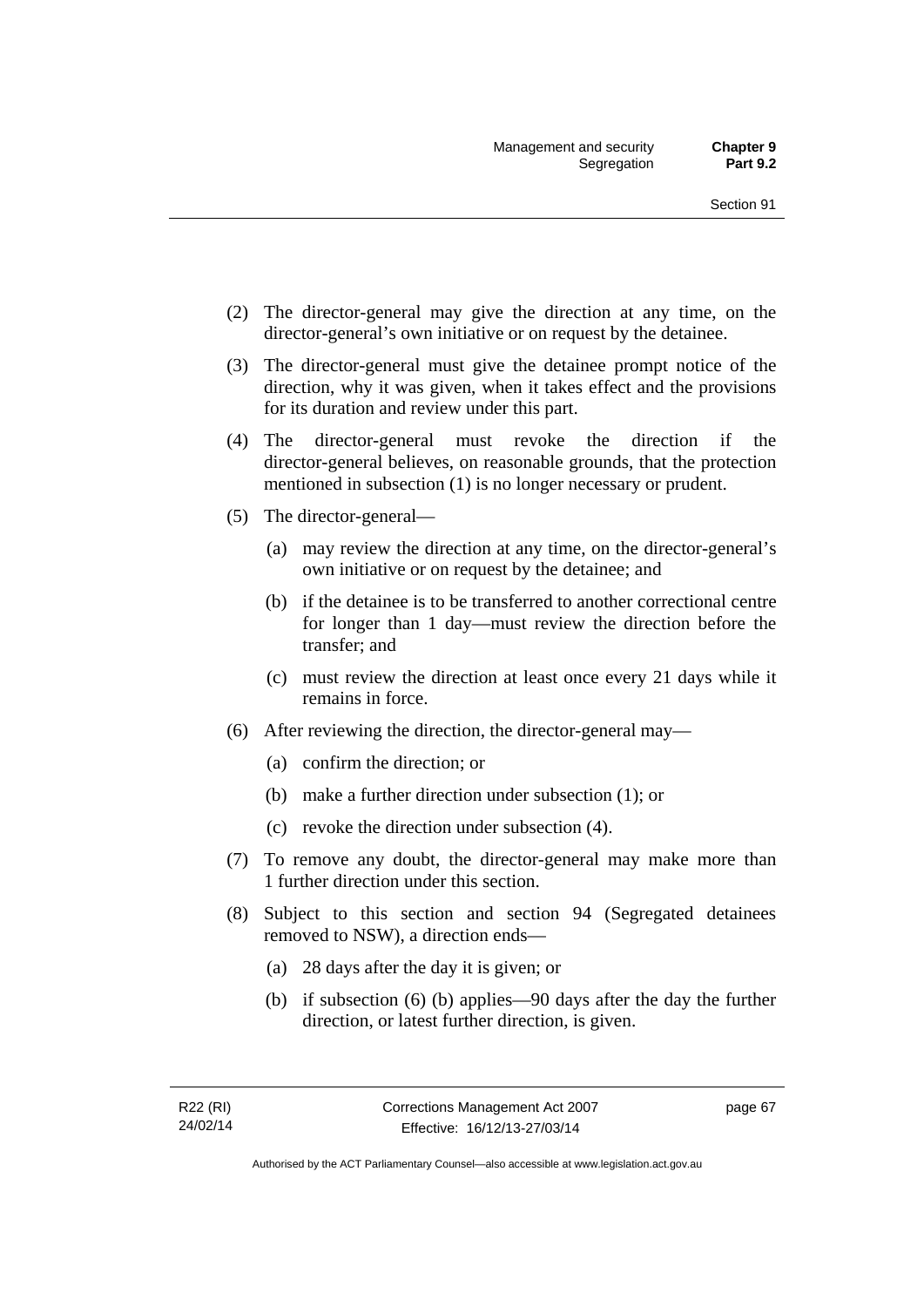(2) The director-general may give the direction at any time, on the director-general's own initiative or on request by the detainee.

(3) The director-general must give the detainee prompt notice of the direction, why it was given, when it takes effect and the provisions for its duration and review under this part.

(4) The director-general must revoke the direction if the director-general believes, on reasonable grounds, that the protection mentioned in subsection (1) is no longer necessary or prudent.

(5) The director-general—

- (a) may review the direction at any time, on the director-general's own initiative or on request by the detainee; and
- (b) if the detainee is to be transferred to another correctional centre for longer than 1 day—must review the direction before the transfer; and
- (c) must review the direction at least once every 21 days while it remains in force.

(6) After reviewing the direction, the director-general may—

- (a) confirm the direction; or
- (b) make a further direction under subsection (1); or
- (c) revoke the direction under subsection (4).

(7) To remove any doubt, the director-general may make more than 1 further direction under this section.

(8) Subject to this section and section 94 (Segregated detainees removed to NSW), a direction ends—

- (a) 28 days after the day it is given; or
- (b) if subsection (6) (b) applies—90 days after the day the further direction, or latest further direction, is given.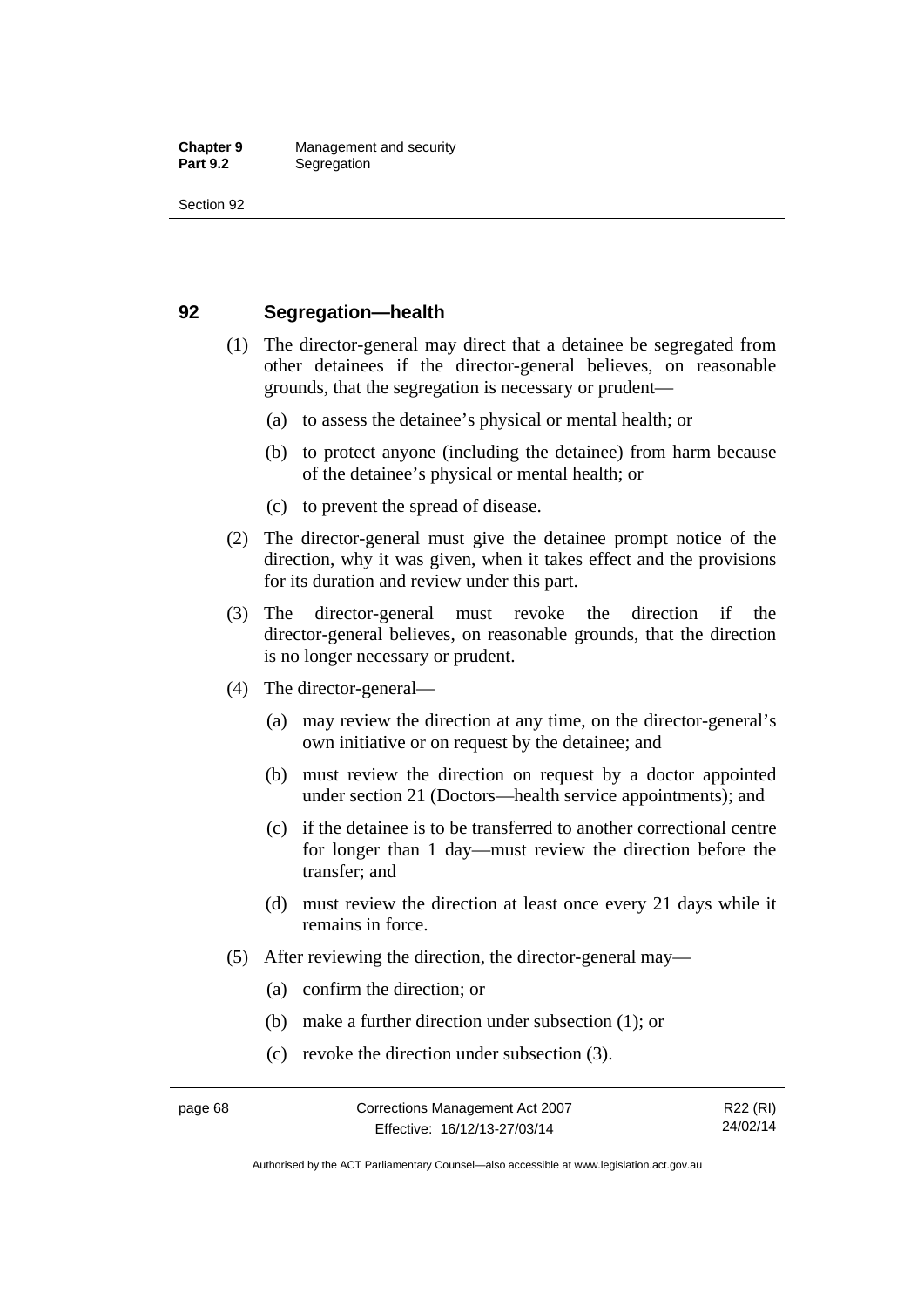## 92 Segregation—health

(1) The director-general may direct that a detainee be segregated from other detainees if the director-general believes, on reasonable grounds, that the segregation is necessary or prudent—

(a) to assess the detainee's physical or mental health; or

(b) to protect anyone (including the detainee) from harm because of the detainee's physical or mental health; or

(c) to prevent the spread of disease.

(2) The director-general must give the detainee prompt notice of the direction, why it was given, when it takes effect and the provisions for its duration and review under this part.

(3) The director-general must revoke the direction if the director-general believes, on reasonable grounds, that the direction is no longer necessary or prudent.

(4) The director-general—

(a) may review the direction at any time, on the director-general's own initiative or on request by the detainee; and

(b) must review the direction on request by a doctor appointed under section 21 (Doctors—health service appointments); and

(c) if the detainee is to be transferred to another correctional centre for longer than 1 day—must review the direction before the transfer; and

(d) must review the direction at least once every 21 days while it remains in force.

(5) After reviewing the direction, the director-general may—

(a) confirm the direction; or

(b) make a further direction under subsection (1); or

(c) revoke the direction under subsection (3).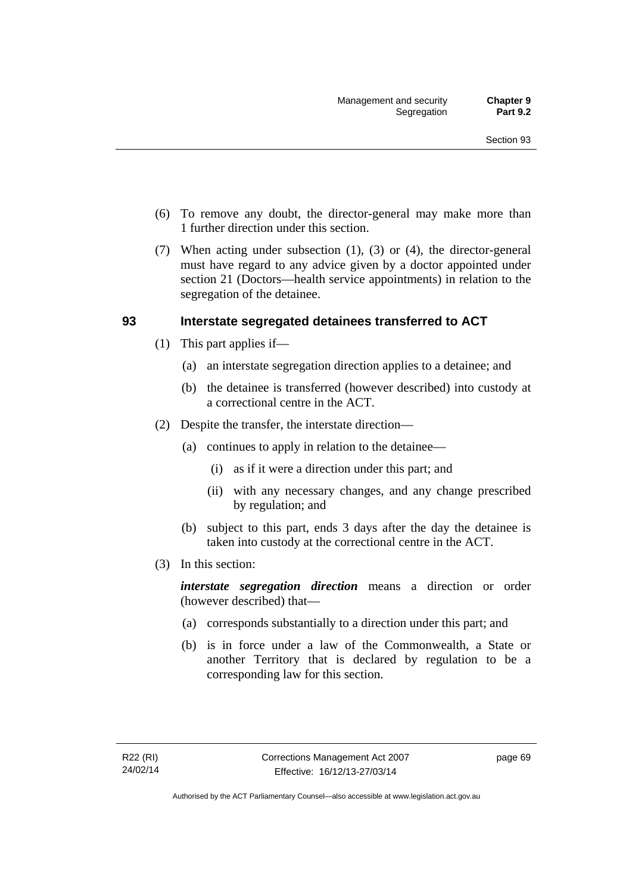(6) To remove any doubt, the director-general may make more than 1 further direction under this section.

(7) When acting under subsection (1), (3) or (4), the director-general must have regard to any advice given by a doctor appointed under section 21 (Doctors—health service appointments) in relation to the segregation of the detainee.

### 93 Interstate segregated detainees transferred to ACT

(1) This part applies if—

(a) an interstate segregation direction applies to a detainee; and

(b) the detainee is transferred (however described) into custody at a correctional centre in the ACT.

(2) Despite the transfer, the interstate direction—

(a) continues to apply in relation to the detainee—

(i) as if it were a direction under this part; and

(ii) with any necessary changes, and any change prescribed by regulation; and

(b) subject to this part, ends 3 days after the day the detainee is taken into custody at the correctional centre in the ACT.

(3) In this section:

***interstate segregation direction*** means a direction or order (however described) that—

(a) corresponds substantially to a direction under this part; and

(b) is in force under a law of the Commonwealth, a State or another Territory that is declared by regulation to be a corresponding law for this section.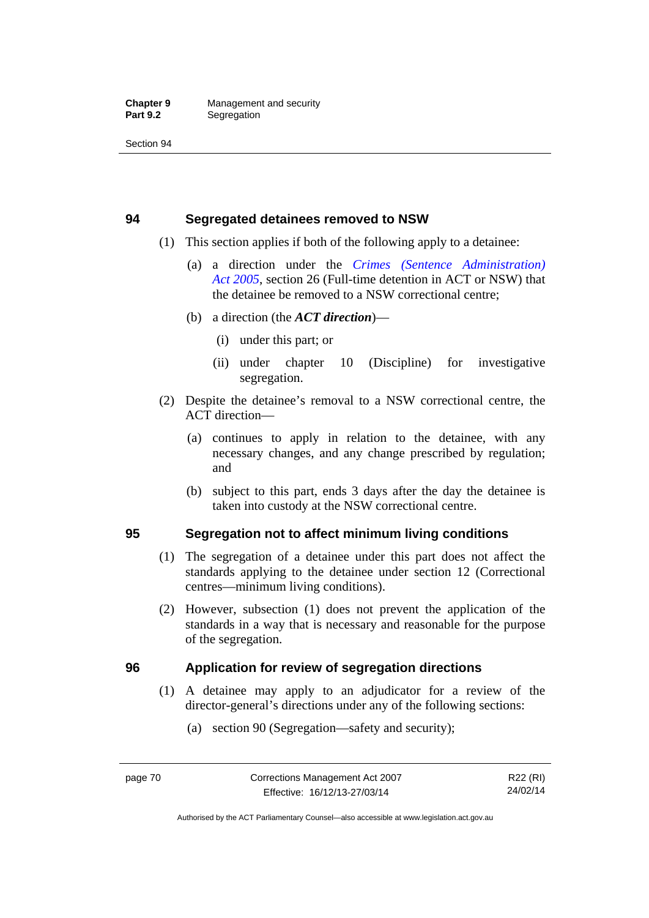## 94 Segregated detainees removed to NSW

(1) This section applies if both of the following apply to a detainee:

(a) a direction under the *Crimes (Sentence Administration) Act 2005*, section 26 (Full-time detention in ACT or NSW) that the detainee be removed to a NSW correctional centre;

(b) a direction (the ***ACT direction***)—

(i) under this part; or

(ii) under chapter 10 (Discipline) for investigative segregation.

(2) Despite the detainee's removal to a NSW correctional centre, the ACT direction—

(a) continues to apply in relation to the detainee, with any necessary changes, and any change prescribed by regulation; and

(b) subject to this part, ends 3 days after the day the detainee is taken into custody at the NSW correctional centre.

## 95 Segregation not to affect minimum living conditions

(1) The segregation of a detainee under this part does not affect the standards applying to the detainee under section 12 (Correctional centres—minimum living conditions).

(2) However, subsection (1) does not prevent the application of the standards in a way that is necessary and reasonable for the purpose of the segregation.

## 96 Application for review of segregation directions

(1) A detainee may apply to an adjudicator for a review of the director-general's directions under any of the following sections:

(a) section 90 (Segregation—safety and security);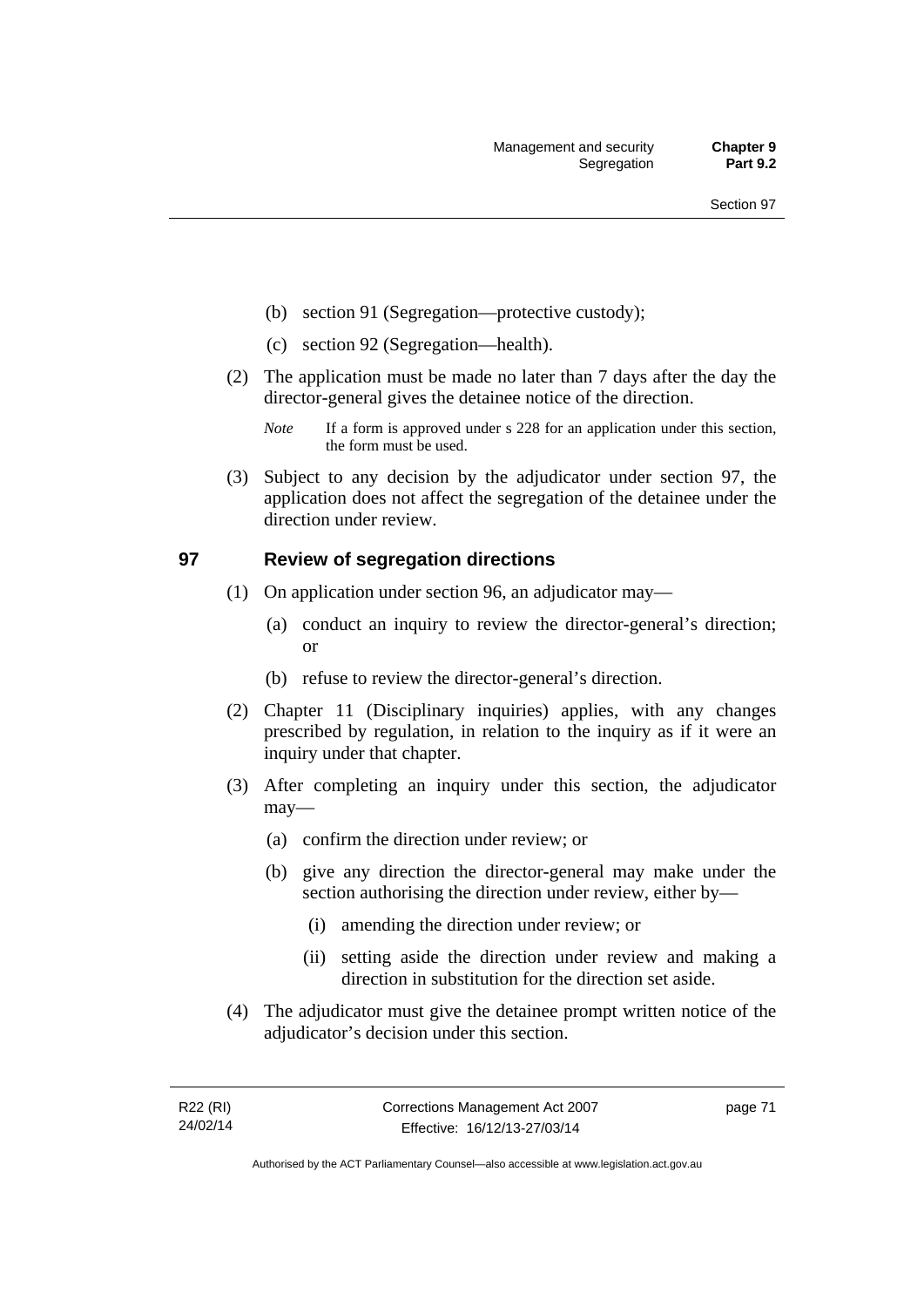(b) section 91 (Segregation—protective custody);

(c) section 92 (Segregation—health).

(2) The application must be made no later than 7 days after the day the director-general gives the detainee notice of the direction.

*Note* If a form is approved under s 228 for an application under this section, the form must be used.

(3) Subject to any decision by the adjudicator under section 97, the application does not affect the segregation of the detainee under the direction under review.

## 97 Review of segregation directions

(1) On application under section 96, an adjudicator may—

(a) conduct an inquiry to review the director-general's direction; or

(b) refuse to review the director-general's direction.

(2) Chapter 11 (Disciplinary inquiries) applies, with any changes prescribed by regulation, in relation to the inquiry as if it were an inquiry under that chapter.

(3) After completing an inquiry under this section, the adjudicator may—

(a) confirm the direction under review; or

(b) give any direction the director-general may make under the section authorising the direction under review, either by—

(i) amending the direction under review; or

(ii) setting aside the direction under review and making a direction in substitution for the direction set aside.

(4) The adjudicator must give the detainee prompt written notice of the adjudicator's decision under this section.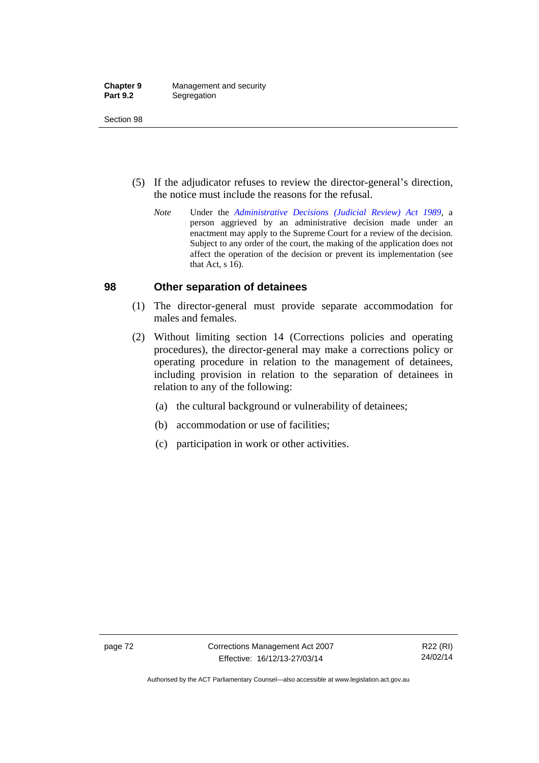(5) If the adjudicator refuses to review the director-general's direction, the notice must include the reasons for the refusal.

*Note* Under the *Administrative Decisions (Judicial Review) Act 1989*, a person aggrieved by an administrative decision made under an enactment may apply to the Supreme Court for a review of the decision. Subject to any order of the court, the making of the application does not affect the operation of the decision or prevent its implementation (see that Act, s 16).

## 98 Other separation of detainees

(1) The director-general must provide separate accommodation for males and females.

(2) Without limiting section 14 (Corrections policies and operating procedures), the director-general may make a corrections policy or operating procedure in relation to the management of detainees, including provision in relation to the separation of detainees in relation to any of the following:

(a) the cultural background or vulnerability of detainees;

(b) accommodation or use of facilities;

(c) participation in work or other activities.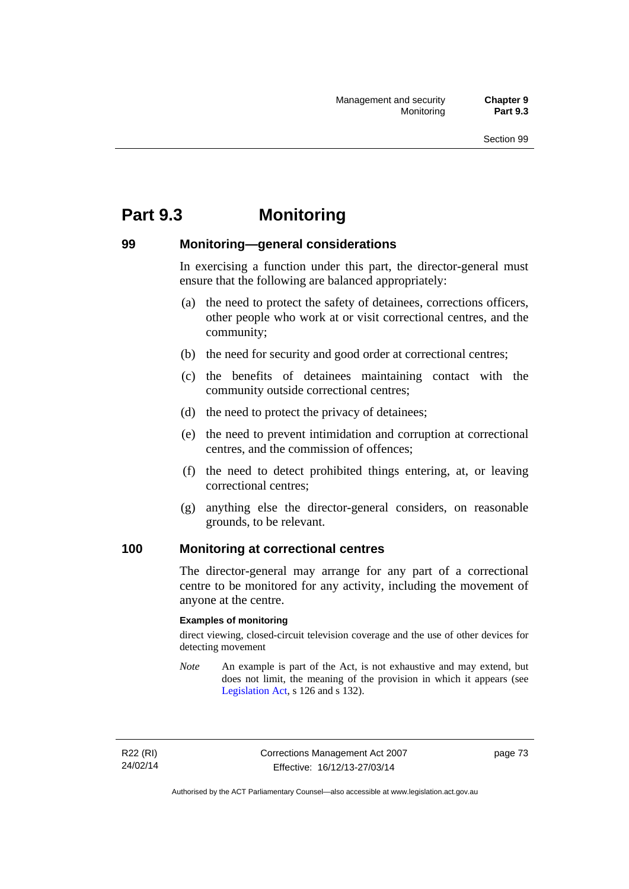# Part 9.3 Monitoring

## 99 Monitoring—general considerations

In exercising a function under this part, the director-general must ensure that the following are balanced appropriately:

(a) the need to protect the safety of detainees, corrections officers, other people who work at or visit correctional centres, and the community;

(b) the need for security and good order at correctional centres;

(c) the benefits of detainees maintaining contact with the community outside correctional centres;

(d) the need to protect the privacy of detainees;

(e) the need to prevent intimidation and corruption at correctional centres, and the commission of offences;

(f) the need to detect prohibited things entering, at, or leaving correctional centres;

(g) anything else the director-general considers, on reasonable grounds, to be relevant.

## 100 Monitoring at correctional centres

The director-general may arrange for any part of a correctional centre to be monitored for any activity, including the movement of anyone at the centre.

**Examples of monitoring**

direct viewing, closed-circuit television coverage and the use of other devices for detecting movement

*Note* An example is part of the Act, is not exhaustive and may extend, but does not limit, the meaning of the provision in which it appears (see Legislation Act, s 126 and s 132).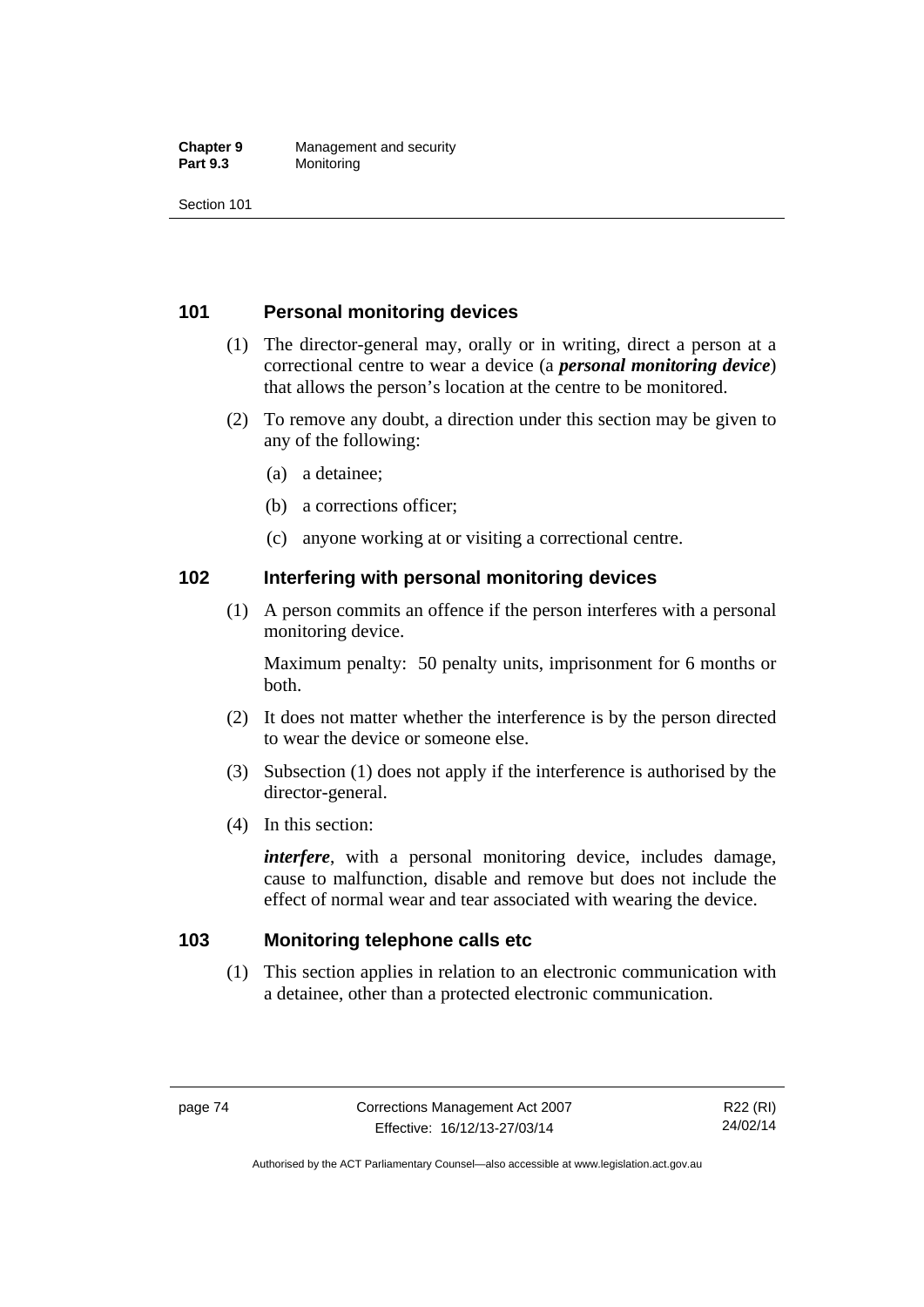## 101 Personal monitoring devices

(1) The director-general may, orally or in writing, direct a person at a correctional centre to wear a device (a ***personal monitoring device***) that allows the person's location at the centre to be monitored.

(2) To remove any doubt, a direction under this section may be given to any of the following:

(a) a detainee;

(b) a corrections officer;

(c) anyone working at or visiting a correctional centre.

## 102 Interfering with personal monitoring devices

(1) A person commits an offence if the person interferes with a personal monitoring device.

Maximum penalty: 50 penalty units, imprisonment for 6 months or both.

(2) It does not matter whether the interference is by the person directed to wear the device or someone else.

(3) Subsection (1) does not apply if the interference is authorised by the director-general.

(4) In this section:

***interfere***, with a personal monitoring device, includes damage, cause to malfunction, disable and remove but does not include the effect of normal wear and tear associated with wearing the device.

## 103 Monitoring telephone calls etc

(1) This section applies in relation to an electronic communication with a detainee, other than a protected electronic communication.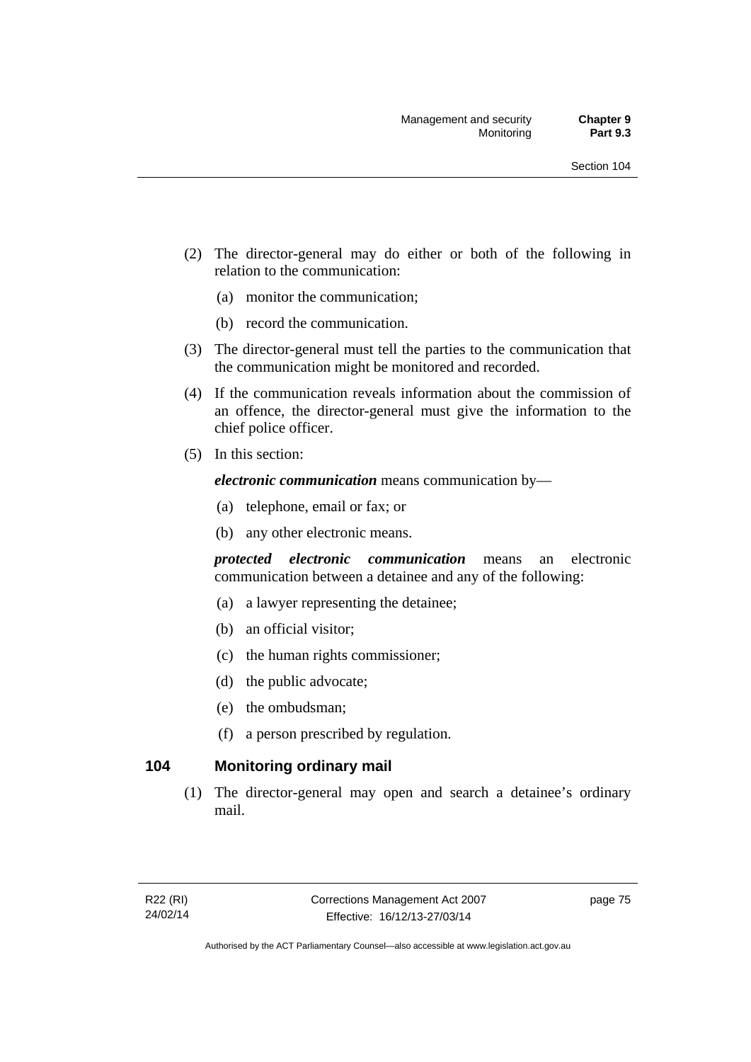(2) The director-general may do either or both of the following in relation to the communication:

(a) monitor the communication;

(b) record the communication.

(3) The director-general must tell the parties to the communication that the communication might be monitored and recorded.

(4) If the communication reveals information about the commission of an offence, the director-general must give the information to the chief police officer.

(5) In this section:

***electronic communication*** means communication by—

(a) telephone, email or fax; or

(b) any other electronic means.

***protected electronic communication*** means an electronic communication between a detainee and any of the following:

(a) a lawyer representing the detainee;

(b) an official visitor;

(c) the human rights commissioner;

(d) the public advocate;

(e) the ombudsman;

(f) a person prescribed by regulation.

## 104 Monitoring ordinary mail

(1) The director-general may open and search a detainee's ordinary mail.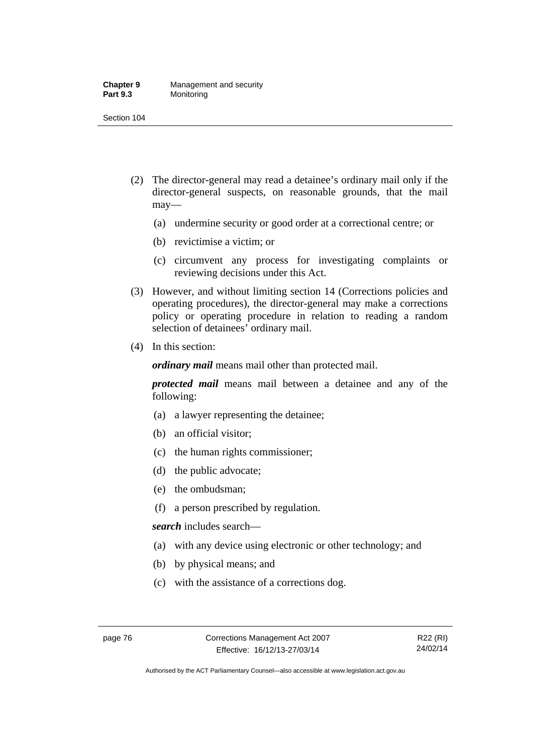(2) The director-general may read a detainee's ordinary mail only if the director-general suspects, on reasonable grounds, that the mail may—

(a) undermine security or good order at a correctional centre; or

(b) revictimise a victim; or

(c) circumvent any process for investigating complaints or reviewing decisions under this Act.

(3) However, and without limiting section 14 (Corrections policies and operating procedures), the director-general may make a corrections policy or operating procedure in relation to reading a random selection of detainees' ordinary mail.

(4) In this section:

***ordinary mail*** means mail other than protected mail.

***protected mail*** means mail between a detainee and any of the following:

(a) a lawyer representing the detainee;

(b) an official visitor;

(c) the human rights commissioner;

(d) the public advocate;

(e) the ombudsman;

(f) a person prescribed by regulation.

***search*** includes search—

(a) with any device using electronic or other technology; and

(b) by physical means; and

(c) with the assistance of a corrections dog.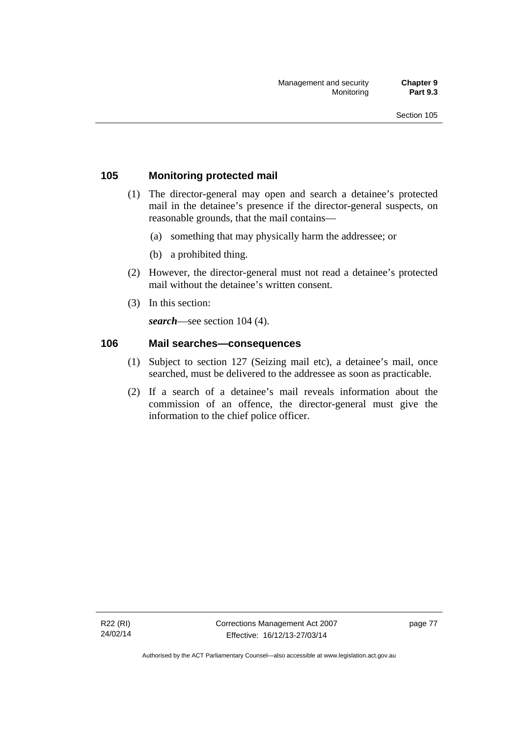## 105 Monitoring protected mail

(1) The director-general may open and search a detainee's protected mail in the detainee's presence if the director-general suspects, on reasonable grounds, that the mail contains—

(a) something that may physically harm the addressee; or

(b) a prohibited thing.

(2) However, the director-general must not read a detainee's protected mail without the detainee's written consent.

(3) In this section:

***search***—see section 104 (4).

## 106 Mail searches—consequences

(1) Subject to section 127 (Seizing mail etc), a detainee's mail, once searched, must be delivered to the addressee as soon as practicable.

(2) If a search of a detainee's mail reveals information about the commission of an offence, the director-general must give the information to the chief police officer.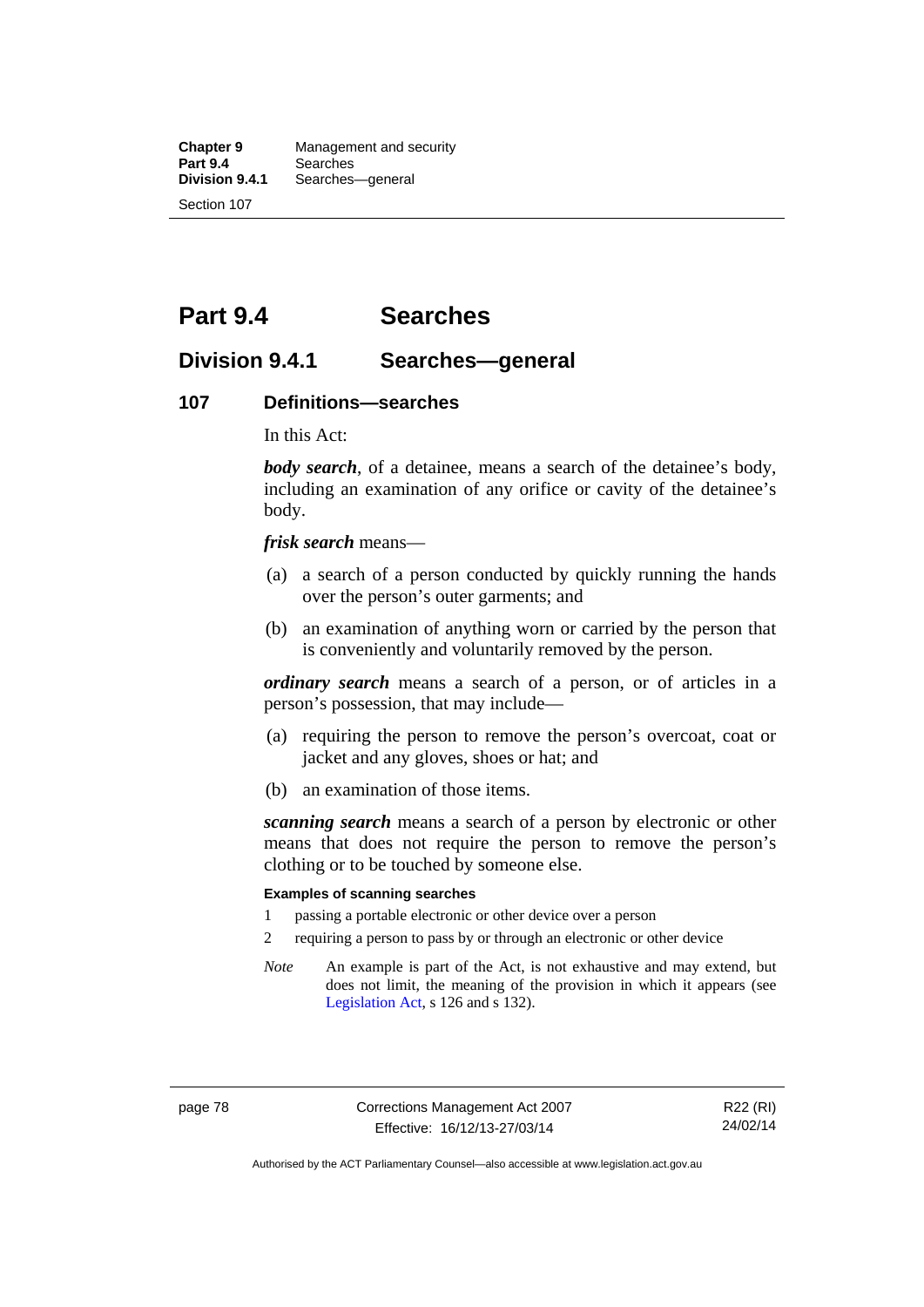# Part 9.4 Searches

## Division 9.4.1 Searches—general

### 107 Definitions—searches

In this Act:

***body search***, of a detainee, means a search of the detainee's body, including an examination of any orifice or cavity of the detainee's body.

***frisk search*** means—

(a) a search of a person conducted by quickly running the hands over the person's outer garments; and

(b) an examination of anything worn or carried by the person that is conveniently and voluntarily removed by the person.

***ordinary search*** means a search of a person, or of articles in a person's possession, that may include—

(a) requiring the person to remove the person's overcoat, coat or jacket and any gloves, shoes or hat; and

(b) an examination of those items.

***scanning search*** means a search of a person by electronic or other means that does not require the person to remove the person's clothing or to be touched by someone else.

**Examples of scanning searches**

1 passing a portable electronic or other device over a person

2 requiring a person to pass by or through an electronic or other device

*Note* An example is part of the Act, is not exhaustive and may extend, but does not limit, the meaning of the provision in which it appears (see Legislation Act, s 126 and s 132).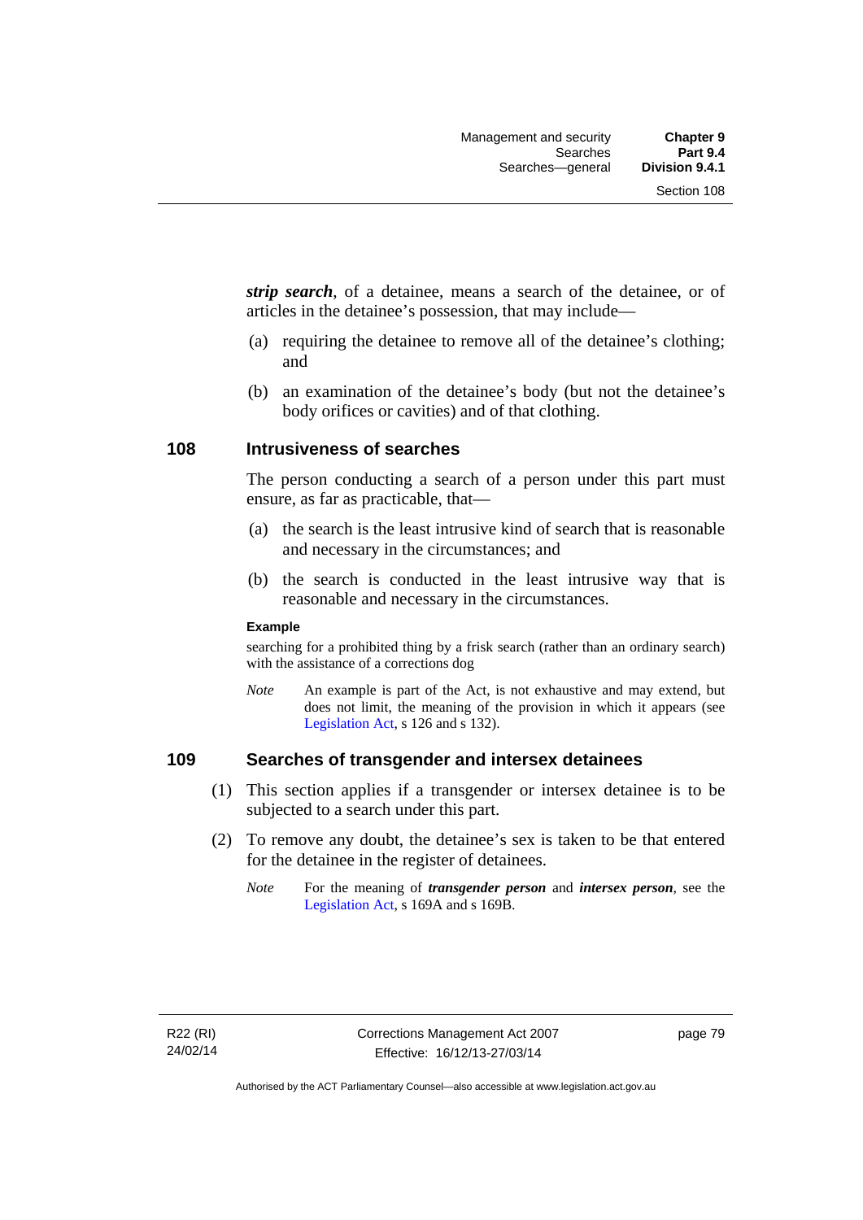***strip search***, of a detainee, means a search of the detainee, or of articles in the detainee's possession, that may include—

(a) requiring the detainee to remove all of the detainee's clothing; and

(b) an examination of the detainee's body (but not the detainee's body orifices or cavities) and of that clothing.

## 108 Intrusiveness of searches

The person conducting a search of a person under this part must ensure, as far as practicable, that—

(a) the search is the least intrusive kind of search that is reasonable and necessary in the circumstances; and

(b) the search is conducted in the least intrusive way that is reasonable and necessary in the circumstances.

**Example**

searching for a prohibited thing by a frisk search (rather than an ordinary search) with the assistance of a corrections dog

*Note* An example is part of the Act, is not exhaustive and may extend, but does not limit, the meaning of the provision in which it appears (see Legislation Act, s 126 and s 132).

## 109 Searches of transgender and intersex detainees

(1) This section applies if a transgender or intersex detainee is to be subjected to a search under this part.

(2) To remove any doubt, the detainee's sex is taken to be that entered for the detainee in the register of detainees.

*Note* For the meaning of ***transgender person*** and ***intersex person***, see the Legislation Act, s 169A and s 169B.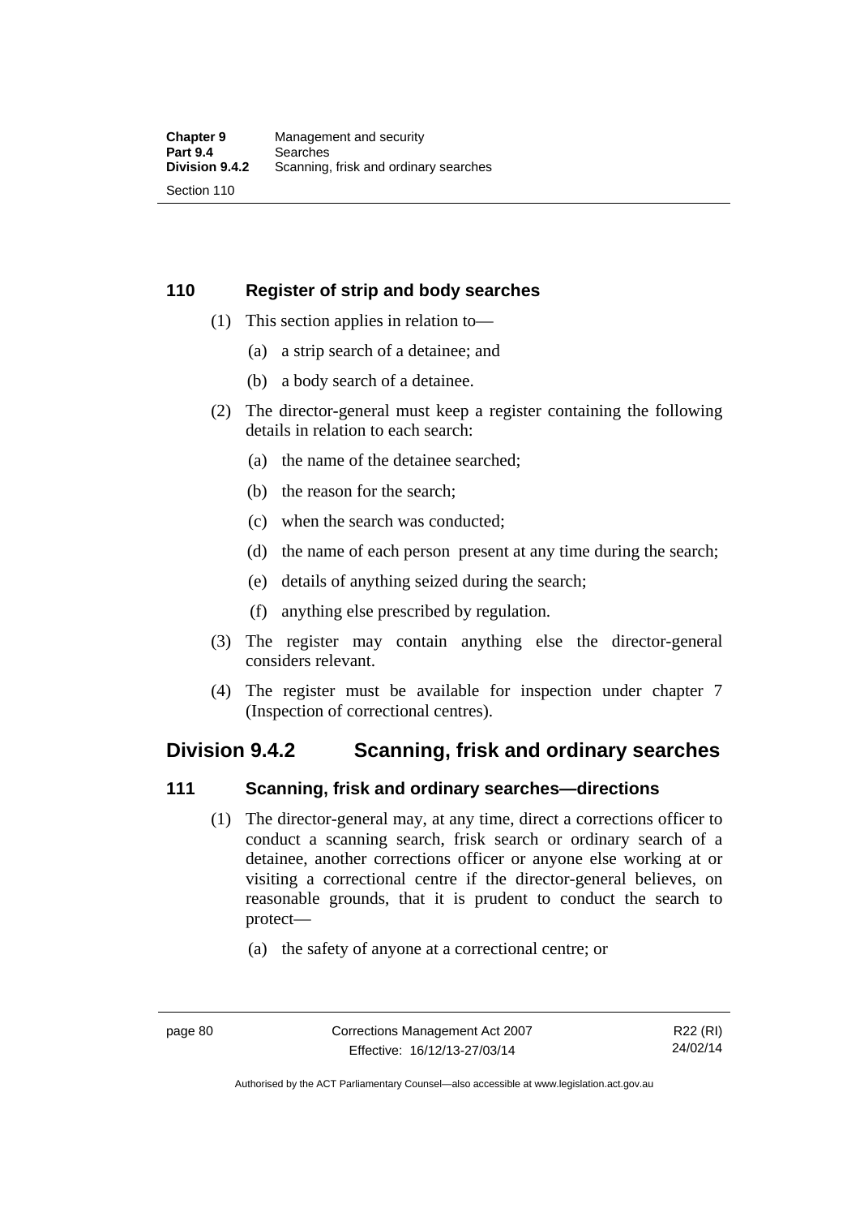### 110 Register of strip and body searches

(1) This section applies in relation to—

(a) a strip search of a detainee; and

(b) a body search of a detainee.

(2) The director-general must keep a register containing the following details in relation to each search:

(a) the name of the detainee searched;

(b) the reason for the search;

(c) when the search was conducted;

(d) the name of each person present at any time during the search;

(e) details of anything seized during the search;

(f) anything else prescribed by regulation.

(3) The register may contain anything else the director-general considers relevant.

(4) The register must be available for inspection under chapter 7 (Inspection of correctional centres).

## Division 9.4.2 Scanning, frisk and ordinary searches

### 111 Scanning, frisk and ordinary searches—directions

(1) The director-general may, at any time, direct a corrections officer to conduct a scanning search, frisk search or ordinary search of a detainee, another corrections officer or anyone else working at or visiting a correctional centre if the director-general believes, on reasonable grounds, that it is prudent to conduct the search to protect—

(a) the safety of anyone at a correctional centre; or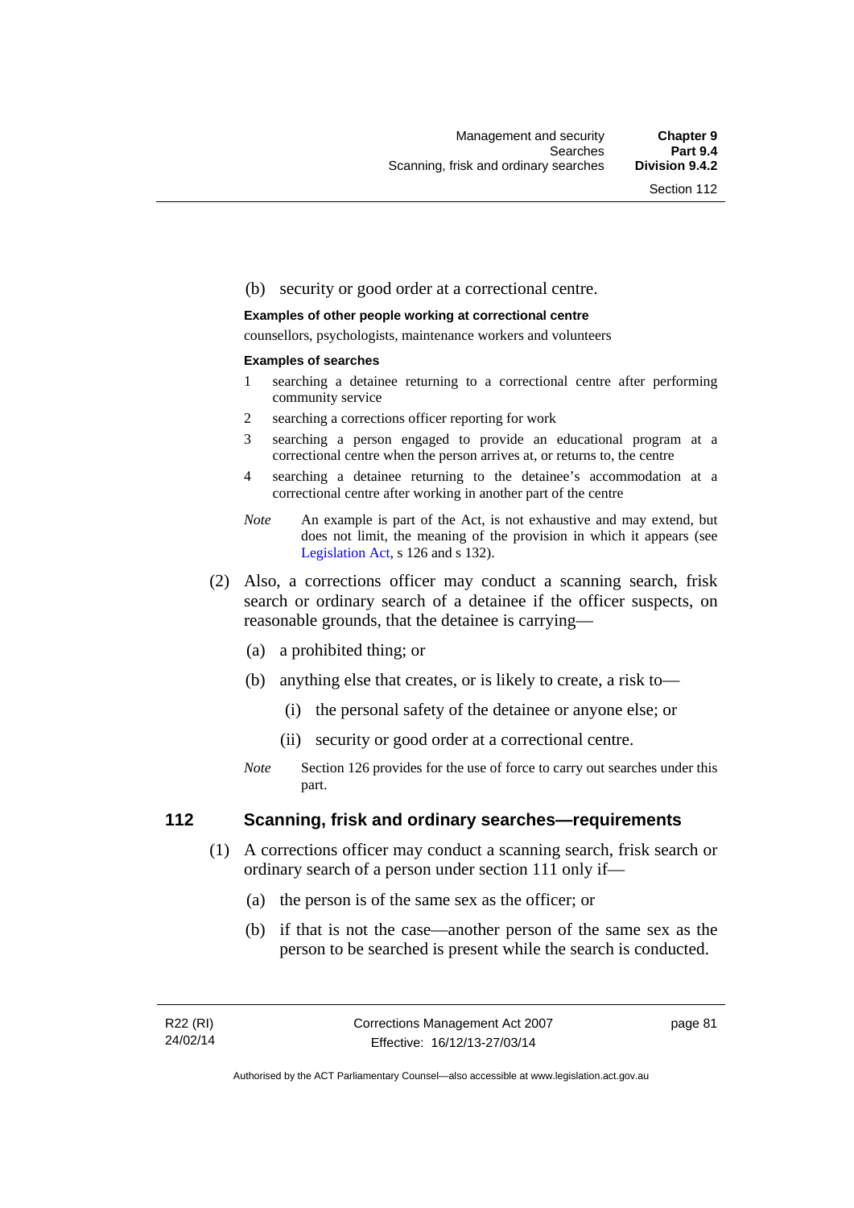(b) security or good order at a correctional centre.

**Examples of other people working at correctional centre**

counsellors, psychologists, maintenance workers and volunteers

**Examples of searches**

1 searching a detainee returning to a correctional centre after performing community service

2 searching a corrections officer reporting for work

3 searching a person engaged to provide an educational program at a correctional centre when the person arrives at, or returns to, the centre

4 searching a detainee returning to the detainee's accommodation at a correctional centre after working in another part of the centre

*Note* An example is part of the Act, is not exhaustive and may extend, but does not limit, the meaning of the provision in which it appears (see Legislation Act, s 126 and s 132).

(2) Also, a corrections officer may conduct a scanning search, frisk search or ordinary search of a detainee if the officer suspects, on reasonable grounds, that the detainee is carrying—

(a) a prohibited thing; or

(b) anything else that creates, or is likely to create, a risk to—

(i) the personal safety of the detainee or anyone else; or

(ii) security or good order at a correctional centre.

*Note* Section 126 provides for the use of force to carry out searches under this part.

## 112 Scanning, frisk and ordinary searches—requirements

(1) A corrections officer may conduct a scanning search, frisk search or ordinary search of a person under section 111 only if—

(a) the person is of the same sex as the officer; or

(b) if that is not the case—another person of the same sex as the person to be searched is present while the search is conducted.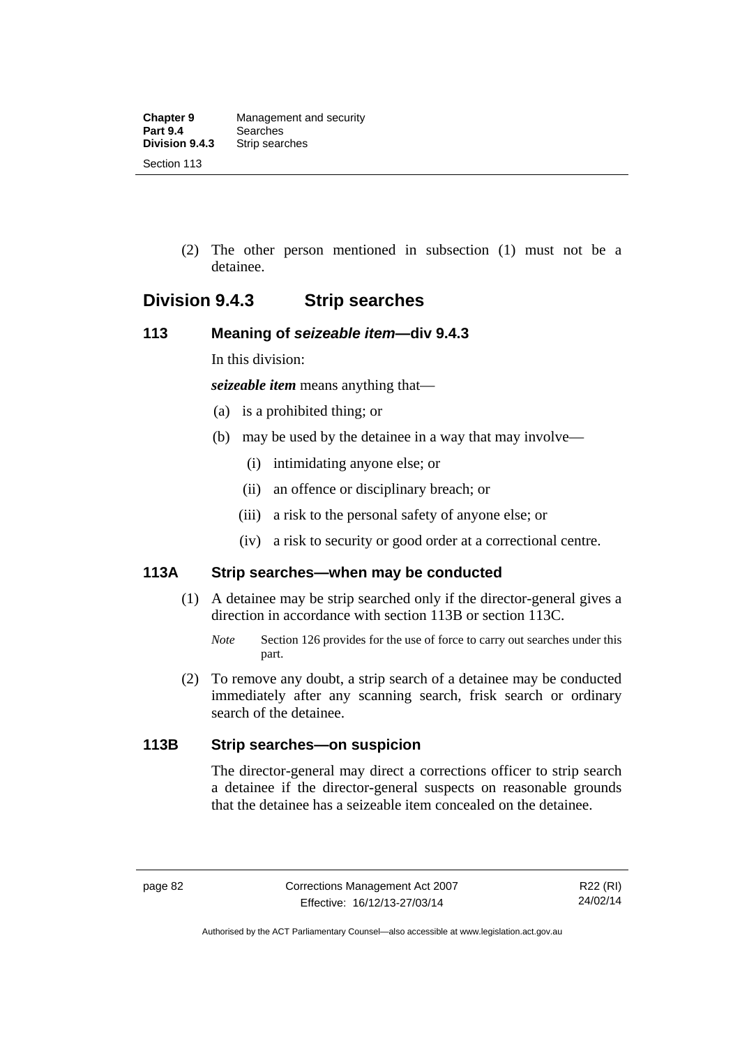(2) The other person mentioned in subsection (1) must not be a detainee.

## Division 9.4.3 Strip searches

### 113 Meaning of *seizeable item*—div 9.4.3

In this division:

***seizeable item*** means anything that—

(a) is a prohibited thing; or

(b) may be used by the detainee in a way that may involve—

(i) intimidating anyone else; or

(ii) an offence or disciplinary breach; or

(iii) a risk to the personal safety of anyone else; or

(iv) a risk to security or good order at a correctional centre.

### 113A Strip searches—when may be conducted

(1) A detainee may be strip searched only if the director-general gives a direction in accordance with section 113B or section 113C.

*Note* Section 126 provides for the use of force to carry out searches under this part.

(2) To remove any doubt, a strip search of a detainee may be conducted immediately after any scanning search, frisk search or ordinary search of the detainee.

### 113B Strip searches—on suspicion

The director-general may direct a corrections officer to strip search a detainee if the director-general suspects on reasonable grounds that the detainee has a seizeable item concealed on the detainee.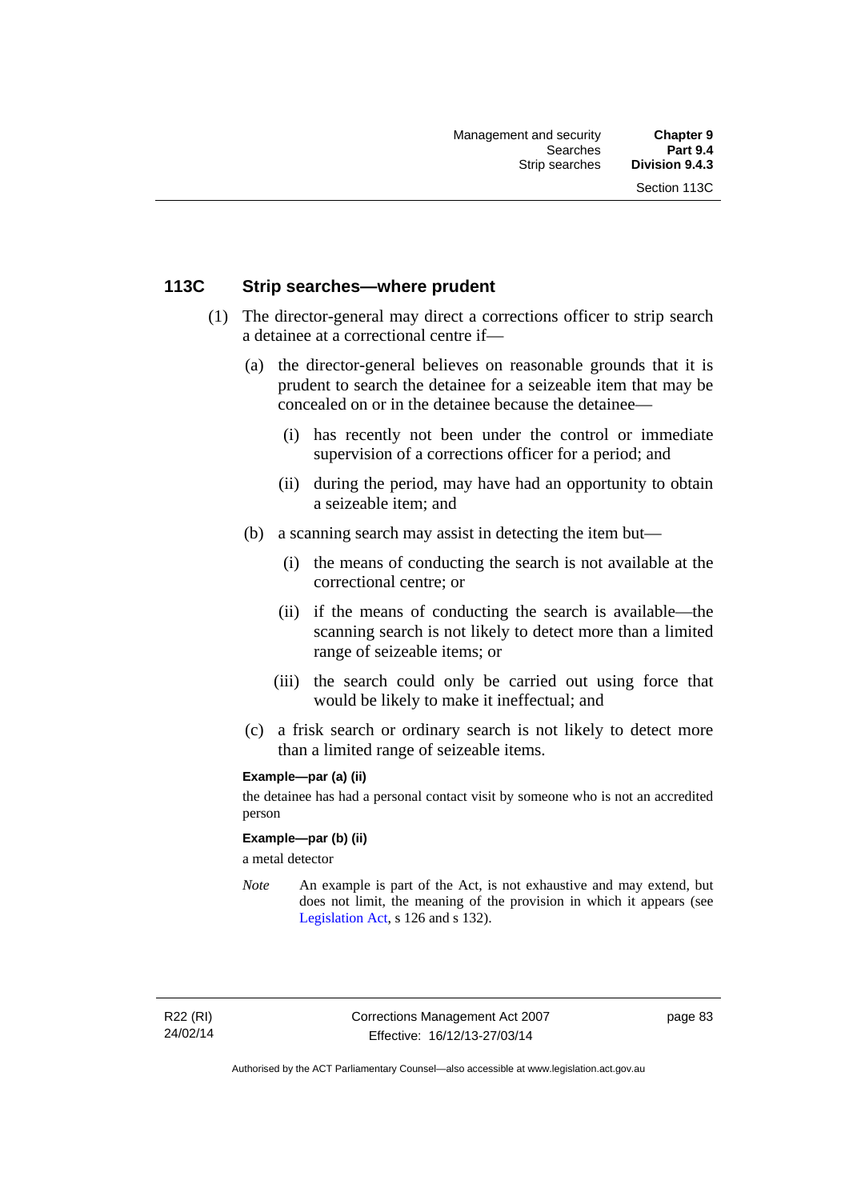## 113C Strip searches—where prudent

(1) The director-general may direct a corrections officer to strip search a detainee at a correctional centre if—

(a) the director-general believes on reasonable grounds that it is prudent to search the detainee for a seizeable item that may be concealed on or in the detainee because the detainee—

(i) has recently not been under the control or immediate supervision of a corrections officer for a period; and

(ii) during the period, may have had an opportunity to obtain a seizeable item; and

(b) a scanning search may assist in detecting the item but—

(i) the means of conducting the search is not available at the correctional centre; or

(ii) if the means of conducting the search is available—the scanning search is not likely to detect more than a limited range of seizeable items; or

(iii) the search could only be carried out using force that would be likely to make it ineffectual; and

(c) a frisk search or ordinary search is not likely to detect more than a limited range of seizeable items.

**Example—par (a) (ii)**

the detainee has had a personal contact visit by someone who is not an accredited person

**Example—par (b) (ii)**

a metal detector

*Note* An example is part of the Act, is not exhaustive and may extend, but does not limit, the meaning of the provision in which it appears (see Legislation Act, s 126 and s 132).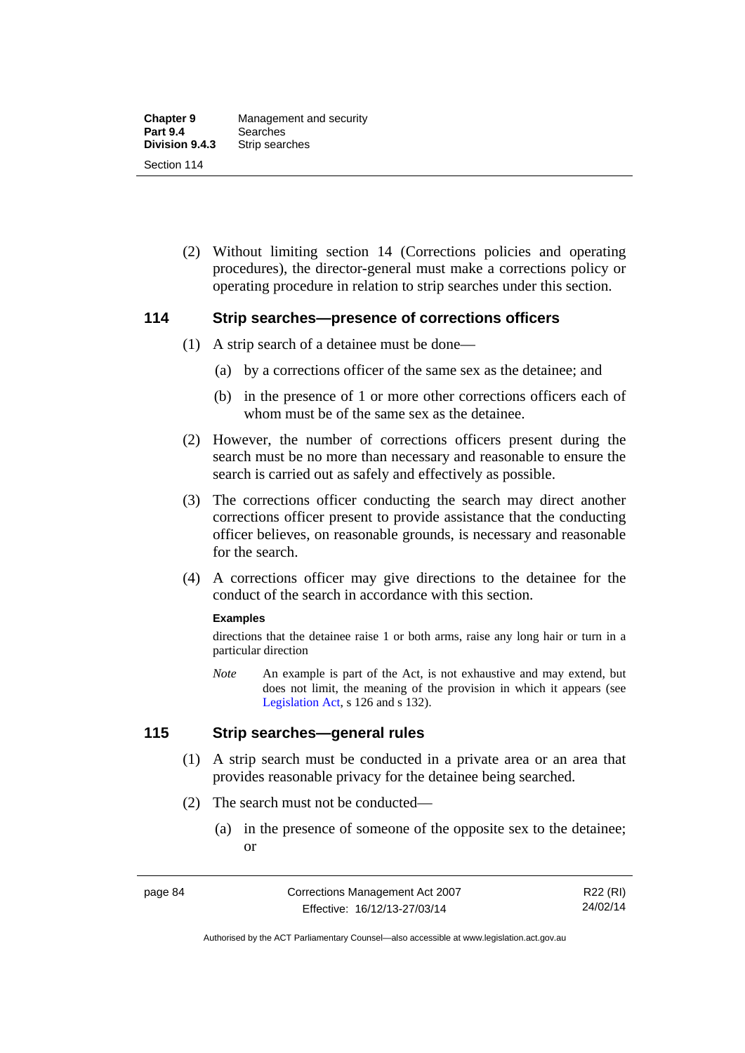(2) Without limiting section 14 (Corrections policies and operating procedures), the director-general must make a corrections policy or operating procedure in relation to strip searches under this section.

## 114 Strip searches—presence of corrections officers

(1) A strip search of a detainee must be done—

(a) by a corrections officer of the same sex as the detainee; and

(b) in the presence of 1 or more other corrections officers each of whom must be of the same sex as the detainee.

(2) However, the number of corrections officers present during the search must be no more than necessary and reasonable to ensure the search is carried out as safely and effectively as possible.

(3) The corrections officer conducting the search may direct another corrections officer present to provide assistance that the conducting officer believes, on reasonable grounds, is necessary and reasonable for the search.

(4) A corrections officer may give directions to the detainee for the conduct of the search in accordance with this section.

**Examples**

directions that the detainee raise 1 or both arms, raise any long hair or turn in a particular direction

*Note* An example is part of the Act, is not exhaustive and may extend, but does not limit, the meaning of the provision in which it appears (see Legislation Act, s 126 and s 132).

## 115 Strip searches—general rules

(1) A strip search must be conducted in a private area or an area that provides reasonable privacy for the detainee being searched.

(2) The search must not be conducted—

(a) in the presence of someone of the opposite sex to the detainee; or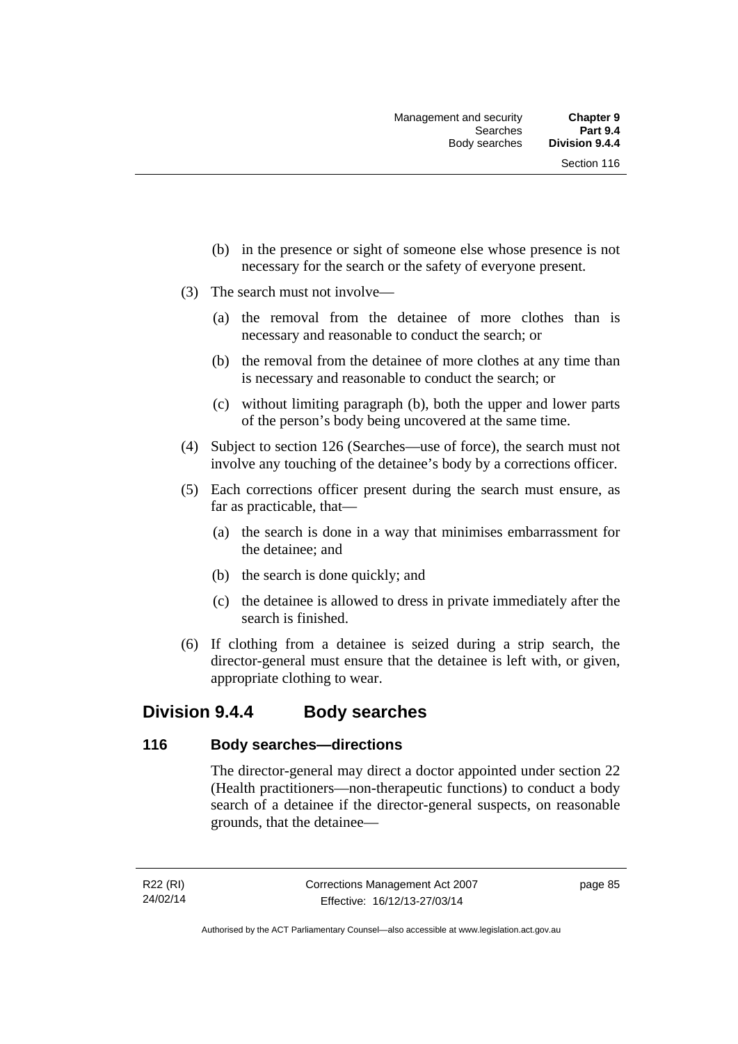(b) in the presence or sight of someone else whose presence is not necessary for the search or the safety of everyone present.

(3) The search must not involve—

(a) the removal from the detainee of more clothes than is necessary and reasonable to conduct the search; or

(b) the removal from the detainee of more clothes at any time than is necessary and reasonable to conduct the search; or

(c) without limiting paragraph (b), both the upper and lower parts of the person's body being uncovered at the same time.

(4) Subject to section 126 (Searches—use of force), the search must not involve any touching of the detainee's body by a corrections officer.

(5) Each corrections officer present during the search must ensure, as far as practicable, that—

(a) the search is done in a way that minimises embarrassment for the detainee; and

(b) the search is done quickly; and

(c) the detainee is allowed to dress in private immediately after the search is finished.

(6) If clothing from a detainee is seized during a strip search, the director-general must ensure that the detainee is left with, or given, appropriate clothing to wear.

## Division 9.4.4 Body searches

### 116 Body searches—directions

The director-general may direct a doctor appointed under section 22 (Health practitioners—non-therapeutic functions) to conduct a body search of a detainee if the director-general suspects, on reasonable grounds, that the detainee—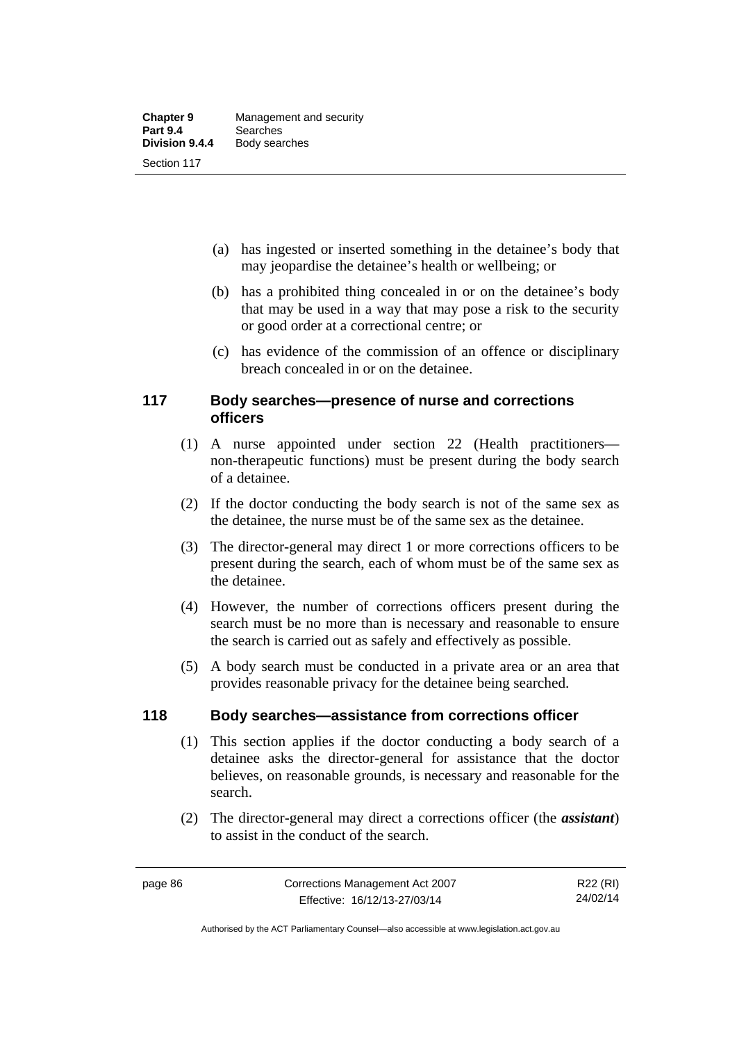(a) has ingested or inserted something in the detainee's body that may jeopardise the detainee's health or wellbeing; or

(b) has a prohibited thing concealed in or on the detainee's body that may be used in a way that may pose a risk to the security or good order at a correctional centre; or

(c) has evidence of the commission of an offence or disciplinary breach concealed in or on the detainee.

## 117 Body searches—presence of nurse and corrections officers

(1) A nurse appointed under section 22 (Health practitioners—non-therapeutic functions) must be present during the body search of a detainee.

(2) If the doctor conducting the body search is not of the same sex as the detainee, the nurse must be of the same sex as the detainee.

(3) The director-general may direct 1 or more corrections officers to be present during the search, each of whom must be of the same sex as the detainee.

(4) However, the number of corrections officers present during the search must be no more than is necessary and reasonable to ensure the search is carried out as safely and effectively as possible.

(5) A body search must be conducted in a private area or an area that provides reasonable privacy for the detainee being searched.

## 118 Body searches—assistance from corrections officer

(1) This section applies if the doctor conducting a body search of a detainee asks the director-general for assistance that the doctor believes, on reasonable grounds, is necessary and reasonable for the search.

(2) The director-general may direct a corrections officer (the ***assistant***) to assist in the conduct of the search.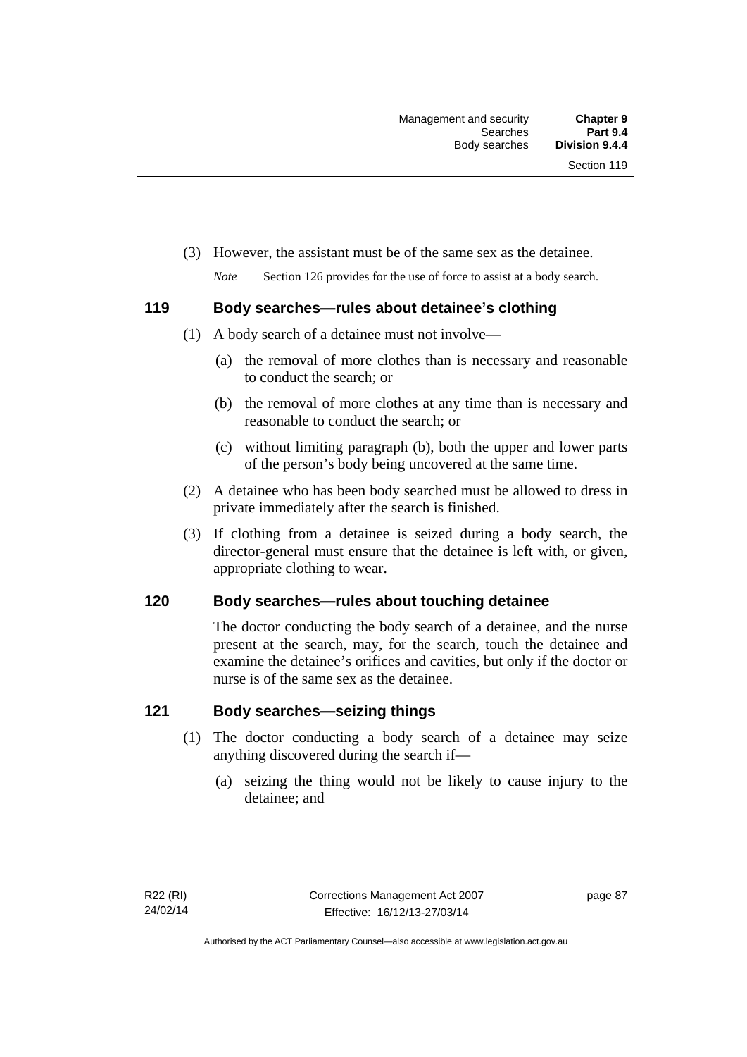(3) However, the assistant must be of the same sex as the detainee.

*Note* Section 126 provides for the use of force to assist at a body search.

## 119 Body searches—rules about detainee's clothing

(1) A body search of a detainee must not involve—

(a) the removal of more clothes than is necessary and reasonable to conduct the search; or

(b) the removal of more clothes at any time than is necessary and reasonable to conduct the search; or

(c) without limiting paragraph (b), both the upper and lower parts of the person's body being uncovered at the same time.

(2) A detainee who has been body searched must be allowed to dress in private immediately after the search is finished.

(3) If clothing from a detainee is seized during a body search, the director-general must ensure that the detainee is left with, or given, appropriate clothing to wear.

## 120 Body searches—rules about touching detainee

The doctor conducting the body search of a detainee, and the nurse present at the search, may, for the search, touch the detainee and examine the detainee's orifices and cavities, but only if the doctor or nurse is of the same sex as the detainee.

## 121 Body searches—seizing things

(1) The doctor conducting a body search of a detainee may seize anything discovered during the search if—

(a) seizing the thing would not be likely to cause injury to the detainee; and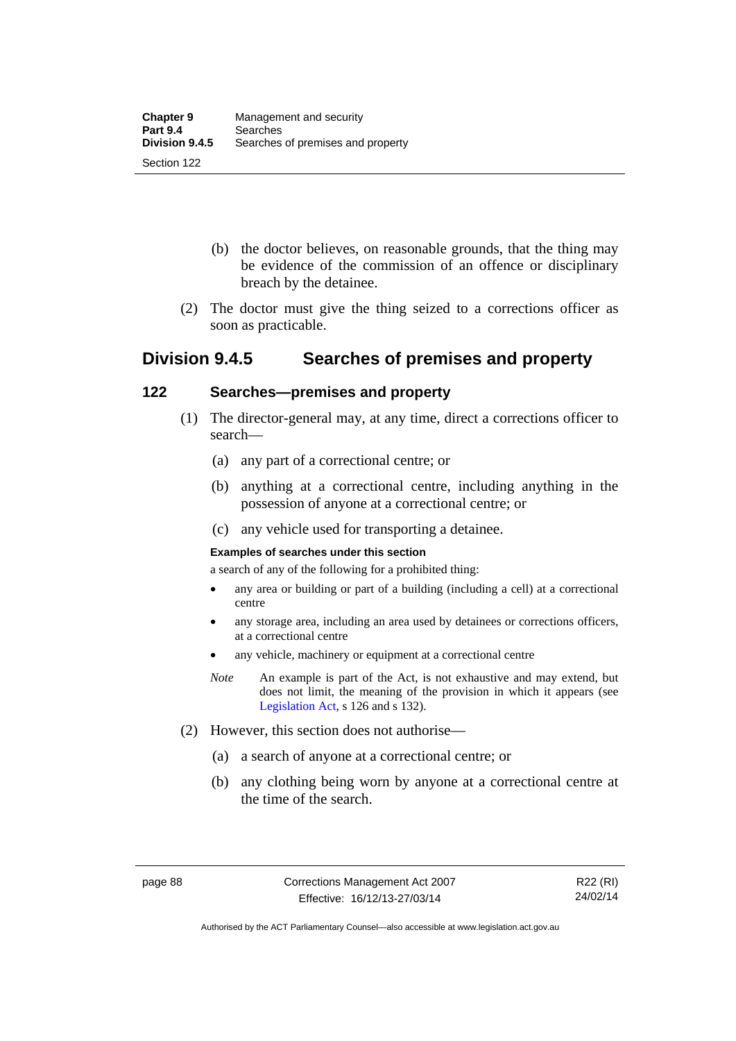(b) the doctor believes, on reasonable grounds, that the thing may be evidence of the commission of an offence or disciplinary breach by the detainee.

(2) The doctor must give the thing seized to a corrections officer as soon as practicable.

## Division 9.4.5 Searches of premises and property

### 122 Searches—premises and property

(1) The director-general may, at any time, direct a corrections officer to search—

(a) any part of a correctional centre; or

(b) anything at a correctional centre, including anything in the possession of anyone at a correctional centre; or

(c) any vehicle used for transporting a detainee.

**Examples of searches under this section**

a search of any of the following for a prohibited thing:

- any area or building or part of a building (including a cell) at a correctional centre
- any storage area, including an area used by detainees or corrections officers, at a correctional centre
- any vehicle, machinery or equipment at a correctional centre

*Note* An example is part of the Act, is not exhaustive and may extend, but does not limit, the meaning of the provision in which it appears (see Legislation Act, s 126 and s 132).

(2) However, this section does not authorise—

(a) a search of anyone at a correctional centre; or

(b) any clothing being worn by anyone at a correctional centre at the time of the search.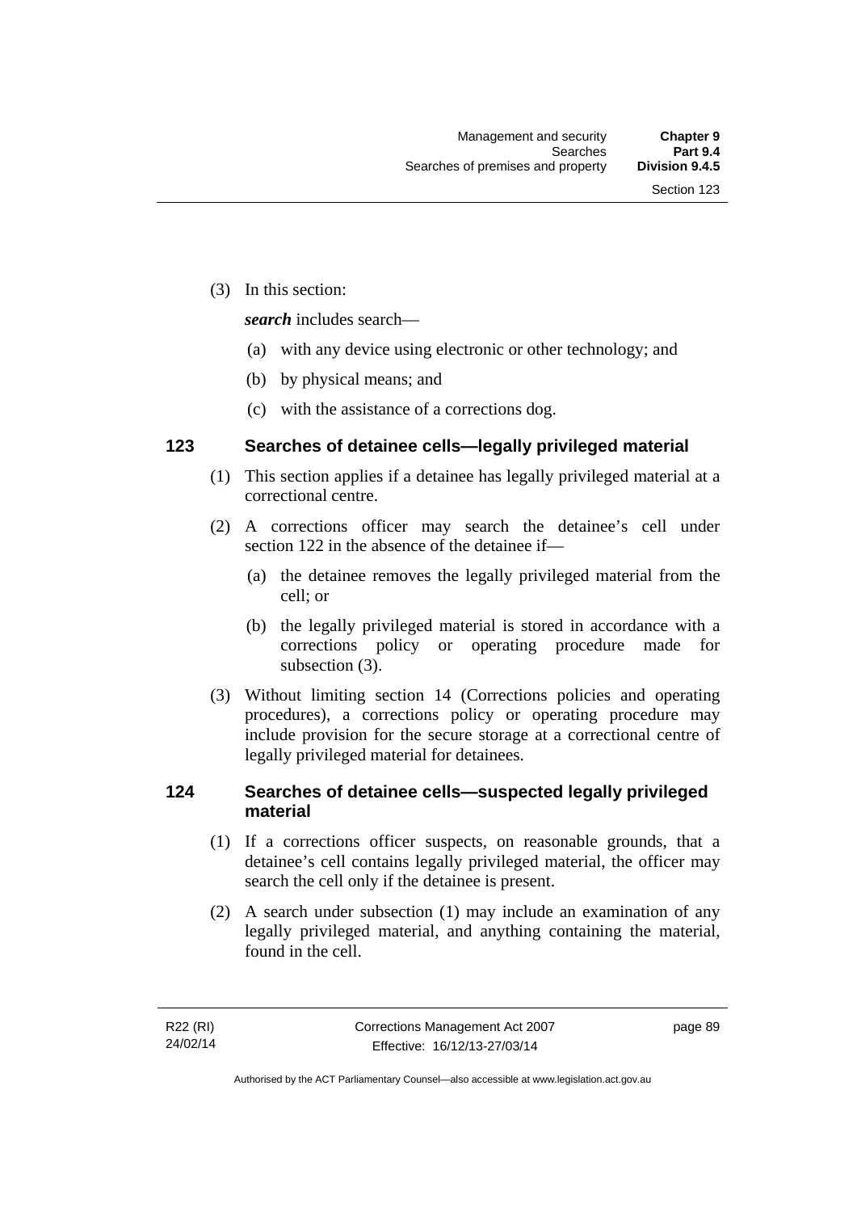(3) In this section:

***search*** includes search—

(a) with any device using electronic or other technology; and

(b) by physical means; and

(c) with the assistance of a corrections dog.

### 123 Searches of detainee cells—legally privileged material

(1) This section applies if a detainee has legally privileged material at a correctional centre.

(2) A corrections officer may search the detainee's cell under section 122 in the absence of the detainee if—

(a) the detainee removes the legally privileged material from the cell; or

(b) the legally privileged material is stored in accordance with a corrections policy or operating procedure made for subsection (3).

(3) Without limiting section 14 (Corrections policies and operating procedures), a corrections policy or operating procedure may include provision for the secure storage at a correctional centre of legally privileged material for detainees.

### 124 Searches of detainee cells—suspected legally privileged material

(1) If a corrections officer suspects, on reasonable grounds, that a detainee's cell contains legally privileged material, the officer may search the cell only if the detainee is present.

(2) A search under subsection (1) may include an examination of any legally privileged material, and anything containing the material, found in the cell.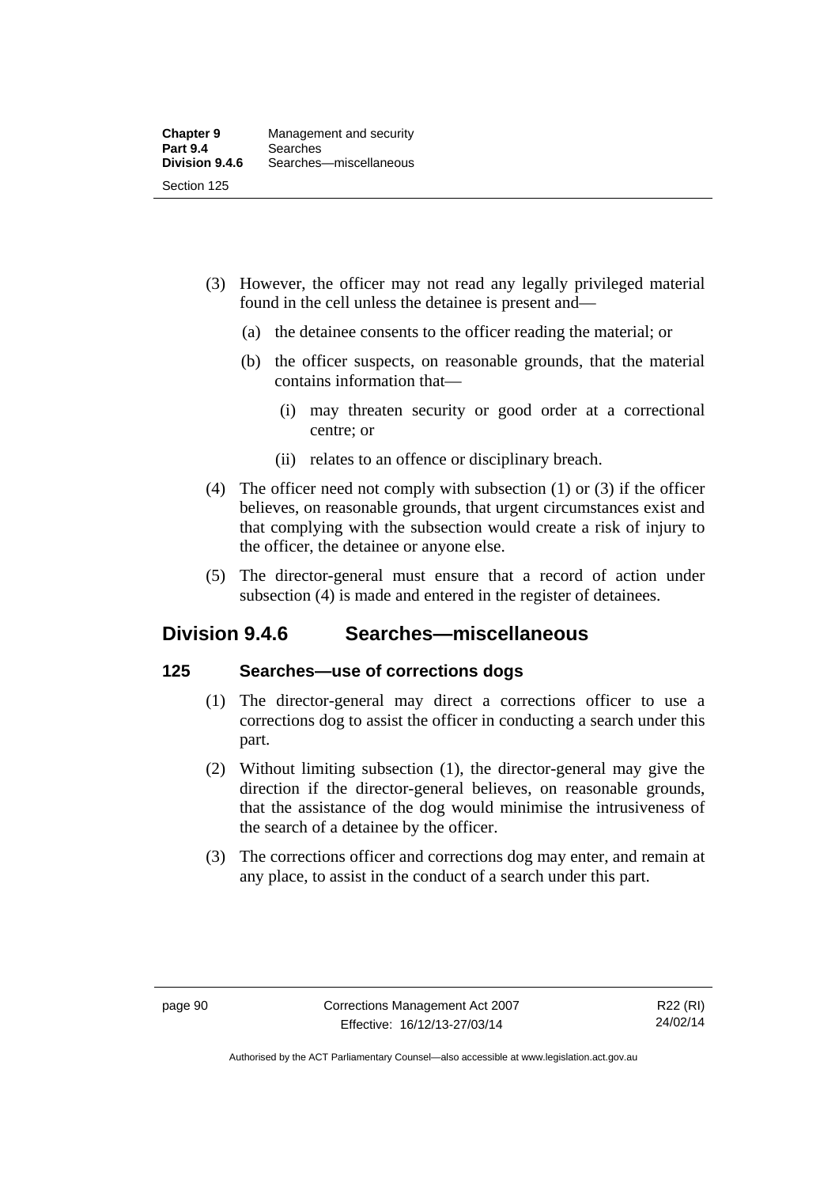(3) However, the officer may not read any legally privileged material found in the cell unless the detainee is present and—

(a) the detainee consents to the officer reading the material; or

(b) the officer suspects, on reasonable grounds, that the material contains information that—

(i) may threaten security or good order at a correctional centre; or

(ii) relates to an offence or disciplinary breach.

(4) The officer need not comply with subsection (1) or (3) if the officer believes, on reasonable grounds, that urgent circumstances exist and that complying with the subsection would create a risk of injury to the officer, the detainee or anyone else.

(5) The director-general must ensure that a record of action under subsection (4) is made and entered in the register of detainees.

## Division 9.4.6 Searches—miscellaneous

### 125 Searches—use of corrections dogs

(1) The director-general may direct a corrections officer to use a corrections dog to assist the officer in conducting a search under this part.

(2) Without limiting subsection (1), the director-general may give the direction if the director-general believes, on reasonable grounds, that the assistance of the dog would minimise the intrusiveness of the search of a detainee by the officer.

(3) The corrections officer and corrections dog may enter, and remain at any place, to assist in the conduct of a search under this part.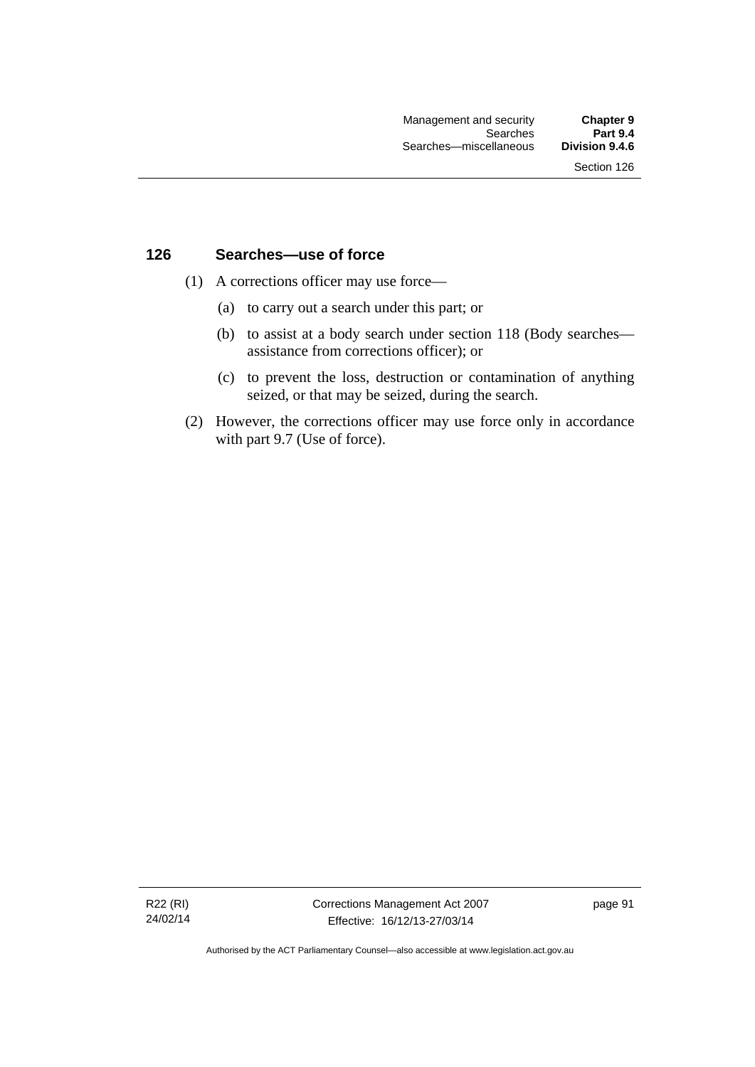## 126 Searches—use of force

(1) A corrections officer may use force—

(a) to carry out a search under this part; or

(b) to assist at a body search under section 118 (Body searches—assistance from corrections officer); or

(c) to prevent the loss, destruction or contamination of anything seized, or that may be seized, during the search.

(2) However, the corrections officer may use force only in accordance with part 9.7 (Use of force).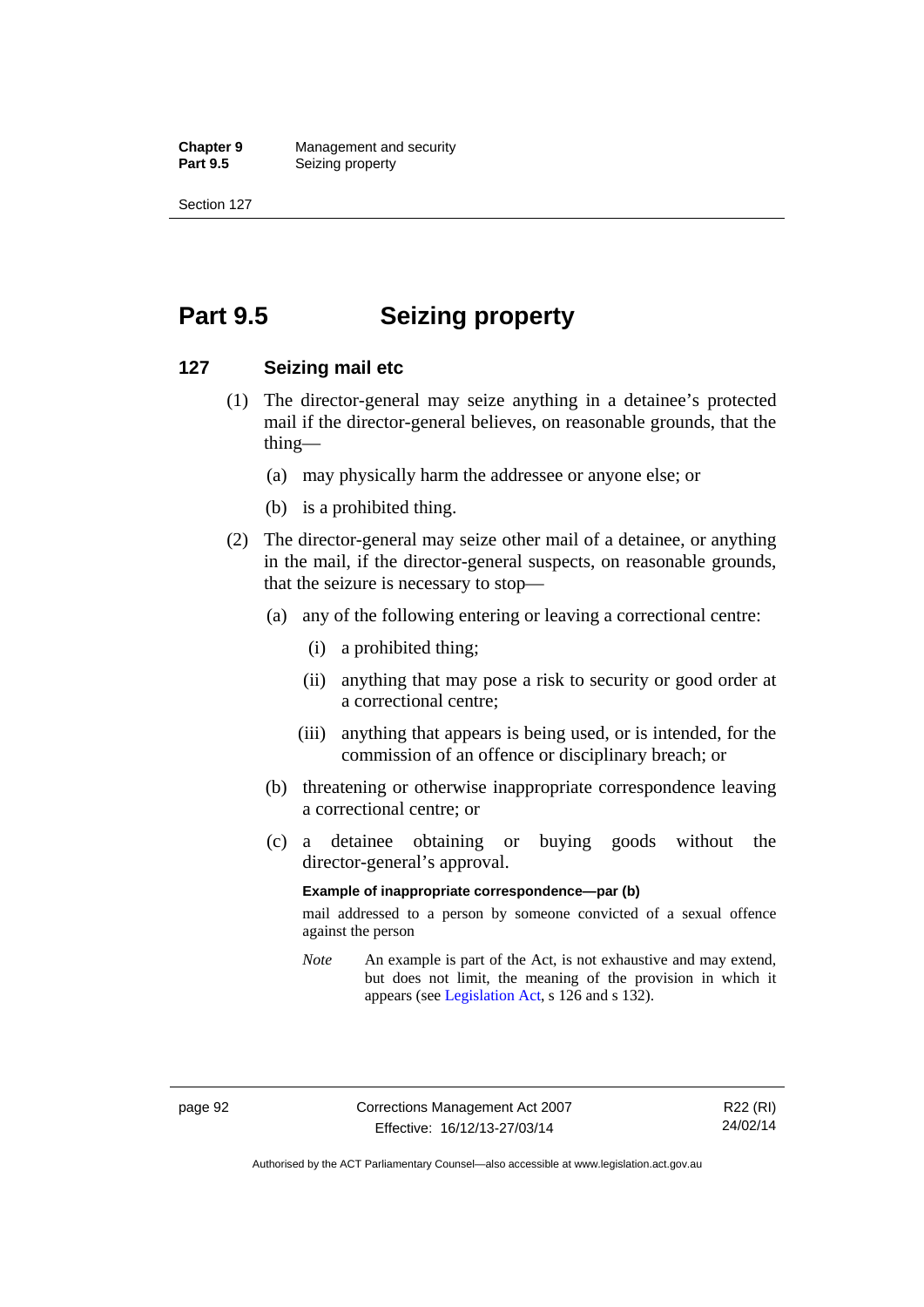# Part 9.5 Seizing property

## 127 Seizing mail etc

(1) The director-general may seize anything in a detainee's protected mail if the director-general believes, on reasonable grounds, that the thing—

(a) may physically harm the addressee or anyone else; or

(b) is a prohibited thing.

(2) The director-general may seize other mail of a detainee, or anything in the mail, if the director-general suspects, on reasonable grounds, that the seizure is necessary to stop—

(a) any of the following entering or leaving a correctional centre:

(i) a prohibited thing;

(ii) anything that may pose a risk to security or good order at a correctional centre;

(iii) anything that appears is being used, or is intended, for the commission of an offence or disciplinary breach; or

(b) threatening or otherwise inappropriate correspondence leaving a correctional centre; or

(c) a detainee obtaining or buying goods without the director-general's approval.

**Example of inappropriate correspondence—par (b)**

mail addressed to a person by someone convicted of a sexual offence against the person

*Note* An example is part of the Act, is not exhaustive and may extend, but does not limit, the meaning of the provision in which it appears (see Legislation Act, s 126 and s 132).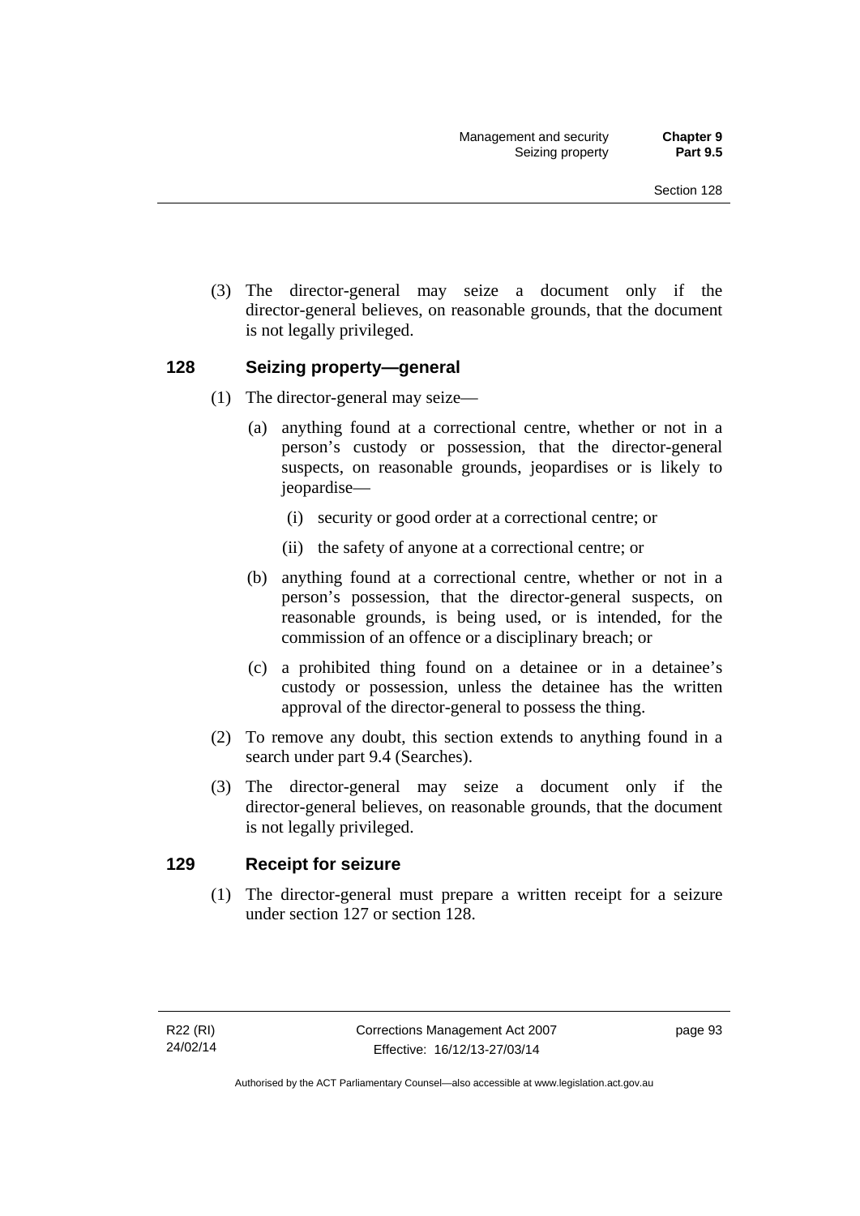(3) The director-general may seize a document only if the director-general believes, on reasonable grounds, that the document is not legally privileged.

## 128 Seizing property—general

(1) The director-general may seize—

(a) anything found at a correctional centre, whether or not in a person's custody or possession, that the director-general suspects, on reasonable grounds, jeopardises or is likely to jeopardise—

(i) security or good order at a correctional centre; or

(ii) the safety of anyone at a correctional centre; or

(b) anything found at a correctional centre, whether or not in a person's possession, that the director-general suspects, on reasonable grounds, is being used, or is intended, for the commission of an offence or a disciplinary breach; or

(c) a prohibited thing found on a detainee or in a detainee's custody or possession, unless the detainee has the written approval of the director-general to possess the thing.

(2) To remove any doubt, this section extends to anything found in a search under part 9.4 (Searches).

(3) The director-general may seize a document only if the director-general believes, on reasonable grounds, that the document is not legally privileged.

## 129 Receipt for seizure

(1) The director-general must prepare a written receipt for a seizure under section 127 or section 128.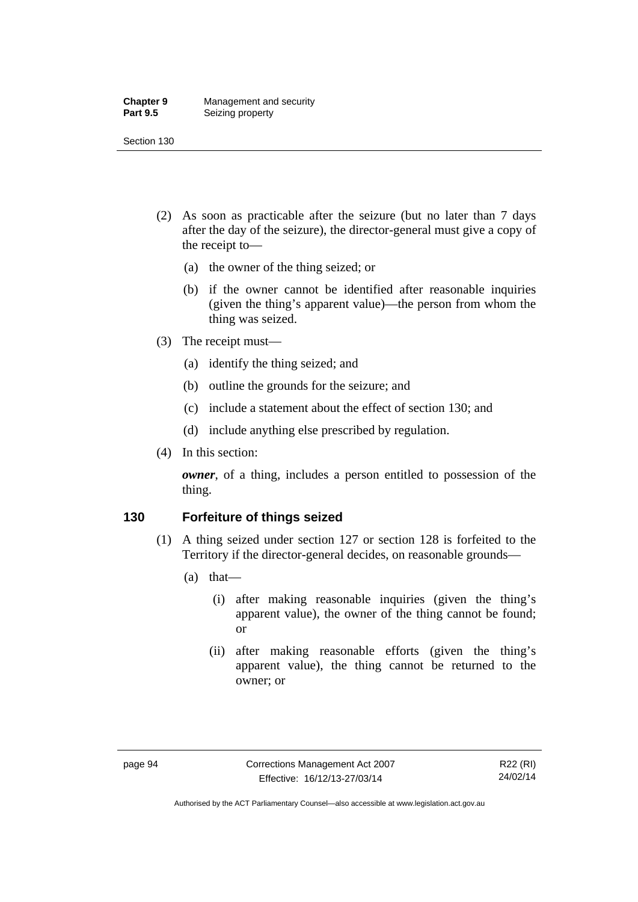(2) As soon as practicable after the seizure (but no later than 7 days after the day of the seizure), the director-general must give a copy of the receipt to—

(a) the owner of the thing seized; or

(b) if the owner cannot be identified after reasonable inquiries (given the thing's apparent value)—the person from whom the thing was seized.

(3) The receipt must—

(a) identify the thing seized; and

(b) outline the grounds for the seizure; and

(c) include a statement about the effect of section 130; and

(d) include anything else prescribed by regulation.

(4) In this section:

***owner***, of a thing, includes a person entitled to possession of the thing.

## 130 Forfeiture of things seized

(1) A thing seized under section 127 or section 128 is forfeited to the Territory if the director-general decides, on reasonable grounds—

(a) that—

(i) after making reasonable inquiries (given the thing's apparent value), the owner of the thing cannot be found; or

(ii) after making reasonable efforts (given the thing's apparent value), the thing cannot be returned to the owner; or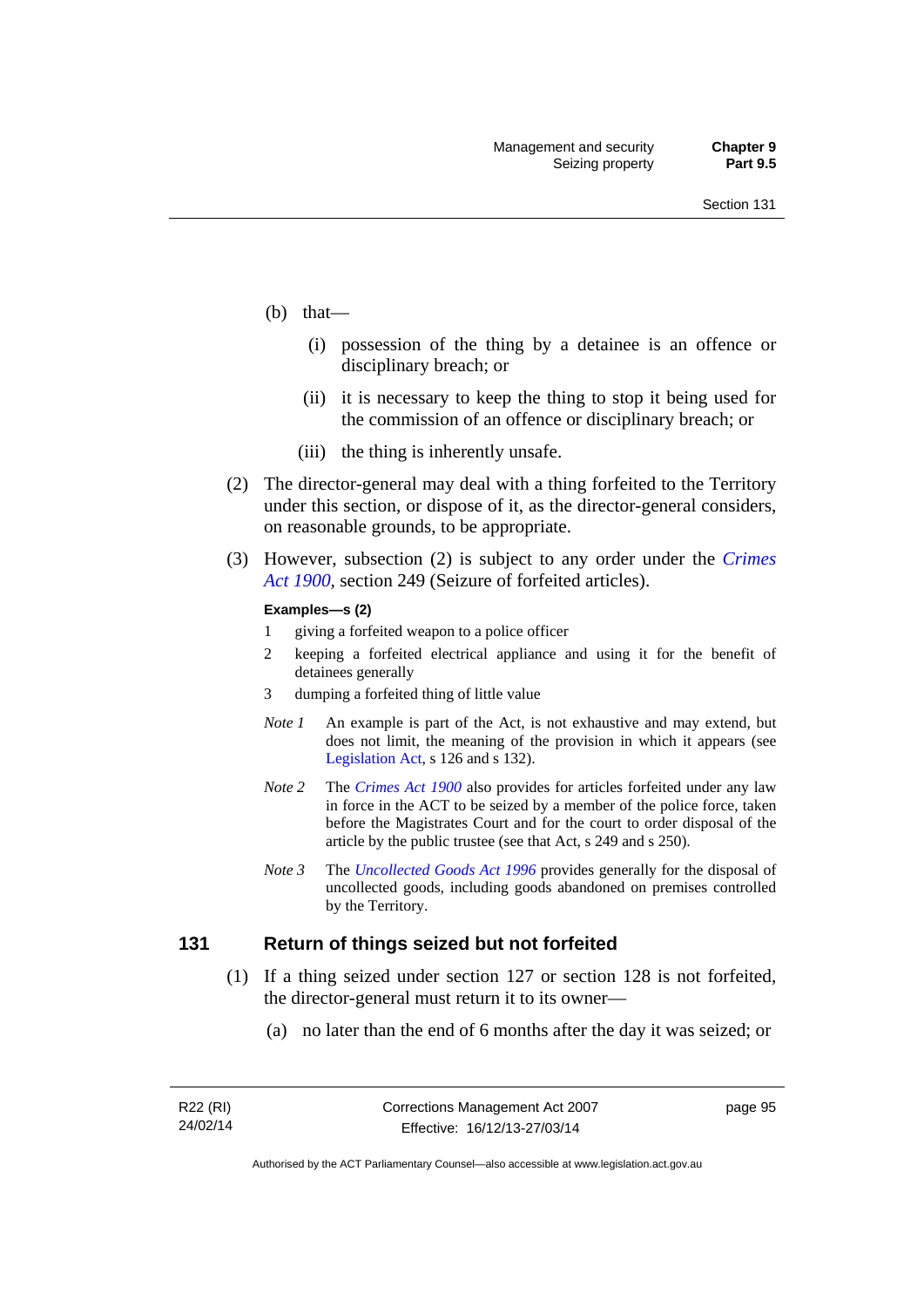(b) that—

(i) possession of the thing by a detainee is an offence or disciplinary breach; or

(ii) it is necessary to keep the thing to stop it being used for the commission of an offence or disciplinary breach; or

(iii) the thing is inherently unsafe.

(2) The director-general may deal with a thing forfeited to the Territory under this section, or dispose of it, as the director-general considers, on reasonable grounds, to be appropriate.

(3) However, subsection (2) is subject to any order under the *Crimes Act 1900*, section 249 (Seizure of forfeited articles).

**Examples—s (2)**

1 giving a forfeited weapon to a police officer

2 keeping a forfeited electrical appliance and using it for the benefit of detainees generally

3 dumping a forfeited thing of little value

*Note 1* An example is part of the Act, is not exhaustive and may extend, but does not limit, the meaning of the provision in which it appears (see Legislation Act, s 126 and s 132).

*Note 2* The *Crimes Act 1900* also provides for articles forfeited under any law in force in the ACT to be seized by a member of the police force, taken before the Magistrates Court and for the court to order disposal of the article by the public trustee (see that Act, s 249 and s 250).

*Note 3* The *Uncollected Goods Act 1996* provides generally for the disposal of uncollected goods, including goods abandoned on premises controlled by the Territory.

## 131 Return of things seized but not forfeited

(1) If a thing seized under section 127 or section 128 is not forfeited, the director-general must return it to its owner—

(a) no later than the end of 6 months after the day it was seized; or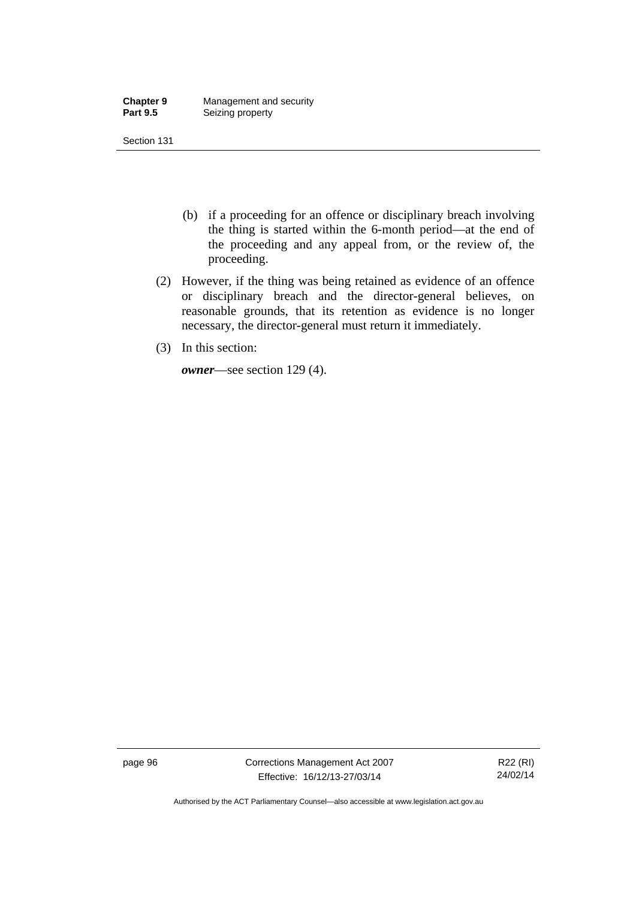(b) if a proceeding for an offence or disciplinary breach involving the thing is started within the 6-month period—at the end of the proceeding and any appeal from, or the review of, the proceeding.

(2) However, if the thing was being retained as evidence of an offence or disciplinary breach and the director-general believes, on reasonable grounds, that its retention as evidence is no longer necessary, the director-general must return it immediately.

(3) In this section:

***owner***—see section 129 (4).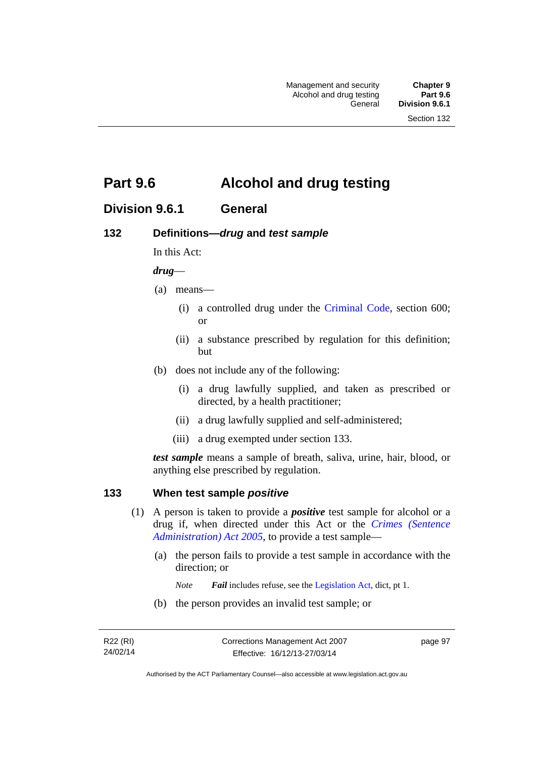# Part 9.6 Alcohol and drug testing

## Division 9.6.1 General

### 132 Definitions—*drug* and *test sample*

In this Act:

***drug***—

(a) means—

(i) a controlled drug under the Criminal Code, section 600; or

(ii) a substance prescribed by regulation for this definition; but

(b) does not include any of the following:

(i) a drug lawfully supplied, and taken as prescribed or directed, by a health practitioner;

(ii) a drug lawfully supplied and self-administered;

(iii) a drug exempted under section 133.

***test sample*** means a sample of breath, saliva, urine, hair, blood, or anything else prescribed by regulation.

### 133 When test sample *positive*

(1) A person is taken to provide a ***positive*** test sample for alcohol or a drug if, when directed under this Act or the *Crimes (Sentence Administration) Act 2005*, to provide a test sample—

(a) the person fails to provide a test sample in accordance with the direction; or

*Note* ***Fail*** includes refuse, see the Legislation Act, dict, pt 1.

(b) the person provides an invalid test sample; or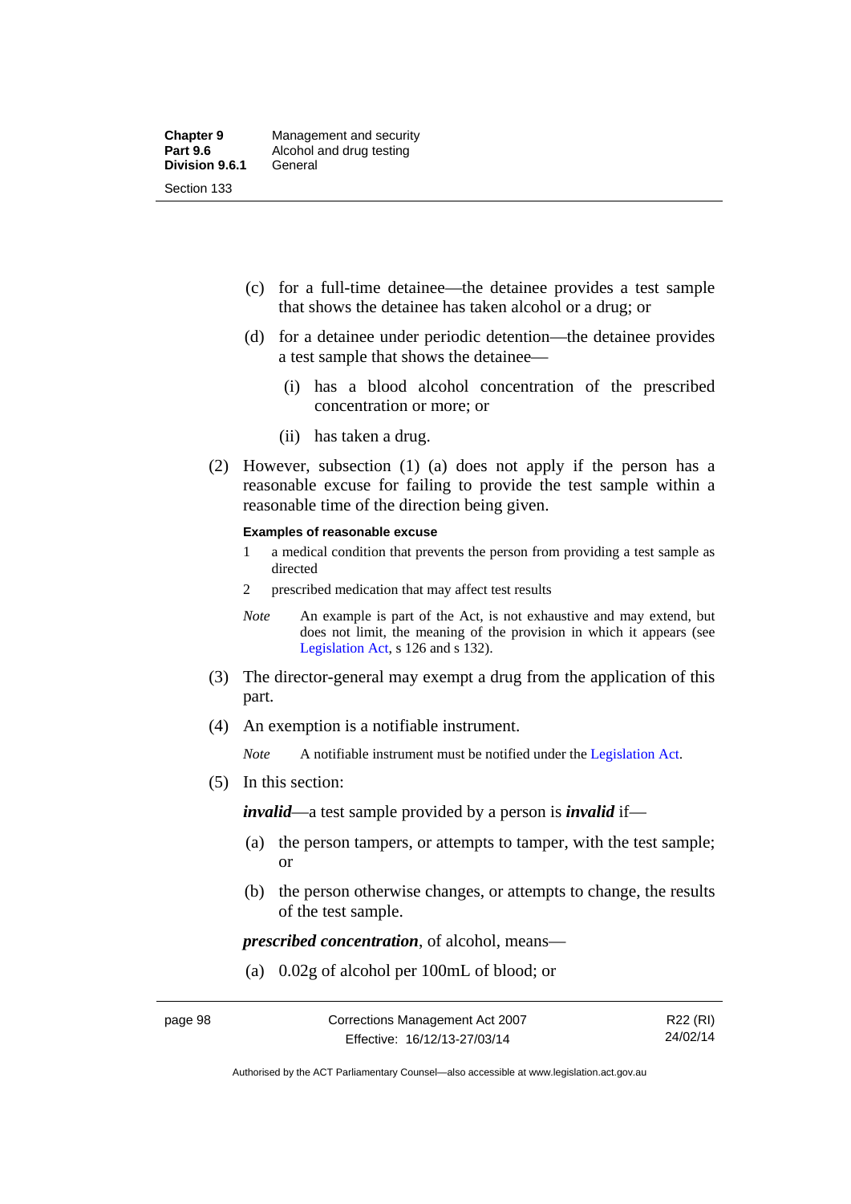(c) for a full-time detainee—the detainee provides a test sample that shows the detainee has taken alcohol or a drug; or

(d) for a detainee under periodic detention—the detainee provides a test sample that shows the detainee—

(i) has a blood alcohol concentration of the prescribed concentration or more; or

(ii) has taken a drug.

(2) However, subsection (1) (a) does not apply if the person has a reasonable excuse for failing to provide the test sample within a reasonable time of the direction being given.

**Examples of reasonable excuse**

1 a medical condition that prevents the person from providing a test sample as directed

2 prescribed medication that may affect test results

*Note* An example is part of the Act, is not exhaustive and may extend, but does not limit, the meaning of the provision in which it appears (see Legislation Act, s 126 and s 132).

(3) The director-general may exempt a drug from the application of this part.

(4) An exemption is a notifiable instrument.

*Note* A notifiable instrument must be notified under the Legislation Act.

(5) In this section:

***invalid***—a test sample provided by a person is ***invalid*** if—

(a) the person tampers, or attempts to tamper, with the test sample; or

(b) the person otherwise changes, or attempts to change, the results of the test sample.

***prescribed concentration***, of alcohol, means—

(a) 0.02g of alcohol per 100mL of blood; or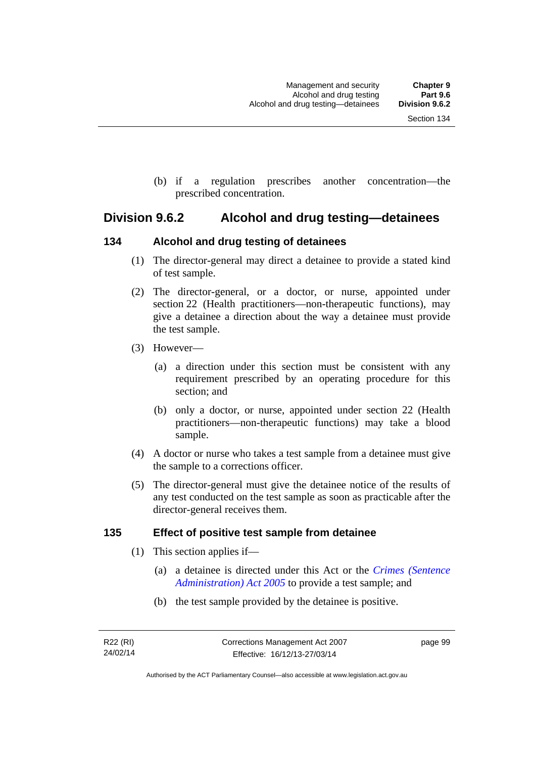(b) if a regulation prescribes another concentration—the prescribed concentration.

## Division 9.6.2 Alcohol and drug testing—detainees

### 134 Alcohol and drug testing of detainees

(1) The director-general may direct a detainee to provide a stated kind of test sample.

(2) The director-general, or a doctor, or nurse, appointed under section 22 (Health practitioners—non-therapeutic functions), may give a detainee a direction about the way a detainee must provide the test sample.

(3) However—

(a) a direction under this section must be consistent with any requirement prescribed by an operating procedure for this section; and

(b) only a doctor, or nurse, appointed under section 22 (Health practitioners—non-therapeutic functions) may take a blood sample.

(4) A doctor or nurse who takes a test sample from a detainee must give the sample to a corrections officer.

(5) The director-general must give the detainee notice of the results of any test conducted on the test sample as soon as practicable after the director-general receives them.

### 135 Effect of positive test sample from detainee

(1) This section applies if—

(a) a detainee is directed under this Act or the *Crimes (Sentence Administration) Act 2005* to provide a test sample; and

(b) the test sample provided by the detainee is positive.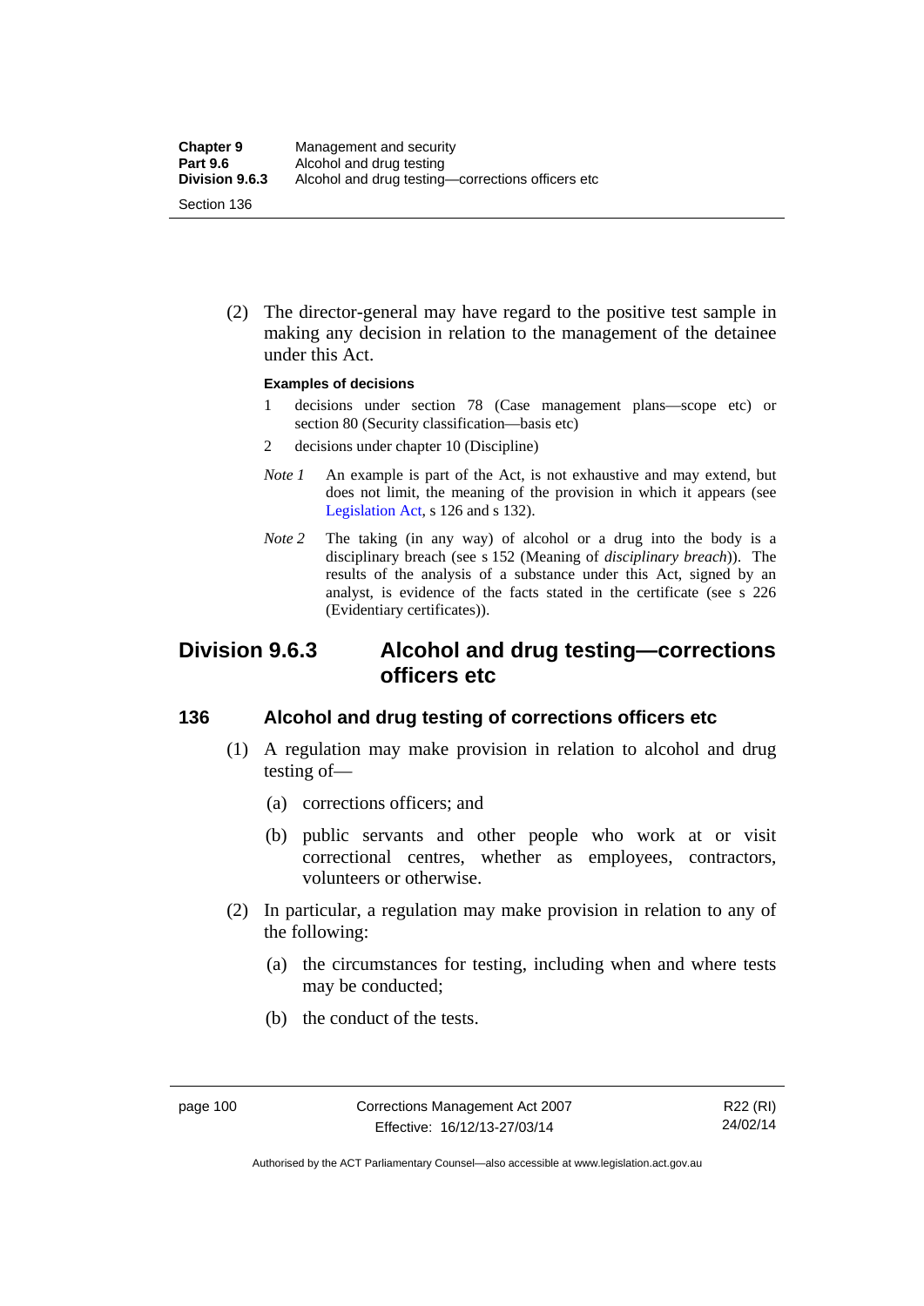(2) The director-general may have regard to the positive test sample in making any decision in relation to the management of the detainee under this Act.

**Examples of decisions**

1 decisions under section 78 (Case management plans—scope etc) or section 80 (Security classification—basis etc)

2 decisions under chapter 10 (Discipline)

*Note 1* An example is part of the Act, is not exhaustive and may extend, but does not limit, the meaning of the provision in which it appears (see Legislation Act, s 126 and s 132).

*Note 2* The taking (in any way) of alcohol or a drug into the body is a disciplinary breach (see s 152 (Meaning of *disciplinary breach*)). The results of the analysis of a substance under this Act, signed by an analyst, is evidence of the facts stated in the certificate (see s 226 (Evidentiary certificates)).

## Division 9.6.3 Alcohol and drug testing—corrections officers etc

### 136 Alcohol and drug testing of corrections officers etc

(1) A regulation may make provision in relation to alcohol and drug testing of—

(a) corrections officers; and

(b) public servants and other people who work at or visit correctional centres, whether as employees, contractors, volunteers or otherwise.

(2) In particular, a regulation may make provision in relation to any of the following:

(a) the circumstances for testing, including when and where tests may be conducted;

(b) the conduct of the tests.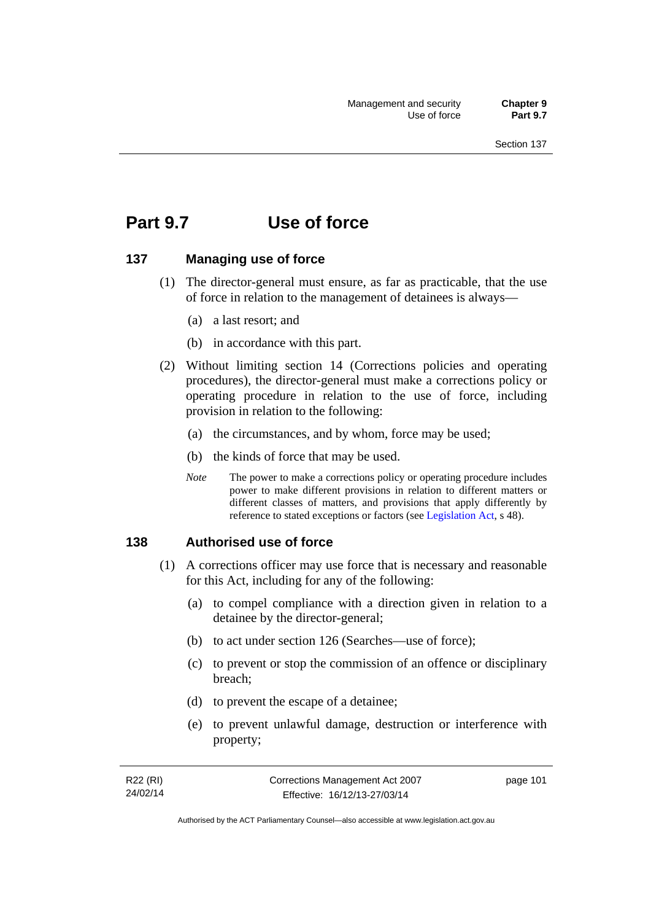# Part 9.7 Use of force

## 137 Managing use of force

(1) The director-general must ensure, as far as practicable, that the use of force in relation to the management of detainees is always—

(a) a last resort; and

(b) in accordance with this part.

(2) Without limiting section 14 (Corrections policies and operating procedures), the director-general must make a corrections policy or operating procedure in relation to the use of force, including provision in relation to the following:

(a) the circumstances, and by whom, force may be used;

(b) the kinds of force that may be used.

*Note* The power to make a corrections policy or operating procedure includes power to make different provisions in relation to different matters or different classes of matters, and provisions that apply differently by reference to stated exceptions or factors (see Legislation Act, s 48).

## 138 Authorised use of force

(1) A corrections officer may use force that is necessary and reasonable for this Act, including for any of the following:

(a) to compel compliance with a direction given in relation to a detainee by the director-general;

(b) to act under section 126 (Searches—use of force);

(c) to prevent or stop the commission of an offence or disciplinary breach;

(d) to prevent the escape of a detainee;

(e) to prevent unlawful damage, destruction or interference with property;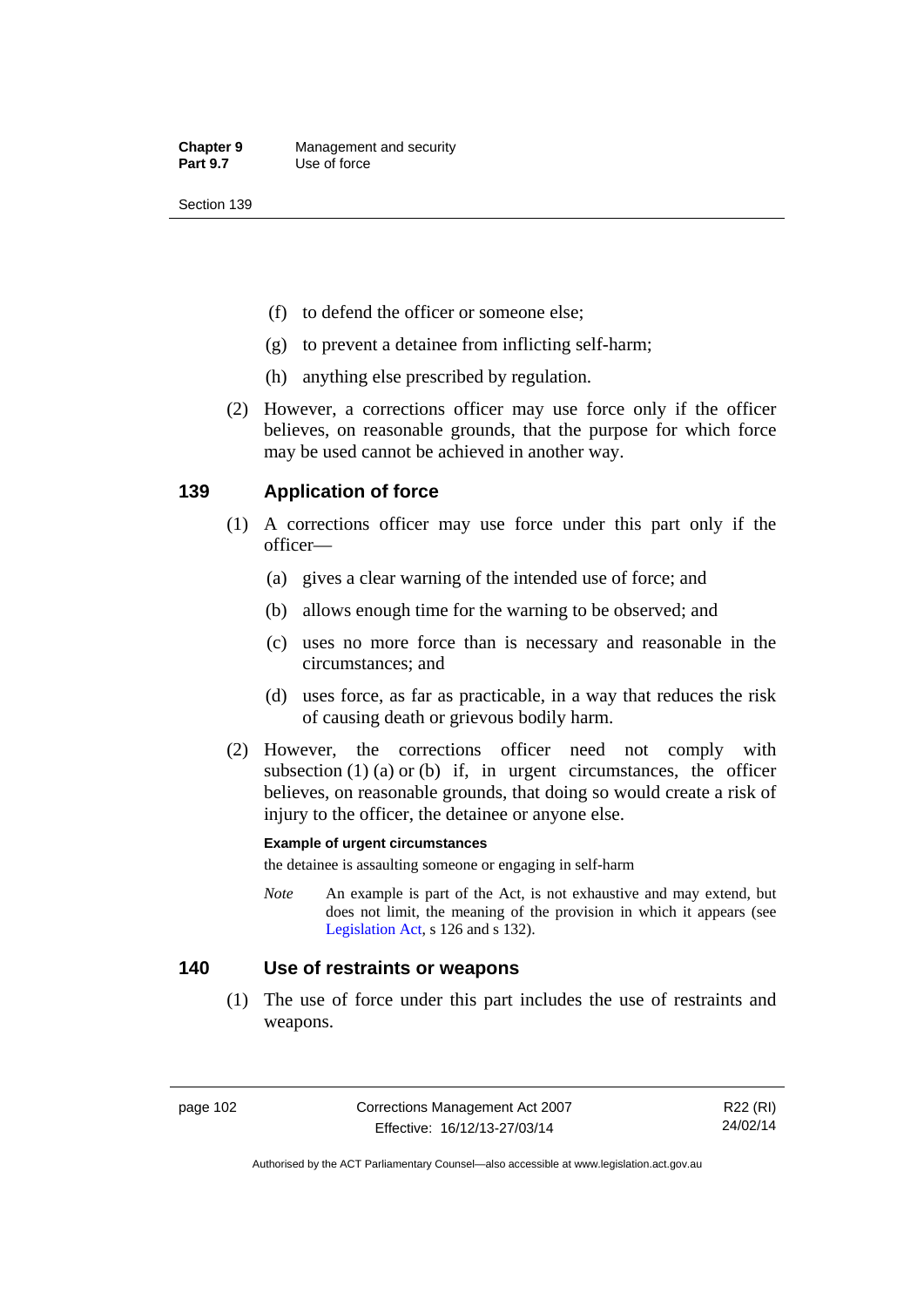(f) to defend the officer or someone else;

(g) to prevent a detainee from inflicting self-harm;

(h) anything else prescribed by regulation.

(2) However, a corrections officer may use force only if the officer believes, on reasonable grounds, that the purpose for which force may be used cannot be achieved in another way.

## 139 Application of force

(1) A corrections officer may use force under this part only if the officer—

(a) gives a clear warning of the intended use of force; and

(b) allows enough time for the warning to be observed; and

(c) uses no more force than is necessary and reasonable in the circumstances; and

(d) uses force, as far as practicable, in a way that reduces the risk of causing death or grievous bodily harm.

(2) However, the corrections officer need not comply with subsection (1) (a) or (b) if, in urgent circumstances, the officer believes, on reasonable grounds, that doing so would create a risk of injury to the officer, the detainee or anyone else.

**Example of urgent circumstances**

the detainee is assaulting someone or engaging in self-harm

*Note* An example is part of the Act, is not exhaustive and may extend, but does not limit, the meaning of the provision in which it appears (see Legislation Act, s 126 and s 132).

## 140 Use of restraints or weapons

(1) The use of force under this part includes the use of restraints and weapons.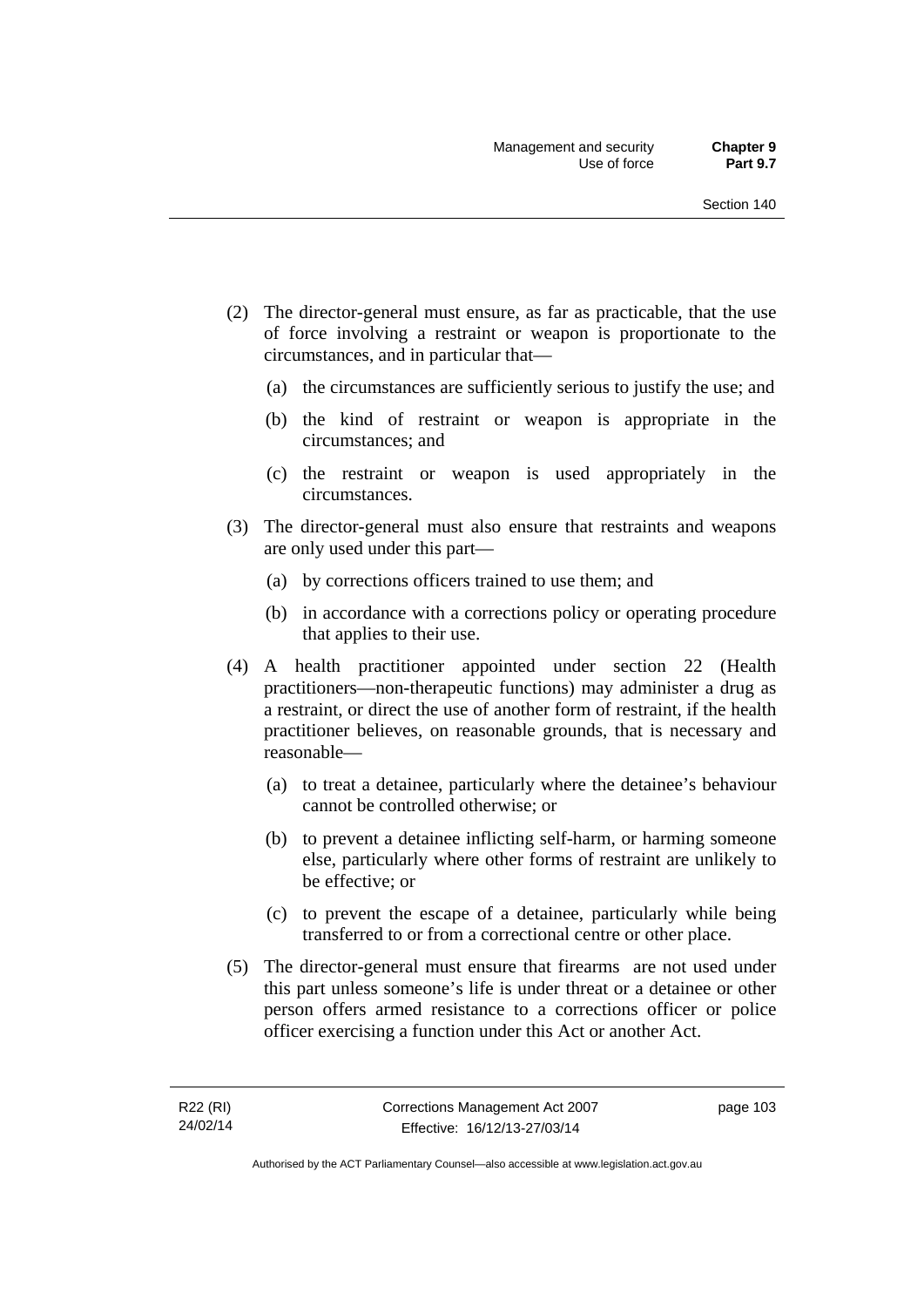(2) The director-general must ensure, as far as practicable, that the use of force involving a restraint or weapon is proportionate to the circumstances, and in particular that—

(a) the circumstances are sufficiently serious to justify the use; and

(b) the kind of restraint or weapon is appropriate in the circumstances; and

(c) the restraint or weapon is used appropriately in the circumstances.

(3) The director-general must also ensure that restraints and weapons are only used under this part—

(a) by corrections officers trained to use them; and

(b) in accordance with a corrections policy or operating procedure that applies to their use.

(4) A health practitioner appointed under section 22 (Health practitioners—non-therapeutic functions) may administer a drug as a restraint, or direct the use of another form of restraint, if the health practitioner believes, on reasonable grounds, that is necessary and reasonable—

(a) to treat a detainee, particularly where the detainee's behaviour cannot be controlled otherwise; or

(b) to prevent a detainee inflicting self-harm, or harming someone else, particularly where other forms of restraint are unlikely to be effective; or

(c) to prevent the escape of a detainee, particularly while being transferred to or from a correctional centre or other place.

(5) The director-general must ensure that firearms are not used under this part unless someone's life is under threat or a detainee or other person offers armed resistance to a corrections officer or police officer exercising a function under this Act or another Act.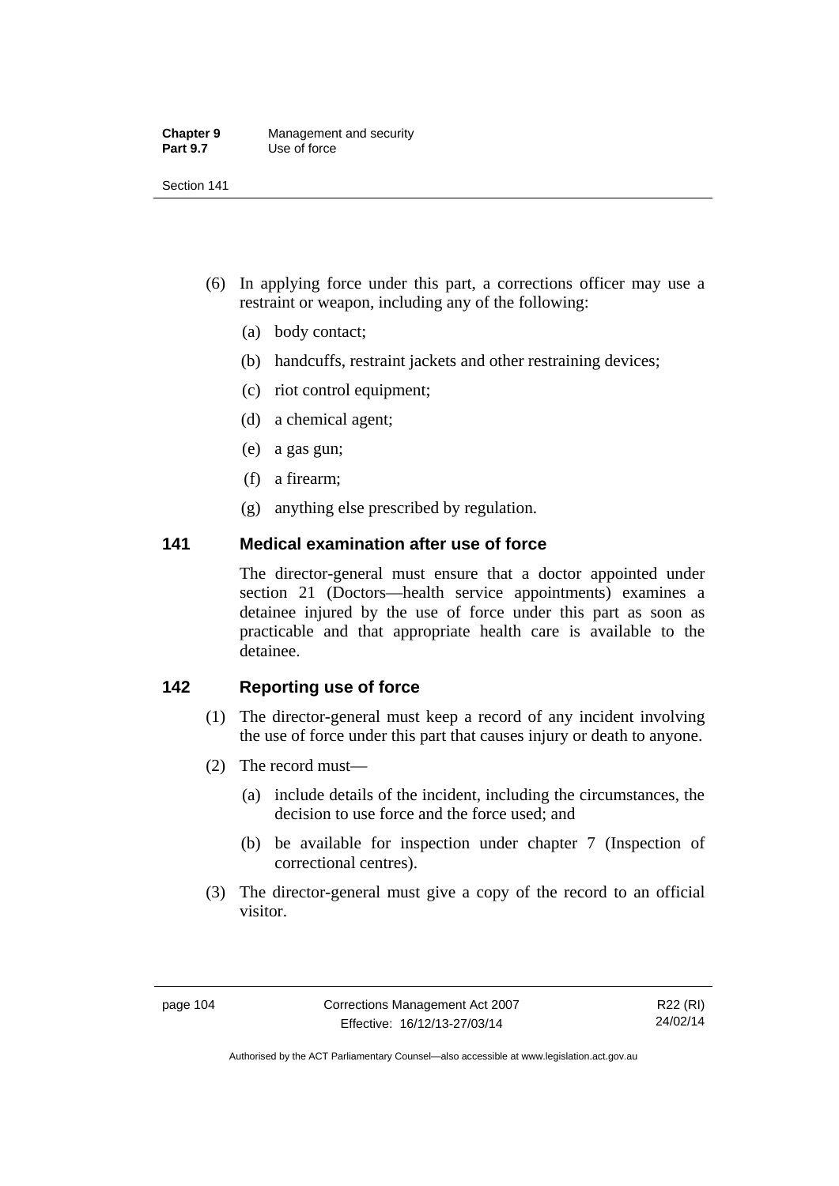(6) In applying force under this part, a corrections officer may use a restraint or weapon, including any of the following:

 (a) body contact;

 (b) handcuffs, restraint jackets and other restraining devices;

 (c) riot control equipment;

 (d) a chemical agent;

 (e) a gas gun;

 (f) a firearm;

 (g) anything else prescribed by regulation.

### 141 Medical examination after use of force

The director-general must ensure that a doctor appointed under section 21 (Doctors—health service appointments) examines a detainee injured by the use of force under this part as soon as practicable and that appropriate health care is available to the detainee.

### 142 Reporting use of force

(1) The director-general must keep a record of any incident involving the use of force under this part that causes injury or death to anyone.

(2) The record must—

 (a) include details of the incident, including the circumstances, the decision to use force and the force used; and

 (b) be available for inspection under chapter 7 (Inspection of correctional centres).

(3) The director-general must give a copy of the record to an official visitor.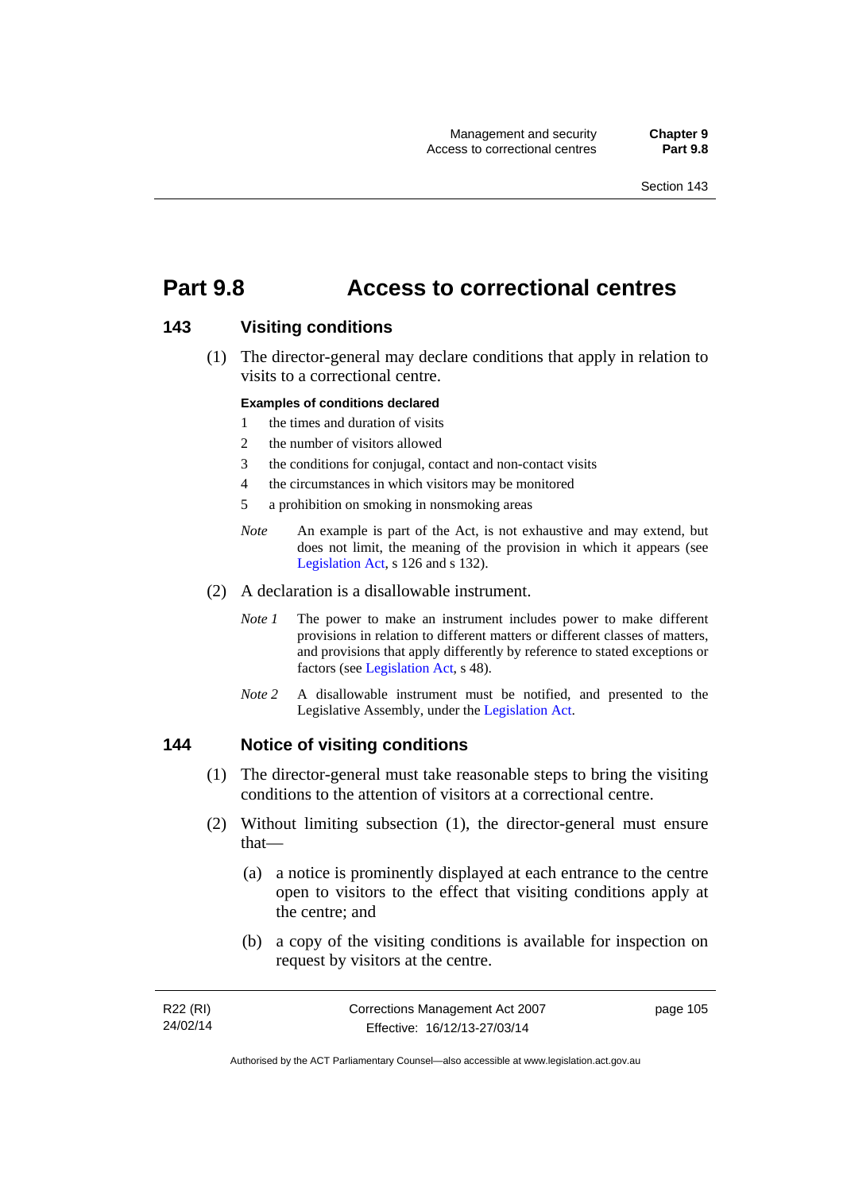# Part 9.8 Access to correctional centres

## 143 Visiting conditions

(1) The director-general may declare conditions that apply in relation to visits to a correctional centre.

**Examples of conditions declared**

1 the times and duration of visits
2 the number of visitors allowed
3 the conditions for conjugal, contact and non-contact visits
4 the circumstances in which visitors may be monitored
5 a prohibition on smoking in nonsmoking areas

*Note* An example is part of the Act, is not exhaustive and may extend, but does not limit, the meaning of the provision in which it appears (see Legislation Act, s 126 and s 132).

(2) A declaration is a disallowable instrument.

*Note 1* The power to make an instrument includes power to make different provisions in relation to different matters or different classes of matters, and provisions that apply differently by reference to stated exceptions or factors (see Legislation Act, s 48).

*Note 2* A disallowable instrument must be notified, and presented to the Legislative Assembly, under the Legislation Act.

## 144 Notice of visiting conditions

(1) The director-general must take reasonable steps to bring the visiting conditions to the attention of visitors at a correctional centre.

(2) Without limiting subsection (1), the director-general must ensure that—

(a) a notice is prominently displayed at each entrance to the centre open to visitors to the effect that visiting conditions apply at the centre; and

(b) a copy of the visiting conditions is available for inspection on request by visitors at the centre.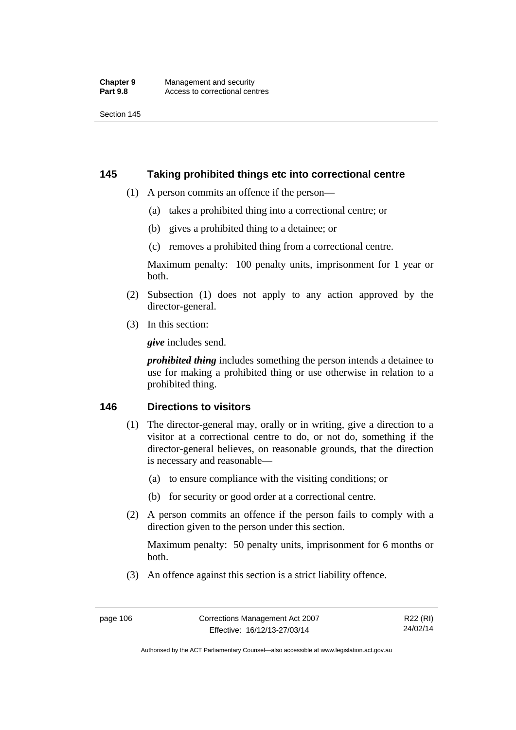## 145 Taking prohibited things etc into correctional centre

(1) A person commits an offence if the person—

(a) takes a prohibited thing into a correctional centre; or

(b) gives a prohibited thing to a detainee; or

(c) removes a prohibited thing from a correctional centre.

Maximum penalty: 100 penalty units, imprisonment for 1 year or both.

(2) Subsection (1) does not apply to any action approved by the director-general.

(3) In this section:

***give*** includes send.

***prohibited thing*** includes something the person intends a detainee to use for making a prohibited thing or use otherwise in relation to a prohibited thing.

## 146 Directions to visitors

(1) The director-general may, orally or in writing, give a direction to a visitor at a correctional centre to do, or not do, something if the director-general believes, on reasonable grounds, that the direction is necessary and reasonable—

(a) to ensure compliance with the visiting conditions; or

(b) for security or good order at a correctional centre.

(2) A person commits an offence if the person fails to comply with a direction given to the person under this section.

Maximum penalty: 50 penalty units, imprisonment for 6 months or both.

(3) An offence against this section is a strict liability offence.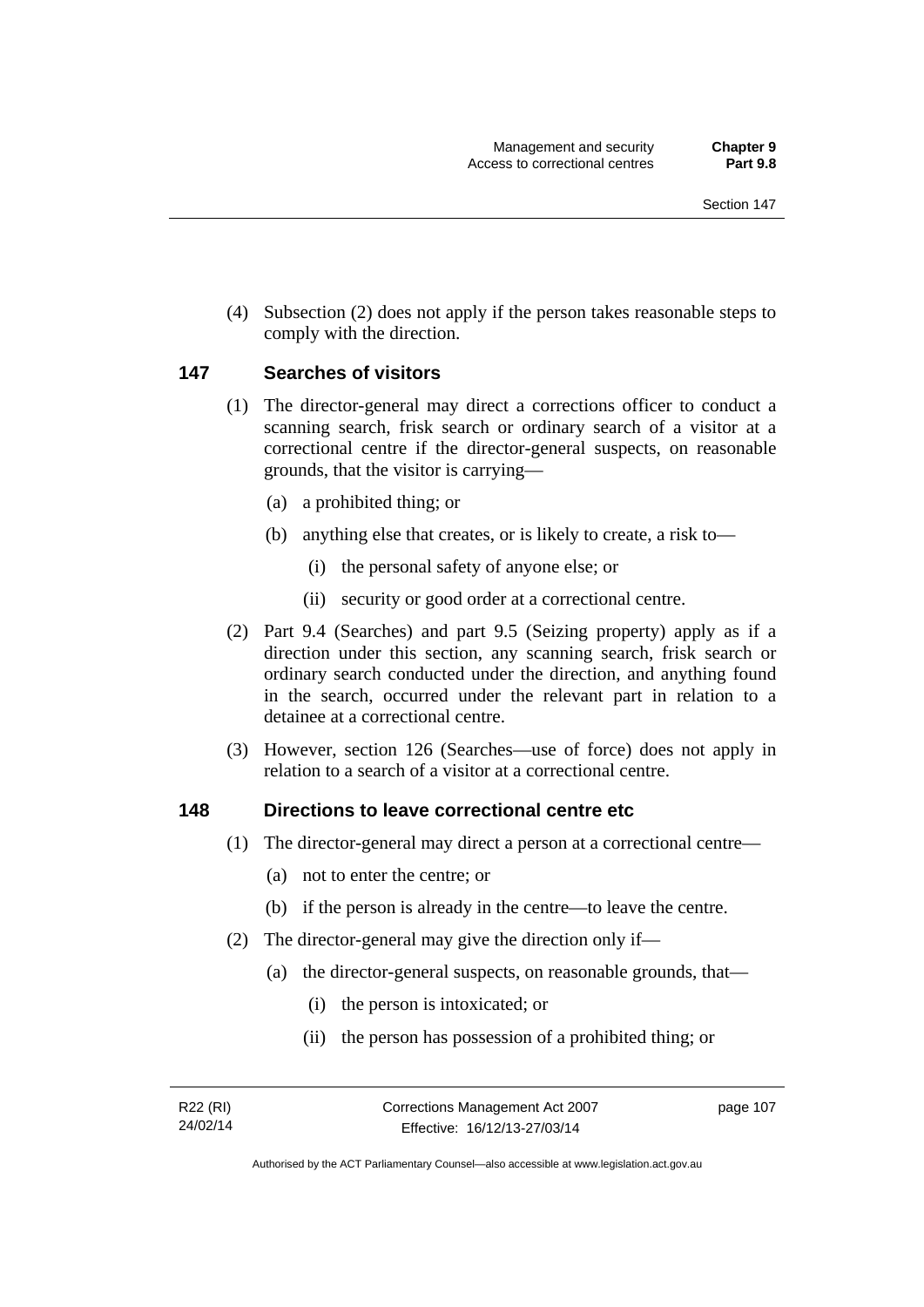(4) Subsection (2) does not apply if the person takes reasonable steps to comply with the direction.

## 147 Searches of visitors

(1) The director-general may direct a corrections officer to conduct a scanning search, frisk search or ordinary search of a visitor at a correctional centre if the director-general suspects, on reasonable grounds, that the visitor is carrying—

(a) a prohibited thing; or

(b) anything else that creates, or is likely to create, a risk to—

(i) the personal safety of anyone else; or

(ii) security or good order at a correctional centre.

(2) Part 9.4 (Searches) and part 9.5 (Seizing property) apply as if a direction under this section, any scanning search, frisk search or ordinary search conducted under the direction, and anything found in the search, occurred under the relevant part in relation to a detainee at a correctional centre.

(3) However, section 126 (Searches—use of force) does not apply in relation to a search of a visitor at a correctional centre.

## 148 Directions to leave correctional centre etc

(1) The director-general may direct a person at a correctional centre—

(a) not to enter the centre; or

(b) if the person is already in the centre—to leave the centre.

(2) The director-general may give the direction only if—

(a) the director-general suspects, on reasonable grounds, that—

(i) the person is intoxicated; or

(ii) the person has possession of a prohibited thing; or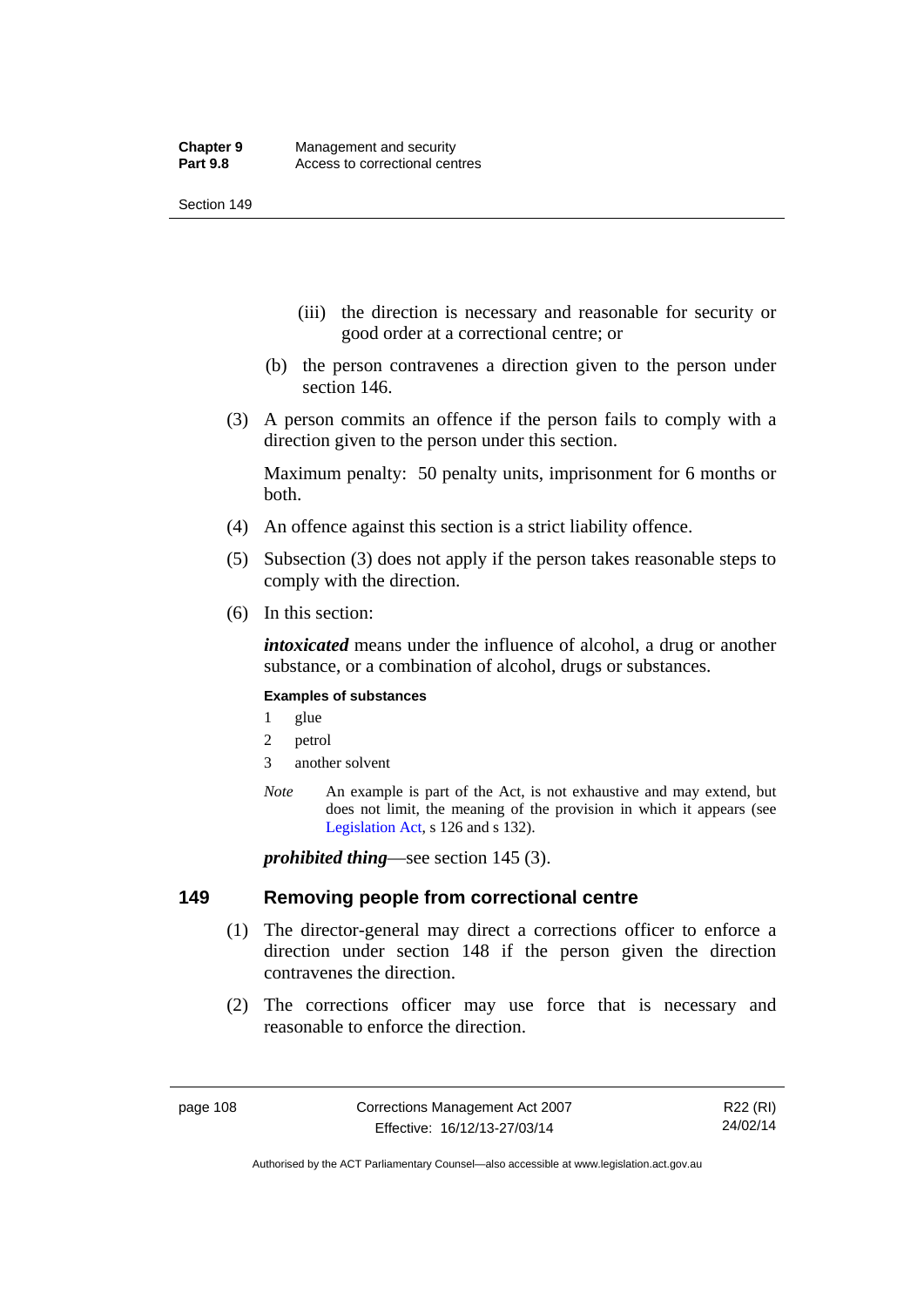(iii) the direction is necessary and reasonable for security or good order at a correctional centre; or

(b) the person contravenes a direction given to the person under section 146.

(3) A person commits an offence if the person fails to comply with a direction given to the person under this section.

Maximum penalty: 50 penalty units, imprisonment for 6 months or both.

(4) An offence against this section is a strict liability offence.

(5) Subsection (3) does not apply if the person takes reasonable steps to comply with the direction.

(6) In this section:

***intoxicated*** means under the influence of alcohol, a drug or another substance, or a combination of alcohol, drugs or substances.

**Examples of substances**

1 glue
2 petrol
3 another solvent

*Note* An example is part of the Act, is not exhaustive and may extend, but does not limit, the meaning of the provision in which it appears (see Legislation Act, s 126 and s 132).

***prohibited thing***—see section 145 (3).

## 149 Removing people from correctional centre

(1) The director-general may direct a corrections officer to enforce a direction under section 148 if the person given the direction contravenes the direction.

(2) The corrections officer may use force that is necessary and reasonable to enforce the direction.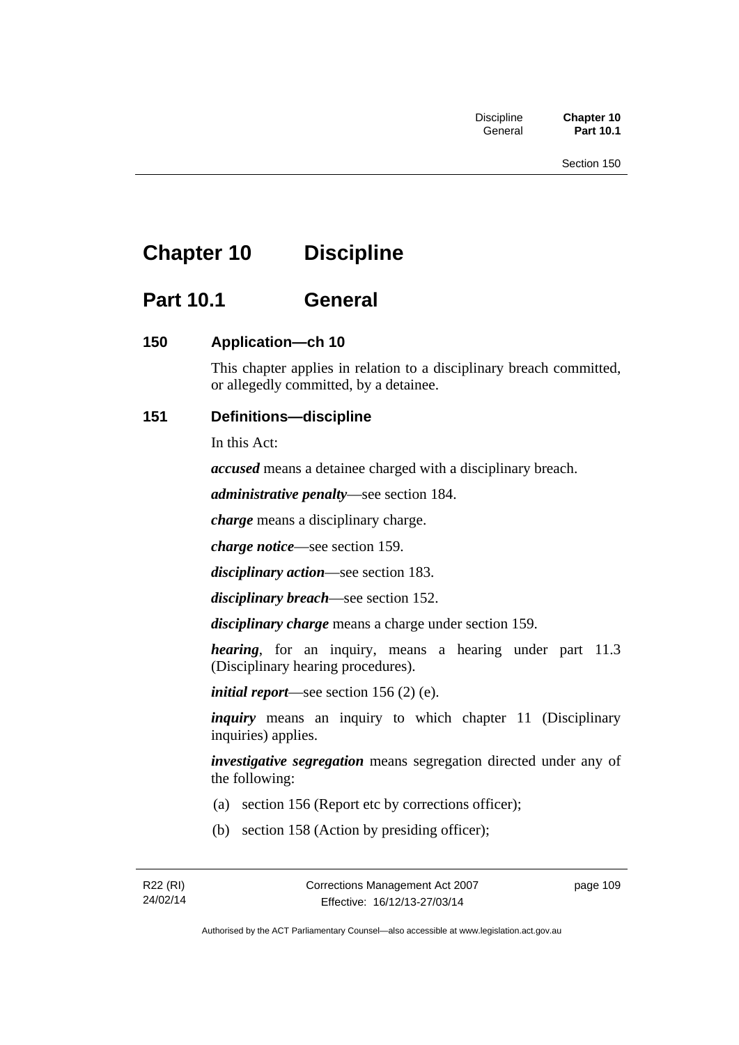# Chapter 10 Discipline

## Part 10.1 General

### 150 Application—ch 10

This chapter applies in relation to a disciplinary breach committed, or allegedly committed, by a detainee.

### 151 Definitions—discipline

In this Act:

***accused*** means a detainee charged with a disciplinary breach.

***administrative penalty***—see section 184.

***charge*** means a disciplinary charge.

***charge notice***—see section 159.

***disciplinary action***—see section 183.

***disciplinary breach***—see section 152.

***disciplinary charge*** means a charge under section 159.

***hearing***, for an inquiry, means a hearing under part 11.3 (Disciplinary hearing procedures).

***initial report***—see section 156 (2) (e).

***inquiry*** means an inquiry to which chapter 11 (Disciplinary inquiries) applies.

***investigative segregation*** means segregation directed under any of the following:

(a) section 156 (Report etc by corrections officer);

(b) section 158 (Action by presiding officer);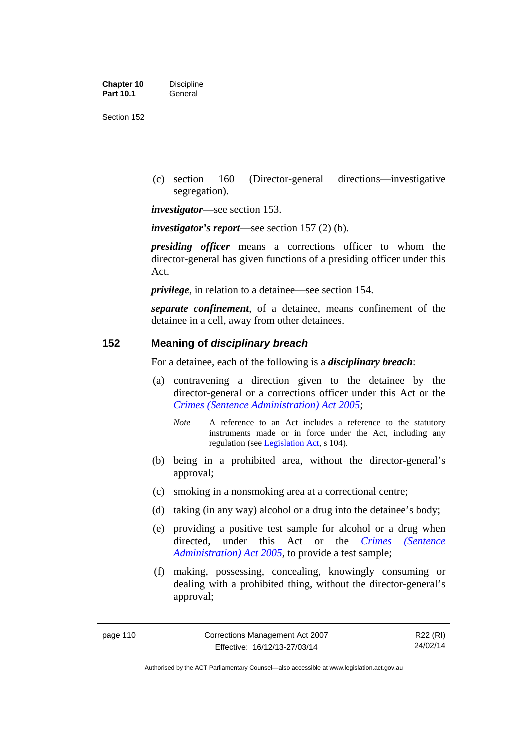(c) section 160 (Director-general directions—investigative segregation).

***investigator***—see section 153.

***investigator's report***—see section 157 (2) (b).

***presiding officer*** means a corrections officer to whom the director-general has given functions of a presiding officer under this Act.

***privilege***, in relation to a detainee—see section 154.

***separate confinement***, of a detainee, means confinement of the detainee in a cell, away from other detainees.

## 152 Meaning of *disciplinary breach*

For a detainee, each of the following is a ***disciplinary breach***:

(a) contravening a direction given to the detainee by the director-general or a corrections officer under this Act or the *Crimes (Sentence Administration) Act 2005*;

> *Note* A reference to an Act includes a reference to the statutory instruments made or in force under the Act, including any regulation (see Legislation Act, s 104).

(b) being in a prohibited area, without the director-general's approval;

(c) smoking in a nonsmoking area at a correctional centre;

(d) taking (in any way) alcohol or a drug into the detainee's body;

(e) providing a positive test sample for alcohol or a drug when directed, under this Act or the *Crimes (Sentence Administration) Act 2005*, to provide a test sample;

(f) making, possessing, concealing, knowingly consuming or dealing with a prohibited thing, without the director-general's approval;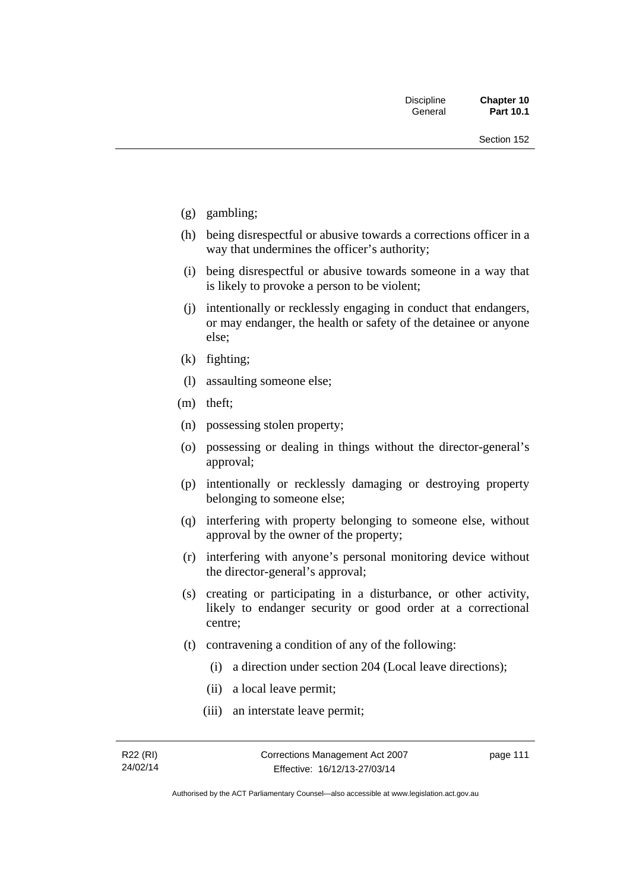(g) gambling;

(h) being disrespectful or abusive towards a corrections officer in a way that undermines the officer's authority;

(i) being disrespectful or abusive towards someone in a way that is likely to provoke a person to be violent;

(j) intentionally or recklessly engaging in conduct that endangers, or may endanger, the health or safety of the detainee or anyone else;

(k) fighting;

(l) assaulting someone else;

(m) theft;

(n) possessing stolen property;

(o) possessing or dealing in things without the director-general's approval;

(p) intentionally or recklessly damaging or destroying property belonging to someone else;

(q) interfering with property belonging to someone else, without approval by the owner of the property;

(r) interfering with anyone's personal monitoring device without the director-general's approval;

(s) creating or participating in a disturbance, or other activity, likely to endanger security or good order at a correctional centre;

(t) contravening a condition of any of the following:

   (i) a direction under section 204 (Local leave directions);

   (ii) a local leave permit;

   (iii) an interstate leave permit;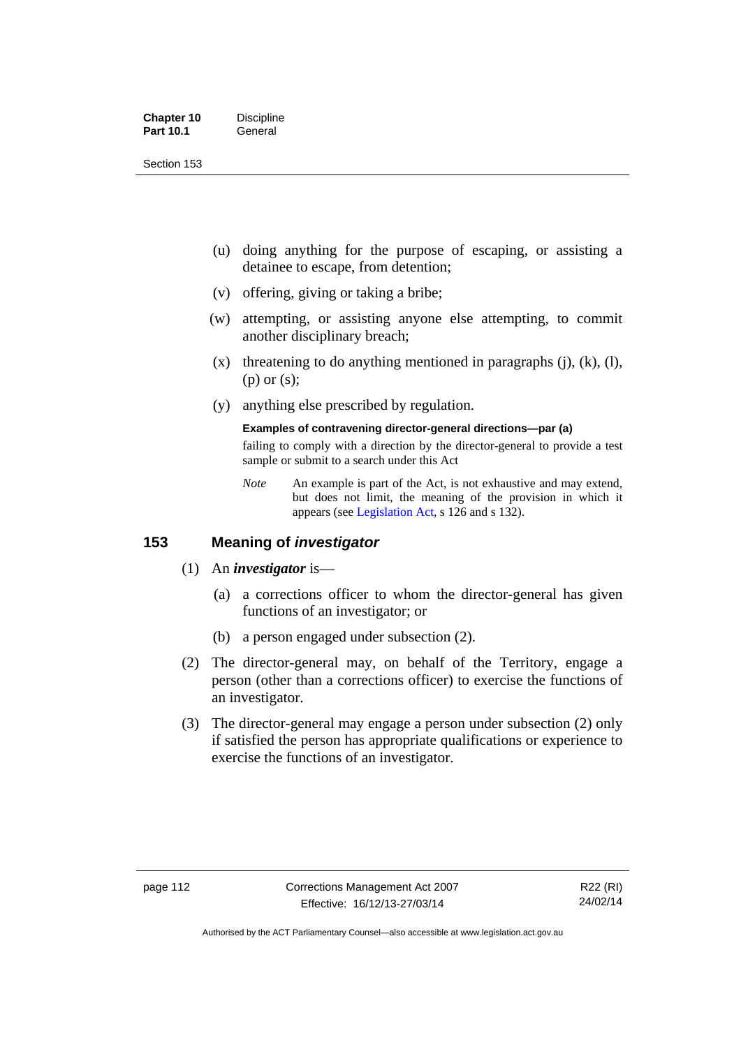(u) doing anything for the purpose of escaping, or assisting a detainee to escape, from detention;

(v) offering, giving or taking a bribe;

(w) attempting, or assisting anyone else attempting, to commit another disciplinary breach;

(x) threatening to do anything mentioned in paragraphs (j), (k), (l), (p) or (s);

(y) anything else prescribed by regulation.

**Examples of contravening director-general directions—par (a)**

failing to comply with a direction by the director-general to provide a test sample or submit to a search under this Act

*Note* An example is part of the Act, is not exhaustive and may extend, but does not limit, the meaning of the provision in which it appears (see Legislation Act, s 126 and s 132).

## 153 Meaning of *investigator*

(1) An ***investigator*** is—

(a) a corrections officer to whom the director-general has given functions of an investigator; or

(b) a person engaged under subsection (2).

(2) The director-general may, on behalf of the Territory, engage a person (other than a corrections officer) to exercise the functions of an investigator.

(3) The director-general may engage a person under subsection (2) only if satisfied the person has appropriate qualifications or experience to exercise the functions of an investigator.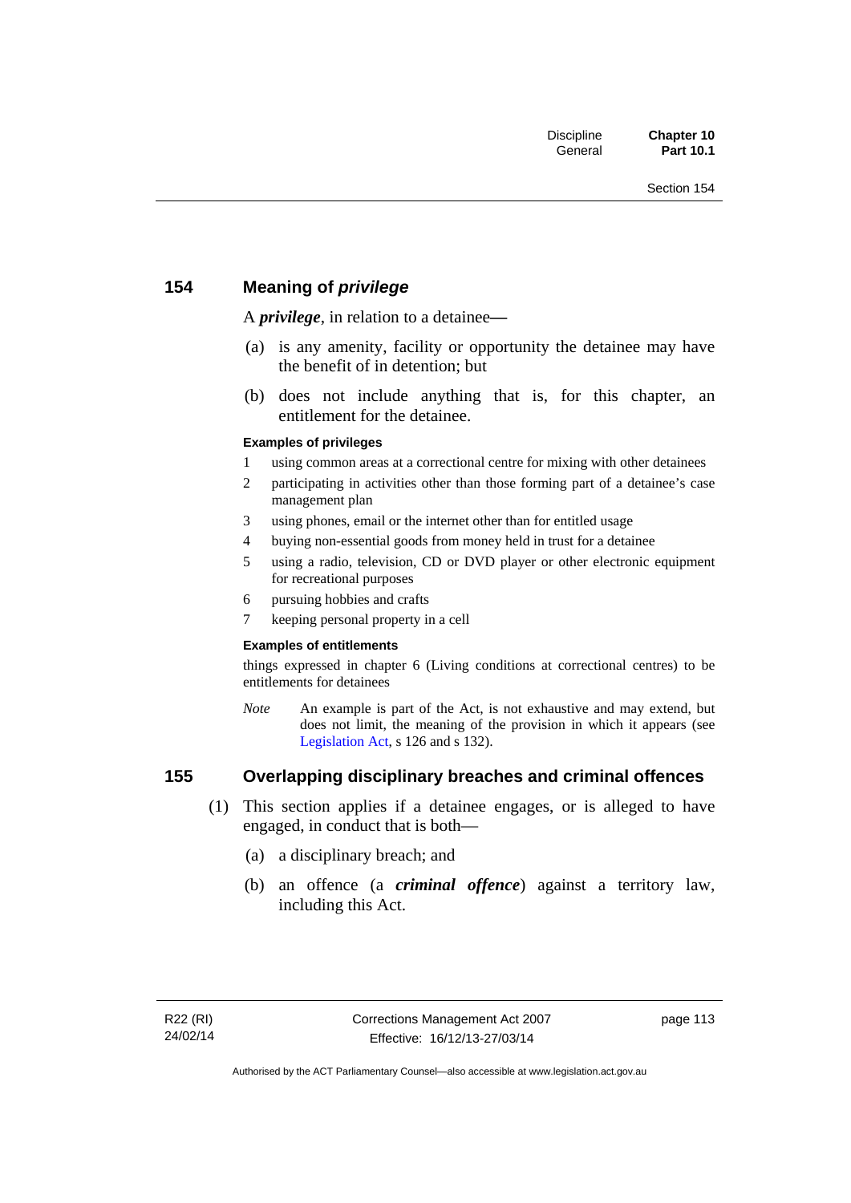## 154 Meaning of *privilege*

A ***privilege***, in relation to a detainee—

(a) is any amenity, facility or opportunity the detainee may have the benefit of in detention; but

(b) does not include anything that is, for this chapter, an entitlement for the detainee.

#### Examples of privileges

1 using common areas at a correctional centre for mixing with other detainees

2 participating in activities other than those forming part of a detainee's case management plan

3 using phones, email or the internet other than for entitled usage

4 buying non-essential goods from money held in trust for a detainee

5 using a radio, television, CD or DVD player or other electronic equipment for recreational purposes

6 pursuing hobbies and crafts

7 keeping personal property in a cell

#### Examples of entitlements

things expressed in chapter 6 (Living conditions at correctional centres) to be entitlements for detainees

*Note* An example is part of the Act, is not exhaustive and may extend, but does not limit, the meaning of the provision in which it appears (see Legislation Act, s 126 and s 132).

## 155 Overlapping disciplinary breaches and criminal offences

(1) This section applies if a detainee engages, or is alleged to have engaged, in conduct that is both—

(a) a disciplinary breach; and

(b) an offence (a ***criminal offence***) against a territory law, including this Act.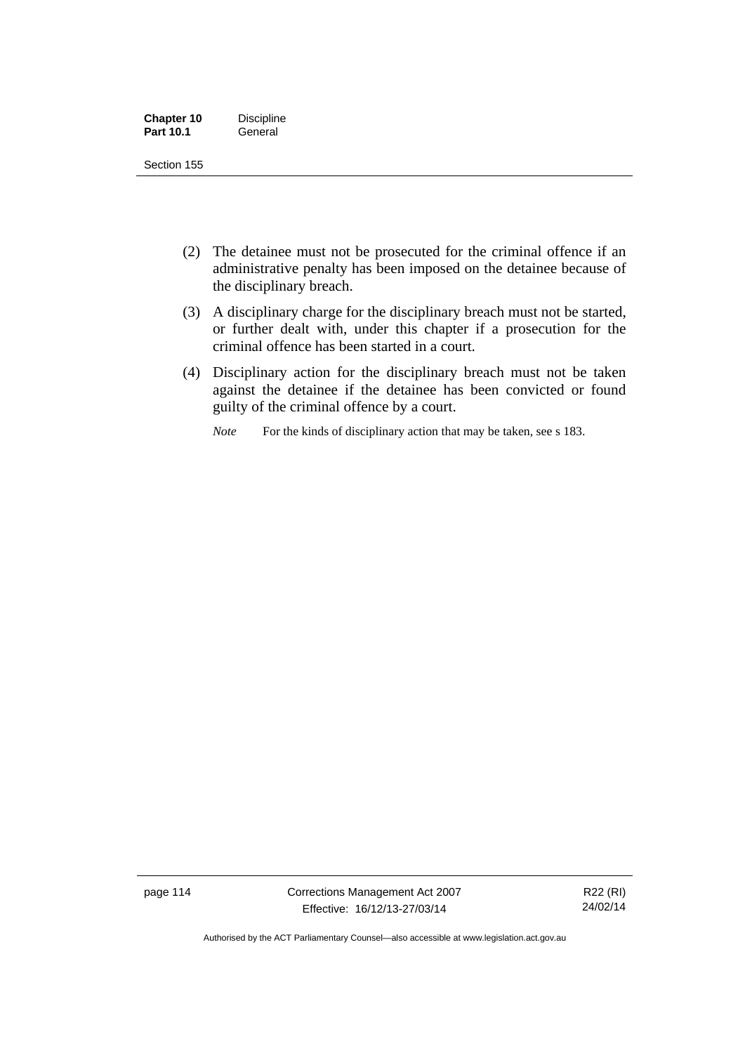(2) The detainee must not be prosecuted for the criminal offence if an administrative penalty has been imposed on the detainee because of the disciplinary breach.

(3) A disciplinary charge for the disciplinary breach must not be started, or further dealt with, under this chapter if a prosecution for the criminal offence has been started in a court.

(4) Disciplinary action for the disciplinary breach must not be taken against the detainee if the detainee has been convicted or found guilty of the criminal offence by a court.

*Note* For the kinds of disciplinary action that may be taken, see s 183.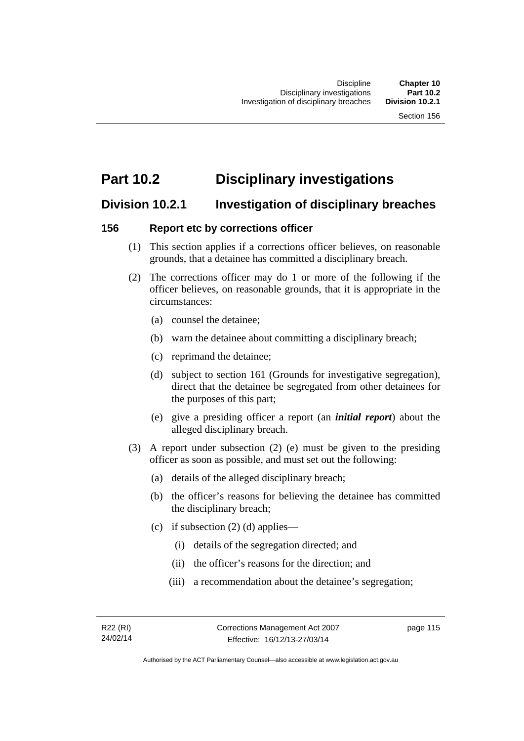# Part 10.2 Disciplinary investigations

## Division 10.2.1 Investigation of disciplinary breaches

### 156 Report etc by corrections officer

(1) This section applies if a corrections officer believes, on reasonable grounds, that a detainee has committed a disciplinary breach.

(2) The corrections officer may do 1 or more of the following if the officer believes, on reasonable grounds, that it is appropriate in the circumstances:

- (a) counsel the detainee;
- (b) warn the detainee about committing a disciplinary breach;
- (c) reprimand the detainee;
- (d) subject to section 161 (Grounds for investigative segregation), direct that the detainee be segregated from other detainees for the purposes of this part;
- (e) give a presiding officer a report (an ***initial report***) about the alleged disciplinary breach.

(3) A report under subsection (2) (e) must be given to the presiding officer as soon as possible, and must set out the following:

- (a) details of the alleged disciplinary breach;
- (b) the officer's reasons for believing the detainee has committed the disciplinary breach;
- (c) if subsection (2) (d) applies—
  - (i) details of the segregation directed; and
  - (ii) the officer's reasons for the direction; and
  - (iii) a recommendation about the detainee's segregation;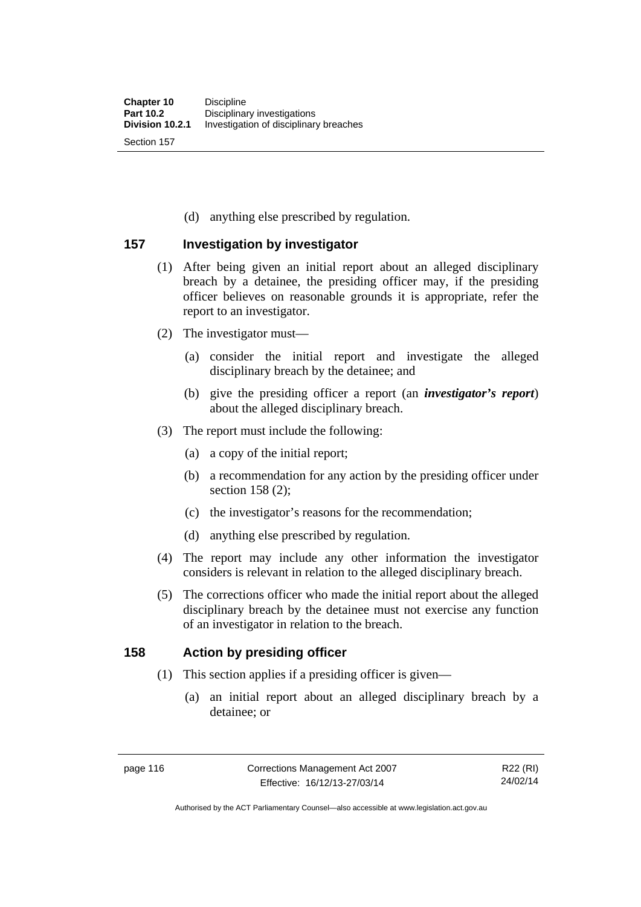(d) anything else prescribed by regulation.

## 157 Investigation by investigator

(1) After being given an initial report about an alleged disciplinary breach by a detainee, the presiding officer may, if the presiding officer believes on reasonable grounds it is appropriate, refer the report to an investigator.

(2) The investigator must—

(a) consider the initial report and investigate the alleged disciplinary breach by the detainee; and

(b) give the presiding officer a report (an ***investigator's report***) about the alleged disciplinary breach.

(3) The report must include the following:

(a) a copy of the initial report;

(b) a recommendation for any action by the presiding officer under section 158 (2);

(c) the investigator's reasons for the recommendation;

(d) anything else prescribed by regulation.

(4) The report may include any other information the investigator considers is relevant in relation to the alleged disciplinary breach.

(5) The corrections officer who made the initial report about the alleged disciplinary breach by the detainee must not exercise any function of an investigator in relation to the breach.

## 158 Action by presiding officer

(1) This section applies if a presiding officer is given—

(a) an initial report about an alleged disciplinary breach by a detainee; or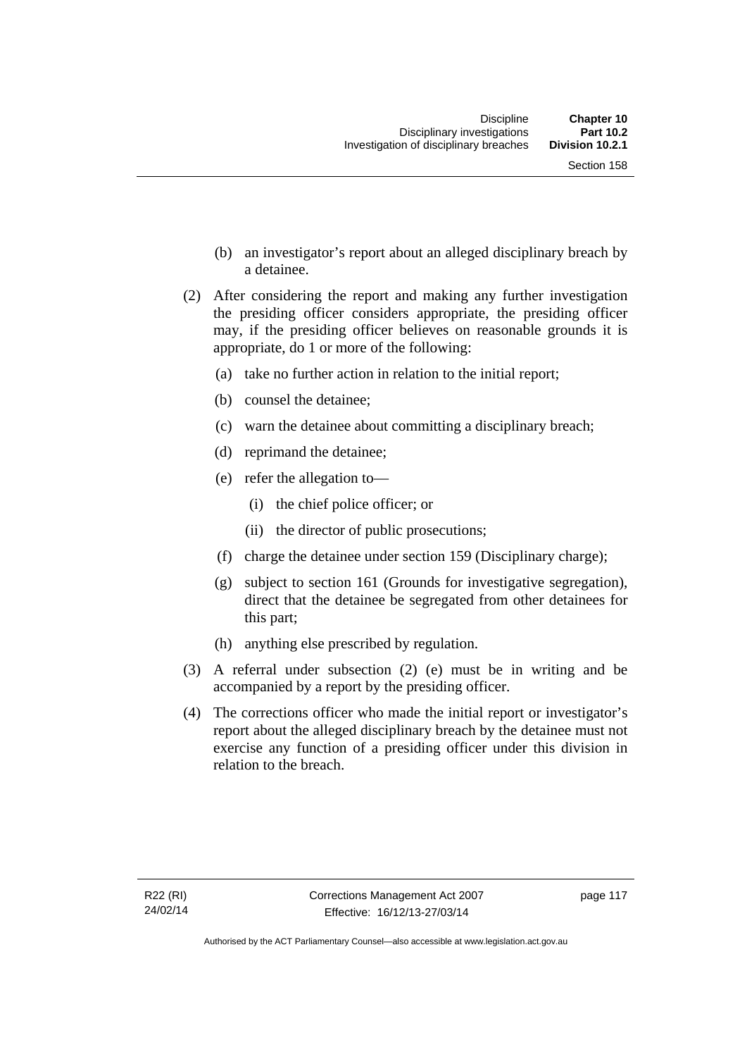(b) an investigator's report about an alleged disciplinary breach by a detainee.

(2) After considering the report and making any further investigation the presiding officer considers appropriate, the presiding officer may, if the presiding officer believes on reasonable grounds it is appropriate, do 1 or more of the following:

   (a) take no further action in relation to the initial report;

   (b) counsel the detainee;

   (c) warn the detainee about committing a disciplinary breach;

   (d) reprimand the detainee;

   (e) refer the allegation to—

      (i) the chief police officer; or

      (ii) the director of public prosecutions;

   (f) charge the detainee under section 159 (Disciplinary charge);

   (g) subject to section 161 (Grounds for investigative segregation), direct that the detainee be segregated from other detainees for this part;

   (h) anything else prescribed by regulation.

(3) A referral under subsection (2) (e) must be in writing and be accompanied by a report by the presiding officer.

(4) The corrections officer who made the initial report or investigator's report about the alleged disciplinary breach by the detainee must not exercise any function of a presiding officer under this division in relation to the breach.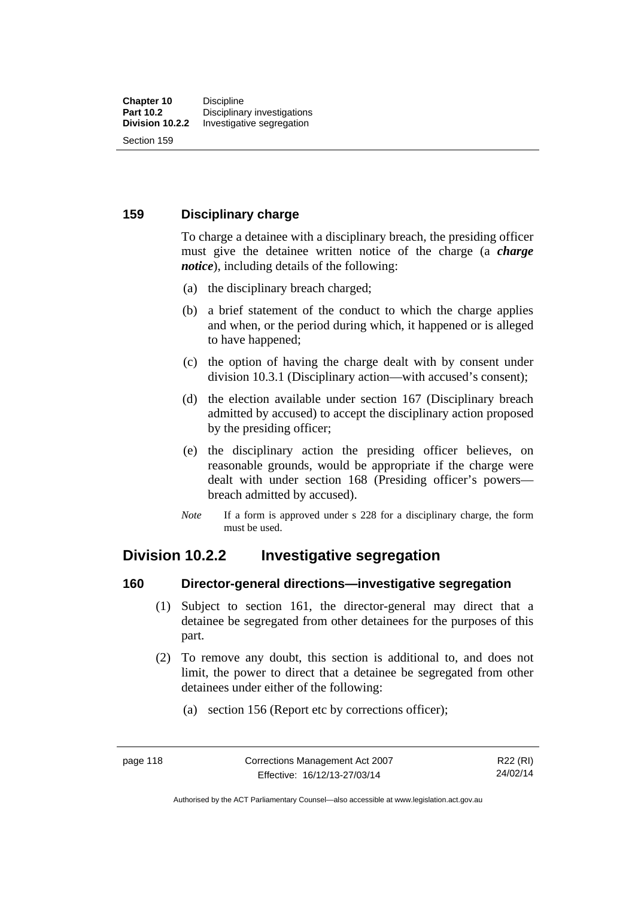## 159 Disciplinary charge

To charge a detainee with a disciplinary breach, the presiding officer must give the detainee written notice of the charge (a ***charge notice***), including details of the following:

(a) the disciplinary breach charged;

(b) a brief statement of the conduct to which the charge applies and when, or the period during which, it happened or is alleged to have happened;

(c) the option of having the charge dealt with by consent under division 10.3.1 (Disciplinary action—with accused's consent);

(d) the election available under section 167 (Disciplinary breach admitted by accused) to accept the disciplinary action proposed by the presiding officer;

(e) the disciplinary action the presiding officer believes, on reasonable grounds, would be appropriate if the charge were dealt with under section 168 (Presiding officer's powers—breach admitted by accused).

*Note* If a form is approved under s 228 for a disciplinary charge, the form must be used.

# Division 10.2.2 Investigative segregation

## 160 Director-general directions—investigative segregation

(1) Subject to section 161, the director-general may direct that a detainee be segregated from other detainees for the purposes of this part.

(2) To remove any doubt, this section is additional to, and does not limit, the power to direct that a detainee be segregated from other detainees under either of the following:

(a) section 156 (Report etc by corrections officer);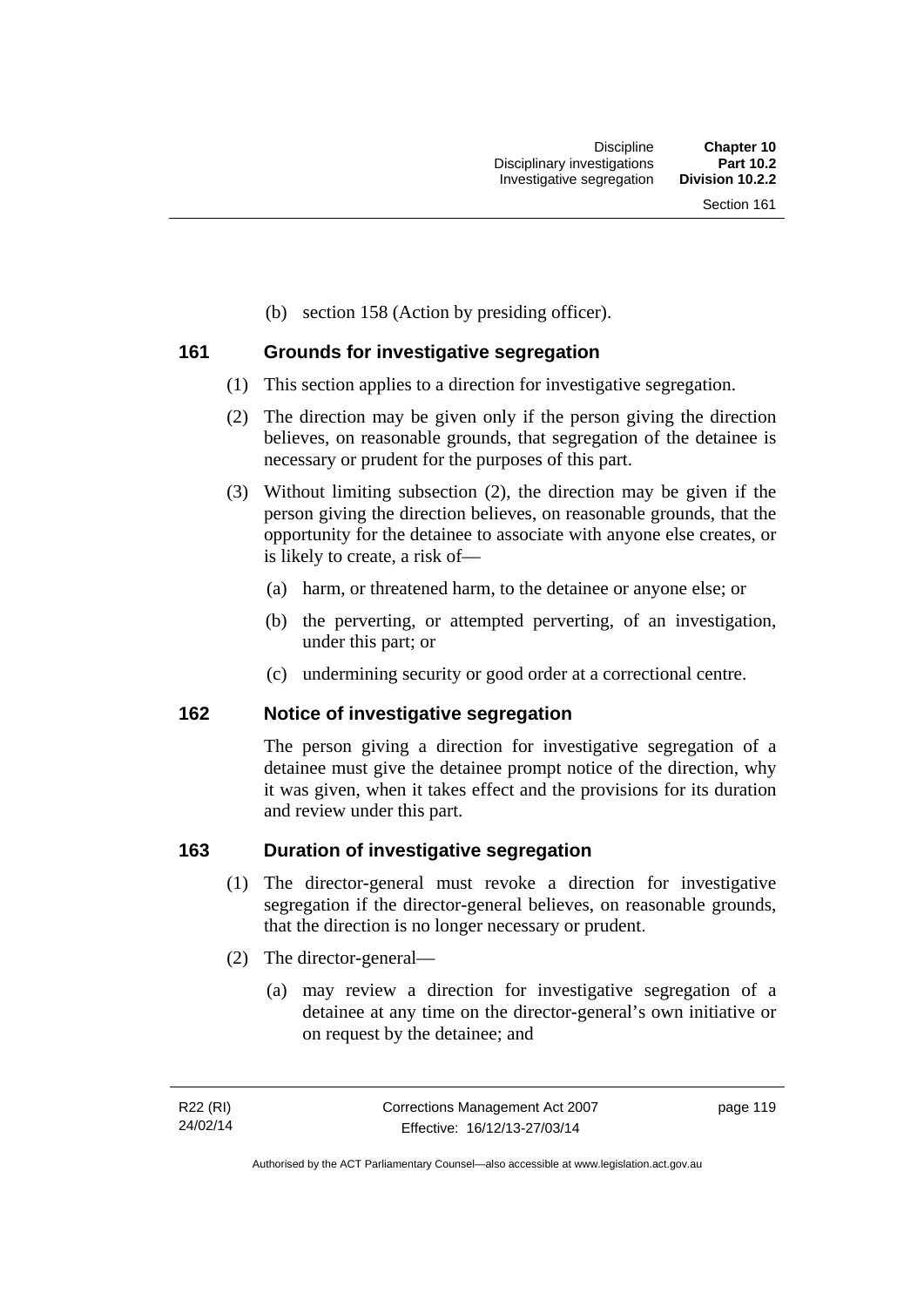(b) section 158 (Action by presiding officer).

### 161 Grounds for investigative segregation

(1) This section applies to a direction for investigative segregation.

(2) The direction may be given only if the person giving the direction believes, on reasonable grounds, that segregation of the detainee is necessary or prudent for the purposes of this part.

(3) Without limiting subsection (2), the direction may be given if the person giving the direction believes, on reasonable grounds, that the opportunity for the detainee to associate with anyone else creates, or is likely to create, a risk of—

  (a) harm, or threatened harm, to the detainee or anyone else; or

  (b) the perverting, or attempted perverting, of an investigation, under this part; or

  (c) undermining security or good order at a correctional centre.

### 162 Notice of investigative segregation

The person giving a direction for investigative segregation of a detainee must give the detainee prompt notice of the direction, why it was given, when it takes effect and the provisions for its duration and review under this part.

### 163 Duration of investigative segregation

(1) The director-general must revoke a direction for investigative segregation if the director-general believes, on reasonable grounds, that the direction is no longer necessary or prudent.

(2) The director-general—

  (a) may review a direction for investigative segregation of a detainee at any time on the director-general's own initiative or on request by the detainee; and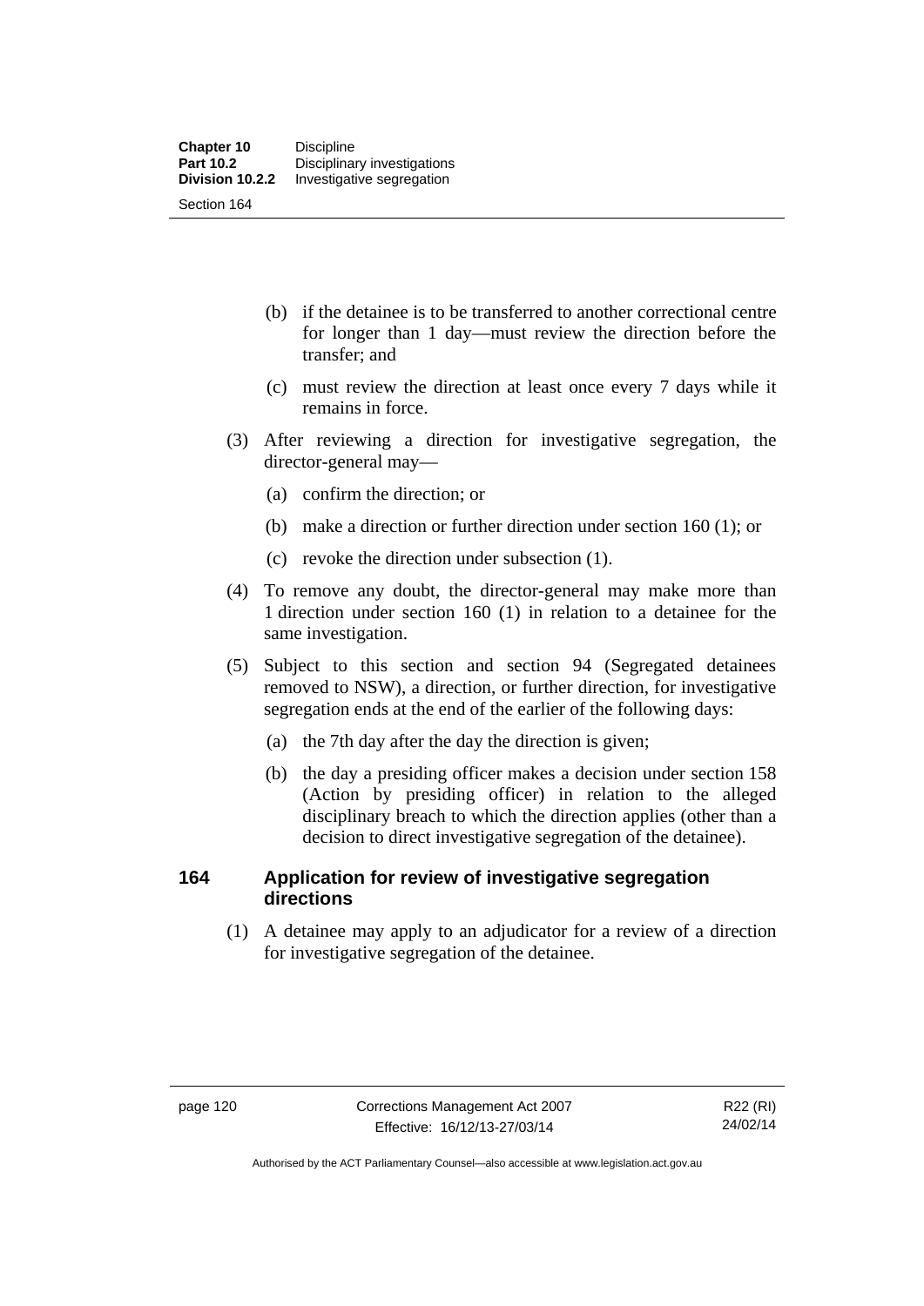(b) if the detainee is to be transferred to another correctional centre for longer than 1 day—must review the direction before the transfer; and

(c) must review the direction at least once every 7 days while it remains in force.

(3) After reviewing a direction for investigative segregation, the director-general may—

(a) confirm the direction; or

(b) make a direction or further direction under section 160 (1); or

(c) revoke the direction under subsection (1).

(4) To remove any doubt, the director-general may make more than 1 direction under section 160 (1) in relation to a detainee for the same investigation.

(5) Subject to this section and section 94 (Segregated detainees removed to NSW), a direction, or further direction, for investigative segregation ends at the end of the earlier of the following days:

(a) the 7th day after the day the direction is given;

(b) the day a presiding officer makes a decision under section 158 (Action by presiding officer) in relation to the alleged disciplinary breach to which the direction applies (other than a decision to direct investigative segregation of the detainee).

## 164 Application for review of investigative segregation directions

(1) A detainee may apply to an adjudicator for a review of a direction for investigative segregation of the detainee.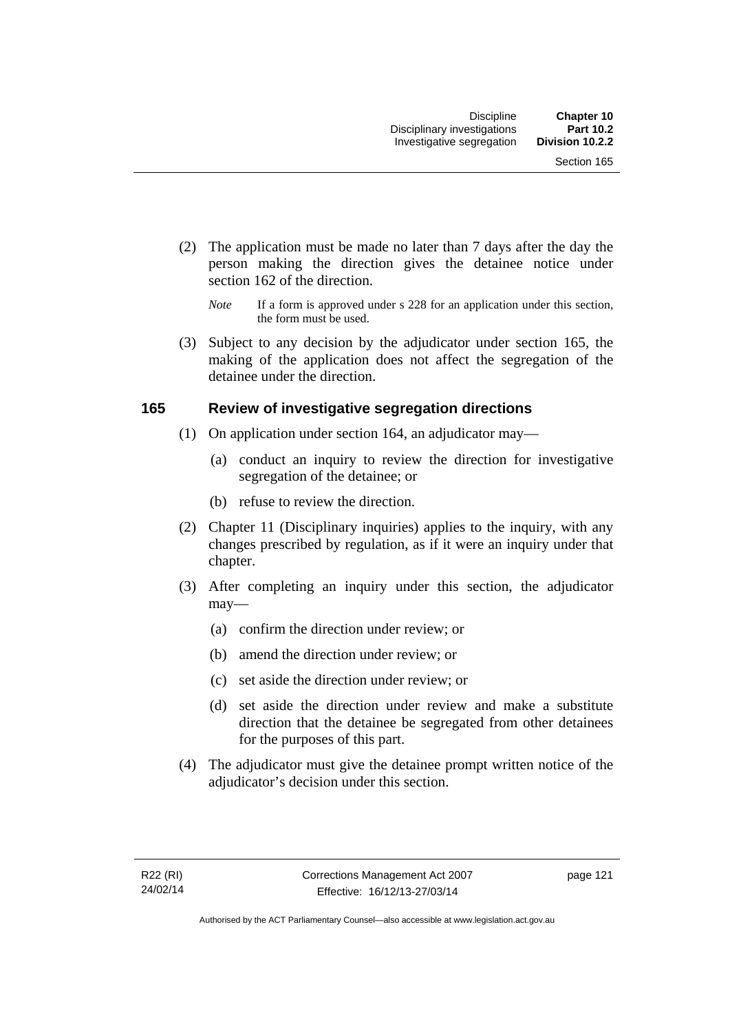(2) The application must be made no later than 7 days after the day the person making the direction gives the detainee notice under section 162 of the direction.

*Note* If a form is approved under s 228 for an application under this section, the form must be used.

(3) Subject to any decision by the adjudicator under section 165, the making of the application does not affect the segregation of the detainee under the direction.

### 165 Review of investigative segregation directions

(1) On application under section 164, an adjudicator may—

(a) conduct an inquiry to review the direction for investigative segregation of the detainee; or

(b) refuse to review the direction.

(2) Chapter 11 (Disciplinary inquiries) applies to the inquiry, with any changes prescribed by regulation, as if it were an inquiry under that chapter.

(3) After completing an inquiry under this section, the adjudicator may—

(a) confirm the direction under review; or

(b) amend the direction under review; or

(c) set aside the direction under review; or

(d) set aside the direction under review and make a substitute direction that the detainee be segregated from other detainees for the purposes of this part.

(4) The adjudicator must give the detainee prompt written notice of the adjudicator's decision under this section.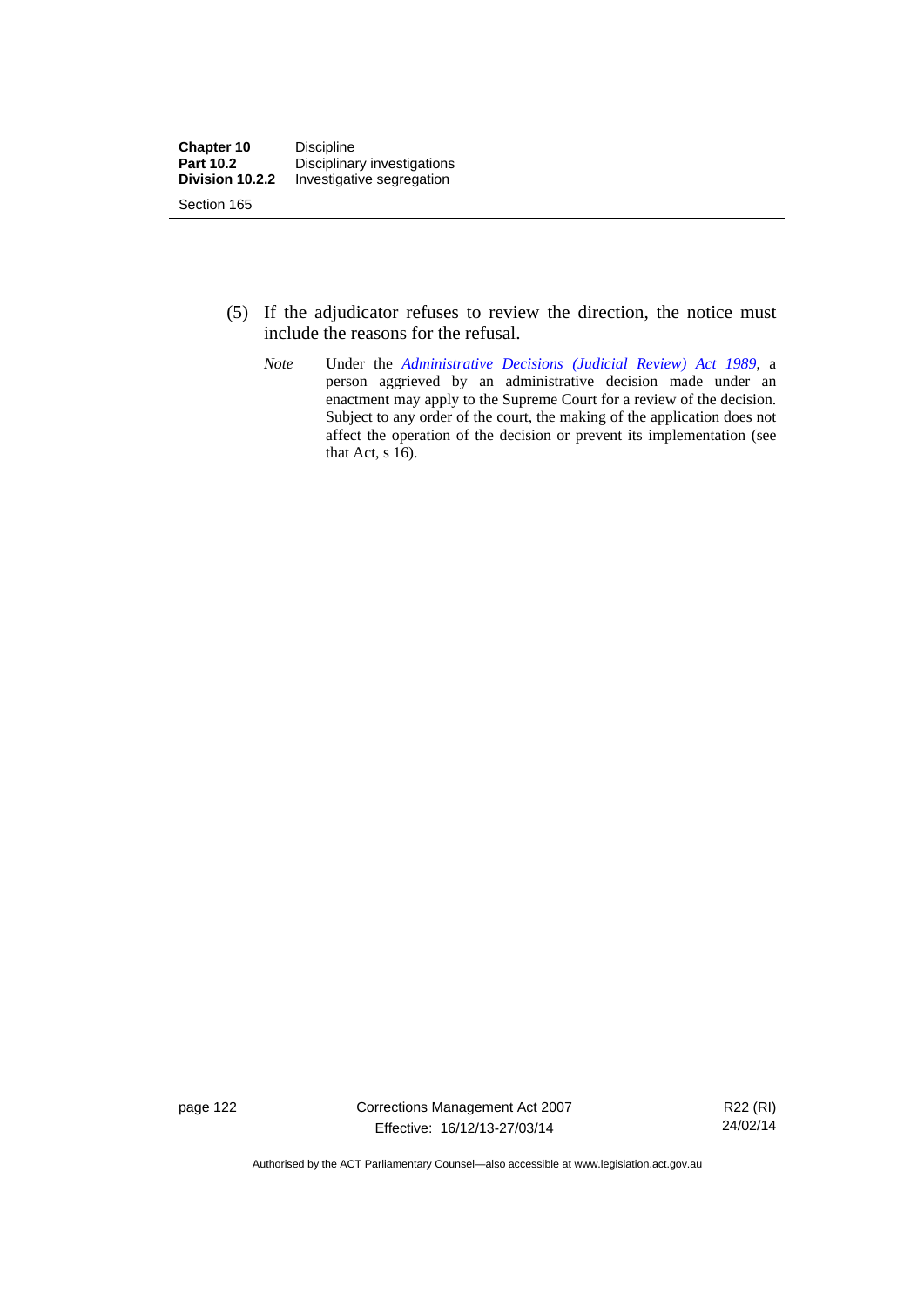(5) If the adjudicator refuses to review the direction, the notice must include the reasons for the refusal.

*Note* Under the *Administrative Decisions (Judicial Review) Act 1989*, a person aggrieved by an administrative decision made under an enactment may apply to the Supreme Court for a review of the decision. Subject to any order of the court, the making of the application does not affect the operation of the decision or prevent its implementation (see that Act, s 16).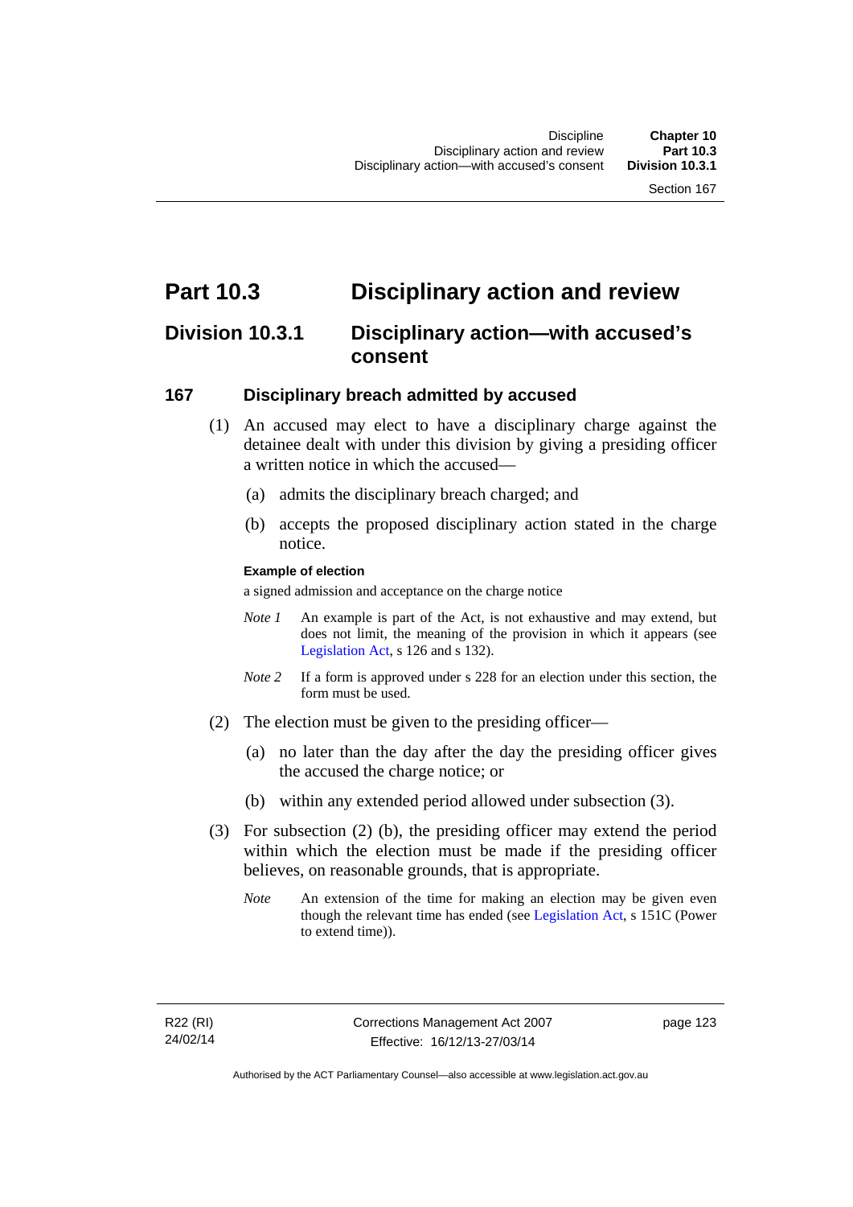# Part 10.3 Disciplinary action and review

## Division 10.3.1 Disciplinary action—with accused's consent

### 167 Disciplinary breach admitted by accused

(1) An accused may elect to have a disciplinary charge against the detainee dealt with under this division by giving a presiding officer a written notice in which the accused—

(a) admits the disciplinary breach charged; and

(b) accepts the proposed disciplinary action stated in the charge notice.

**Example of election**

a signed admission and acceptance on the charge notice

*Note 1* An example is part of the Act, is not exhaustive and may extend, but does not limit, the meaning of the provision in which it appears (see Legislation Act, s 126 and s 132).

*Note 2* If a form is approved under s 228 for an election under this section, the form must be used.

(2) The election must be given to the presiding officer—

(a) no later than the day after the day the presiding officer gives the accused the charge notice; or

(b) within any extended period allowed under subsection (3).

(3) For subsection (2) (b), the presiding officer may extend the period within which the election must be made if the presiding officer believes, on reasonable grounds, that is appropriate.

*Note* An extension of the time for making an election may be given even though the relevant time has ended (see Legislation Act, s 151C (Power to extend time)).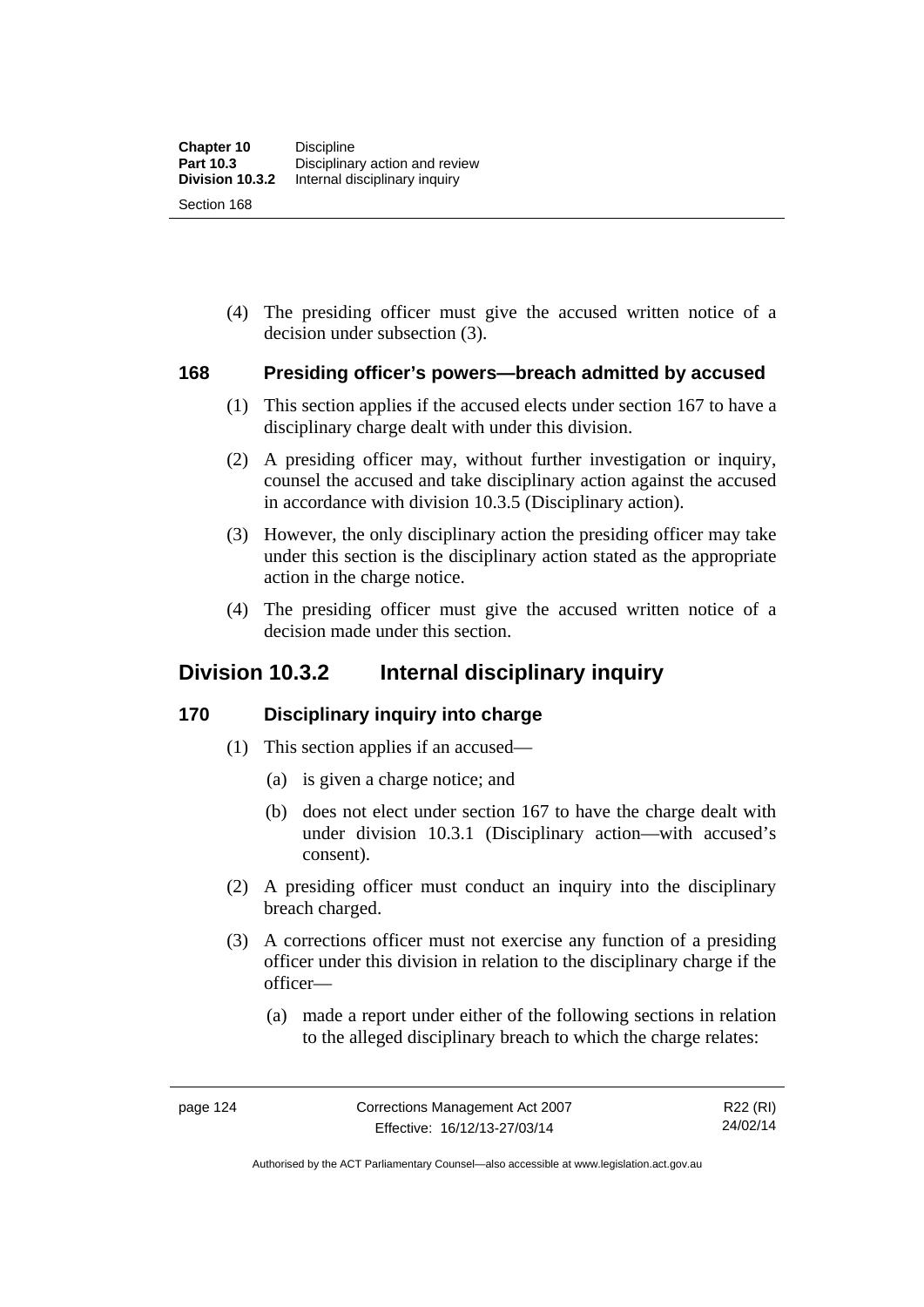(4) The presiding officer must give the accused written notice of a decision under subsection (3).

### 168 Presiding officer's powers—breach admitted by accused

(1) This section applies if the accused elects under section 167 to have a disciplinary charge dealt with under this division.

(2) A presiding officer may, without further investigation or inquiry, counsel the accused and take disciplinary action against the accused in accordance with division 10.3.5 (Disciplinary action).

(3) However, the only disciplinary action the presiding officer may take under this section is the disciplinary action stated as the appropriate action in the charge notice.

(4) The presiding officer must give the accused written notice of a decision made under this section.

## Division 10.3.2 Internal disciplinary inquiry

### 170 Disciplinary inquiry into charge

(1) This section applies if an accused—

(a) is given a charge notice; and

(b) does not elect under section 167 to have the charge dealt with under division 10.3.1 (Disciplinary action—with accused's consent).

(2) A presiding officer must conduct an inquiry into the disciplinary breach charged.

(3) A corrections officer must not exercise any function of a presiding officer under this division in relation to the disciplinary charge if the officer—

(a) made a report under either of the following sections in relation to the alleged disciplinary breach to which the charge relates: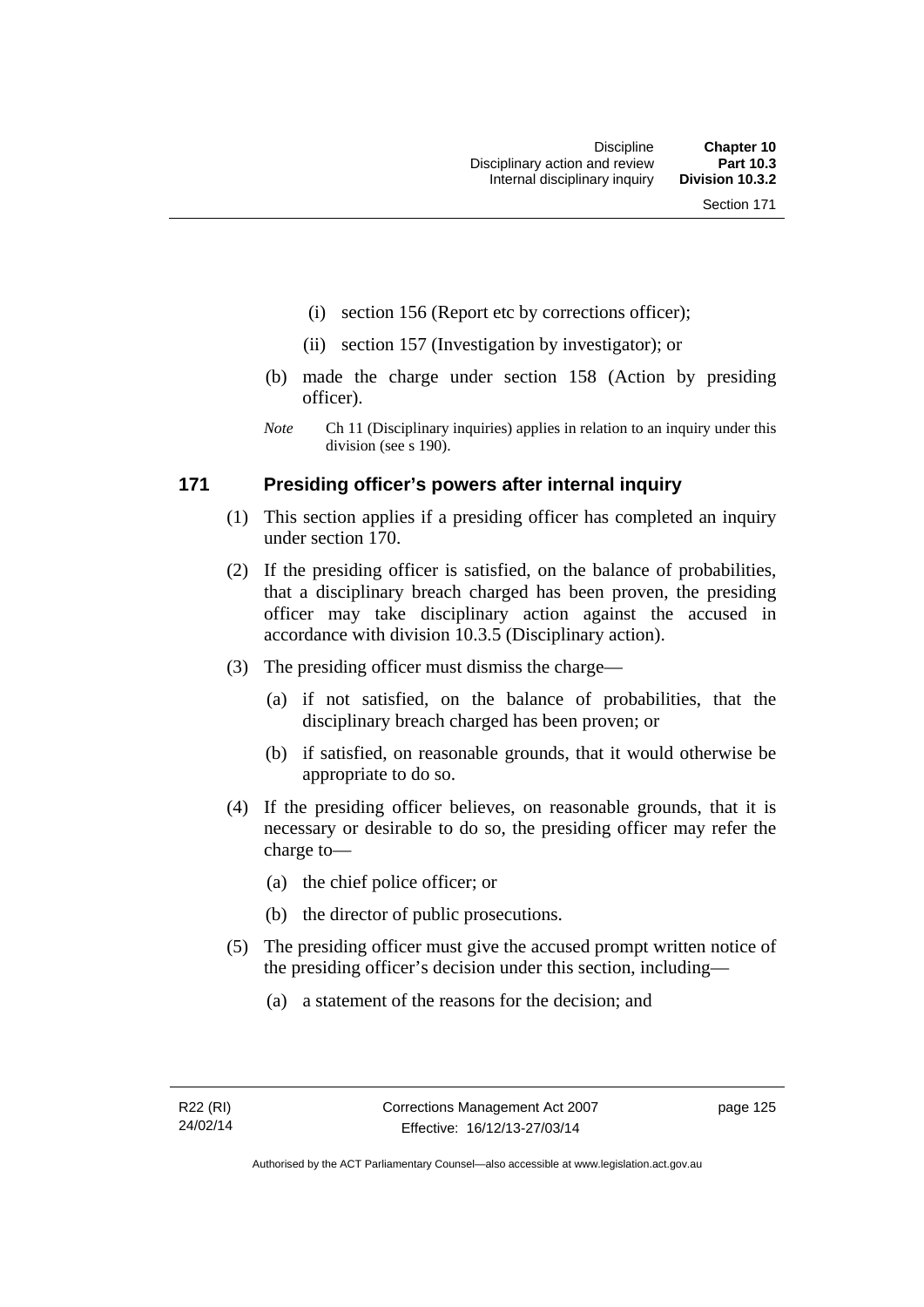(i) section 156 (Report etc by corrections officer);

(ii) section 157 (Investigation by investigator); or

(b) made the charge under section 158 (Action by presiding officer).

*Note* Ch 11 (Disciplinary inquiries) applies in relation to an inquiry under this division (see s 190).

## 171 Presiding officer's powers after internal inquiry

(1) This section applies if a presiding officer has completed an inquiry under section 170.

(2) If the presiding officer is satisfied, on the balance of probabilities, that a disciplinary breach charged has been proven, the presiding officer may take disciplinary action against the accused in accordance with division 10.3.5 (Disciplinary action).

(3) The presiding officer must dismiss the charge—

(a) if not satisfied, on the balance of probabilities, that the disciplinary breach charged has been proven; or

(b) if satisfied, on reasonable grounds, that it would otherwise be appropriate to do so.

(4) If the presiding officer believes, on reasonable grounds, that it is necessary or desirable to do so, the presiding officer may refer the charge to—

(a) the chief police officer; or

(b) the director of public prosecutions.

(5) The presiding officer must give the accused prompt written notice of the presiding officer's decision under this section, including—

(a) a statement of the reasons for the decision; and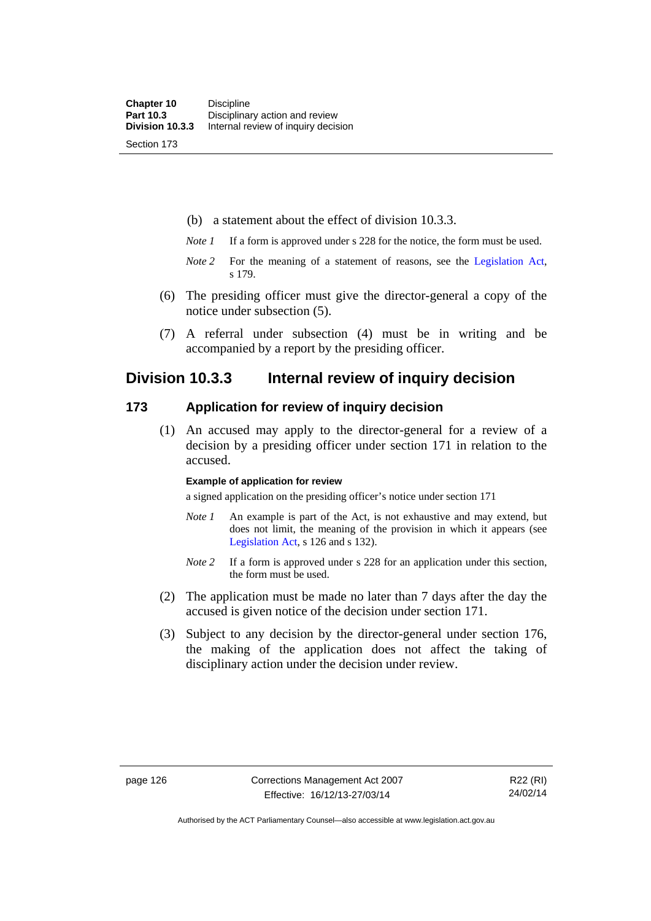(b) a statement about the effect of division 10.3.3.

*Note 1* If a form is approved under s 228 for the notice, the form must be used.

*Note 2* For the meaning of a statement of reasons, see the Legislation Act, s 179.

(6) The presiding officer must give the director-general a copy of the notice under subsection (5).

(7) A referral under subsection (4) must be in writing and be accompanied by a report by the presiding officer.

## Division 10.3.3 Internal review of inquiry decision

### 173 Application for review of inquiry decision

(1) An accused may apply to the director-general for a review of a decision by a presiding officer under section 171 in relation to the accused.

**Example of application for review**

a signed application on the presiding officer's notice under section 171

*Note 1* An example is part of the Act, is not exhaustive and may extend, but does not limit, the meaning of the provision in which it appears (see Legislation Act, s 126 and s 132).

*Note 2* If a form is approved under s 228 for an application under this section, the form must be used.

(2) The application must be made no later than 7 days after the day the accused is given notice of the decision under section 171.

(3) Subject to any decision by the director-general under section 176, the making of the application does not affect the taking of disciplinary action under the decision under review.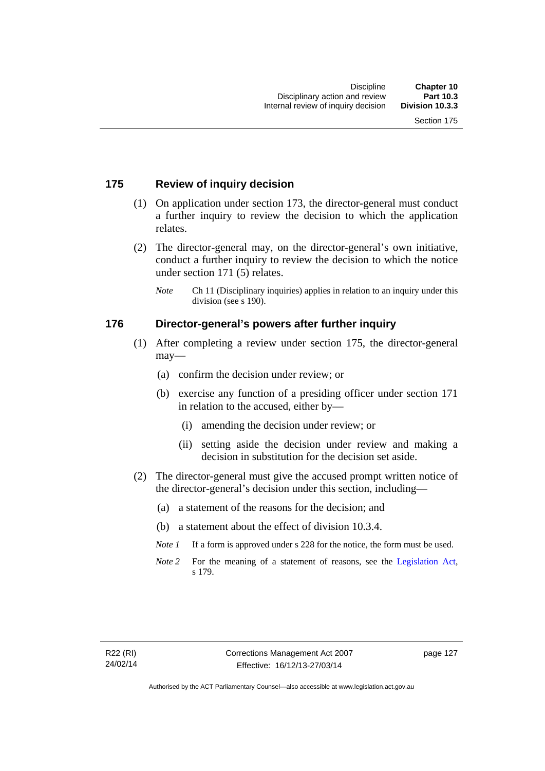## 175 Review of inquiry decision

(1) On application under section 173, the director-general must conduct a further inquiry to review the decision to which the application relates.

(2) The director-general may, on the director-general's own initiative, conduct a further inquiry to review the decision to which the notice under section 171 (5) relates.

*Note* Ch 11 (Disciplinary inquiries) applies in relation to an inquiry under this division (see s 190).

## 176 Director-general's powers after further inquiry

(1) After completing a review under section 175, the director-general may—

(a) confirm the decision under review; or

(b) exercise any function of a presiding officer under section 171 in relation to the accused, either by—

(i) amending the decision under review; or

(ii) setting aside the decision under review and making a decision in substitution for the decision set aside.

(2) The director-general must give the accused prompt written notice of the director-general's decision under this section, including—

(a) a statement of the reasons for the decision; and

(b) a statement about the effect of division 10.3.4.

*Note 1* If a form is approved under s 228 for the notice, the form must be used.

*Note 2* For the meaning of a statement of reasons, see the Legislation Act, s 179.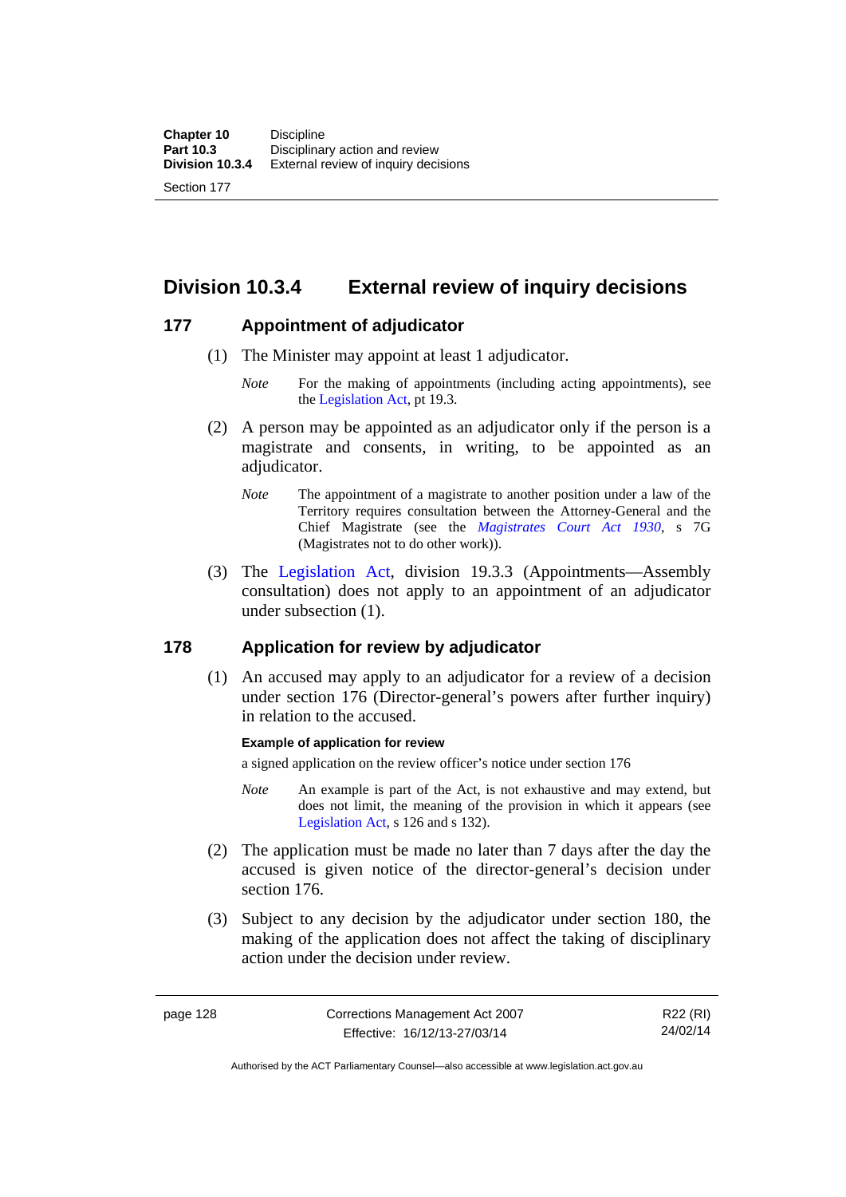## Division 10.3.4 External review of inquiry decisions

### 177 Appointment of adjudicator

(1) The Minister may appoint at least 1 adjudicator.

*Note* For the making of appointments (including acting appointments), see the Legislation Act, pt 19.3.

(2) A person may be appointed as an adjudicator only if the person is a magistrate and consents, in writing, to be appointed as an adjudicator.

*Note* The appointment of a magistrate to another position under a law of the Territory requires consultation between the Attorney-General and the Chief Magistrate (see the *Magistrates Court Act 1930*, s 7G (Magistrates not to do other work)).

(3) The Legislation Act, division 19.3.3 (Appointments—Assembly consultation) does not apply to an appointment of an adjudicator under subsection (1).

### 178 Application for review by adjudicator

(1) An accused may apply to an adjudicator for a review of a decision under section 176 (Director-general's powers after further inquiry) in relation to the accused.

**Example of application for review**

a signed application on the review officer's notice under section 176

*Note* An example is part of the Act, is not exhaustive and may extend, but does not limit, the meaning of the provision in which it appears (see Legislation Act, s 126 and s 132).

(2) The application must be made no later than 7 days after the day the accused is given notice of the director-general's decision under section 176.

(3) Subject to any decision by the adjudicator under section 180, the making of the application does not affect the taking of disciplinary action under the decision under review.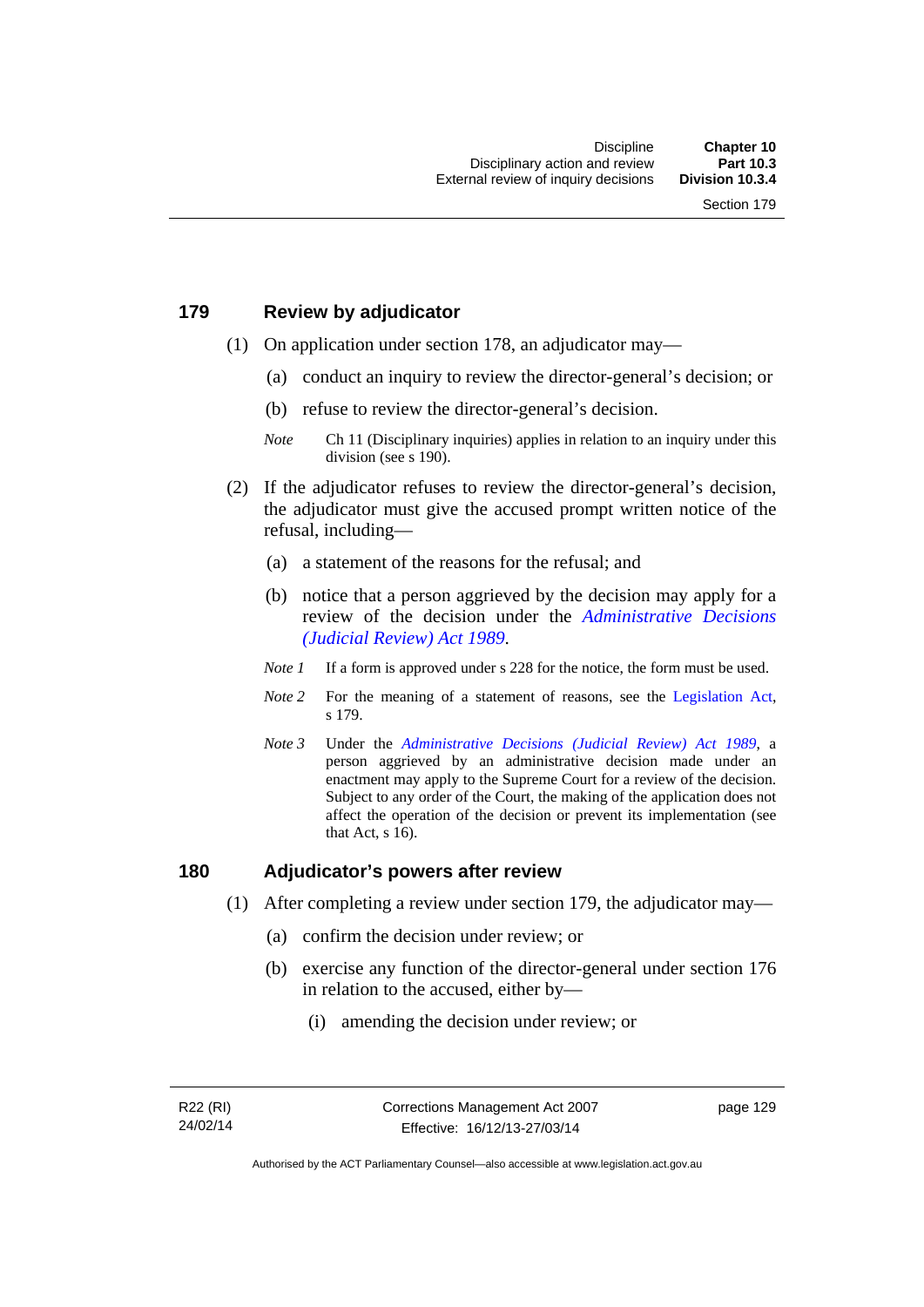## 179 Review by adjudicator

(1) On application under section 178, an adjudicator may—

(a) conduct an inquiry to review the director-general's decision; or

(b) refuse to review the director-general's decision.

*Note* Ch 11 (Disciplinary inquiries) applies in relation to an inquiry under this division (see s 190).

(2) If the adjudicator refuses to review the director-general's decision, the adjudicator must give the accused prompt written notice of the refusal, including—

(a) a statement of the reasons for the refusal; and

(b) notice that a person aggrieved by the decision may apply for a review of the decision under the *Administrative Decisions (Judicial Review) Act 1989*.

*Note 1* If a form is approved under s 228 for the notice, the form must be used.

*Note 2* For the meaning of a statement of reasons, see the Legislation Act, s 179.

*Note 3* Under the *Administrative Decisions (Judicial Review) Act 1989*, a person aggrieved by an administrative decision made under an enactment may apply to the Supreme Court for a review of the decision. Subject to any order of the Court, the making of the application does not affect the operation of the decision or prevent its implementation (see that Act, s 16).

## 180 Adjudicator's powers after review

(1) After completing a review under section 179, the adjudicator may—

(a) confirm the decision under review; or

(b) exercise any function of the director-general under section 176 in relation to the accused, either by—

(i) amending the decision under review; or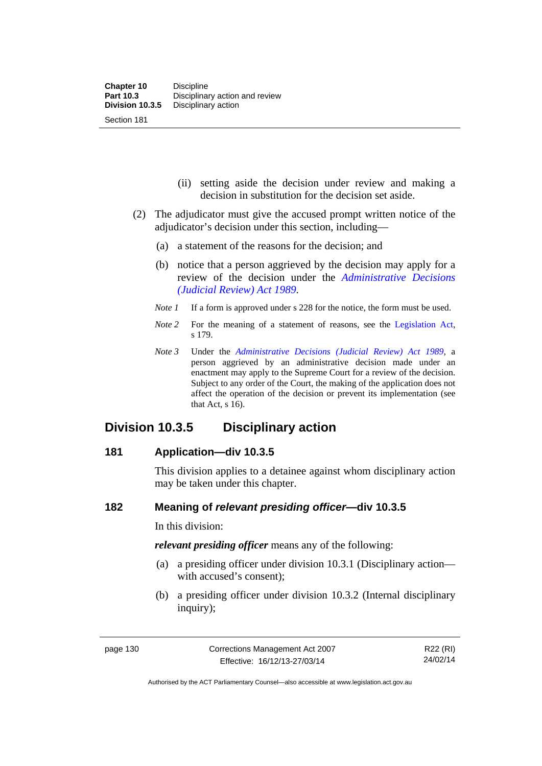(ii) setting aside the decision under review and making a decision in substitution for the decision set aside.

(2) The adjudicator must give the accused prompt written notice of the adjudicator's decision under this section, including—

(a) a statement of the reasons for the decision; and

(b) notice that a person aggrieved by the decision may apply for a review of the decision under the *Administrative Decisions (Judicial Review) Act 1989*.

*Note 1* If a form is approved under s 228 for the notice, the form must be used.

*Note 2* For the meaning of a statement of reasons, see the Legislation Act, s 179.

*Note 3* Under the *Administrative Decisions (Judicial Review) Act 1989*, a person aggrieved by an administrative decision made under an enactment may apply to the Supreme Court for a review of the decision. Subject to any order of the Court, the making of the application does not affect the operation of the decision or prevent its implementation (see that Act, s 16).

## Division 10.3.5 Disciplinary action

### 181 Application—div 10.3.5

This division applies to a detainee against whom disciplinary action may be taken under this chapter.

### 182 Meaning of *relevant presiding officer*—div 10.3.5

In this division:

***relevant presiding officer*** means any of the following:

(a) a presiding officer under division 10.3.1 (Disciplinary action—with accused's consent);

(b) a presiding officer under division 10.3.2 (Internal disciplinary inquiry);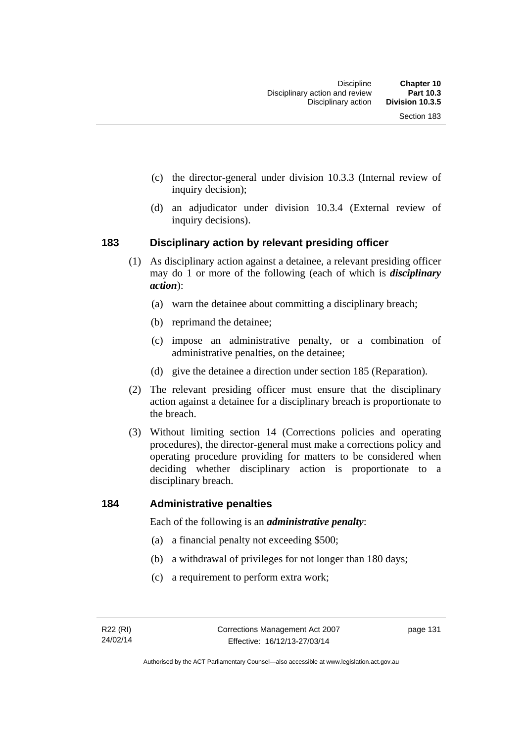(c) the director-general under division 10.3.3 (Internal review of inquiry decision);

(d) an adjudicator under division 10.3.4 (External review of inquiry decisions).

## 183 Disciplinary action by relevant presiding officer

(1) As disciplinary action against a detainee, a relevant presiding officer may do 1 or more of the following (each of which is ***disciplinary action***):

(a) warn the detainee about committing a disciplinary breach;

(b) reprimand the detainee;

(c) impose an administrative penalty, or a combination of administrative penalties, on the detainee;

(d) give the detainee a direction under section 185 (Reparation).

(2) The relevant presiding officer must ensure that the disciplinary action against a detainee for a disciplinary breach is proportionate to the breach.

(3) Without limiting section 14 (Corrections policies and operating procedures), the director-general must make a corrections policy and operating procedure providing for matters to be considered when deciding whether disciplinary action is proportionate to a disciplinary breach.

## 184 Administrative penalties

Each of the following is an ***administrative penalty***:

(a) a financial penalty not exceeding $500;

(b) a withdrawal of privileges for not longer than 180 days;

(c) a requirement to perform extra work;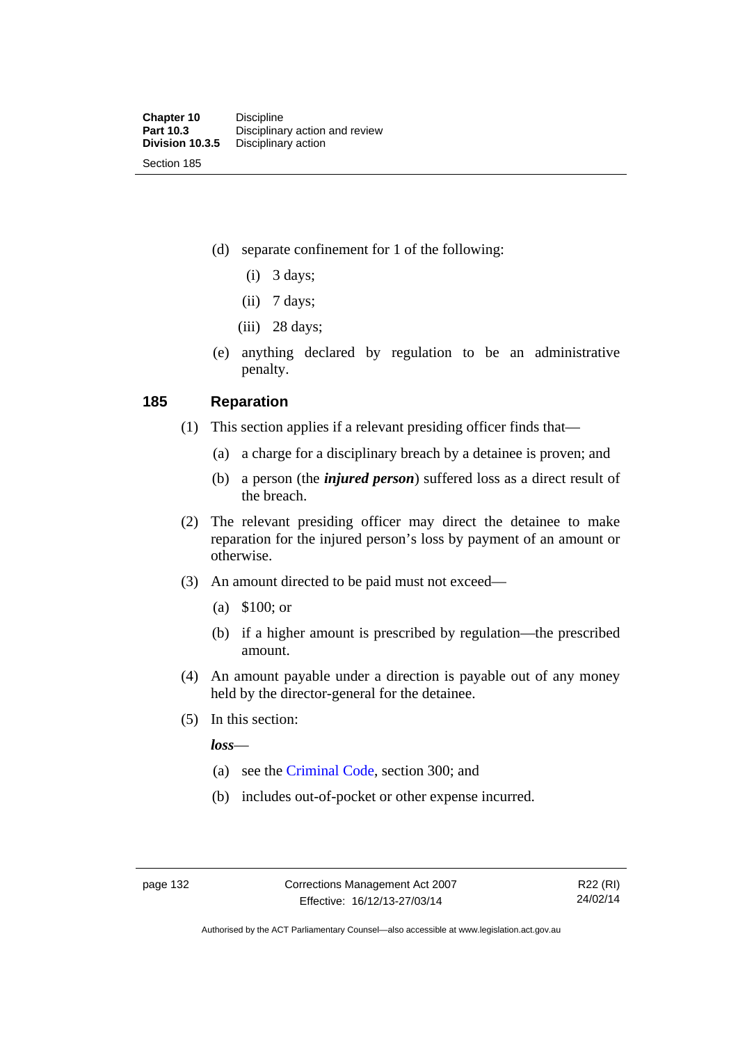(d) separate confinement for 1 of the following:

(i) 3 days;

(ii) 7 days;

(iii) 28 days;

(e) anything declared by regulation to be an administrative penalty.

## 185 Reparation

(1) This section applies if a relevant presiding officer finds that—

(a) a charge for a disciplinary breach by a detainee is proven; and

(b) a person (the ***injured person***) suffered loss as a direct result of the breach.

(2) The relevant presiding officer may direct the detainee to make reparation for the injured person's loss by payment of an amount or otherwise.

(3) An amount directed to be paid must not exceed—

(a) $100; or

(b) if a higher amount is prescribed by regulation—the prescribed amount.

(4) An amount payable under a direction is payable out of any money held by the director-general for the detainee.

(5) In this section:

***loss***—

(a) see the Criminal Code, section 300; and

(b) includes out-of-pocket or other expense incurred.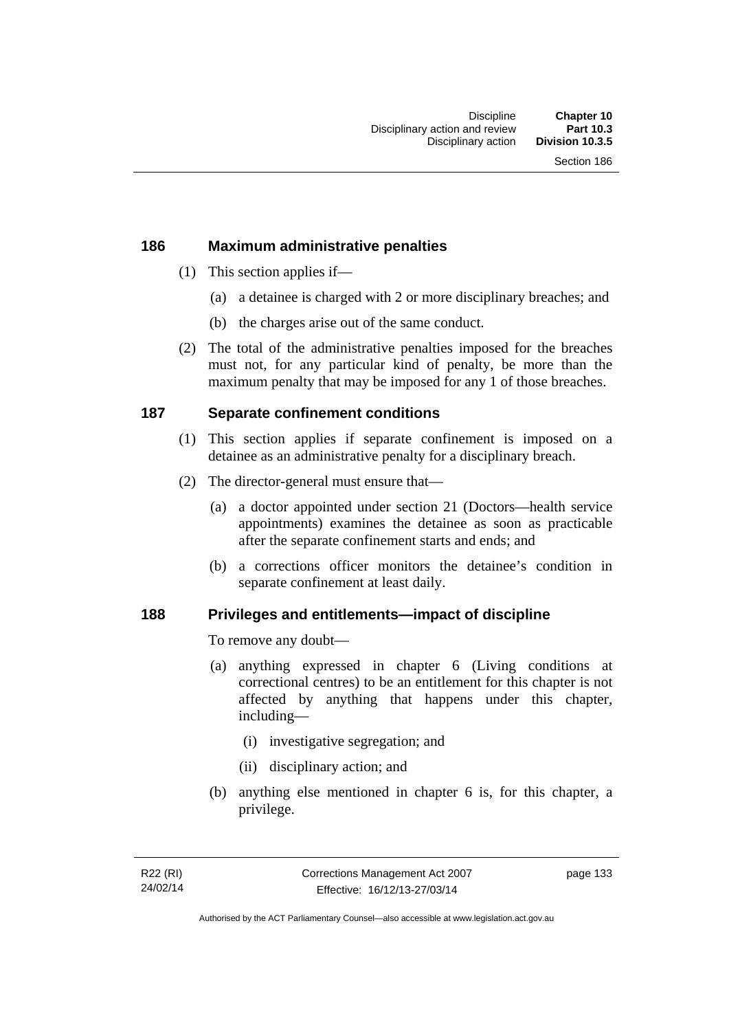## 186 Maximum administrative penalties

(1) This section applies if—

(a) a detainee is charged with 2 or more disciplinary breaches; and

(b) the charges arise out of the same conduct.

(2) The total of the administrative penalties imposed for the breaches must not, for any particular kind of penalty, be more than the maximum penalty that may be imposed for any 1 of those breaches.

## 187 Separate confinement conditions

(1) This section applies if separate confinement is imposed on a detainee as an administrative penalty for a disciplinary breach.

(2) The director-general must ensure that—

(a) a doctor appointed under section 21 (Doctors—health service appointments) examines the detainee as soon as practicable after the separate confinement starts and ends; and

(b) a corrections officer monitors the detainee's condition in separate confinement at least daily.

## 188 Privileges and entitlements—impact of discipline

To remove any doubt—

(a) anything expressed in chapter 6 (Living conditions at correctional centres) to be an entitlement for this chapter is not affected by anything that happens under this chapter, including—

(i) investigative segregation; and

(ii) disciplinary action; and

(b) anything else mentioned in chapter 6 is, for this chapter, a privilege.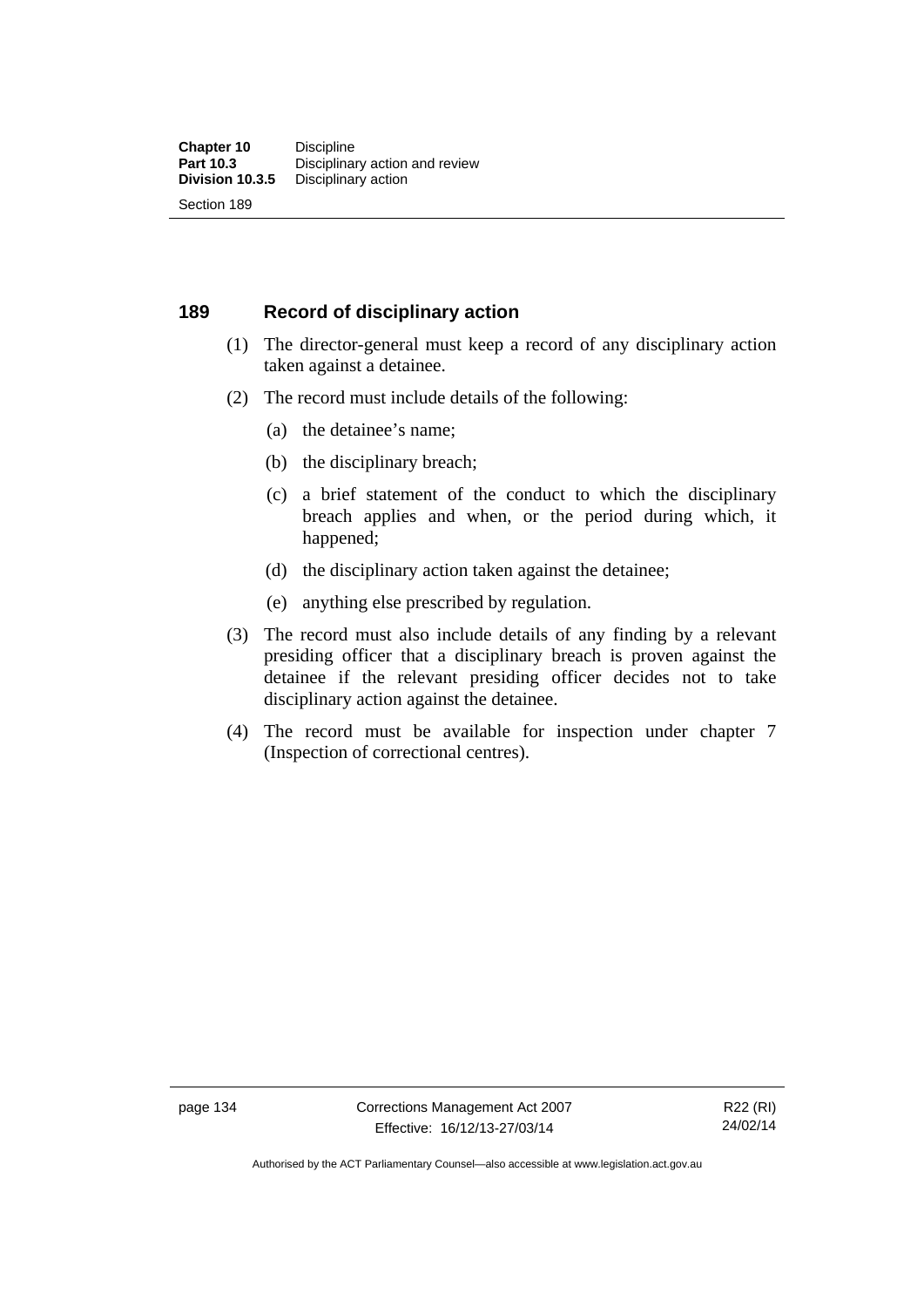## 189 Record of disciplinary action

(1) The director-general must keep a record of any disciplinary action taken against a detainee.

(2) The record must include details of the following:

   (a) the detainee's name;

   (b) the disciplinary breach;

   (c) a brief statement of the conduct to which the disciplinary breach applies and when, or the period during which, it happened;

   (d) the disciplinary action taken against the detainee;

   (e) anything else prescribed by regulation.

(3) The record must also include details of any finding by a relevant presiding officer that a disciplinary breach is proven against the detainee if the relevant presiding officer decides not to take disciplinary action against the detainee.

(4) The record must be available for inspection under chapter 7 (Inspection of correctional centres).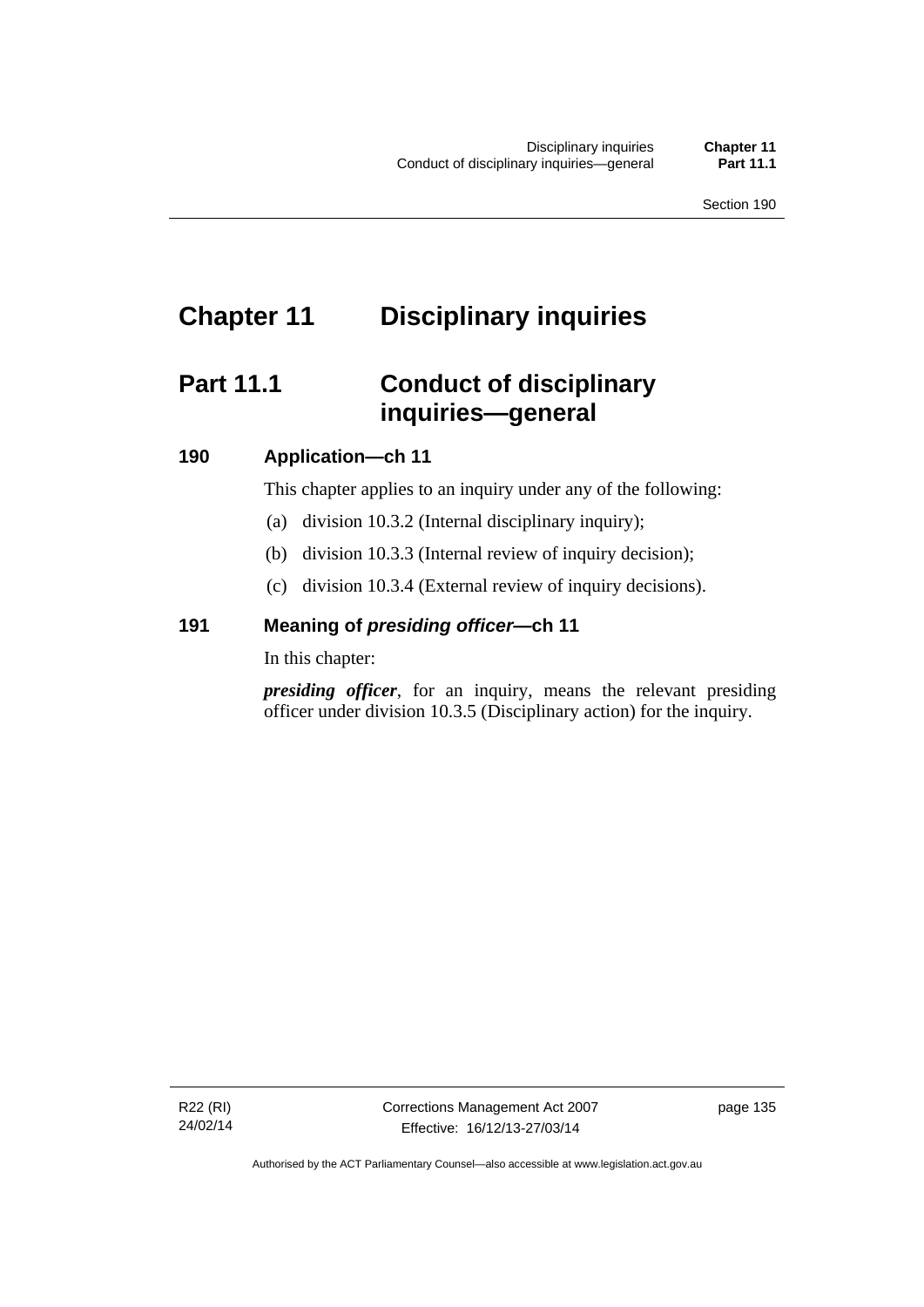# Chapter 11 Disciplinary inquiries

## Part 11.1 Conduct of disciplinary inquiries—general

### 190 Application—ch 11

This chapter applies to an inquiry under any of the following:

(a) division 10.3.2 (Internal disciplinary inquiry);

(b) division 10.3.3 (Internal review of inquiry decision);

(c) division 10.3.4 (External review of inquiry decisions).

### 191 Meaning of *presiding officer*—ch 11

In this chapter:

***presiding officer***, for an inquiry, means the relevant presiding officer under division 10.3.5 (Disciplinary action) for the inquiry.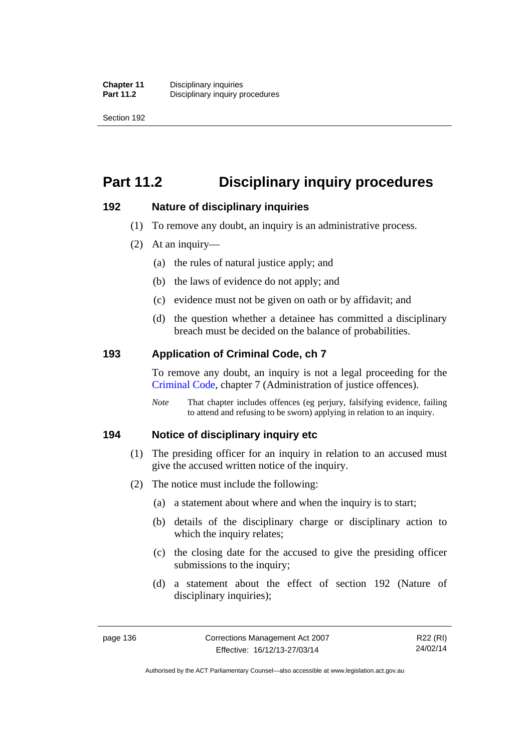# Part 11.2 Disciplinary inquiry procedures

## 192 Nature of disciplinary inquiries

(1) To remove any doubt, an inquiry is an administrative process.

(2) At an inquiry—

(a) the rules of natural justice apply; and

(b) the laws of evidence do not apply; and

(c) evidence must not be given on oath or by affidavit; and

(d) the question whether a detainee has committed a disciplinary breach must be decided on the balance of probabilities.

## 193 Application of Criminal Code, ch 7

To remove any doubt, an inquiry is not a legal proceeding for the Criminal Code, chapter 7 (Administration of justice offences).

*Note* That chapter includes offences (eg perjury, falsifying evidence, failing to attend and refusing to be sworn) applying in relation to an inquiry.

## 194 Notice of disciplinary inquiry etc

(1) The presiding officer for an inquiry in relation to an accused must give the accused written notice of the inquiry.

(2) The notice must include the following:

(a) a statement about where and when the inquiry is to start;

(b) details of the disciplinary charge or disciplinary action to which the inquiry relates;

(c) the closing date for the accused to give the presiding officer submissions to the inquiry;

(d) a statement about the effect of section 192 (Nature of disciplinary inquiries);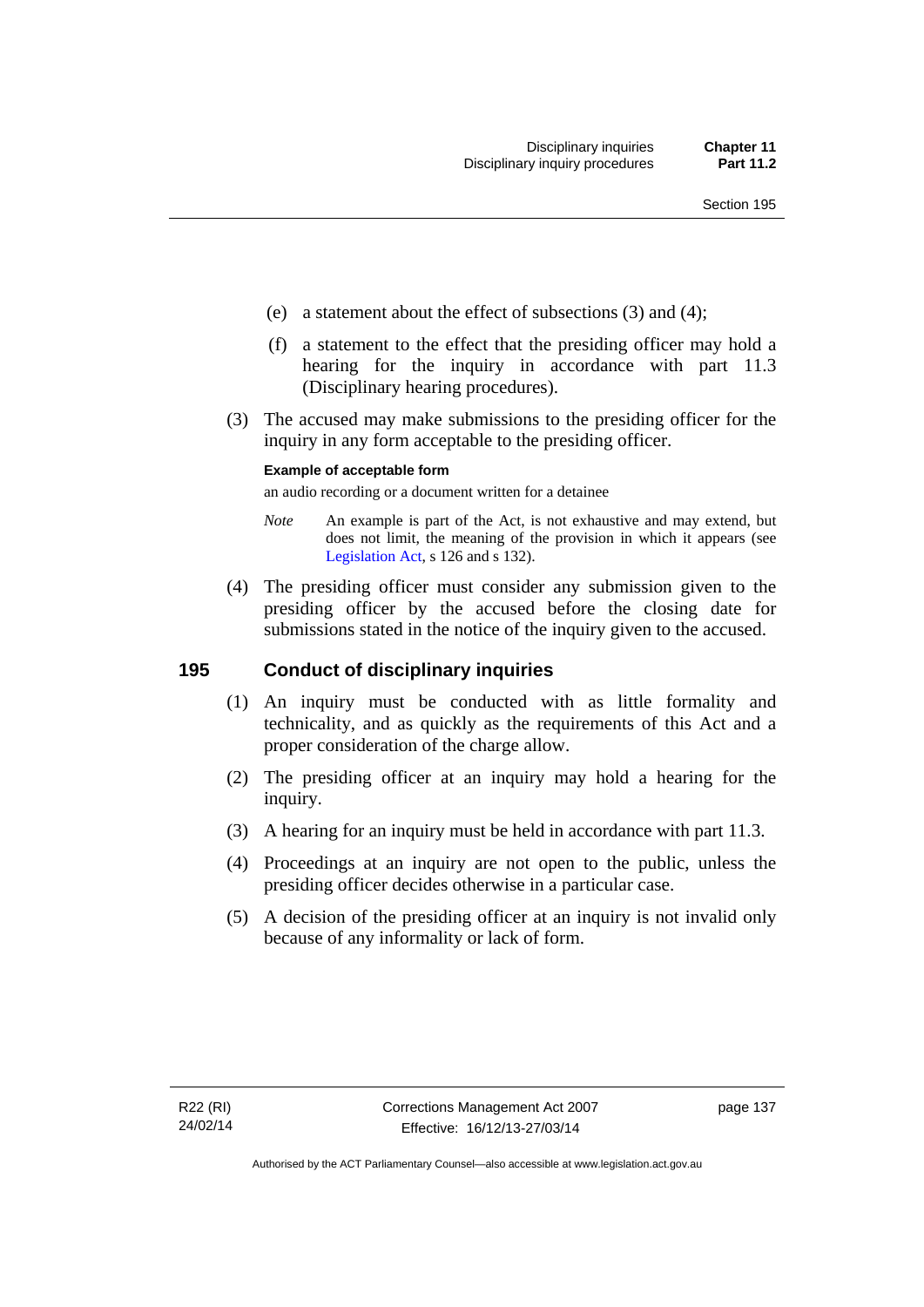(e) a statement about the effect of subsections (3) and (4);

(f) a statement to the effect that the presiding officer may hold a hearing for the inquiry in accordance with part 11.3 (Disciplinary hearing procedures).

(3) The accused may make submissions to the presiding officer for the inquiry in any form acceptable to the presiding officer.

**Example of acceptable form**

an audio recording or a document written for a detainee

*Note* An example is part of the Act, is not exhaustive and may extend, but does not limit, the meaning of the provision in which it appears (see Legislation Act, s 126 and s 132).

(4) The presiding officer must consider any submission given to the presiding officer by the accused before the closing date for submissions stated in the notice of the inquiry given to the accused.

## 195 Conduct of disciplinary inquiries

(1) An inquiry must be conducted with as little formality and technicality, and as quickly as the requirements of this Act and a proper consideration of the charge allow.

(2) The presiding officer at an inquiry may hold a hearing for the inquiry.

(3) A hearing for an inquiry must be held in accordance with part 11.3.

(4) Proceedings at an inquiry are not open to the public, unless the presiding officer decides otherwise in a particular case.

(5) A decision of the presiding officer at an inquiry is not invalid only because of any informality or lack of form.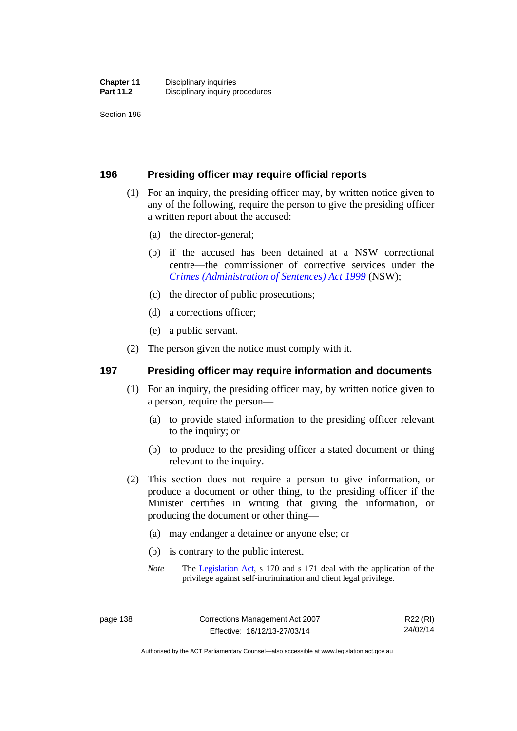## 196 Presiding officer may require official reports

(1) For an inquiry, the presiding officer may, by written notice given to any of the following, require the person to give the presiding officer a written report about the accused:

(a) the director-general;

(b) if the accused has been detained at a NSW correctional centre—the commissioner of corrective services under the *Crimes (Administration of Sentences) Act 1999* (NSW);

(c) the director of public prosecutions;

(d) a corrections officer;

(e) a public servant.

(2) The person given the notice must comply with it.

## 197 Presiding officer may require information and documents

(1) For an inquiry, the presiding officer may, by written notice given to a person, require the person—

(a) to provide stated information to the presiding officer relevant to the inquiry; or

(b) to produce to the presiding officer a stated document or thing relevant to the inquiry.

(2) This section does not require a person to give information, or produce a document or other thing, to the presiding officer if the Minister certifies in writing that giving the information, or producing the document or other thing—

(a) may endanger a detainee or anyone else; or

(b) is contrary to the public interest.

*Note* The Legislation Act, s 170 and s 171 deal with the application of the privilege against self-incrimination and client legal privilege.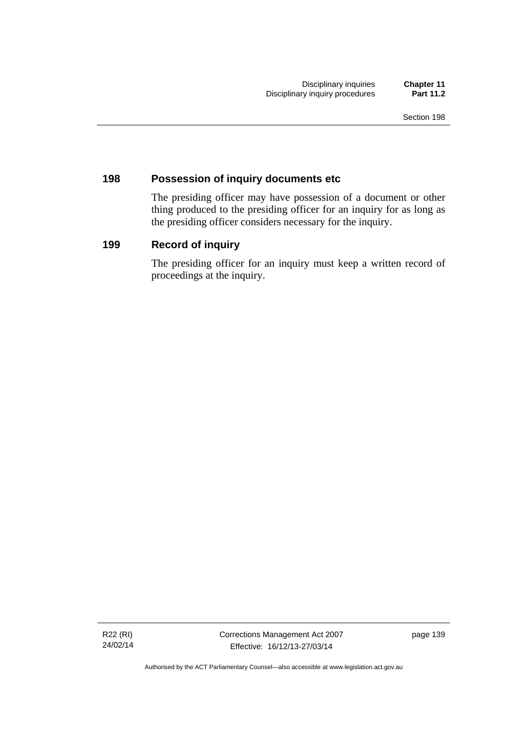## 198 Possession of inquiry documents etc

The presiding officer may have possession of a document or other thing produced to the presiding officer for an inquiry for as long as the presiding officer considers necessary for the inquiry.

## 199 Record of inquiry

The presiding officer for an inquiry must keep a written record of proceedings at the inquiry.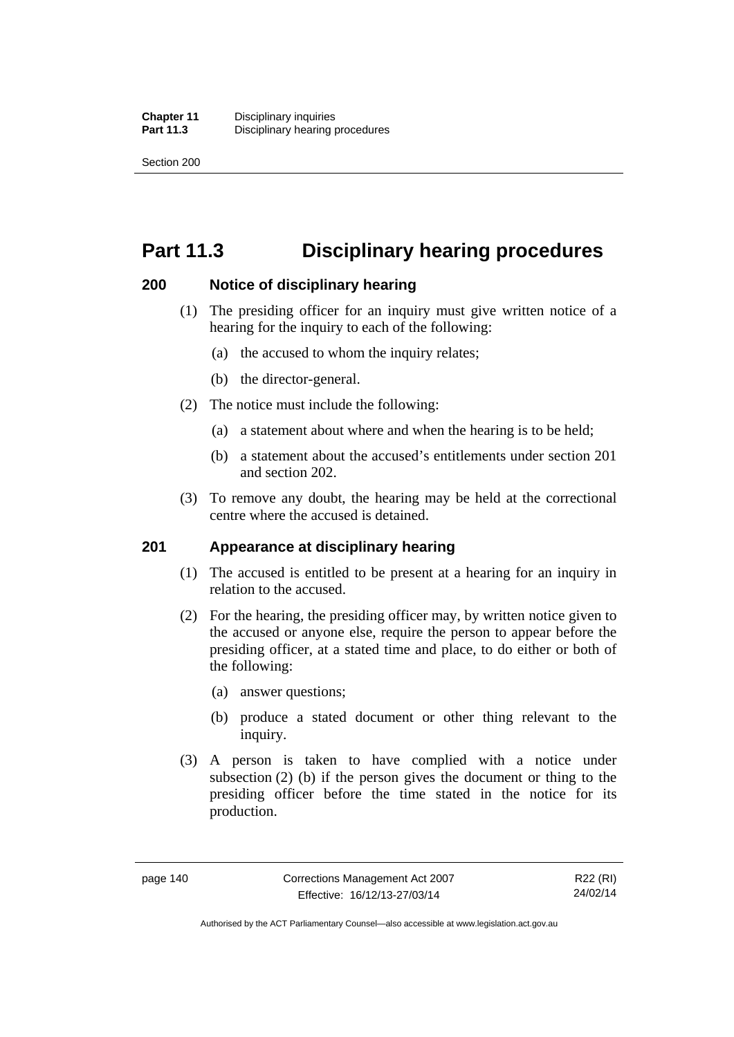# Part 11.3 Disciplinary hearing procedures

## 200 Notice of disciplinary hearing

(1) The presiding officer for an inquiry must give written notice of a hearing for the inquiry to each of the following:

(a) the accused to whom the inquiry relates;

(b) the director-general.

(2) The notice must include the following:

(a) a statement about where and when the hearing is to be held;

(b) a statement about the accused's entitlements under section 201 and section 202.

(3) To remove any doubt, the hearing may be held at the correctional centre where the accused is detained.

## 201 Appearance at disciplinary hearing

(1) The accused is entitled to be present at a hearing for an inquiry in relation to the accused.

(2) For the hearing, the presiding officer may, by written notice given to the accused or anyone else, require the person to appear before the presiding officer, at a stated time and place, to do either or both of the following:

(a) answer questions;

(b) produce a stated document or other thing relevant to the inquiry.

(3) A person is taken to have complied with a notice under subsection (2) (b) if the person gives the document or thing to the presiding officer before the time stated in the notice for its production.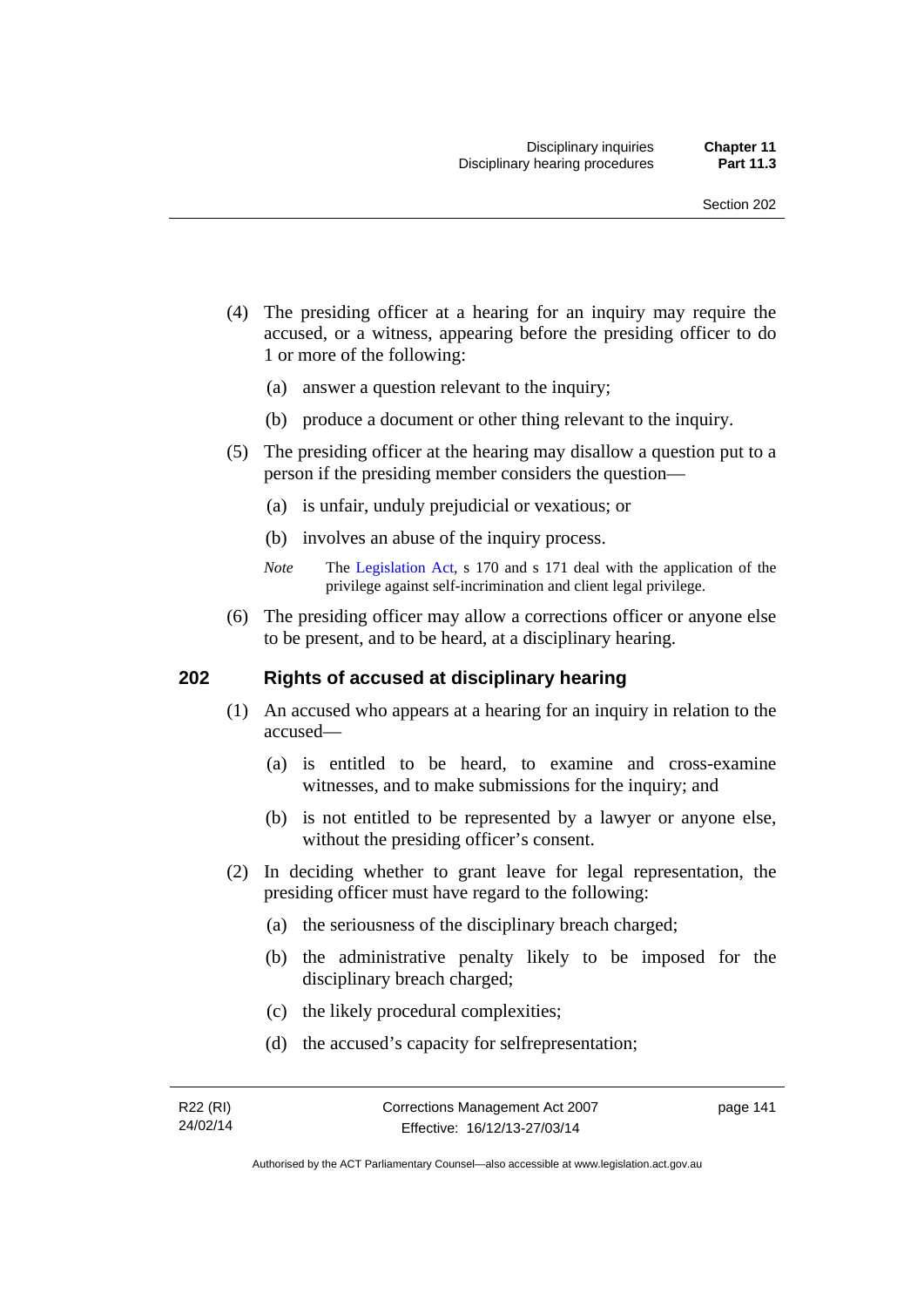(4) The presiding officer at a hearing for an inquiry may require the accused, or a witness, appearing before the presiding officer to do 1 or more of the following:

(a) answer a question relevant to the inquiry;

(b) produce a document or other thing relevant to the inquiry.

(5) The presiding officer at the hearing may disallow a question put to a person if the presiding member considers the question—

(a) is unfair, unduly prejudicial or vexatious; or

(b) involves an abuse of the inquiry process.

*Note* The Legislation Act, s 170 and s 171 deal with the application of the privilege against self-incrimination and client legal privilege.

(6) The presiding officer may allow a corrections officer or anyone else to be present, and to be heard, at a disciplinary hearing.

## 202 Rights of accused at disciplinary hearing

(1) An accused who appears at a hearing for an inquiry in relation to the accused—

(a) is entitled to be heard, to examine and cross-examine witnesses, and to make submissions for the inquiry; and

(b) is not entitled to be represented by a lawyer or anyone else, without the presiding officer's consent.

(2) In deciding whether to grant leave for legal representation, the presiding officer must have regard to the following:

(a) the seriousness of the disciplinary breach charged;

(b) the administrative penalty likely to be imposed for the disciplinary breach charged;

(c) the likely procedural complexities;

(d) the accused's capacity for selfrepresentation;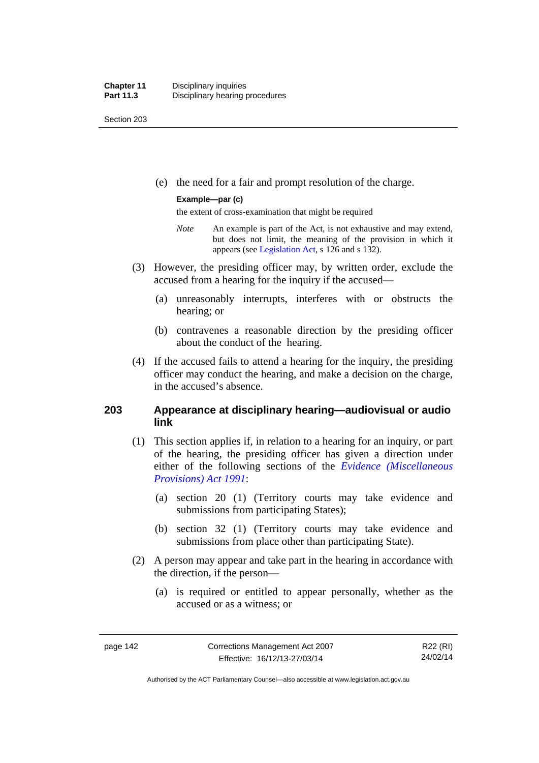(e) the need for a fair and prompt resolution of the charge.

**Example—par (c)**

the extent of cross-examination that might be required

*Note* An example is part of the Act, is not exhaustive and may extend, but does not limit, the meaning of the provision in which it appears (see Legislation Act, s 126 and s 132).

(3) However, the presiding officer may, by written order, exclude the accused from a hearing for the inquiry if the accused—

(a) unreasonably interrupts, interferes with or obstructs the hearing; or

(b) contravenes a reasonable direction by the presiding officer about the conduct of the hearing.

(4) If the accused fails to attend a hearing for the inquiry, the presiding officer may conduct the hearing, and make a decision on the charge, in the accused's absence.

## 203 Appearance at disciplinary hearing—audiovisual or audio link

(1) This section applies if, in relation to a hearing for an inquiry, or part of the hearing, the presiding officer has given a direction under either of the following sections of the *Evidence (Miscellaneous Provisions) Act 1991*:

(a) section 20 (1) (Territory courts may take evidence and submissions from participating States);

(b) section 32 (1) (Territory courts may take evidence and submissions from place other than participating State).

(2) A person may appear and take part in the hearing in accordance with the direction, if the person—

(a) is required or entitled to appear personally, whether as the accused or as a witness; or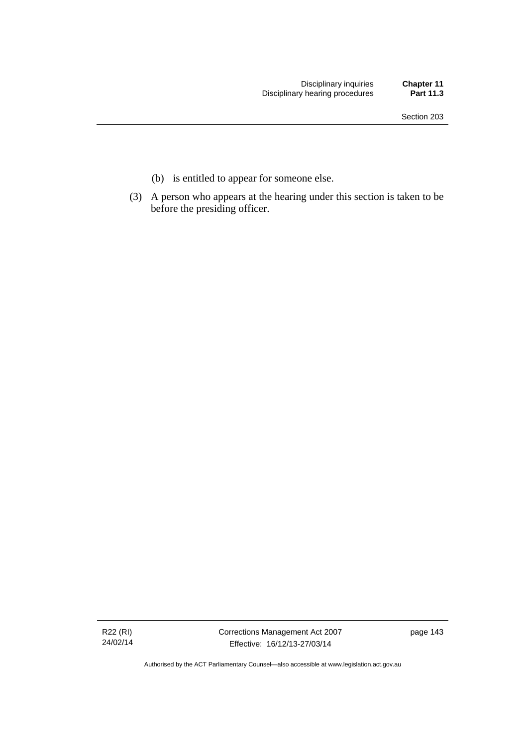(b) is entitled to appear for someone else.

(3) A person who appears at the hearing under this section is taken to be before the presiding officer.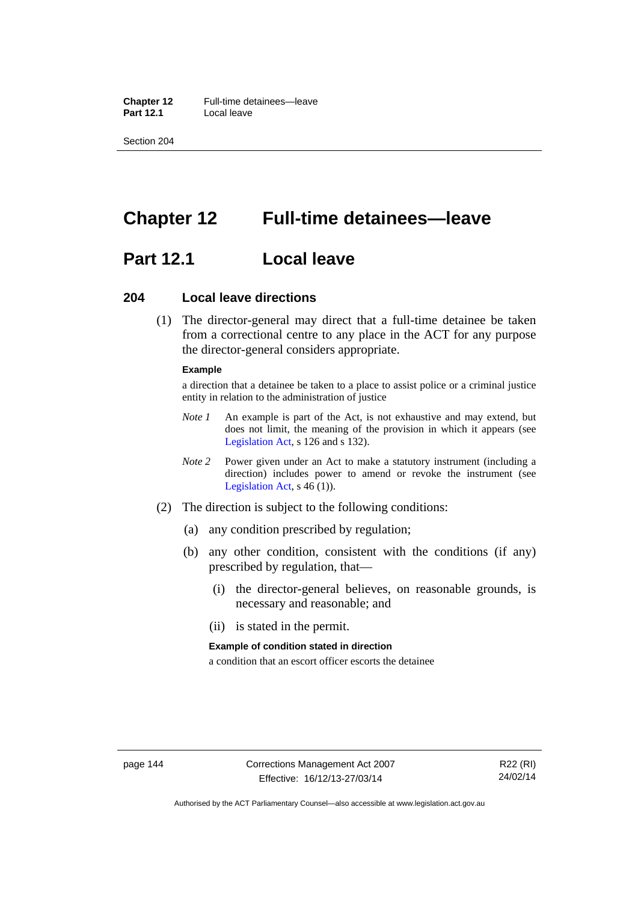# Chapter 12 Full-time detainees—leave

## Part 12.1 Local leave

### 204 Local leave directions

(1) The director-general may direct that a full-time detainee be taken from a correctional centre to any place in the ACT for any purpose the director-general considers appropriate.

**Example**

a direction that a detainee be taken to a place to assist police or a criminal justice entity in relation to the administration of justice

*Note 1* An example is part of the Act, is not exhaustive and may extend, but does not limit, the meaning of the provision in which it appears (see Legislation Act, s 126 and s 132).

*Note 2* Power given under an Act to make a statutory instrument (including a direction) includes power to amend or revoke the instrument (see Legislation Act, s 46 (1)).

(2) The direction is subject to the following conditions:

(a) any condition prescribed by regulation;

(b) any other condition, consistent with the conditions (if any) prescribed by regulation, that—

(i) the director-general believes, on reasonable grounds, is necessary and reasonable; and

(ii) is stated in the permit.

**Example of condition stated in direction**

a condition that an escort officer escorts the detainee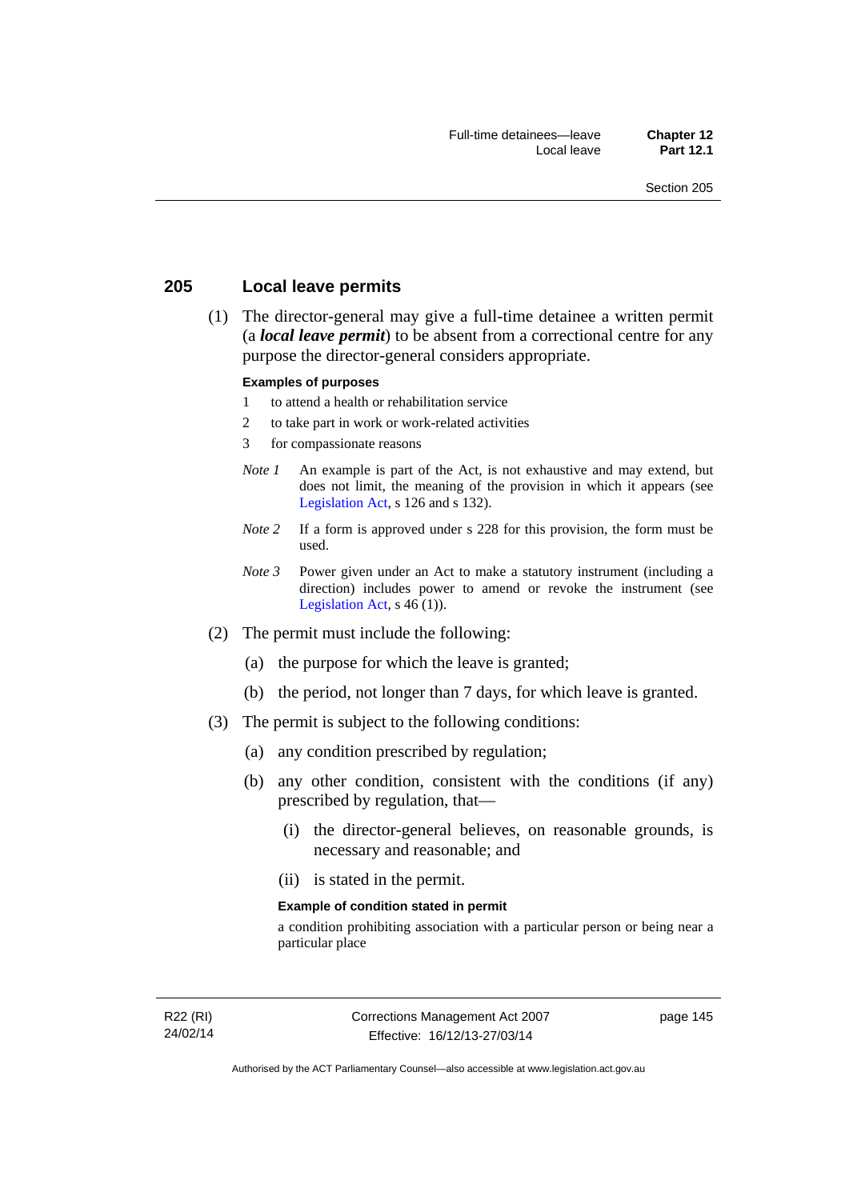## 205 Local leave permits

(1) The director-general may give a full-time detainee a written permit (a ***local leave permit***) to be absent from a correctional centre for any purpose the director-general considers appropriate.

**Examples of purposes**

1 to attend a health or rehabilitation service

2 to take part in work or work-related activities

3 for compassionate reasons

*Note 1* An example is part of the Act, is not exhaustive and may extend, but does not limit, the meaning of the provision in which it appears (see Legislation Act, s 126 and s 132).

*Note 2* If a form is approved under s 228 for this provision, the form must be used.

*Note 3* Power given under an Act to make a statutory instrument (including a direction) includes power to amend or revoke the instrument (see Legislation Act, s 46 (1)).

(2) The permit must include the following:

(a) the purpose for which the leave is granted;

(b) the period, not longer than 7 days, for which leave is granted.

(3) The permit is subject to the following conditions:

(a) any condition prescribed by regulation;

(b) any other condition, consistent with the conditions (if any) prescribed by regulation, that—

(i) the director-general believes, on reasonable grounds, is necessary and reasonable; and

(ii) is stated in the permit.

**Example of condition stated in permit**

a condition prohibiting association with a particular person or being near a particular place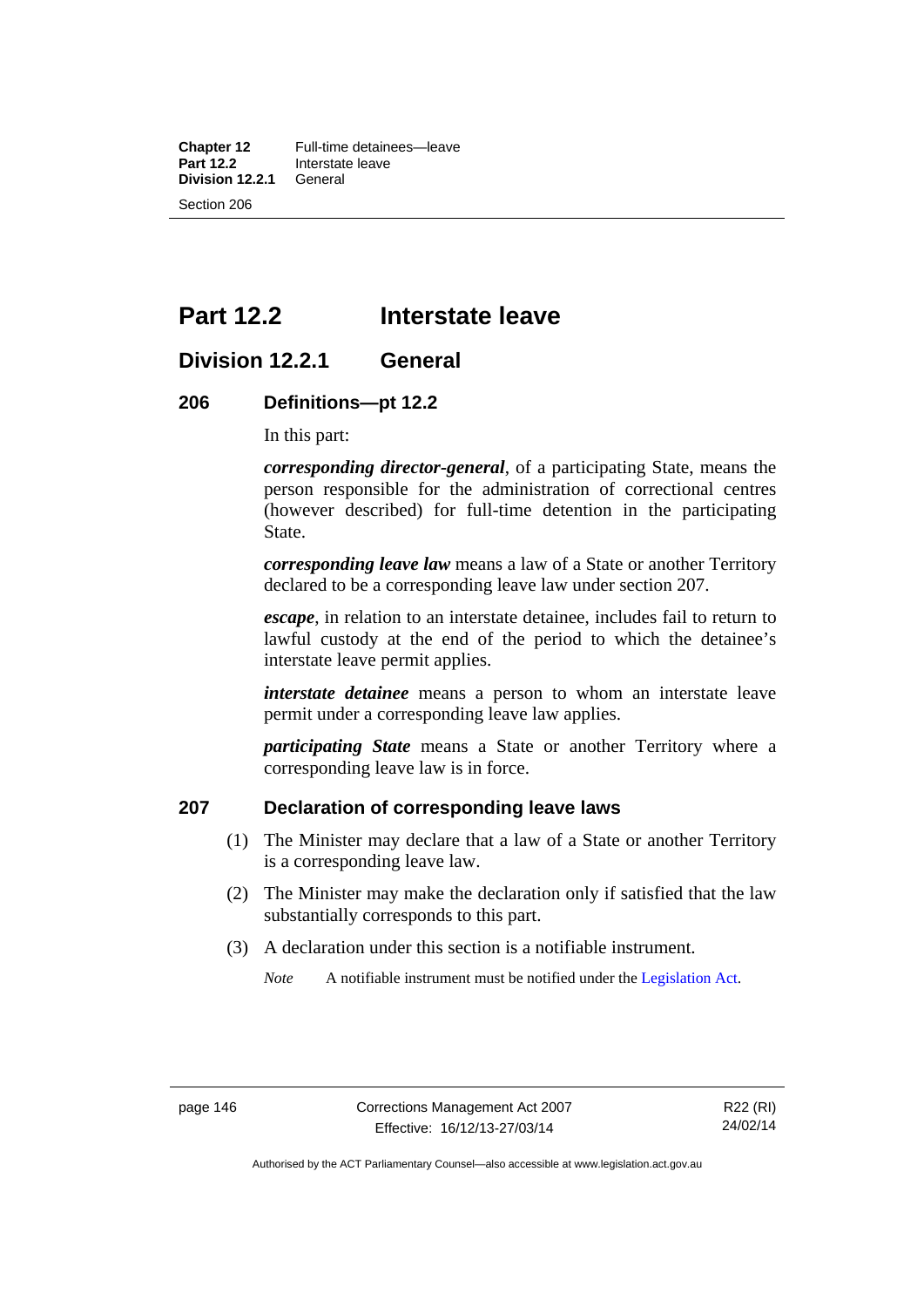# Part 12.2 Interstate leave

## Division 12.2.1 General

### 206 Definitions—pt 12.2

In this part:

***corresponding director-general***, of a participating State, means the person responsible for the administration of correctional centres (however described) for full-time detention in the participating State.

***corresponding leave law*** means a law of a State or another Territory declared to be a corresponding leave law under section 207.

***escape***, in relation to an interstate detainee, includes fail to return to lawful custody at the end of the period to which the detainee's interstate leave permit applies.

***interstate detainee*** means a person to whom an interstate leave permit under a corresponding leave law applies.

***participating State*** means a State or another Territory where a corresponding leave law is in force.

### 207 Declaration of corresponding leave laws

(1) The Minister may declare that a law of a State or another Territory is a corresponding leave law.

(2) The Minister may make the declaration only if satisfied that the law substantially corresponds to this part.

(3) A declaration under this section is a notifiable instrument.

*Note* A notifiable instrument must be notified under the Legislation Act.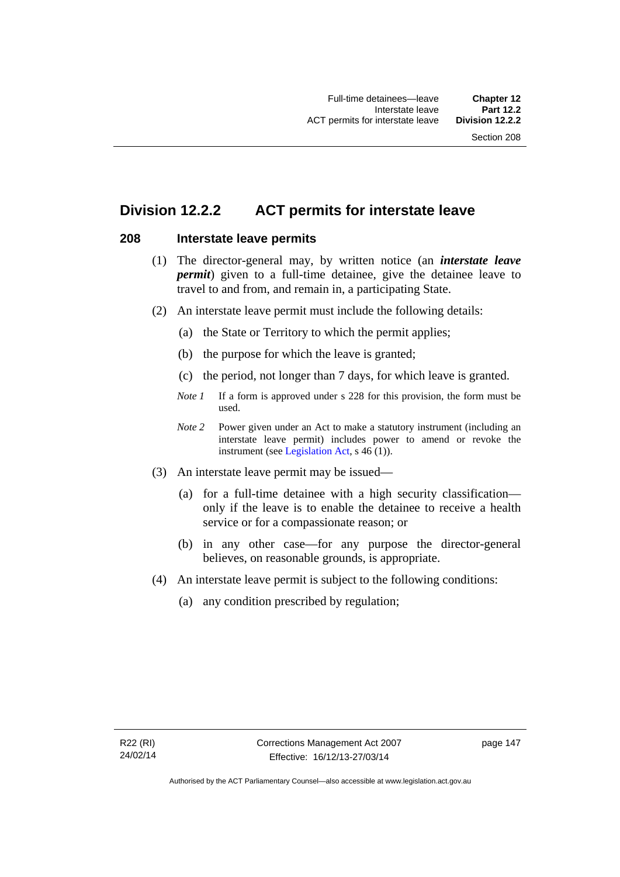## Division 12.2.2 ACT permits for interstate leave

### 208 Interstate leave permits

(1) The director-general may, by written notice (an ***interstate leave permit***) given to a full-time detainee, give the detainee leave to travel to and from, and remain in, a participating State.

(2) An interstate leave permit must include the following details:

(a) the State or Territory to which the permit applies;

(b) the purpose for which the leave is granted;

(c) the period, not longer than 7 days, for which leave is granted.

*Note 1* If a form is approved under s 228 for this provision, the form must be used.

*Note 2* Power given under an Act to make a statutory instrument (including an interstate leave permit) includes power to amend or revoke the instrument (see Legislation Act, s 46 (1)).

(3) An interstate leave permit may be issued—

(a) for a full-time detainee with a high security classification—only if the leave is to enable the detainee to receive a health service or for a compassionate reason; or

(b) in any other case—for any purpose the director-general believes, on reasonable grounds, is appropriate.

(4) An interstate leave permit is subject to the following conditions:

(a) any condition prescribed by regulation;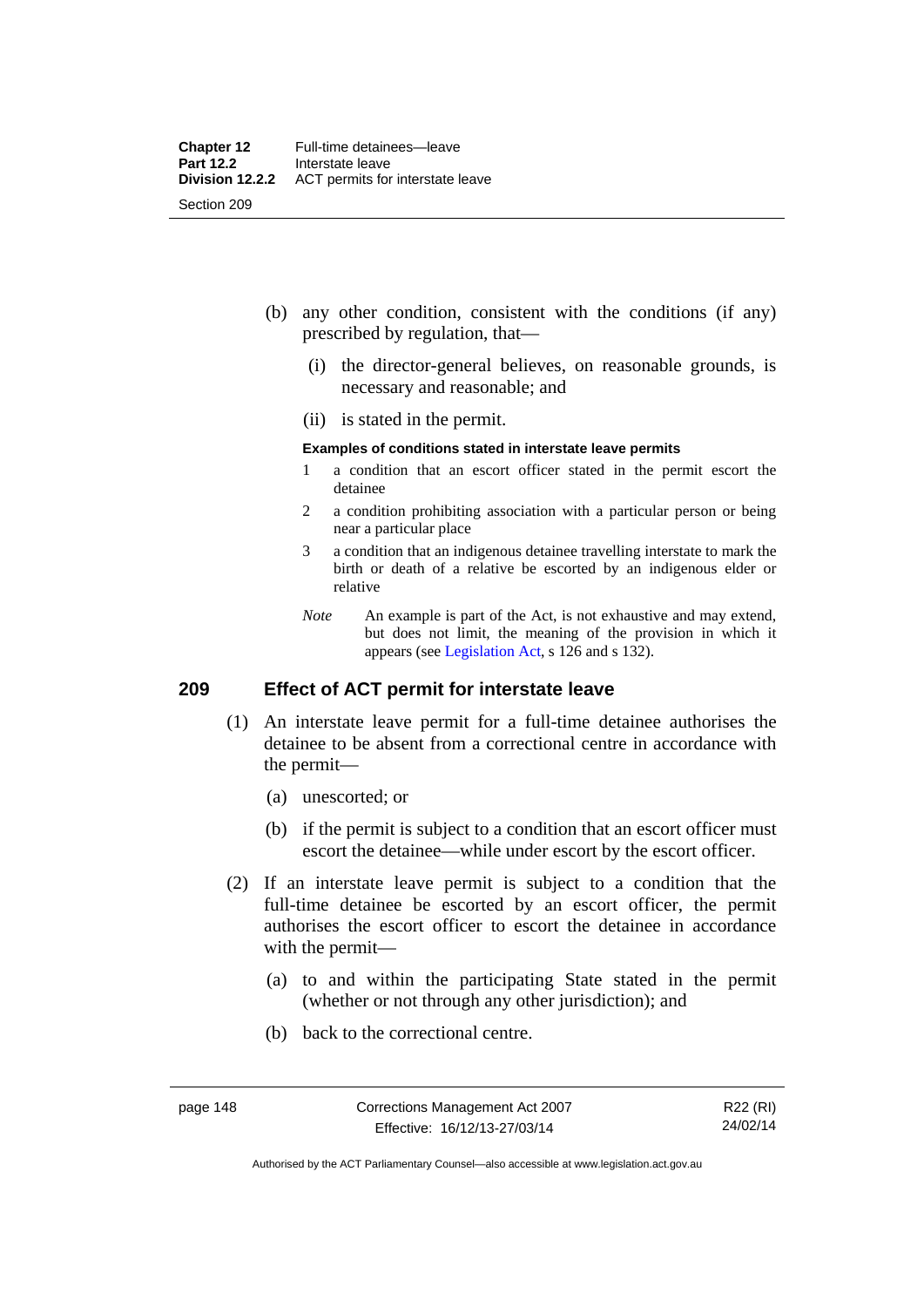(b) any other condition, consistent with the conditions (if any) prescribed by regulation, that—

   (i) the director-general believes, on reasonable grounds, is necessary and reasonable; and

   (ii) is stated in the permit.

**Examples of conditions stated in interstate leave permits**

1 a condition that an escort officer stated in the permit escort the detainee

2 a condition prohibiting association with a particular person or being near a particular place

3 a condition that an indigenous detainee travelling interstate to mark the birth or death of a relative be escorted by an indigenous elder or relative

*Note* An example is part of the Act, is not exhaustive and may extend, but does not limit, the meaning of the provision in which it appears (see Legislation Act, s 126 and s 132).

## 209 Effect of ACT permit for interstate leave

(1) An interstate leave permit for a full-time detainee authorises the detainee to be absent from a correctional centre in accordance with the permit—

   (a) unescorted; or

   (b) if the permit is subject to a condition that an escort officer must escort the detainee—while under escort by the escort officer.

(2) If an interstate leave permit is subject to a condition that the full-time detainee be escorted by an escort officer, the permit authorises the escort officer to escort the detainee in accordance with the permit—

   (a) to and within the participating State stated in the permit (whether or not through any other jurisdiction); and

   (b) back to the correctional centre.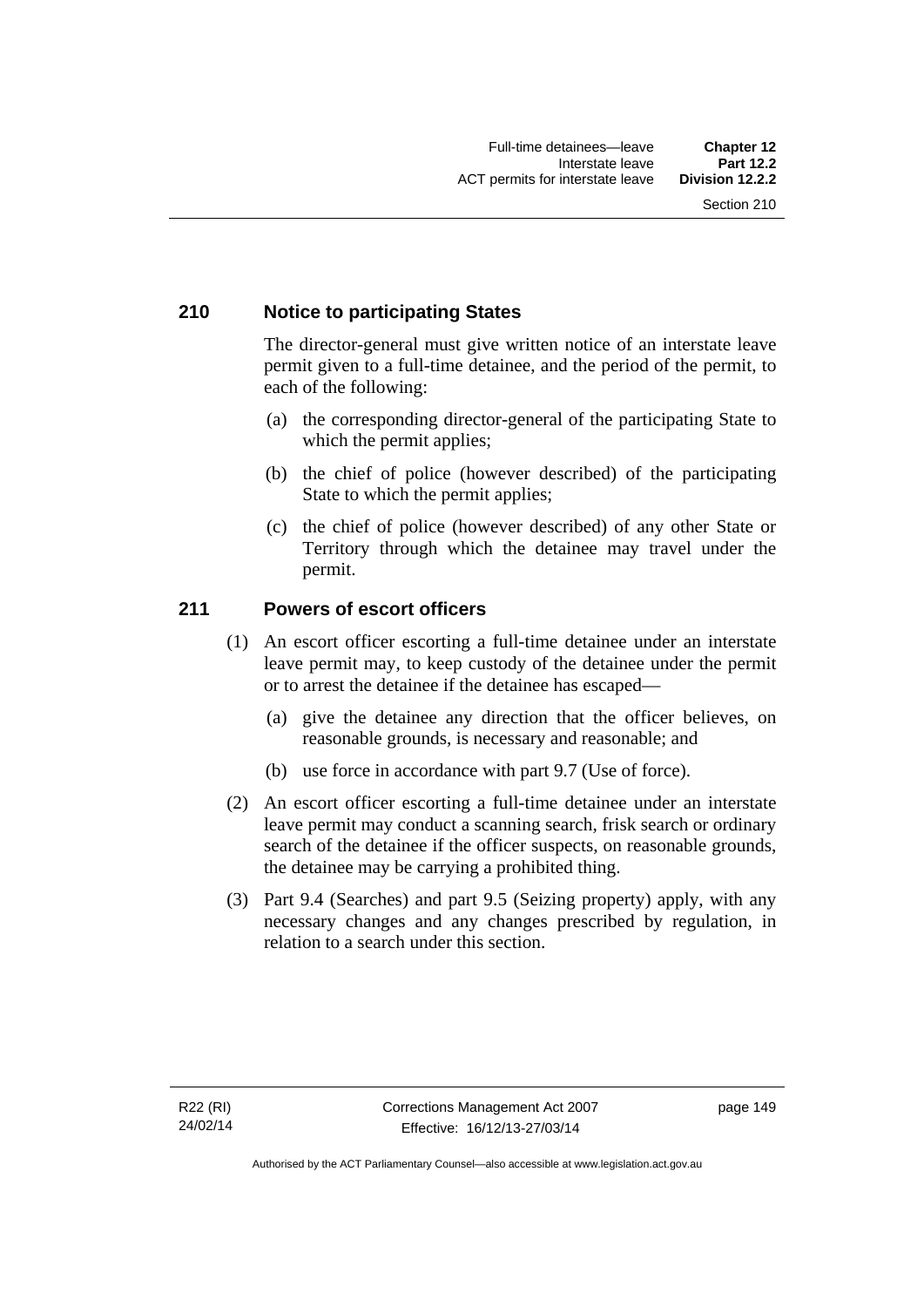### 210 Notice to participating States

The director-general must give written notice of an interstate leave permit given to a full-time detainee, and the period of the permit, to each of the following:

(a) the corresponding director-general of the participating State to which the permit applies;

(b) the chief of police (however described) of the participating State to which the permit applies;

(c) the chief of police (however described) of any other State or Territory through which the detainee may travel under the permit.

### 211 Powers of escort officers

(1) An escort officer escorting a full-time detainee under an interstate leave permit may, to keep custody of the detainee under the permit or to arrest the detainee if the detainee has escaped—

(a) give the detainee any direction that the officer believes, on reasonable grounds, is necessary and reasonable; and

(b) use force in accordance with part 9.7 (Use of force).

(2) An escort officer escorting a full-time detainee under an interstate leave permit may conduct a scanning search, frisk search or ordinary search of the detainee if the officer suspects, on reasonable grounds, the detainee may be carrying a prohibited thing.

(3) Part 9.4 (Searches) and part 9.5 (Seizing property) apply, with any necessary changes and any changes prescribed by regulation, in relation to a search under this section.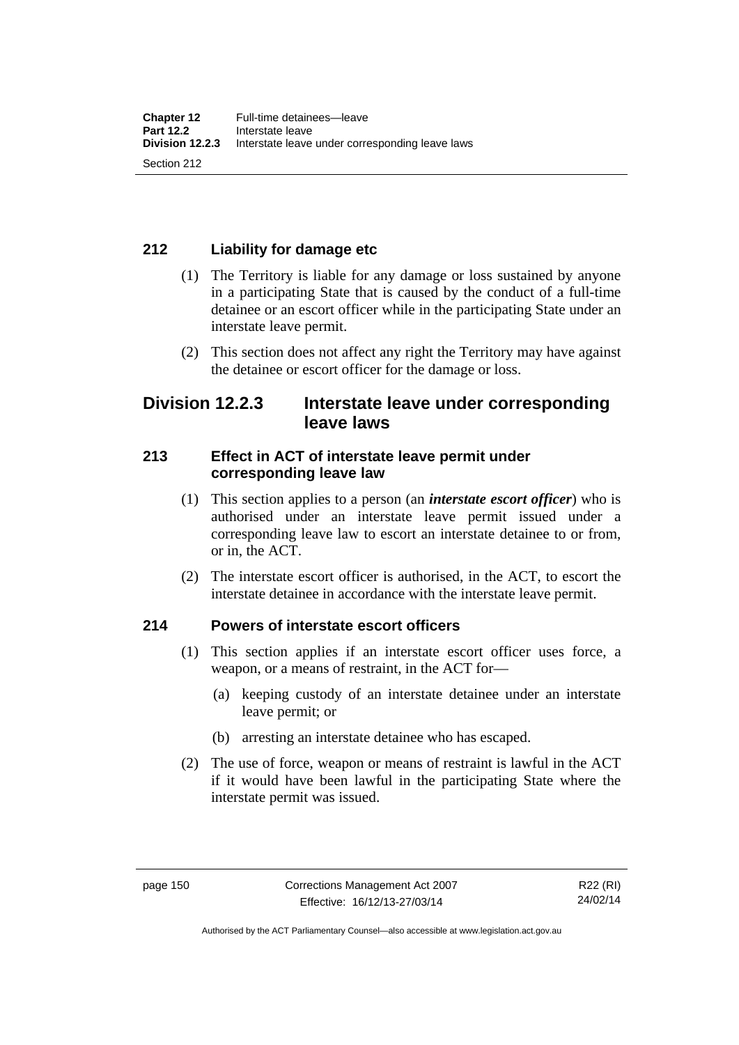### 212 Liability for damage etc

(1) The Territory is liable for any damage or loss sustained by anyone in a participating State that is caused by the conduct of a full-time detainee or an escort officer while in the participating State under an interstate leave permit.

(2) This section does not affect any right the Territory may have against the detainee or escort officer for the damage or loss.

## Division 12.2.3 Interstate leave under corresponding leave laws

### 213 Effect in ACT of interstate leave permit under corresponding leave law

(1) This section applies to a person (an ***interstate escort officer***) who is authorised under an interstate leave permit issued under a corresponding leave law to escort an interstate detainee to or from, or in, the ACT.

(2) The interstate escort officer is authorised, in the ACT, to escort the interstate detainee in accordance with the interstate leave permit.

### 214 Powers of interstate escort officers

(1) This section applies if an interstate escort officer uses force, a weapon, or a means of restraint, in the ACT for—

(a) keeping custody of an interstate detainee under an interstate leave permit; or

(b) arresting an interstate detainee who has escaped.

(2) The use of force, weapon or means of restraint is lawful in the ACT if it would have been lawful in the participating State where the interstate permit was issued.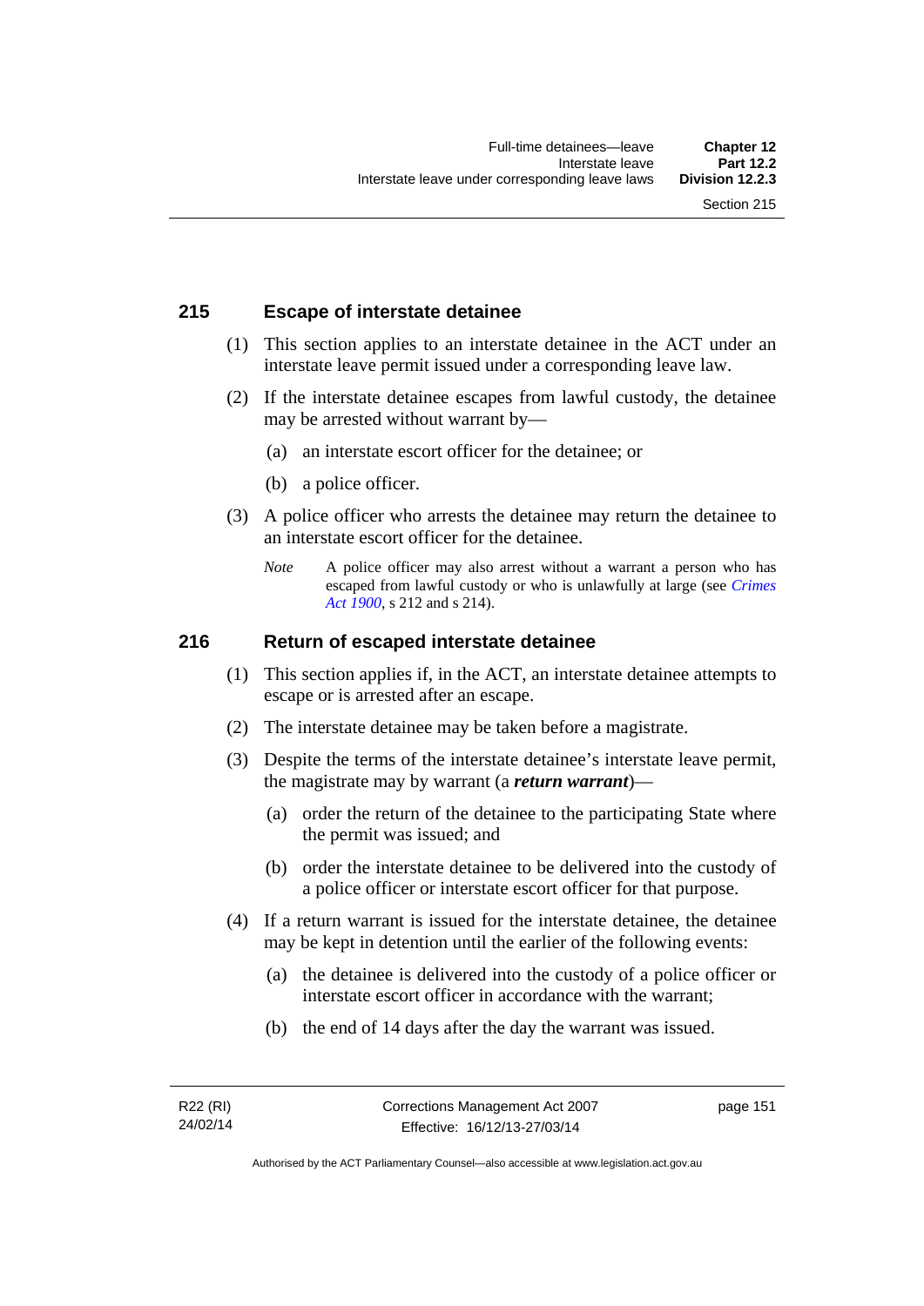## 215 Escape of interstate detainee

(1) This section applies to an interstate detainee in the ACT under an interstate leave permit issued under a corresponding leave law.

(2) If the interstate detainee escapes from lawful custody, the detainee may be arrested without warrant by—

(a) an interstate escort officer for the detainee; or

(b) a police officer.

(3) A police officer who arrests the detainee may return the detainee to an interstate escort officer for the detainee.

*Note* A police officer may also arrest without a warrant a person who has escaped from lawful custody or who is unlawfully at large (see *Crimes Act 1900*, s 212 and s 214).

## 216 Return of escaped interstate detainee

(1) This section applies if, in the ACT, an interstate detainee attempts to escape or is arrested after an escape.

(2) The interstate detainee may be taken before a magistrate.

(3) Despite the terms of the interstate detainee's interstate leave permit, the magistrate may by warrant (a ***return warrant***)—

(a) order the return of the detainee to the participating State where the permit was issued; and

(b) order the interstate detainee to be delivered into the custody of a police officer or interstate escort officer for that purpose.

(4) If a return warrant is issued for the interstate detainee, the detainee may be kept in detention until the earlier of the following events:

(a) the detainee is delivered into the custody of a police officer or interstate escort officer in accordance with the warrant;

(b) the end of 14 days after the day the warrant was issued.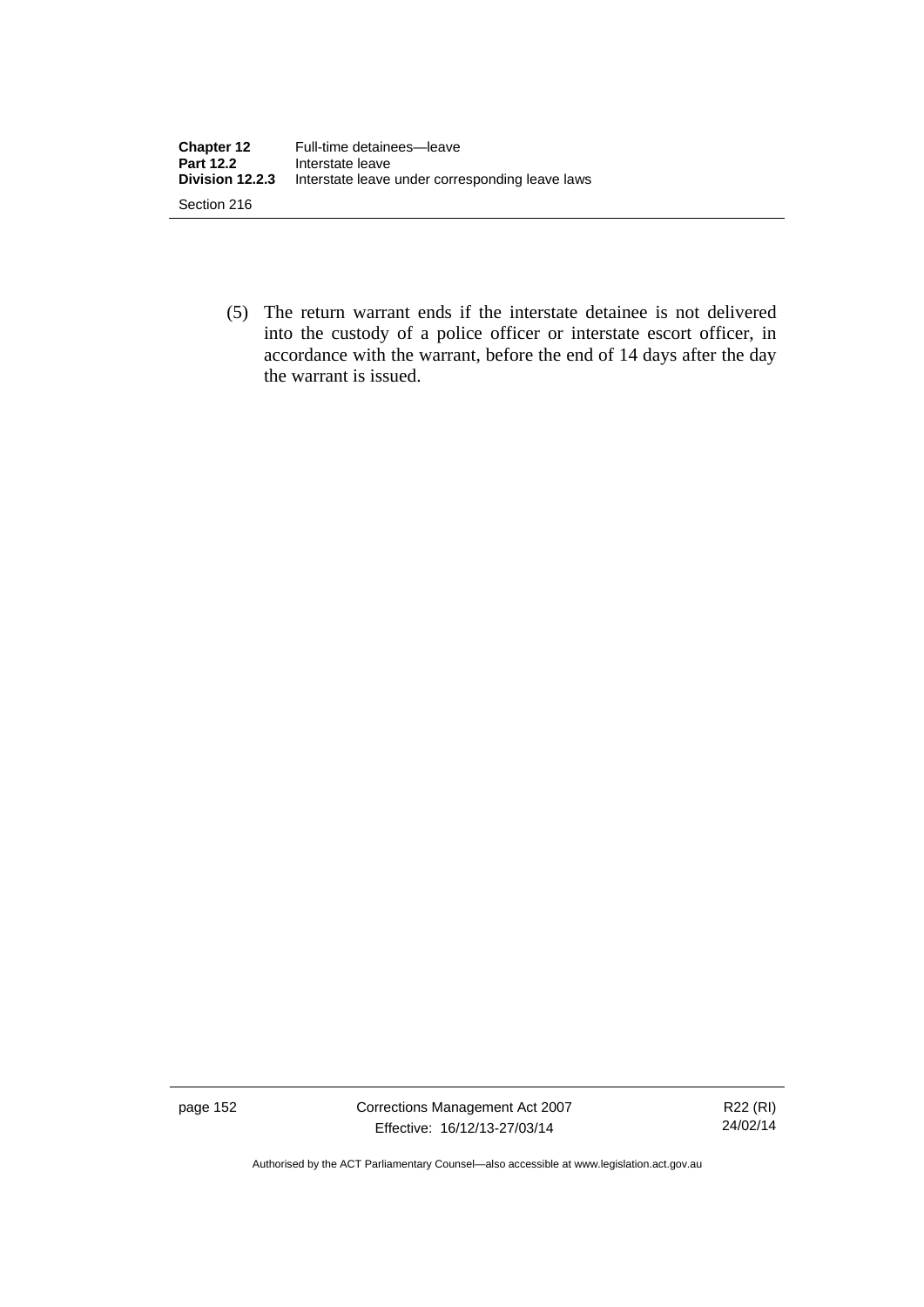(5) The return warrant ends if the interstate detainee is not delivered into the custody of a police officer or interstate escort officer, in accordance with the warrant, before the end of 14 days after the day the warrant is issued.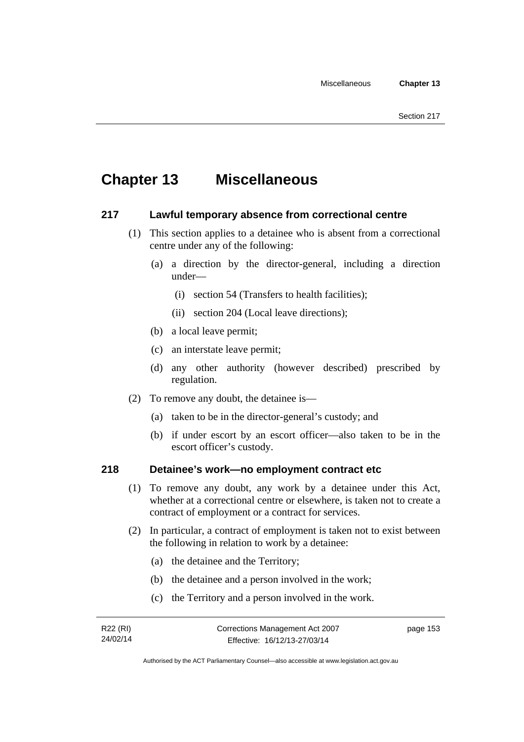# Chapter 13 Miscellaneous

## 217 Lawful temporary absence from correctional centre

(1) This section applies to a detainee who is absent from a correctional centre under any of the following:

(a) a direction by the director-general, including a direction under—

(i) section 54 (Transfers to health facilities);

(ii) section 204 (Local leave directions);

(b) a local leave permit;

(c) an interstate leave permit;

(d) any other authority (however described) prescribed by regulation.

(2) To remove any doubt, the detainee is—

(a) taken to be in the director-general's custody; and

(b) if under escort by an escort officer—also taken to be in the escort officer's custody.

## 218 Detainee's work—no employment contract etc

(1) To remove any doubt, any work by a detainee under this Act, whether at a correctional centre or elsewhere, is taken not to create a contract of employment or a contract for services.

(2) In particular, a contract of employment is taken not to exist between the following in relation to work by a detainee:

(a) the detainee and the Territory;

(b) the detainee and a person involved in the work;

(c) the Territory and a person involved in the work.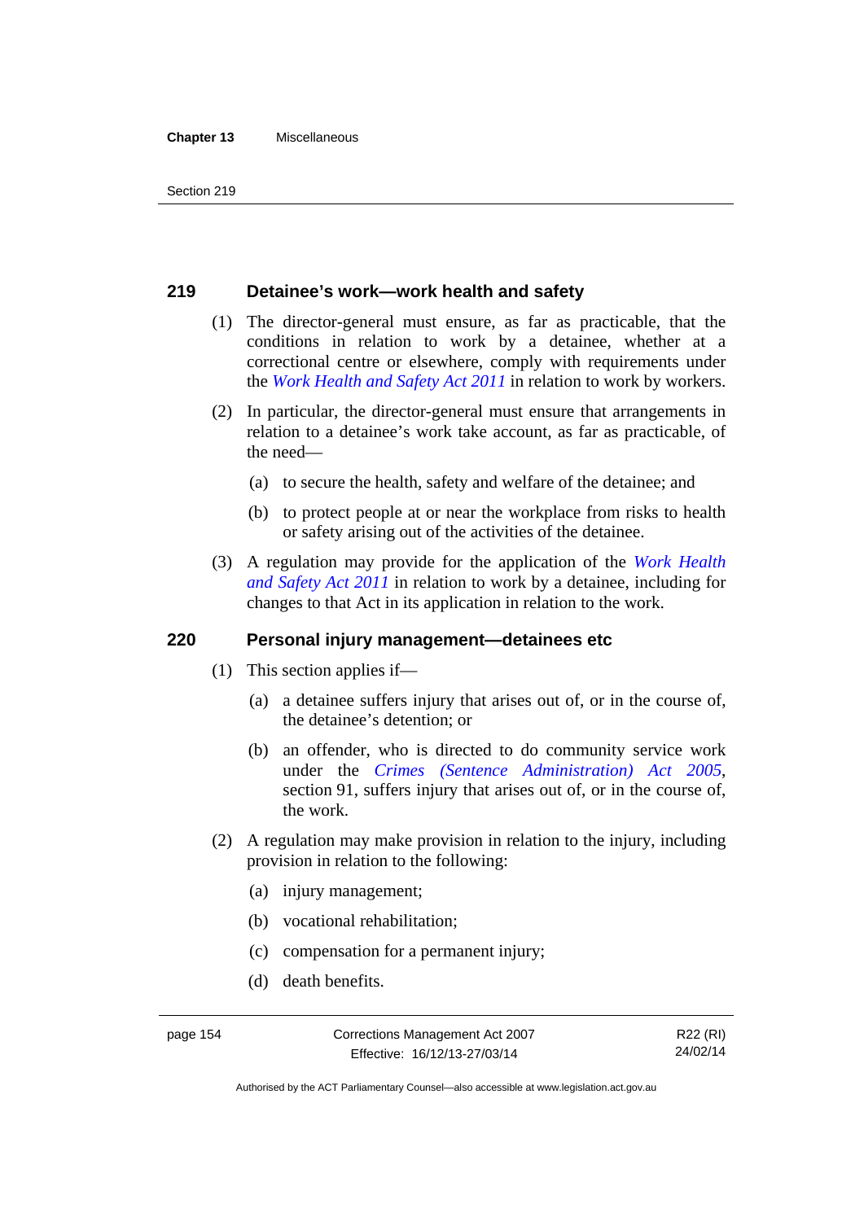## 219 Detainee's work—work health and safety

(1) The director-general must ensure, as far as practicable, that the conditions in relation to work by a detainee, whether at a correctional centre or elsewhere, comply with requirements under the *Work Health and Safety Act 2011* in relation to work by workers.

(2) In particular, the director-general must ensure that arrangements in relation to a detainee's work take account, as far as practicable, of the need—

(a) to secure the health, safety and welfare of the detainee; and

(b) to protect people at or near the workplace from risks to health or safety arising out of the activities of the detainee.

(3) A regulation may provide for the application of the *Work Health and Safety Act 2011* in relation to work by a detainee, including for changes to that Act in its application in relation to the work.

## 220 Personal injury management—detainees etc

(1) This section applies if—

(a) a detainee suffers injury that arises out of, or in the course of, the detainee's detention; or

(b) an offender, who is directed to do community service work under the *Crimes (Sentence Administration) Act 2005*, section 91, suffers injury that arises out of, or in the course of, the work.

(2) A regulation may make provision in relation to the injury, including provision in relation to the following:

(a) injury management;

(b) vocational rehabilitation;

(c) compensation for a permanent injury;

(d) death benefits.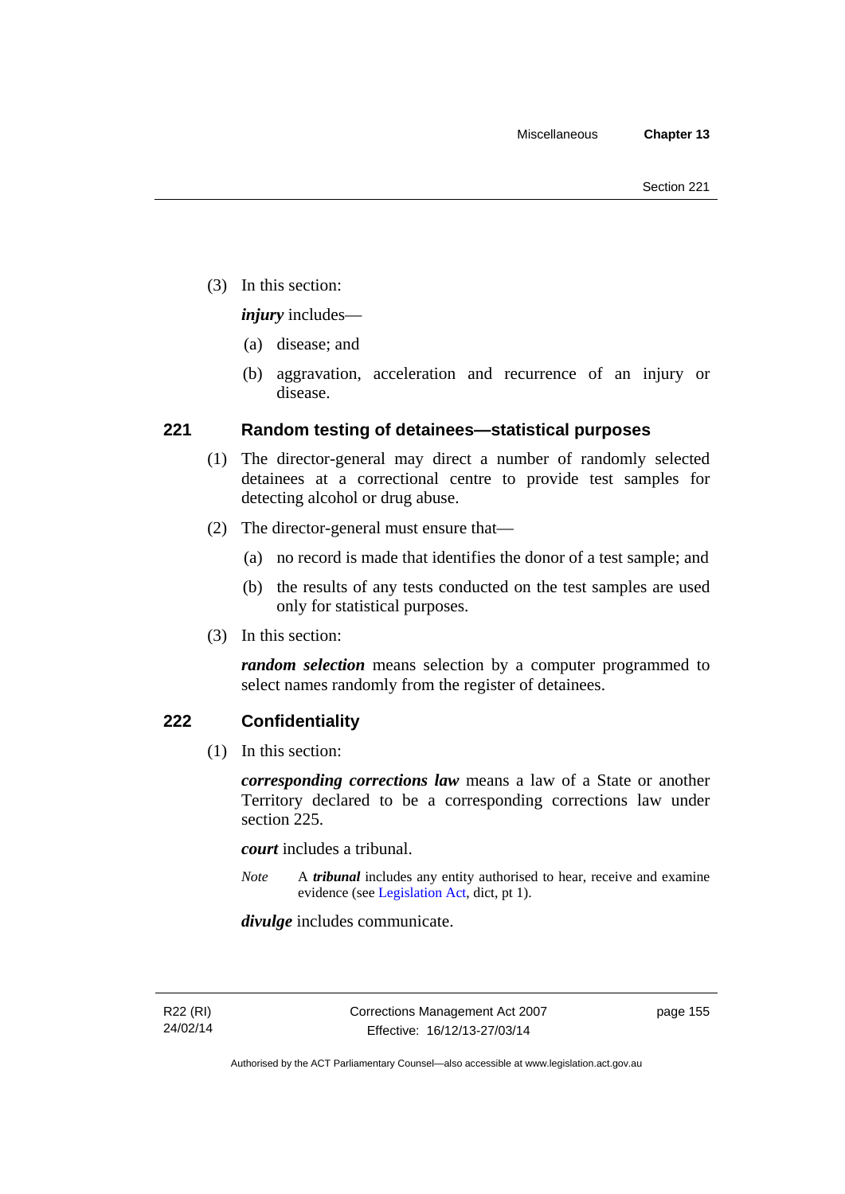(3) In this section:

***injury*** includes—

(a) disease; and

(b) aggravation, acceleration and recurrence of an injury or disease.

## 221 Random testing of detainees—statistical purposes

(1) The director-general may direct a number of randomly selected detainees at a correctional centre to provide test samples for detecting alcohol or drug abuse.

(2) The director-general must ensure that—

(a) no record is made that identifies the donor of a test sample; and

(b) the results of any tests conducted on the test samples are used only for statistical purposes.

(3) In this section:

***random selection*** means selection by a computer programmed to select names randomly from the register of detainees.

## 222 Confidentiality

(1) In this section:

***corresponding corrections law*** means a law of a State or another Territory declared to be a corresponding corrections law under section 225.

***court*** includes a tribunal.

*Note* A ***tribunal*** includes any entity authorised to hear, receive and examine evidence (see Legislation Act, dict, pt 1).

***divulge*** includes communicate.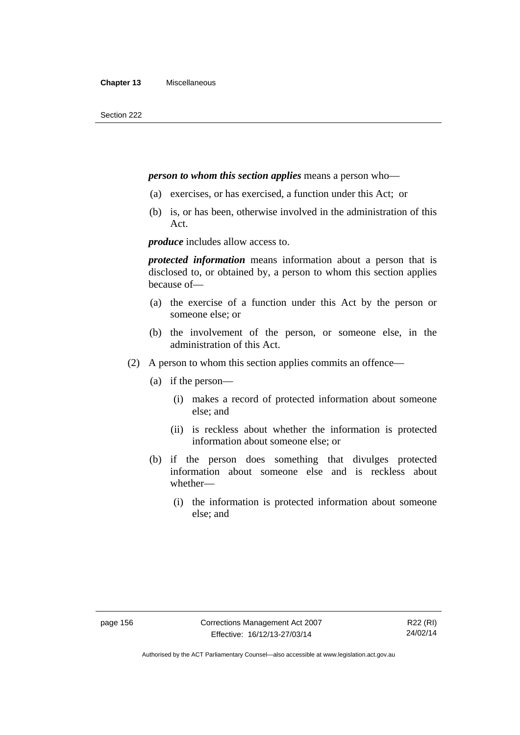***person to whom this section applies*** means a person who—

(a) exercises, or has exercised, a function under this Act; or

(b) is, or has been, otherwise involved in the administration of this Act.

***produce*** includes allow access to.

***protected information*** means information about a person that is disclosed to, or obtained by, a person to whom this section applies because of—

(a) the exercise of a function under this Act by the person or someone else; or

(b) the involvement of the person, or someone else, in the administration of this Act.

(2) A person to whom this section applies commits an offence—

(a) if the person—

(i) makes a record of protected information about someone else; and

(ii) is reckless about whether the information is protected information about someone else; or

(b) if the person does something that divulges protected information about someone else and is reckless about whether—

(i) the information is protected information about someone else; and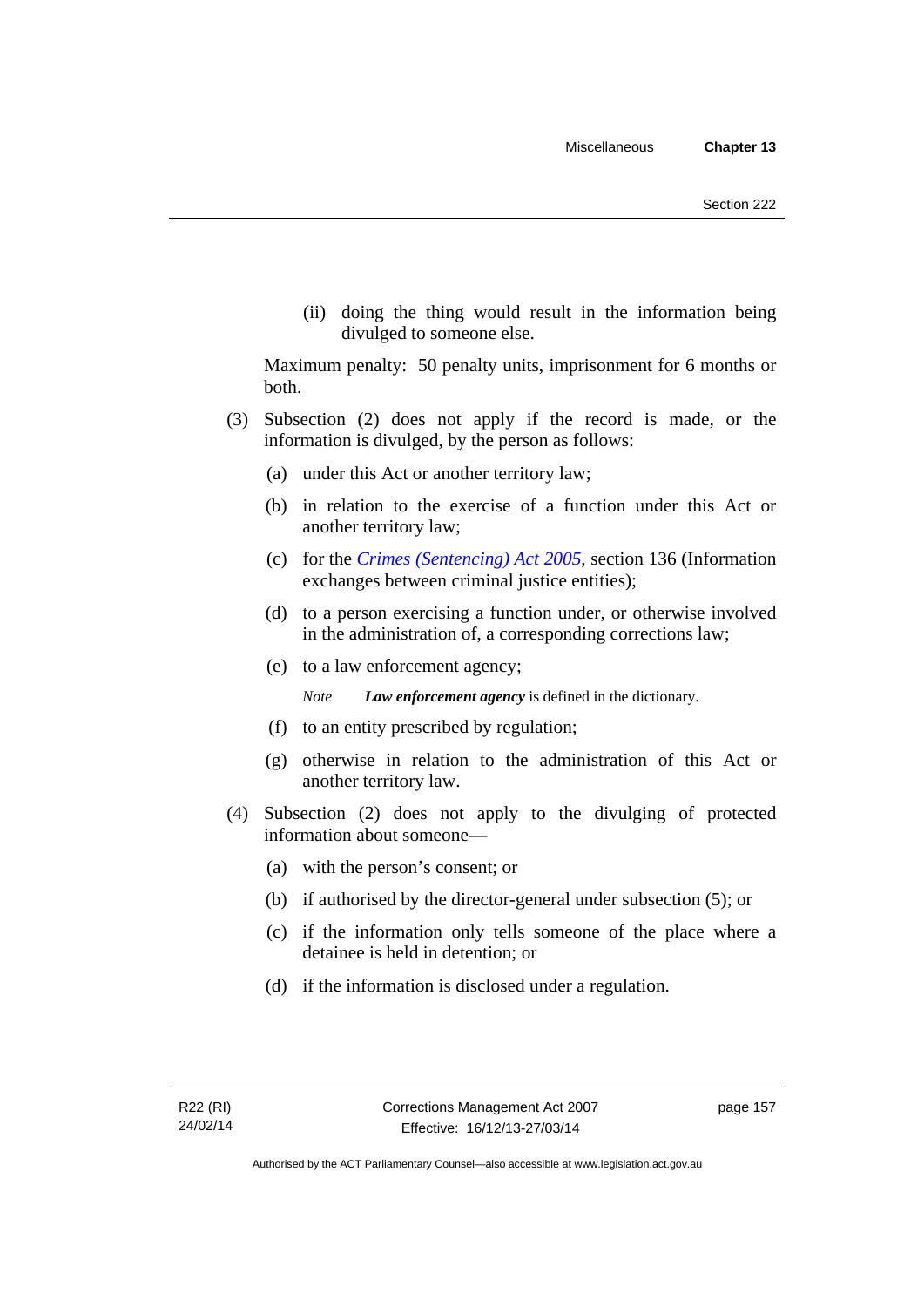(ii) doing the thing would result in the information being divulged to someone else.

Maximum penalty: 50 penalty units, imprisonment for 6 months or both.

(3) Subsection (2) does not apply if the record is made, or the information is divulged, by the person as follows:

(a) under this Act or another territory law;

(b) in relation to the exercise of a function under this Act or another territory law;

(c) for the *Crimes (Sentencing) Act 2005*, section 136 (Information exchanges between criminal justice entities);

(d) to a person exercising a function under, or otherwise involved in the administration of, a corresponding corrections law;

(e) to a law enforcement agency;

*Note* ***Law enforcement agency*** is defined in the dictionary.

(f) to an entity prescribed by regulation;

(g) otherwise in relation to the administration of this Act or another territory law.

(4) Subsection (2) does not apply to the divulging of protected information about someone—

(a) with the person's consent; or

(b) if authorised by the director-general under subsection (5); or

(c) if the information only tells someone of the place where a detainee is held in detention; or

(d) if the information is disclosed under a regulation.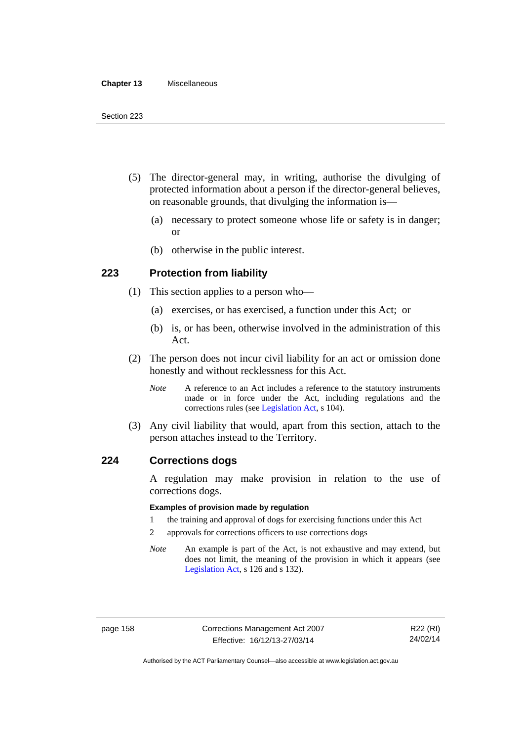(5) The director-general may, in writing, authorise the divulging of protected information about a person if the director-general believes, on reasonable grounds, that divulging the information is—

(a) necessary to protect someone whose life or safety is in danger; or

(b) otherwise in the public interest.

## 223 Protection from liability

(1) This section applies to a person who—

(a) exercises, or has exercised, a function under this Act; or

(b) is, or has been, otherwise involved in the administration of this Act.

(2) The person does not incur civil liability for an act or omission done honestly and without recklessness for this Act.

*Note* A reference to an Act includes a reference to the statutory instruments made or in force under the Act, including regulations and the corrections rules (see Legislation Act, s 104).

(3) Any civil liability that would, apart from this section, attach to the person attaches instead to the Territory.

## 224 Corrections dogs

A regulation may make provision in relation to the use of corrections dogs.

**Examples of provision made by regulation**

1 the training and approval of dogs for exercising functions under this Act

2 approvals for corrections officers to use corrections dogs

*Note* An example is part of the Act, is not exhaustive and may extend, but does not limit, the meaning of the provision in which it appears (see Legislation Act, s 126 and s 132).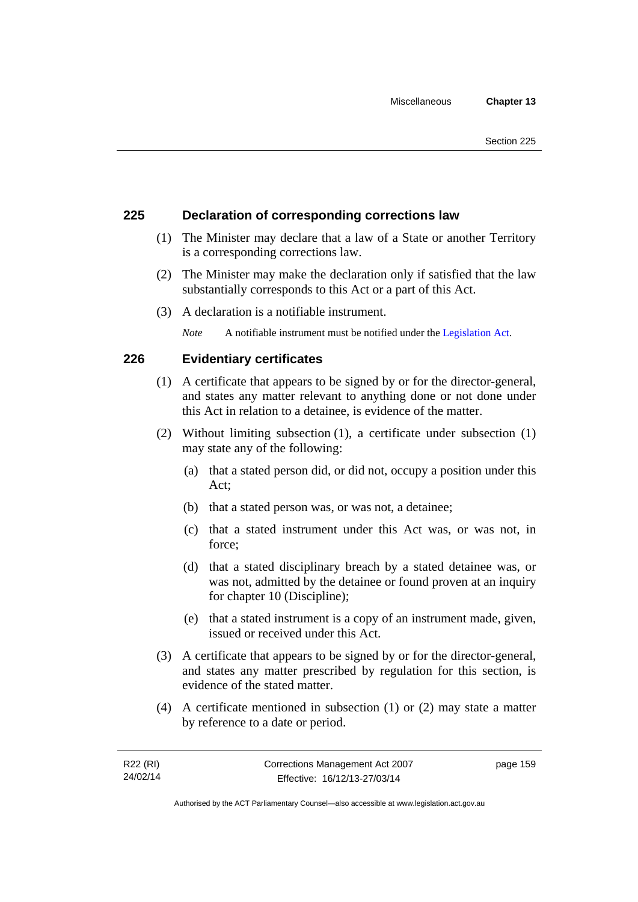## 225 Declaration of corresponding corrections law

(1) The Minister may declare that a law of a State or another Territory is a corresponding corrections law.

(2) The Minister may make the declaration only if satisfied that the law substantially corresponds to this Act or a part of this Act.

(3) A declaration is a notifiable instrument.

*Note* A notifiable instrument must be notified under the Legislation Act.

## 226 Evidentiary certificates

(1) A certificate that appears to be signed by or for the director-general, and states any matter relevant to anything done or not done under this Act in relation to a detainee, is evidence of the matter.

(2) Without limiting subsection (1), a certificate under subsection (1) may state any of the following:

(a) that a stated person did, or did not, occupy a position under this Act;

(b) that a stated person was, or was not, a detainee;

(c) that a stated instrument under this Act was, or was not, in force;

(d) that a stated disciplinary breach by a stated detainee was, or was not, admitted by the detainee or found proven at an inquiry for chapter 10 (Discipline);

(e) that a stated instrument is a copy of an instrument made, given, issued or received under this Act.

(3) A certificate that appears to be signed by or for the director-general, and states any matter prescribed by regulation for this section, is evidence of the stated matter.

(4) A certificate mentioned in subsection (1) or (2) may state a matter by reference to a date or period.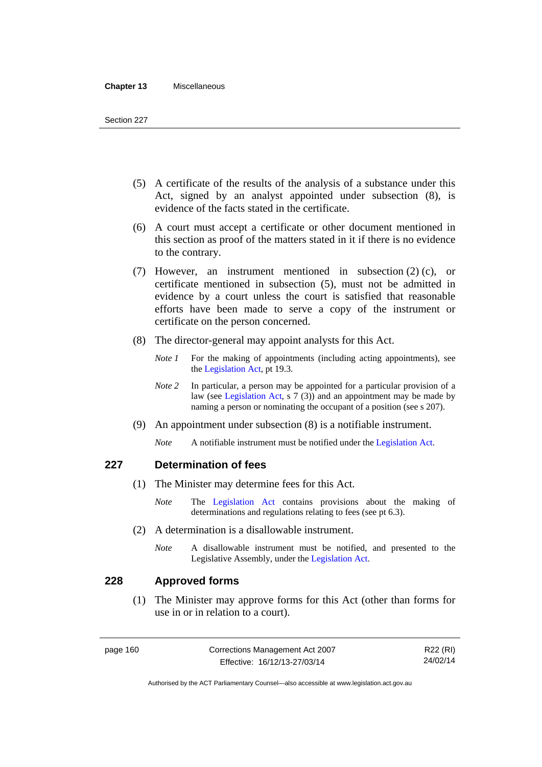(5) A certificate of the results of the analysis of a substance under this Act, signed by an analyst appointed under subsection (8), is evidence of the facts stated in the certificate.

(6) A court must accept a certificate or other document mentioned in this section as proof of the matters stated in it if there is no evidence to the contrary.

(7) However, an instrument mentioned in subsection (2) (c), or certificate mentioned in subsection (5), must not be admitted in evidence by a court unless the court is satisfied that reasonable efforts have been made to serve a copy of the instrument or certificate on the person concerned.

(8) The director-general may appoint analysts for this Act.

*Note 1* For the making of appointments (including acting appointments), see the Legislation Act, pt 19.3.

*Note 2* In particular, a person may be appointed for a particular provision of a law (see Legislation Act, s 7 (3)) and an appointment may be made by naming a person or nominating the occupant of a position (see s 207).

(9) An appointment under subsection (8) is a notifiable instrument.

*Note* A notifiable instrument must be notified under the Legislation Act.

## 227 Determination of fees

(1) The Minister may determine fees for this Act.

*Note* The Legislation Act contains provisions about the making of determinations and regulations relating to fees (see pt 6.3).

(2) A determination is a disallowable instrument.

*Note* A disallowable instrument must be notified, and presented to the Legislative Assembly, under the Legislation Act.

## 228 Approved forms

(1) The Minister may approve forms for this Act (other than forms for use in or in relation to a court).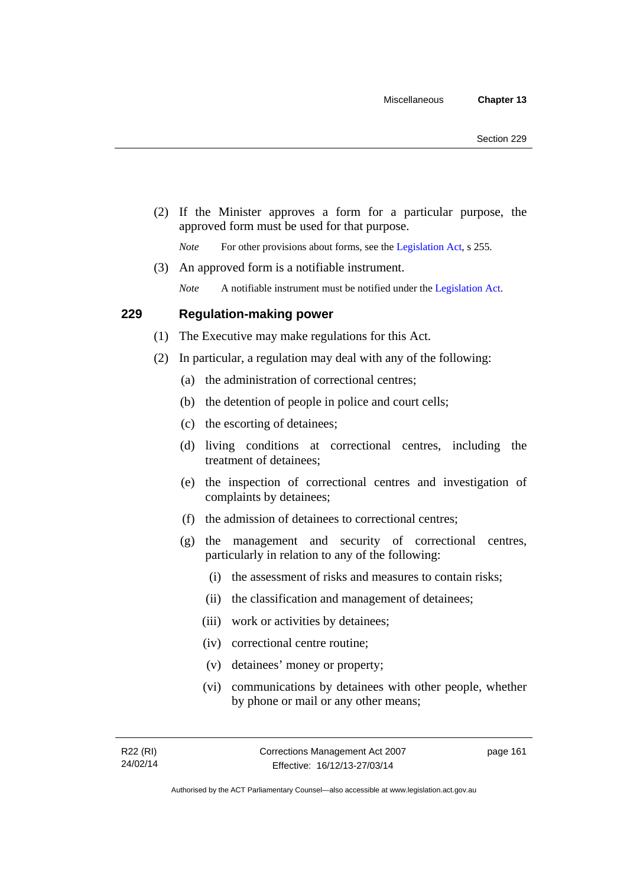(2) If the Minister approves a form for a particular purpose, the approved form must be used for that purpose.

*Note* For other provisions about forms, see the Legislation Act, s 255.

(3) An approved form is a notifiable instrument.

*Note* A notifiable instrument must be notified under the Legislation Act.

## 229 Regulation-making power

(1) The Executive may make regulations for this Act.

(2) In particular, a regulation may deal with any of the following:

(a) the administration of correctional centres;

(b) the detention of people in police and court cells;

(c) the escorting of detainees;

(d) living conditions at correctional centres, including the treatment of detainees;

(e) the inspection of correctional centres and investigation of complaints by detainees;

(f) the admission of detainees to correctional centres;

(g) the management and security of correctional centres, particularly in relation to any of the following:

(i) the assessment of risks and measures to contain risks;

(ii) the classification and management of detainees;

(iii) work or activities by detainees;

(iv) correctional centre routine;

(v) detainees' money or property;

(vi) communications by detainees with other people, whether by phone or mail or any other means;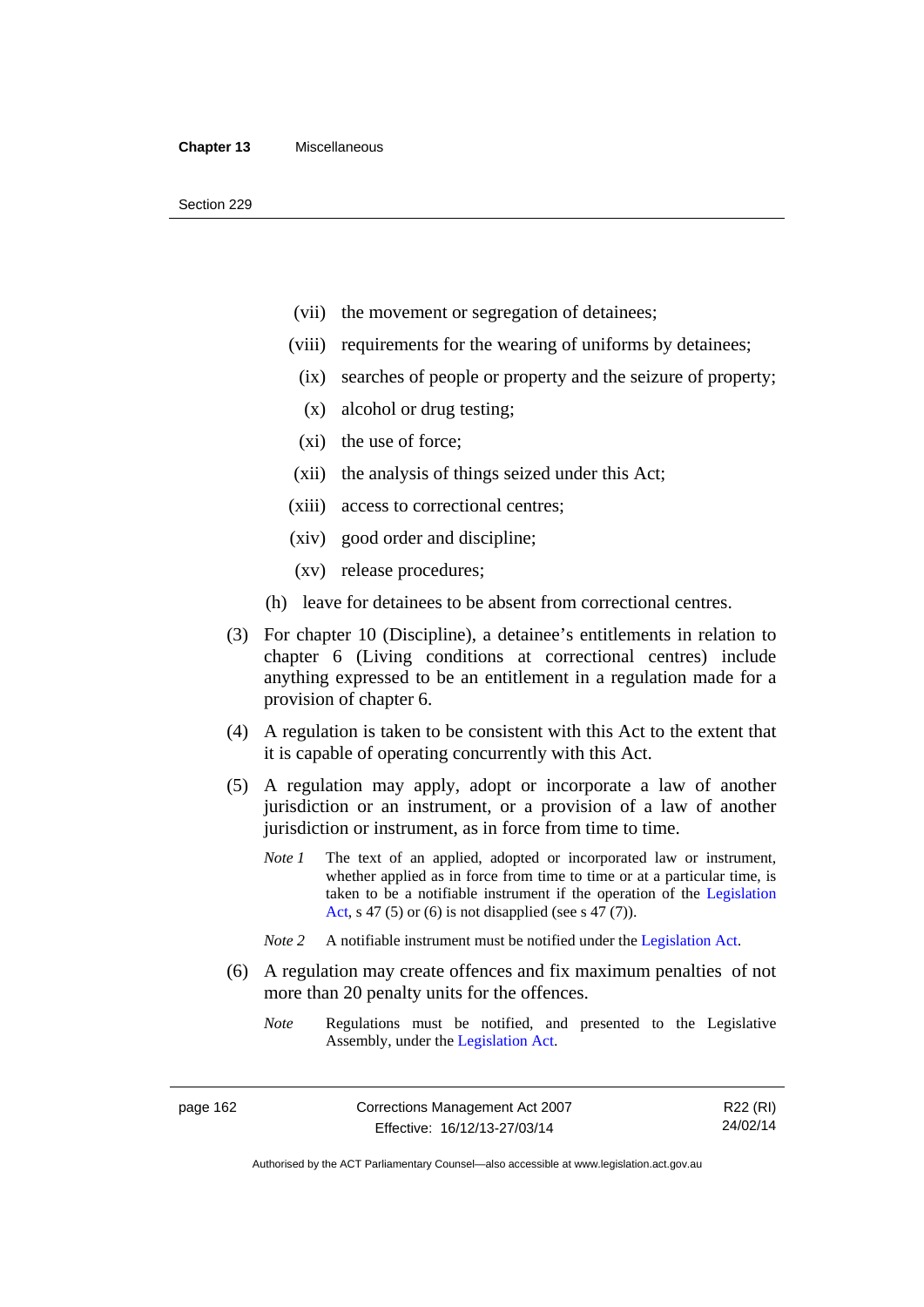(vii) the movement or segregation of detainees;

(viii) requirements for the wearing of uniforms by detainees;

(ix) searches of people or property and the seizure of property;

(x) alcohol or drug testing;

(xi) the use of force;

(xii) the analysis of things seized under this Act;

(xiii) access to correctional centres;

(xiv) good order and discipline;

(xv) release procedures;

(h) leave for detainees to be absent from correctional centres.

(3) For chapter 10 (Discipline), a detainee's entitlements in relation to chapter 6 (Living conditions at correctional centres) include anything expressed to be an entitlement in a regulation made for a provision of chapter 6.

(4) A regulation is taken to be consistent with this Act to the extent that it is capable of operating concurrently with this Act.

(5) A regulation may apply, adopt or incorporate a law of another jurisdiction or an instrument, or a provision of a law of another jurisdiction or instrument, as in force from time to time.

*Note 1* The text of an applied, adopted or incorporated law or instrument, whether applied as in force from time to time or at a particular time, is taken to be a notifiable instrument if the operation of the Legislation Act, s 47 (5) or (6) is not disapplied (see s 47 (7)).

*Note 2* A notifiable instrument must be notified under the Legislation Act.

(6) A regulation may create offences and fix maximum penalties of not more than 20 penalty units for the offences.

*Note* Regulations must be notified, and presented to the Legislative Assembly, under the Legislation Act.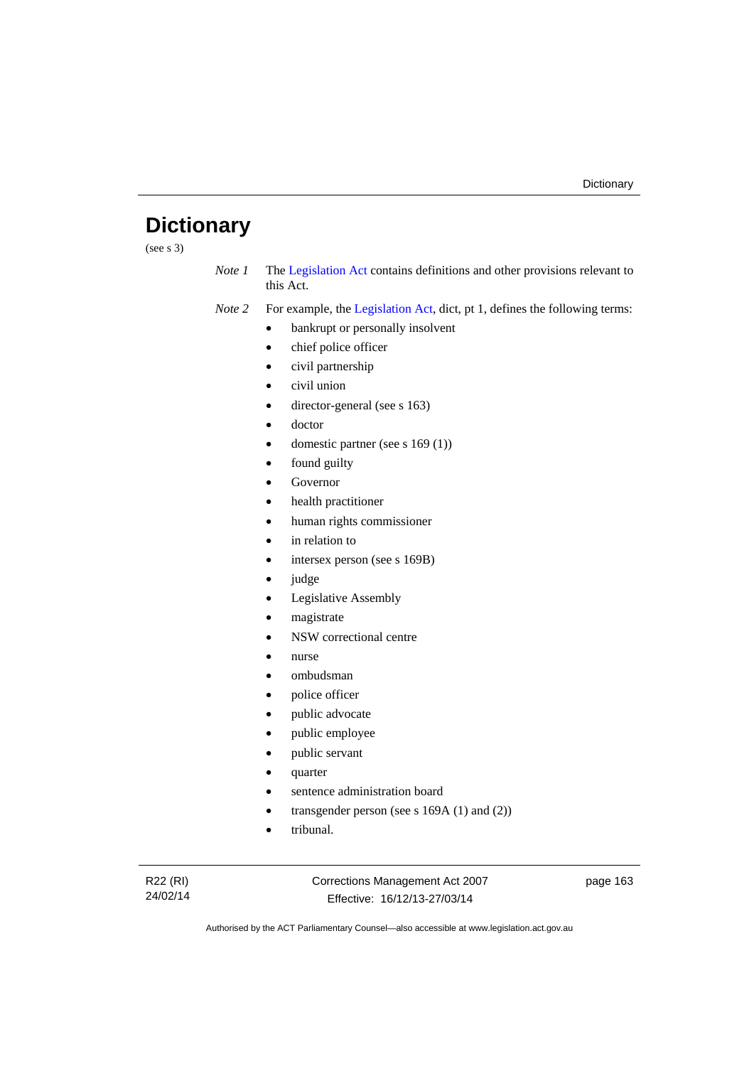# Dictionary

(see s 3)

*Note 1* The Legislation Act contains definitions and other provisions relevant to this Act.

*Note 2* For example, the Legislation Act, dict, pt 1, defines the following terms:

- bankrupt or personally insolvent
- chief police officer
- civil partnership
- civil union
- director-general (see s 163)
- doctor
- domestic partner (see s 169 (1))
- found guilty
- Governor
- health practitioner
- human rights commissioner
- in relation to
- intersex person (see s 169B)
- judge
- Legislative Assembly
- magistrate
- NSW correctional centre
- nurse
- ombudsman
- police officer
- public advocate
- public employee
- public servant
- quarter
- sentence administration board
- transgender person (see s 169A (1) and (2))
- tribunal.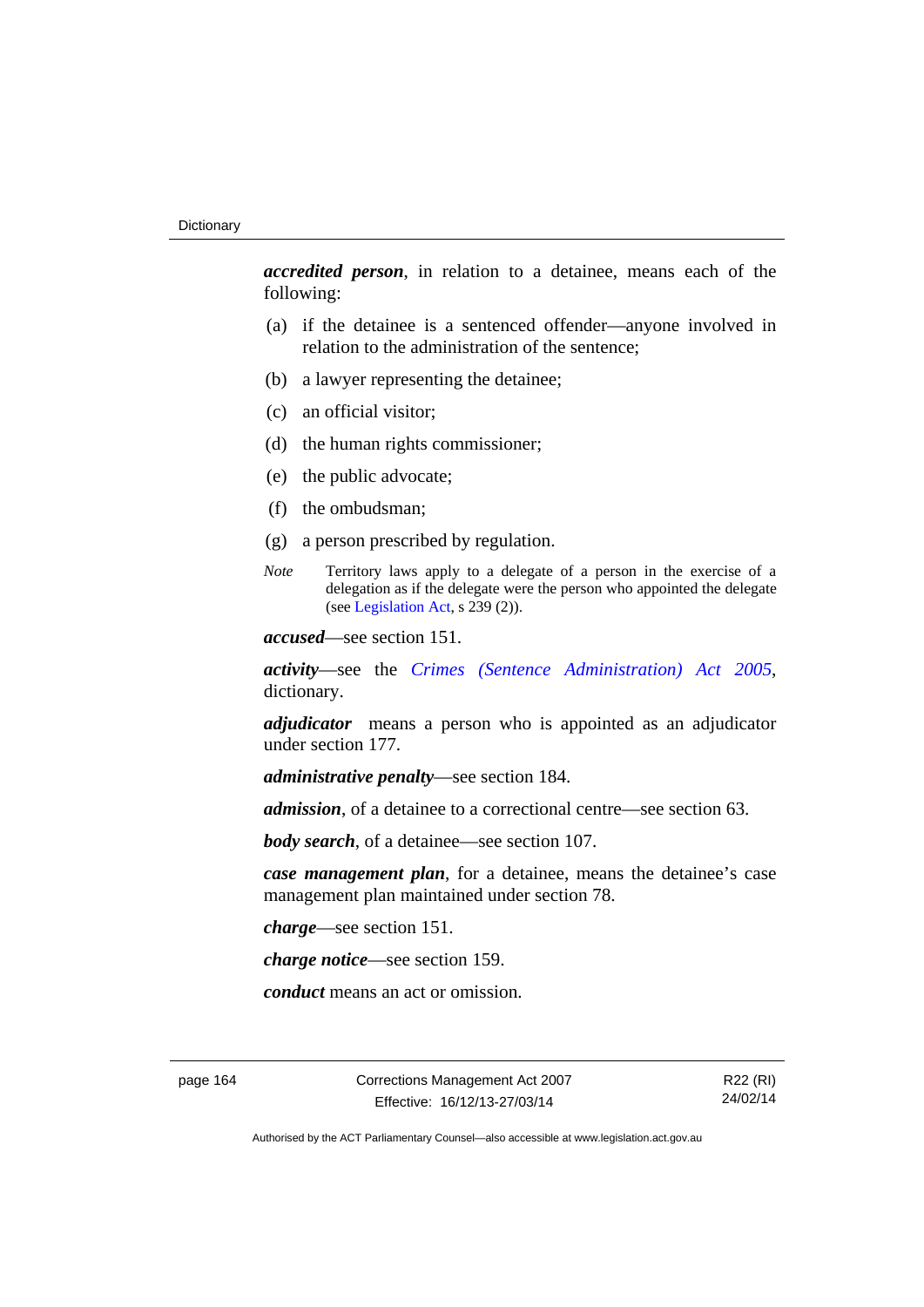***accredited person***, in relation to a detainee, means each of the following:

(a) if the detainee is a sentenced offender—anyone involved in relation to the administration of the sentence;

(b) a lawyer representing the detainee;

(c) an official visitor;

(d) the human rights commissioner;

(e) the public advocate;

(f) the ombudsman;

(g) a person prescribed by regulation.

*Note* Territory laws apply to a delegate of a person in the exercise of a delegation as if the delegate were the person who appointed the delegate (see Legislation Act, s 239 (2)).

***accused***—see section 151.

***activity***—see the *Crimes (Sentence Administration) Act 2005*, dictionary.

***adjudicator*** means a person who is appointed as an adjudicator under section 177.

***administrative penalty***—see section 184.

***admission***, of a detainee to a correctional centre—see section 63.

***body search***, of a detainee—see section 107.

***case management plan***, for a detainee, means the detainee's case management plan maintained under section 78.

***charge***—see section 151.

***charge notice***—see section 159.

***conduct*** means an act or omission.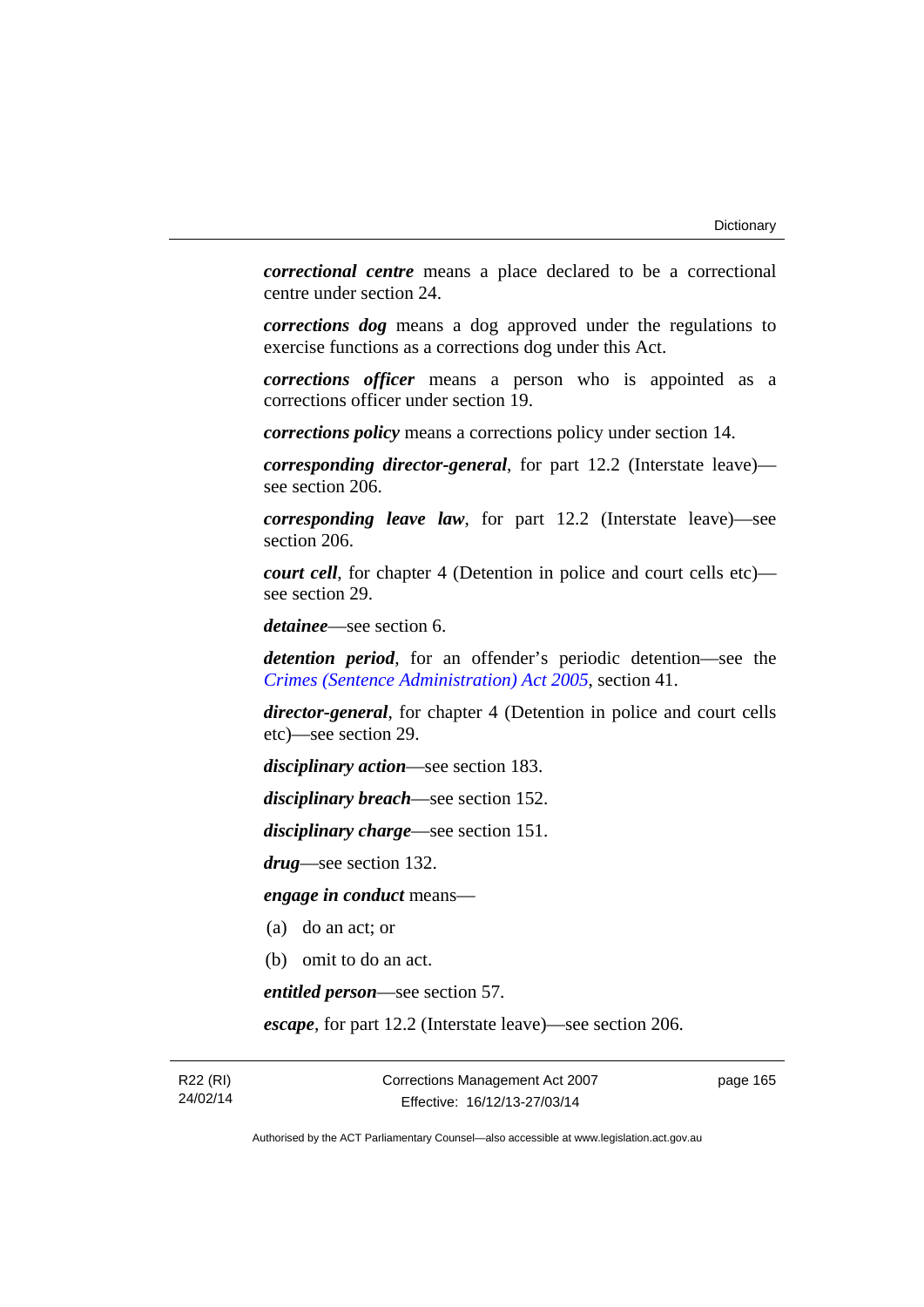***correctional centre*** means a place declared to be a correctional centre under section 24.

***corrections dog*** means a dog approved under the regulations to exercise functions as a corrections dog under this Act.

***corrections officer*** means a person who is appointed as a corrections officer under section 19.

***corrections policy*** means a corrections policy under section 14.

***corresponding director-general***, for part 12.2 (Interstate leave)—see section 206.

***corresponding leave law***, for part 12.2 (Interstate leave)—see section 206.

***court cell***, for chapter 4 (Detention in police and court cells etc)—see section 29.

***detainee***—see section 6.

***detention period***, for an offender's periodic detention—see the *Crimes (Sentence Administration) Act 2005*, section 41.

***director-general***, for chapter 4 (Detention in police and court cells etc)—see section 29.

***disciplinary action***—see section 183.

***disciplinary breach***—see section 152.

***disciplinary charge***—see section 151.

***drug***—see section 132.

***engage in conduct*** means—

(a) do an act; or

(b) omit to do an act.

***entitled person***—see section 57.

***escape***, for part 12.2 (Interstate leave)—see section 206.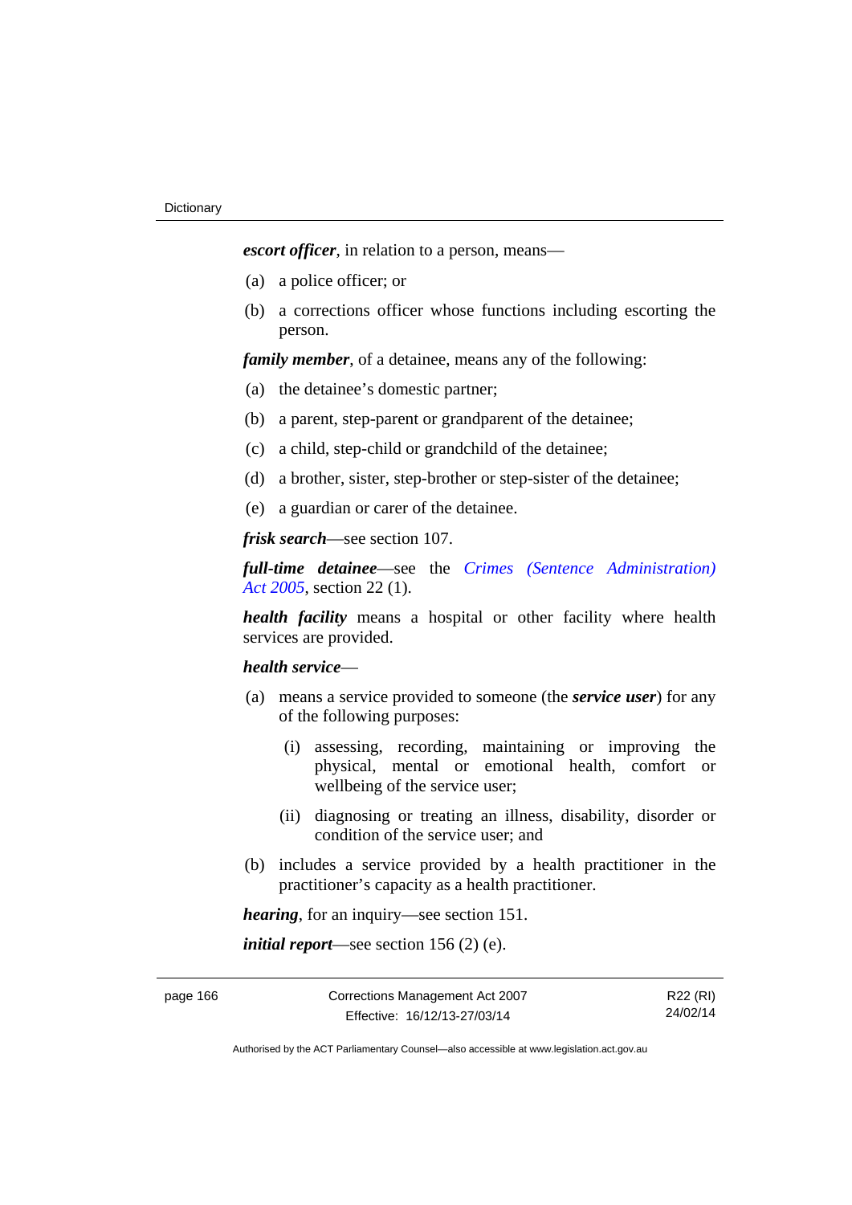***escort officer***, in relation to a person, means—

(a) a police officer; or

(b) a corrections officer whose functions including escorting the person.

***family member***, of a detainee, means any of the following:

(a) the detainee's domestic partner;

(b) a parent, step-parent or grandparent of the detainee;

(c) a child, step-child or grandchild of the detainee;

(d) a brother, sister, step-brother or step-sister of the detainee;

(e) a guardian or carer of the detainee.

***frisk search***—see section 107.

***full-time detainee***—see the *Crimes (Sentence Administration) Act 2005*, section 22 (1).

***health facility*** means a hospital or other facility where health services are provided.

***health service***—

(a) means a service provided to someone (the ***service user***) for any of the following purposes:

   (i) assessing, recording, maintaining or improving the physical, mental or emotional health, comfort or wellbeing of the service user;

   (ii) diagnosing or treating an illness, disability, disorder or condition of the service user; and

(b) includes a service provided by a health practitioner in the practitioner's capacity as a health practitioner.

***hearing***, for an inquiry—see section 151.

***initial report***—see section 156 (2) (e).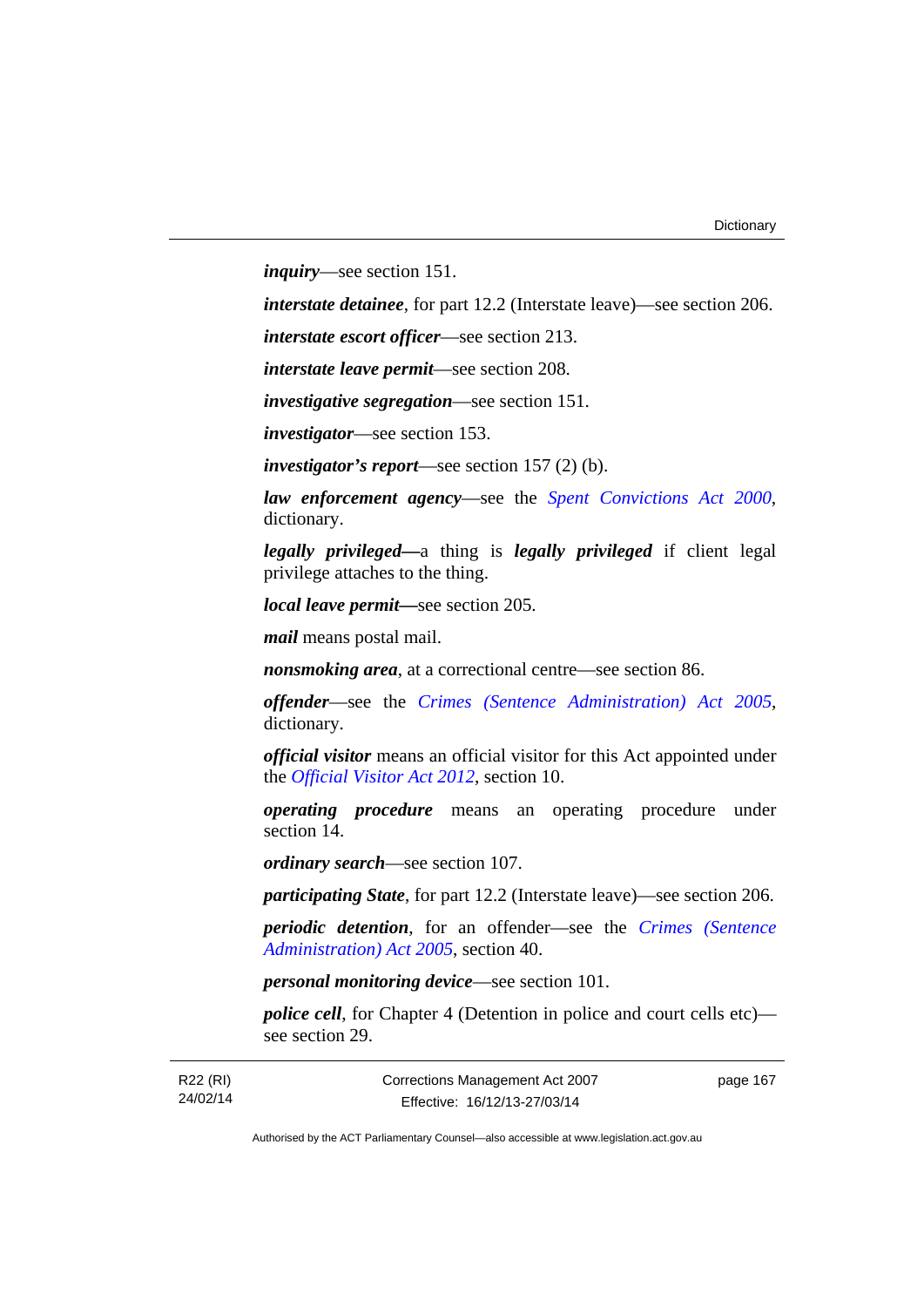***inquiry***—see section 151.

***interstate detainee***, for part 12.2 (Interstate leave)—see section 206.

***interstate escort officer***—see section 213.

***interstate leave permit***—see section 208.

***investigative segregation***—see section 151.

***investigator***—see section 153.

***investigator's report***—see section 157 (2) (b).

***law enforcement agency***—see the *Spent Convictions Act 2000*, dictionary.

***legally privileged***—a thing is ***legally privileged*** if client legal privilege attaches to the thing.

***local leave permit***—see section 205.

***mail*** means postal mail.

***nonsmoking area***, at a correctional centre—see section 86.

***offender***—see the *Crimes (Sentence Administration) Act 2005*, dictionary.

***official visitor*** means an official visitor for this Act appointed under the *Official Visitor Act 2012*, section 10.

***operating procedure*** means an operating procedure under section 14.

***ordinary search***—see section 107.

***participating State***, for part 12.2 (Interstate leave)—see section 206.

***periodic detention***, for an offender—see the *Crimes (Sentence Administration) Act 2005*, section 40.

***personal monitoring device***—see section 101.

***police cell***, for Chapter 4 (Detention in police and court cells etc)—see section 29.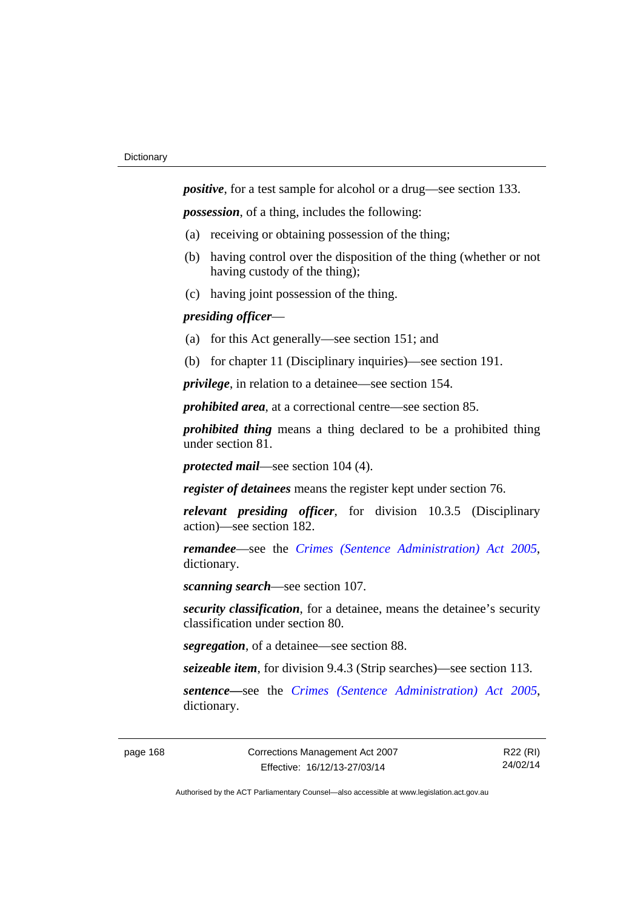***positive***, for a test sample for alcohol or a drug—see section 133.

***possession***, of a thing, includes the following:

(a) receiving or obtaining possession of the thing;

(b) having control over the disposition of the thing (whether or not having custody of the thing);

(c) having joint possession of the thing.

***presiding officer***—

(a) for this Act generally—see section 151; and

(b) for chapter 11 (Disciplinary inquiries)—see section 191.

***privilege***, in relation to a detainee—see section 154.

***prohibited area***, at a correctional centre—see section 85.

***prohibited thing*** means a thing declared to be a prohibited thing under section 81.

***protected mail***—see section 104 (4).

***register of detainees*** means the register kept under section 76.

***relevant presiding officer***, for division 10.3.5 (Disciplinary action)—see section 182.

***remandee***—see the *Crimes (Sentence Administration) Act 2005*, dictionary.

***scanning search***—see section 107.

***security classification***, for a detainee, means the detainee's security classification under section 80.

***segregation***, of a detainee—see section 88.

***seizeable item***, for division 9.4.3 (Strip searches)—see section 113.

***sentence—***see the *Crimes (Sentence Administration) Act 2005*, dictionary.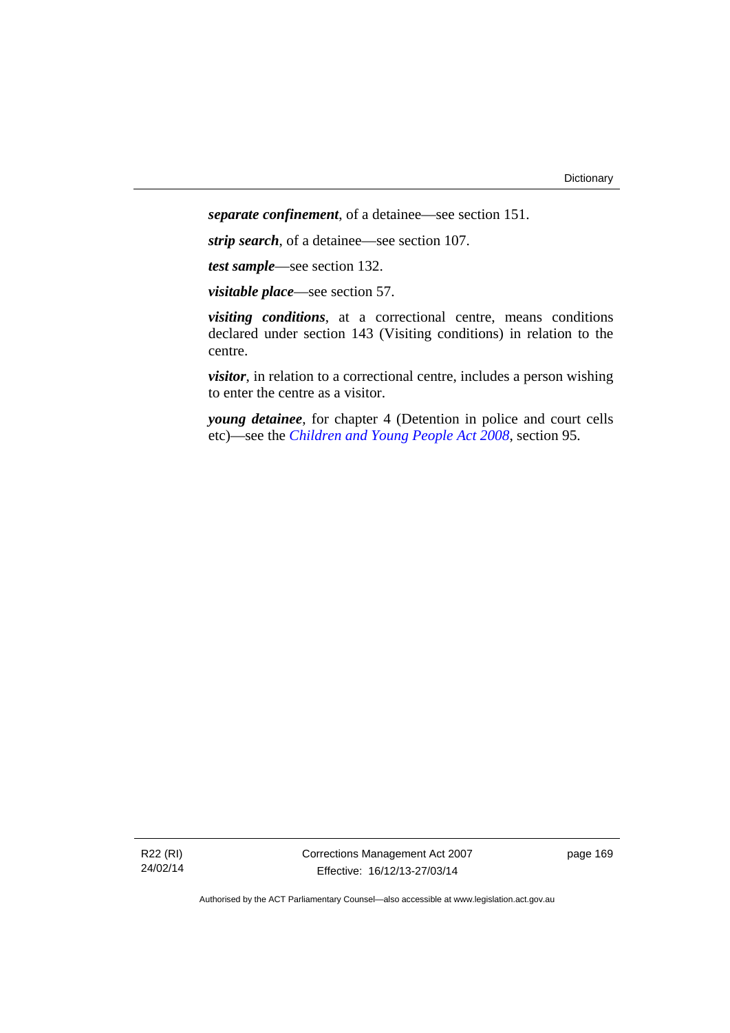***separate confinement***, of a detainee—see section 151.

***strip search***, of a detainee—see section 107.

***test sample***—see section 132.

***visitable place***—see section 57.

***visiting conditions***, at a correctional centre, means conditions declared under section 143 (Visiting conditions) in relation to the centre.

***visitor***, in relation to a correctional centre, includes a person wishing to enter the centre as a visitor.

***young detainee***, for chapter 4 (Detention in police and court cells etc)—see the *Children and Young People Act 2008*, section 95.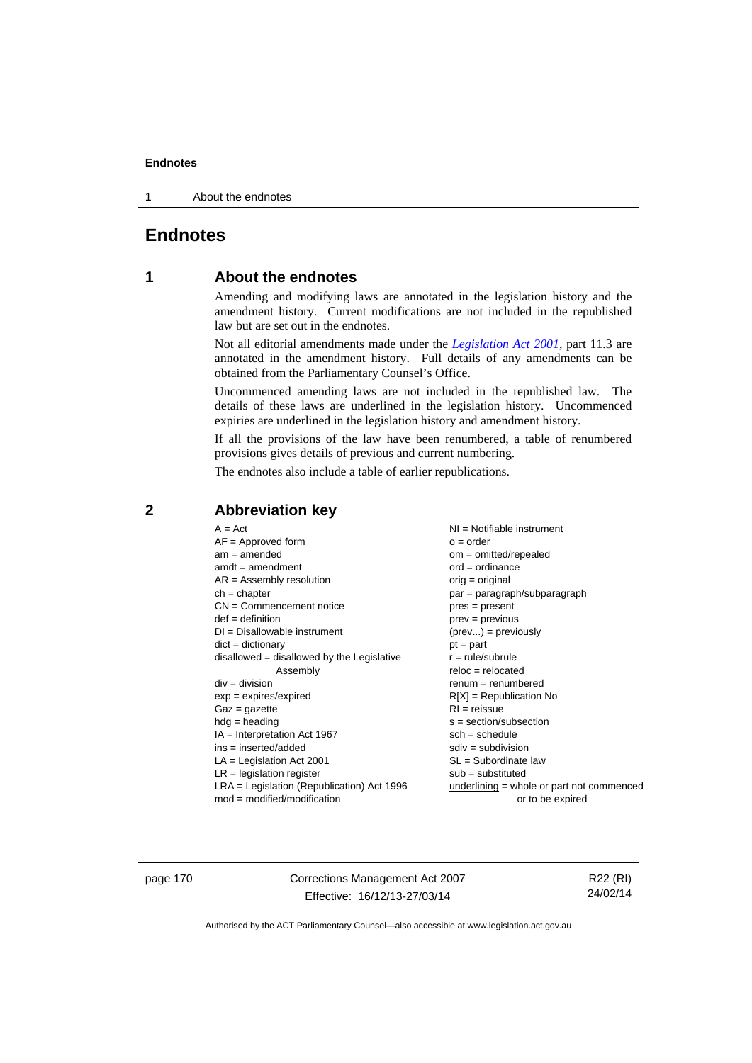# Endnotes

## 1 About the endnotes

Amending and modifying laws are annotated in the legislation history and the amendment history. Current modifications are not included in the republished law but are set out in the endnotes.

Not all editorial amendments made under the *Legislation Act 2001*, part 11.3 are annotated in the amendment history. Full details of any amendments can be obtained from the Parliamentary Counsel's Office.

Uncommenced amending laws are not included in the republished law. The details of these laws are underlined in the legislation history. Uncommenced expiries are underlined in the legislation history and amendment history.

If all the provisions of the law have been renumbered, a table of renumbered provisions gives details of previous and current numbering.

The endnotes also include a table of earlier republications.

## 2 Abbreviation key

A = Act
AF = Approved form
am = amended
amdt = amendment
AR = Assembly resolution
ch = chapter
CN = Commencement notice
def = definition
DI = Disallowable instrument
dict = dictionary
disallowed = disallowed by the Legislative Assembly
div = division
exp = expires/expired
Gaz = gazette
hdg = heading
IA = Interpretation Act 1967
ins = inserted/added
LA = Legislation Act 2001
LR = legislation register
LRA = Legislation (Republication) Act 1996
mod = modified/modification
NI = Notifiable instrument
o = order
om = omitted/repealed
ord = ordinance
orig = original
par = paragraph/subparagraph
pres = present
prev = previous
(prev...) = previously
pt = part
r = rule/subrule
reloc = relocated
renum = renumbered
R[X] = Republication No
RI = reissue
s = section/subsection
sch = schedule
sdiv = subdivision
SL = Subordinate law
sub = substituted
underlining = whole or part not commenced or to be expired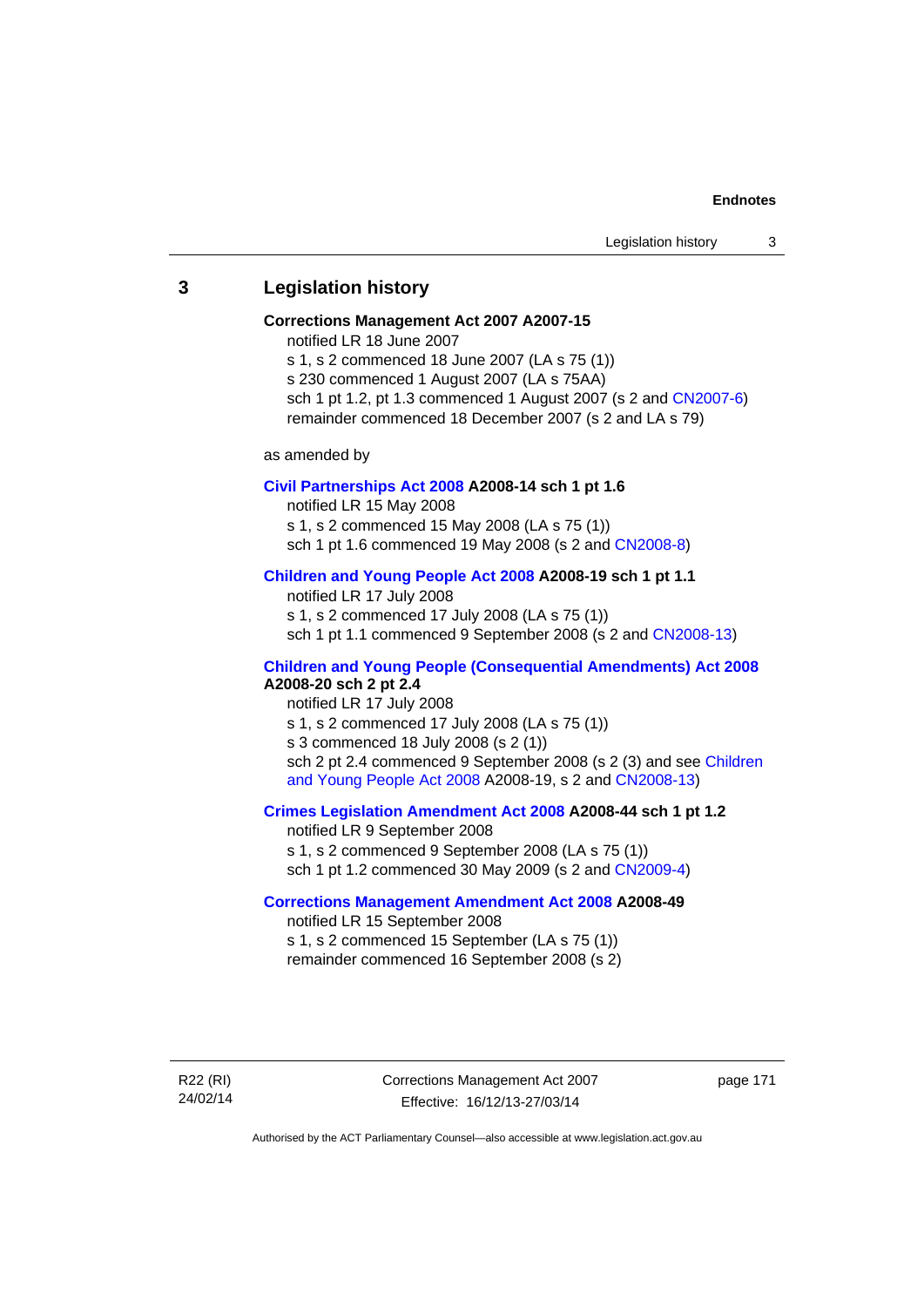## 3 Legislation history

**Corrections Management Act 2007 A2007-15**

notified LR 18 June 2007

s 1, s 2 commenced 18 June 2007 (LA s 75 (1))

s 230 commenced 1 August 2007 (LA s 75AA)

sch 1 pt 1.2, pt 1.3 commenced 1 August 2007 (s 2 and CN2007-6)

remainder commenced 18 December 2007 (s 2 and LA s 79)

as amended by

**Civil Partnerships Act 2008 A2008-14 sch 1 pt 1.6**

notified LR 15 May 2008

s 1, s 2 commenced 15 May 2008 (LA s 75 (1))

sch 1 pt 1.6 commenced 19 May 2008 (s 2 and CN2008-8)

**Children and Young People Act 2008 A2008-19 sch 1 pt 1.1**

notified LR 17 July 2008

s 1, s 2 commenced 17 July 2008 (LA s 75 (1))

sch 1 pt 1.1 commenced 9 September 2008 (s 2 and CN2008-13)

**Children and Young People (Consequential Amendments) Act 2008 A2008-20 sch 2 pt 2.4**

notified LR 17 July 2008

s 1, s 2 commenced 17 July 2008 (LA s 75 (1))

s 3 commenced 18 July 2008 (s 2 (1))

sch 2 pt 2.4 commenced 9 September 2008 (s 2 (3) and see Children and Young People Act 2008 A2008-19, s 2 and CN2008-13)

**Crimes Legislation Amendment Act 2008 A2008-44 sch 1 pt 1.2**

notified LR 9 September 2008

s 1, s 2 commenced 9 September 2008 (LA s 75 (1))

sch 1 pt 1.2 commenced 30 May 2009 (s 2 and CN2009-4)

**Corrections Management Amendment Act 2008 A2008-49**

notified LR 15 September 2008

s 1, s 2 commenced 15 September (LA s 75 (1))

remainder commenced 16 September 2008 (s 2)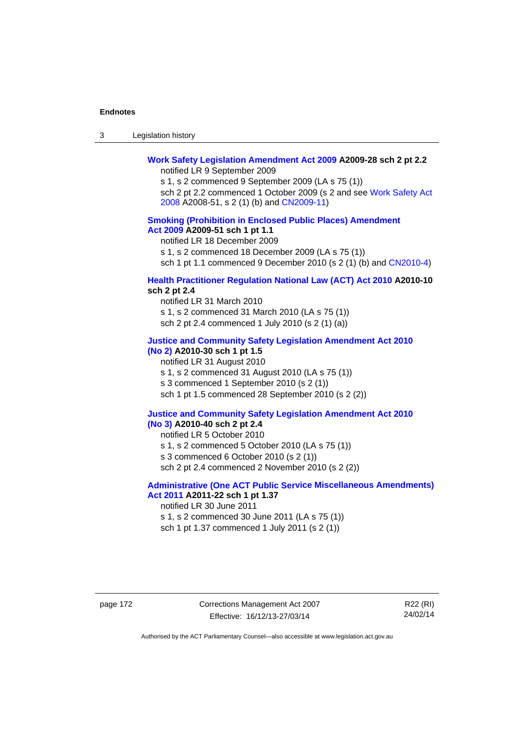**Work Safety Legislation Amendment Act 2009 A2009-28 sch 2 pt 2.2**

notified LR 9 September 2009

s 1, s 2 commenced 9 September 2009 (LA s 75 (1))

sch 2 pt 2.2 commenced 1 October 2009 (s 2 and see Work Safety Act 2008 A2008-51, s 2 (1) (b) and CN2009-11)

**Smoking (Prohibition in Enclosed Public Places) Amendment Act 2009 A2009-51 sch 1 pt 1.1**

notified LR 18 December 2009

s 1, s 2 commenced 18 December 2009 (LA s 75 (1))

sch 1 pt 1.1 commenced 9 December 2010 (s 2 (1) (b) and CN2010-4)

**Health Practitioner Regulation National Law (ACT) Act 2010 A2010-10 sch 2 pt 2.4**

notified LR 31 March 2010

s 1, s 2 commenced 31 March 2010 (LA s 75 (1))

sch 2 pt 2.4 commenced 1 July 2010 (s 2 (1) (a))

**Justice and Community Safety Legislation Amendment Act 2010 (No 2) A2010-30 sch 1 pt 1.5**

notified LR 31 August 2010

s 1, s 2 commenced 31 August 2010 (LA s 75 (1))

s 3 commenced 1 September 2010 (s 2 (1))

sch 1 pt 1.5 commenced 28 September 2010 (s 2 (2))

**Justice and Community Safety Legislation Amendment Act 2010 (No 3) A2010-40 sch 2 pt 2.4**

notified LR 5 October 2010

s 1, s 2 commenced 5 October 2010 (LA s 75 (1))

s 3 commenced 6 October 2010 (s 2 (1))

sch 2 pt 2.4 commenced 2 November 2010 (s 2 (2))

**Administrative (One ACT Public Service Miscellaneous Amendments) Act 2011 A2011-22 sch 1 pt 1.37**

notified LR 30 June 2011

s 1, s 2 commenced 30 June 2011 (LA s 75 (1))

sch 1 pt 1.37 commenced 1 July 2011 (s 2 (1))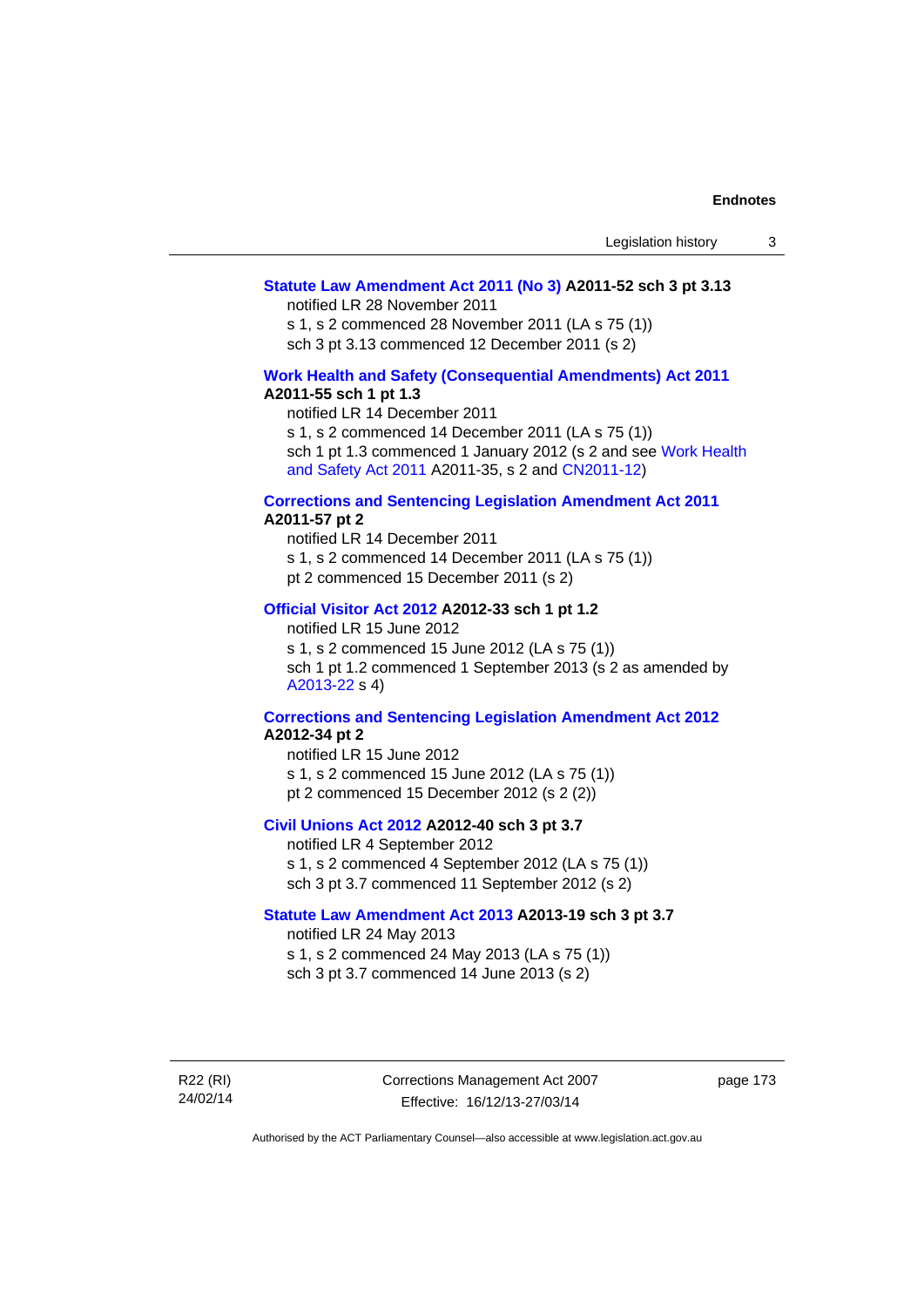**Statute Law Amendment Act 2011 (No 3) A2011-52 sch 3 pt 3.13**

notified LR 28 November 2011

s 1, s 2 commenced 28 November 2011 (LA s 75 (1))

sch 3 pt 3.13 commenced 12 December 2011 (s 2)

**Work Health and Safety (Consequential Amendments) Act 2011 A2011-55 sch 1 pt 1.3**

notified LR 14 December 2011

s 1, s 2 commenced 14 December 2011 (LA s 75 (1))

sch 1 pt 1.3 commenced 1 January 2012 (s 2 and see Work Health and Safety Act 2011 A2011-35, s 2 and CN2011-12)

**Corrections and Sentencing Legislation Amendment Act 2011 A2011-57 pt 2**

notified LR 14 December 2011

s 1, s 2 commenced 14 December 2011 (LA s 75 (1))

pt 2 commenced 15 December 2011 (s 2)

**Official Visitor Act 2012 A2012-33 sch 1 pt 1.2**

notified LR 15 June 2012

s 1, s 2 commenced 15 June 2012 (LA s 75 (1))

sch 1 pt 1.2 commenced 1 September 2013 (s 2 as amended by A2013-22 s 4)

**Corrections and Sentencing Legislation Amendment Act 2012 A2012-34 pt 2**

notified LR 15 June 2012

s 1, s 2 commenced 15 June 2012 (LA s 75 (1))

pt 2 commenced 15 December 2012 (s 2 (2))

**Civil Unions Act 2012 A2012-40 sch 3 pt 3.7**

notified LR 4 September 2012

s 1, s 2 commenced 4 September 2012 (LA s 75 (1))

sch 3 pt 3.7 commenced 11 September 2012 (s 2)

**Statute Law Amendment Act 2013 A2013-19 sch 3 pt 3.7**

notified LR 24 May 2013

s 1, s 2 commenced 24 May 2013 (LA s 75 (1))

sch 3 pt 3.7 commenced 14 June 2013 (s 2)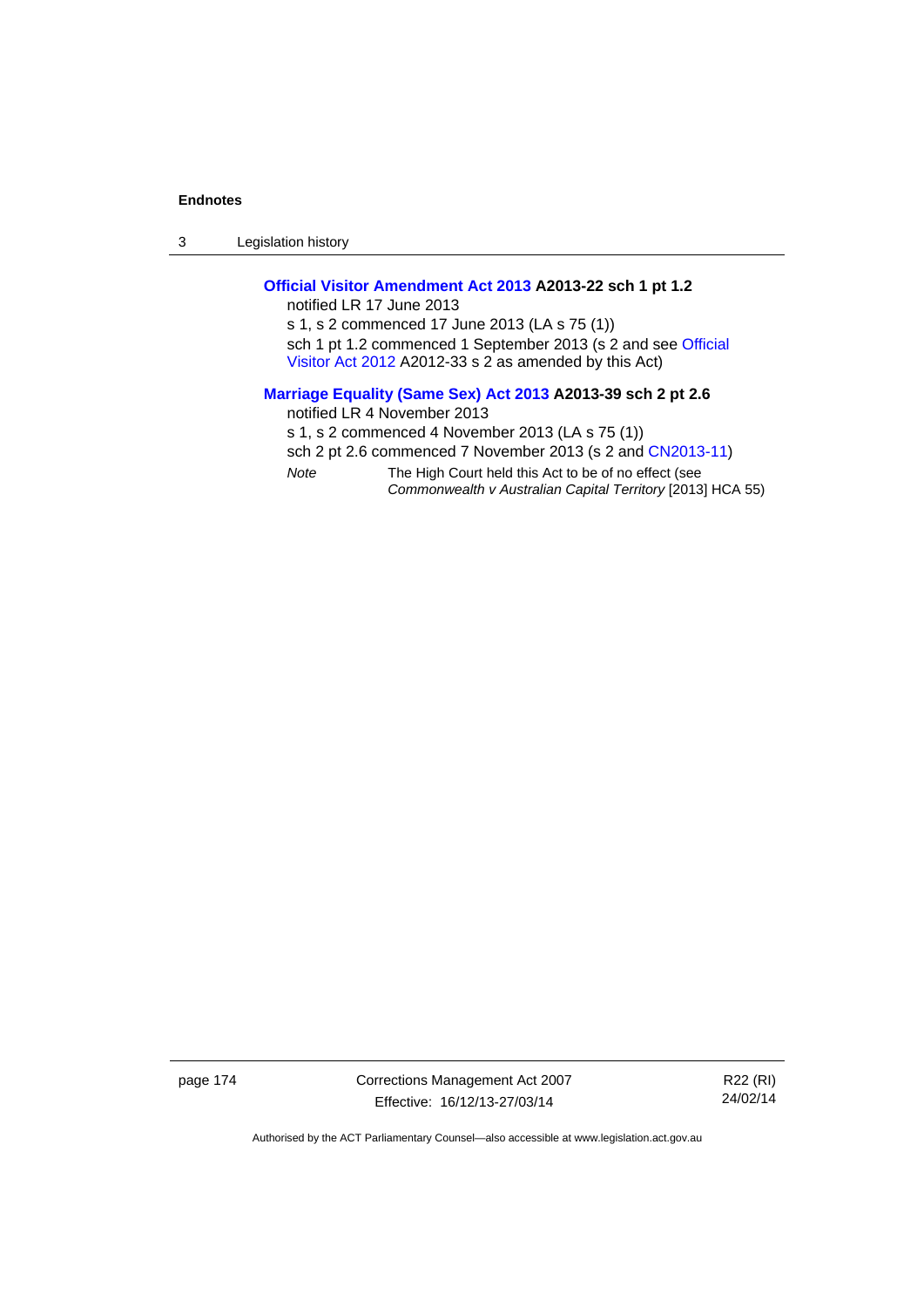**Official Visitor Amendment Act 2013 A2013-22 sch 1 pt 1.2**

notified LR 17 June 2013

s 1, s 2 commenced 17 June 2013 (LA s 75 (1))

sch 1 pt 1.2 commenced 1 September 2013 (s 2 and see Official Visitor Act 2012 A2012-33 s 2 as amended by this Act)

**Marriage Equality (Same Sex) Act 2013 A2013-39 sch 2 pt 2.6**

notified LR 4 November 2013

s 1, s 2 commenced 4 November 2013 (LA s 75 (1))

sch 2 pt 2.6 commenced 7 November 2013 (s 2 and CN2013-11)

*Note* The High Court held this Act to be of no effect (see *Commonwealth v Australian Capital Territory* [2013] HCA 55)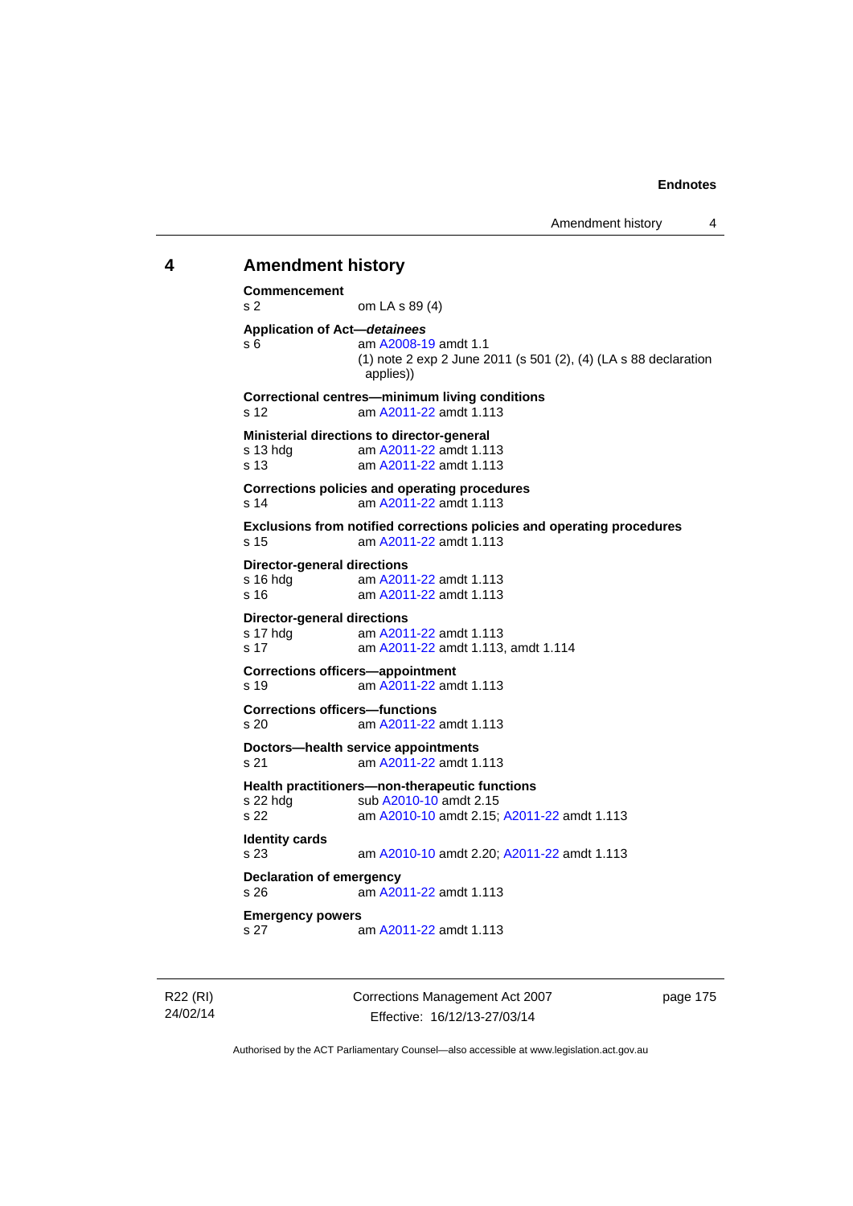## 4 Amendment history

**Commencement**
s 2 om LA s 89 (4)

**Application of Act—*detainees***
s 6 am A2008-19 amdt 1.1
(1) note 2 exp 2 June 2011 (s 501 (2), (4) (LA s 88 declaration applies))

**Correctional centres—minimum living conditions**
s 12 am A2011-22 amdt 1.113

**Ministerial directions to director-general**
s 13 hdg am A2011-22 amdt 1.113
s 13 am A2011-22 amdt 1.113

**Corrections policies and operating procedures**
s 14 am A2011-22 amdt 1.113

**Exclusions from notified corrections policies and operating procedures**
s 15 am A2011-22 amdt 1.113

**Director-general directions**
s 16 hdg am A2011-22 amdt 1.113
s 16 am A2011-22 amdt 1.113

**Director-general directions**
s 17 hdg am A2011-22 amdt 1.113
s 17 am A2011-22 amdt 1.113, amdt 1.114

**Corrections officers—appointment**
s 19 am A2011-22 amdt 1.113

**Corrections officers—functions**
s 20 am A2011-22 amdt 1.113

**Doctors—health service appointments**
s 21 am A2011-22 amdt 1.113

**Health practitioners—non-therapeutic functions**
s 22 hdg sub A2010-10 amdt 2.15
s 22 am A2010-10 amdt 2.15; A2011-22 amdt 1.113

**Identity cards**
s 23 am A2010-10 amdt 2.20; A2011-22 amdt 1.113

**Declaration of emergency**
s 26 am A2011-22 amdt 1.113

**Emergency powers**
s 27 am A2011-22 amdt 1.113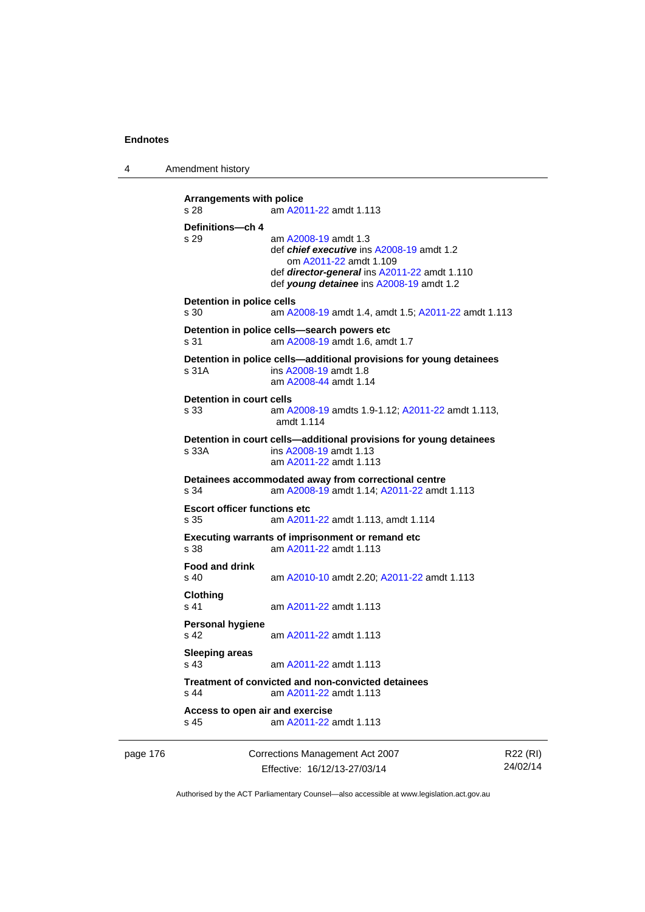**Arrangements with police**
s 28 am A2011-22 amdt 1.113

**Definitions—ch 4**
s 29 am A2008-19 amdt 1.3
def ***chief executive*** ins A2008-19 amdt 1.2
om A2011-22 amdt 1.109
def ***director-general*** ins A2011-22 amdt 1.110
def ***young detainee*** ins A2008-19 amdt 1.2

**Detention in police cells**
s 30 am A2008-19 amdt 1.4, amdt 1.5; A2011-22 amdt 1.113

**Detention in police cells—search powers etc**
s 31 am A2008-19 amdt 1.6, amdt 1.7

**Detention in police cells—additional provisions for young detainees**
s 31A ins A2008-19 amdt 1.8
am A2008-44 amdt 1.14

**Detention in court cells**
s 33 am A2008-19 amdts 1.9-1.12; A2011-22 amdt 1.113, amdt 1.114

**Detention in court cells—additional provisions for young detainees**
s 33A ins A2008-19 amdt 1.13
am A2011-22 amdt 1.113

**Detainees accommodated away from correctional centre**
s 34 am A2008-19 amdt 1.14; A2011-22 amdt 1.113

**Escort officer functions etc**
s 35 am A2011-22 amdt 1.113, amdt 1.114

**Executing warrants of imprisonment or remand etc**
s 38 am A2011-22 amdt 1.113

**Food and drink**
s 40 am A2010-10 amdt 2.20; A2011-22 amdt 1.113

**Clothing**
s 41 am A2011-22 amdt 1.113

**Personal hygiene**
s 42 am A2011-22 amdt 1.113

**Sleeping areas**
s 43 am A2011-22 amdt 1.113

**Treatment of convicted and non-convicted detainees**
s 44 am A2011-22 amdt 1.113

**Access to open air and exercise**
s 45 am A2011-22 amdt 1.113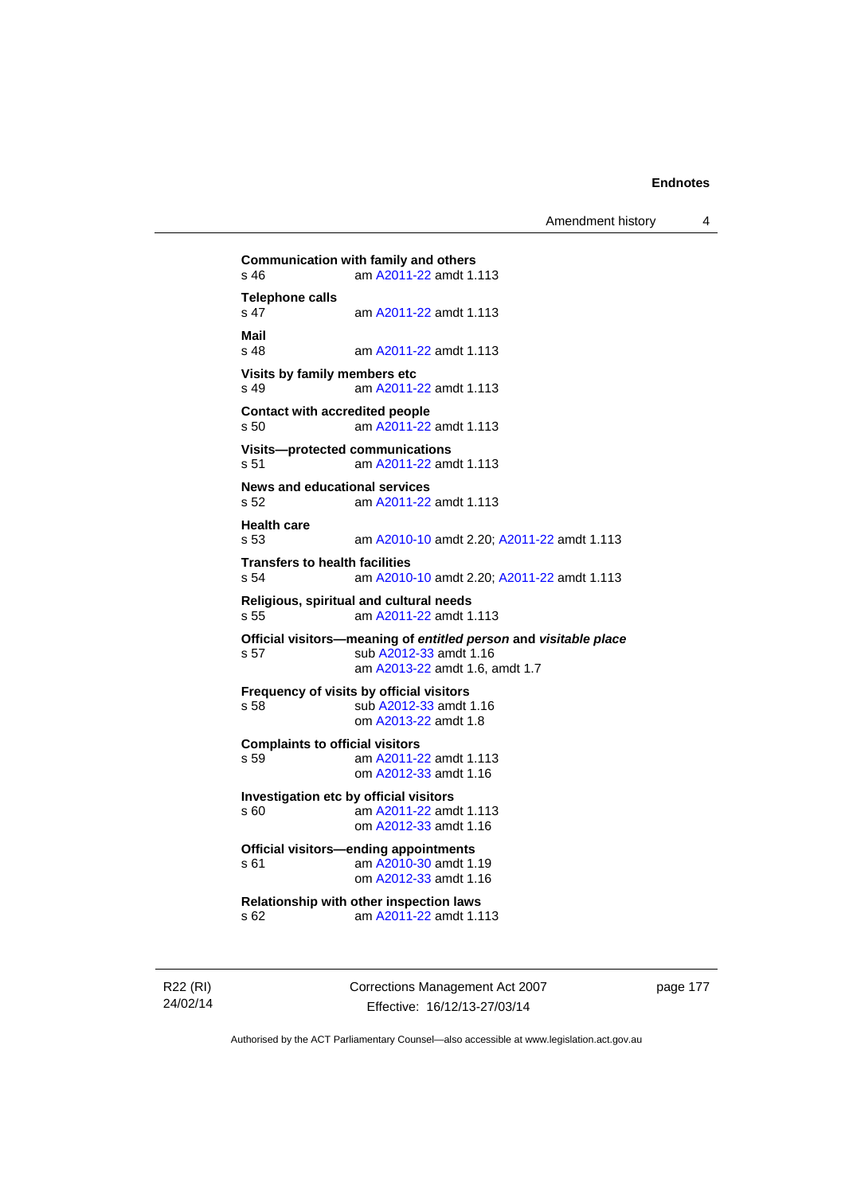**Communication with family and others**
s 46 am A2011-22 amdt 1.113

**Telephone calls**
s 47 am A2011-22 amdt 1.113

**Mail**
s 48 am A2011-22 amdt 1.113

**Visits by family members etc**
s 49 am A2011-22 amdt 1.113

**Contact with accredited people**
s 50 am A2011-22 amdt 1.113

**Visits—protected communications**
s 51 am A2011-22 amdt 1.113

**News and educational services**
s 52 am A2011-22 amdt 1.113

**Health care**
s 53 am A2010-10 amdt 2.20; A2011-22 amdt 1.113

**Transfers to health facilities**
s 54 am A2010-10 amdt 2.20; A2011-22 amdt 1.113

**Religious, spiritual and cultural needs**
s 55 am A2011-22 amdt 1.113

**Official visitors—meaning of *entitled person* and *visitable place***
s 57 sub A2012-33 amdt 1.16
am A2013-22 amdt 1.6, amdt 1.7

**Frequency of visits by official visitors**
s 58 sub A2012-33 amdt 1.16
om A2013-22 amdt 1.8

**Complaints to official visitors**
s 59 am A2011-22 amdt 1.113
om A2012-33 amdt 1.16

**Investigation etc by official visitors**
s 60 am A2011-22 amdt 1.113
om A2012-33 amdt 1.16

**Official visitors—ending appointments**
s 61 am A2010-30 amdt 1.19
om A2012-33 amdt 1.16

**Relationship with other inspection laws**
s 62 am A2011-22 amdt 1.113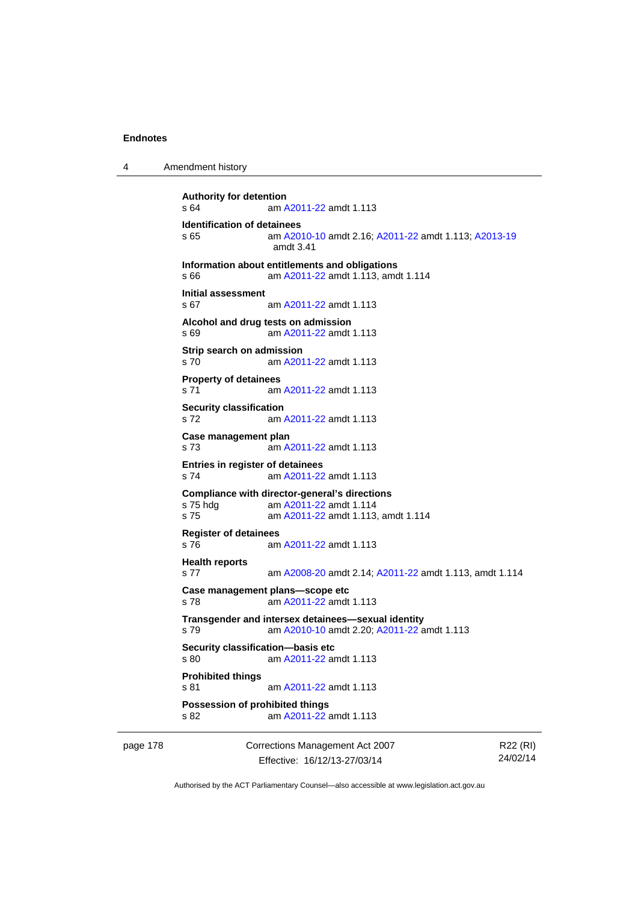**Authority for detention**
s 64 am A2011-22 amdt 1.113

**Identification of detainees**
s 65 am A2010-10 amdt 2.16; A2011-22 amdt 1.113; A2013-19 amdt 3.41

**Information about entitlements and obligations**
s 66 am A2011-22 amdt 1.113, amdt 1.114

**Initial assessment**
s 67 am A2011-22 amdt 1.113

**Alcohol and drug tests on admission**
s 69 am A2011-22 amdt 1.113

**Strip search on admission**
s 70 am A2011-22 amdt 1.113

**Property of detainees**
s 71 am A2011-22 amdt 1.113

**Security classification**
s 72 am A2011-22 amdt 1.113

**Case management plan**
s 73 am A2011-22 amdt 1.113

**Entries in register of detainees**
s 74 am A2011-22 amdt 1.113

**Compliance with director-general's directions**
s 75 hdg am A2011-22 amdt 1.114
s 75 am A2011-22 amdt 1.113, amdt 1.114

**Register of detainees**
s 76 am A2011-22 amdt 1.113

**Health reports**
s 77 am A2008-20 amdt 2.14; A2011-22 amdt 1.113, amdt 1.114

**Case management plans—scope etc**
s 78 am A2011-22 amdt 1.113

**Transgender and intersex detainees—sexual identity**
s 79 am A2010-10 amdt 2.20; A2011-22 amdt 1.113

**Security classification—basis etc**
s 80 am A2011-22 amdt 1.113

**Prohibited things**
s 81 am A2011-22 amdt 1.113

**Possession of prohibited things**
s 82 am A2011-22 amdt 1.113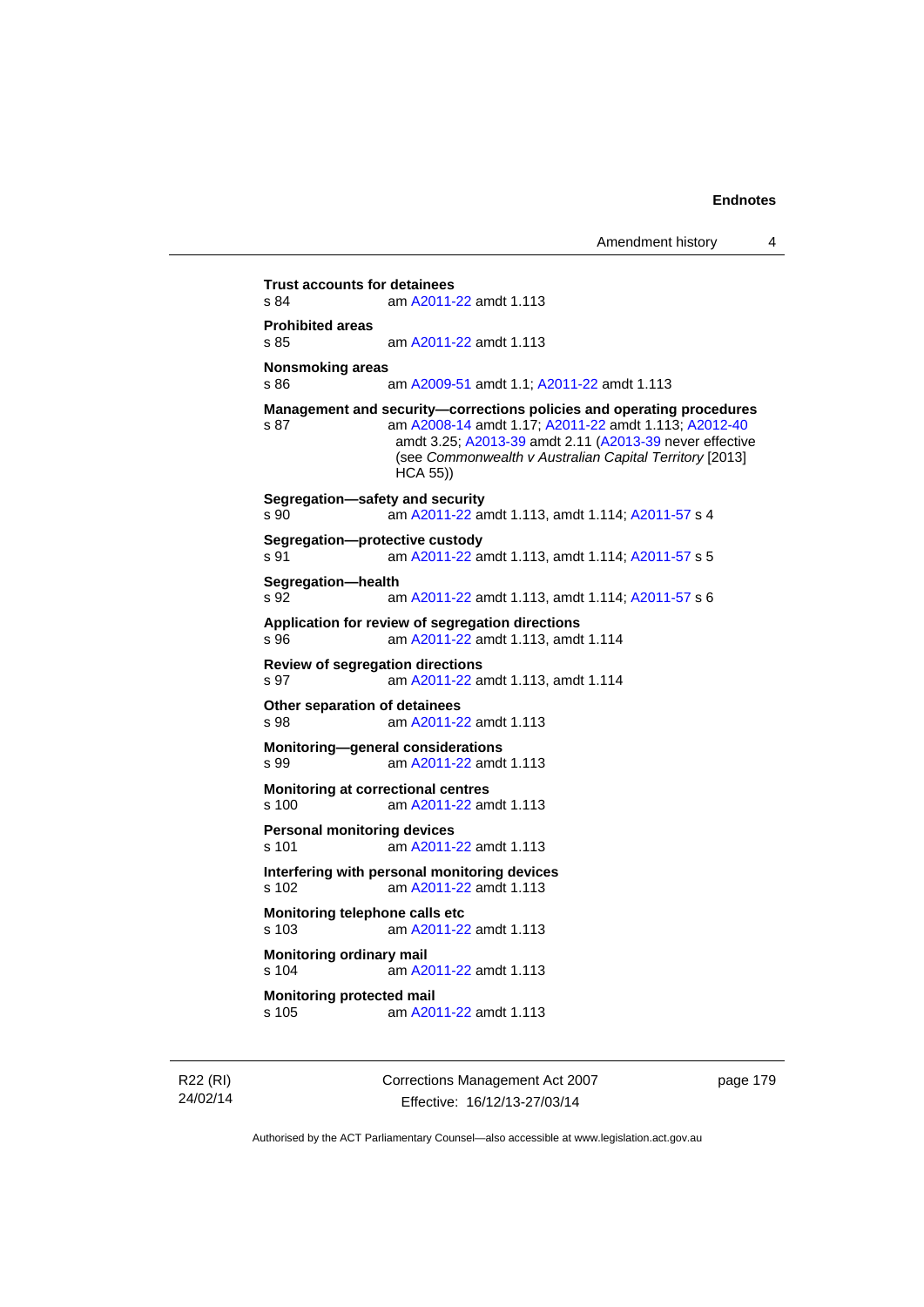**Trust accounts for detainees**
s 84 am A2011-22 amdt 1.113

**Prohibited areas**
s 85 am A2011-22 amdt 1.113

**Nonsmoking areas**
s 86 am A2009-51 amdt 1.1; A2011-22 amdt 1.113

**Management and security—corrections policies and operating procedures**
s 87 am A2008-14 amdt 1.17; A2011-22 amdt 1.113; A2012-40 amdt 3.25; A2013-39 amdt 2.11 (A2013-39 never effective (see *Commonwealth v Australian Capital Territory* [2013] HCA 55))

**Segregation—safety and security**
s 90 am A2011-22 amdt 1.113, amdt 1.114; A2011-57 s 4

**Segregation—protective custody**
s 91 am A2011-22 amdt 1.113, amdt 1.114; A2011-57 s 5

**Segregation—health**
s 92 am A2011-22 amdt 1.113, amdt 1.114; A2011-57 s 6

**Application for review of segregation directions**
s 96 am A2011-22 amdt 1.113, amdt 1.114

**Review of segregation directions**
s 97 am A2011-22 amdt 1.113, amdt 1.114

**Other separation of detainees**
s 98 am A2011-22 amdt 1.113

**Monitoring—general considerations**
s 99 am A2011-22 amdt 1.113

**Monitoring at correctional centres**
s 100 am A2011-22 amdt 1.113

**Personal monitoring devices**
s 101 am A2011-22 amdt 1.113

**Interfering with personal monitoring devices**
s 102 am A2011-22 amdt 1.113

**Monitoring telephone calls etc**
s 103 am A2011-22 amdt 1.113

**Monitoring ordinary mail**
s 104 am A2011-22 amdt 1.113

**Monitoring protected mail**
s 105 am A2011-22 amdt 1.113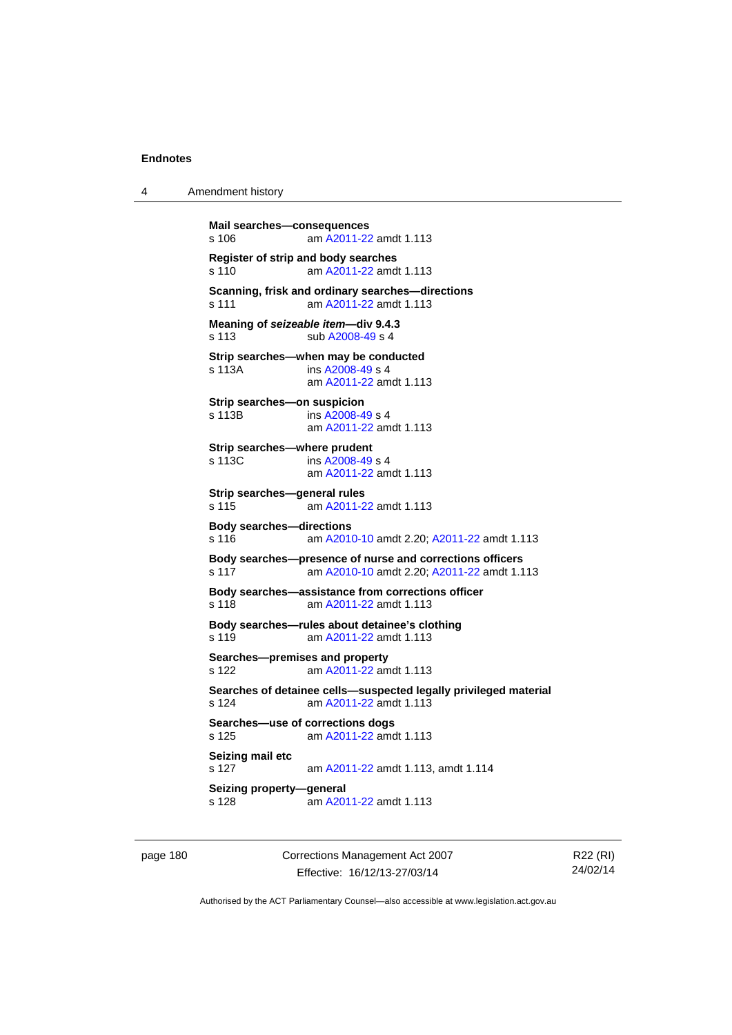**Mail searches—consequences**
s 106 am A2011-22 amdt 1.113

**Register of strip and body searches**
s 110 am A2011-22 amdt 1.113

**Scanning, frisk and ordinary searches—directions**
s 111 am A2011-22 amdt 1.113

**Meaning of *seizeable item*—div 9.4.3**
s 113 sub A2008-49 s 4

**Strip searches—when may be conducted**
s 113A ins A2008-49 s 4
am A2011-22 amdt 1.113

**Strip searches—on suspicion**
s 113B ins A2008-49 s 4
am A2011-22 amdt 1.113

**Strip searches—where prudent**
s 113C ins A2008-49 s 4
am A2011-22 amdt 1.113

**Strip searches—general rules**
s 115 am A2011-22 amdt 1.113

**Body searches—directions**
s 116 am A2010-10 amdt 2.20; A2011-22 amdt 1.113

**Body searches—presence of nurse and corrections officers**
s 117 am A2010-10 amdt 2.20; A2011-22 amdt 1.113

**Body searches—assistance from corrections officer**
s 118 am A2011-22 amdt 1.113

**Body searches—rules about detainee's clothing**
s 119 am A2011-22 amdt 1.113

**Searches—premises and property**
s 122 am A2011-22 amdt 1.113

**Searches of detainee cells—suspected legally privileged material**
s 124 am A2011-22 amdt 1.113

**Searches—use of corrections dogs**
s 125 am A2011-22 amdt 1.113

**Seizing mail etc**
s 127 am A2011-22 amdt 1.113, amdt 1.114

**Seizing property—general**
s 128 am A2011-22 amdt 1.113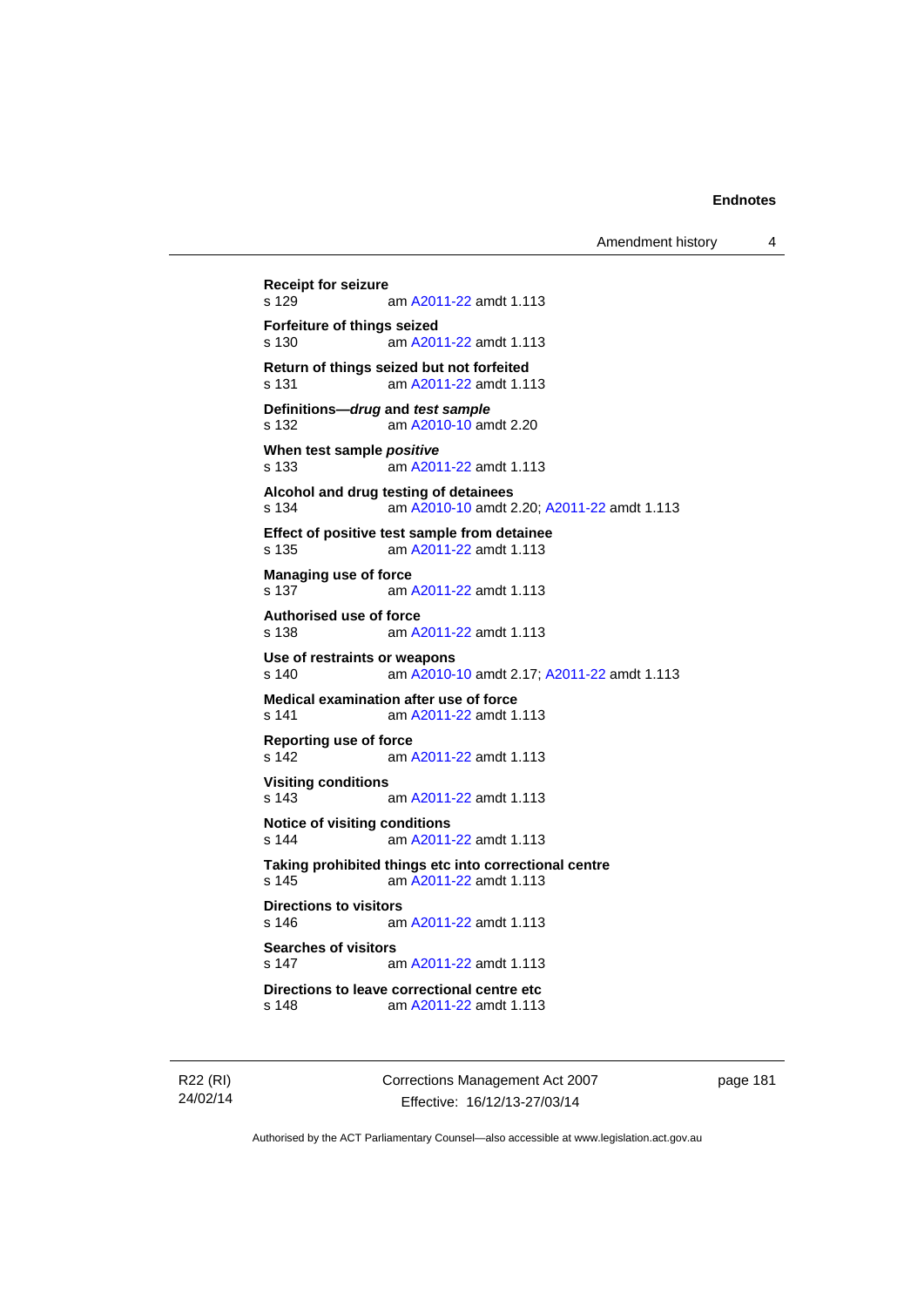**Receipt for seizure**
s 129 am A2011-22 amdt 1.113

**Forfeiture of things seized**
s 130 am A2011-22 amdt 1.113

**Return of things seized but not forfeited**
s 131 am A2011-22 amdt 1.113

**Definitions—*drug* and *test sample***
s 132 am A2010-10 amdt 2.20

**When test sample *positive***
s 133 am A2011-22 amdt 1.113

**Alcohol and drug testing of detainees**
s 134 am A2010-10 amdt 2.20; A2011-22 amdt 1.113

**Effect of positive test sample from detainee**
s 135 am A2011-22 amdt 1.113

**Managing use of force**
s 137 am A2011-22 amdt 1.113

**Authorised use of force**
s 138 am A2011-22 amdt 1.113

**Use of restraints or weapons**
s 140 am A2010-10 amdt 2.17; A2011-22 amdt 1.113

**Medical examination after use of force**
s 141 am A2011-22 amdt 1.113

**Reporting use of force**
s 142 am A2011-22 amdt 1.113

**Visiting conditions**
s 143 am A2011-22 amdt 1.113

**Notice of visiting conditions**
s 144 am A2011-22 amdt 1.113

**Taking prohibited things etc into correctional centre**
s 145 am A2011-22 amdt 1.113

**Directions to visitors**
s 146 am A2011-22 amdt 1.113

**Searches of visitors**
s 147 am A2011-22 amdt 1.113

**Directions to leave correctional centre etc**
s 148 am A2011-22 amdt 1.113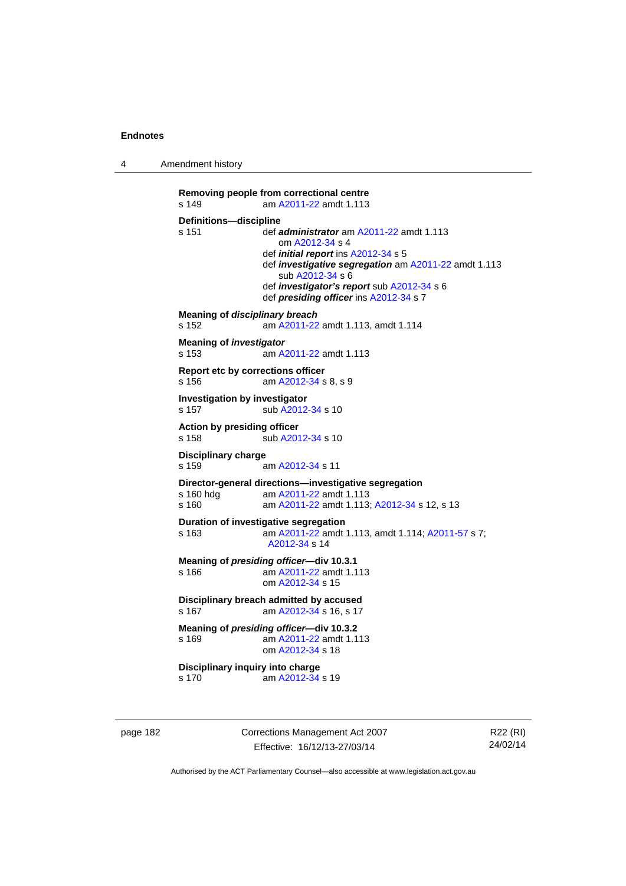**Removing people from correctional centre**
s 149 am A2011-22 amdt 1.113

**Definitions—discipline**
s 151 def ***administrator*** am A2011-22 amdt 1.113
om A2012-34 s 4
def ***initial report*** ins A2012-34 s 5
def ***investigative segregation*** am A2011-22 amdt 1.113
sub A2012-34 s 6
def ***investigator's report*** sub A2012-34 s 6
def ***presiding officer*** ins A2012-34 s 7

**Meaning of *disciplinary breach***
s 152 am A2011-22 amdt 1.113, amdt 1.114

**Meaning of *investigator***
s 153 am A2011-22 amdt 1.113

**Report etc by corrections officer**
s 156 am A2012-34 s 8, s 9

**Investigation by investigator**
s 157 sub A2012-34 s 10

**Action by presiding officer**
s 158 sub A2012-34 s 10

**Disciplinary charge**
s 159 am A2012-34 s 11

**Director-general directions—investigative segregation**
s 160 hdg am A2011-22 amdt 1.113
s 160 am A2011-22 amdt 1.113; A2012-34 s 12, s 13

**Duration of investigative segregation**
s 163 am A2011-22 amdt 1.113, amdt 1.114; A2011-57 s 7; A2012-34 s 14

**Meaning of *presiding officer*—div 10.3.1**
s 166 am A2011-22 amdt 1.113
om A2012-34 s 15

**Disciplinary breach admitted by accused**
s 167 am A2012-34 s 16, s 17

**Meaning of *presiding officer*—div 10.3.2**
s 169 am A2011-22 amdt 1.113
om A2012-34 s 18

**Disciplinary inquiry into charge**
s 170 am A2012-34 s 19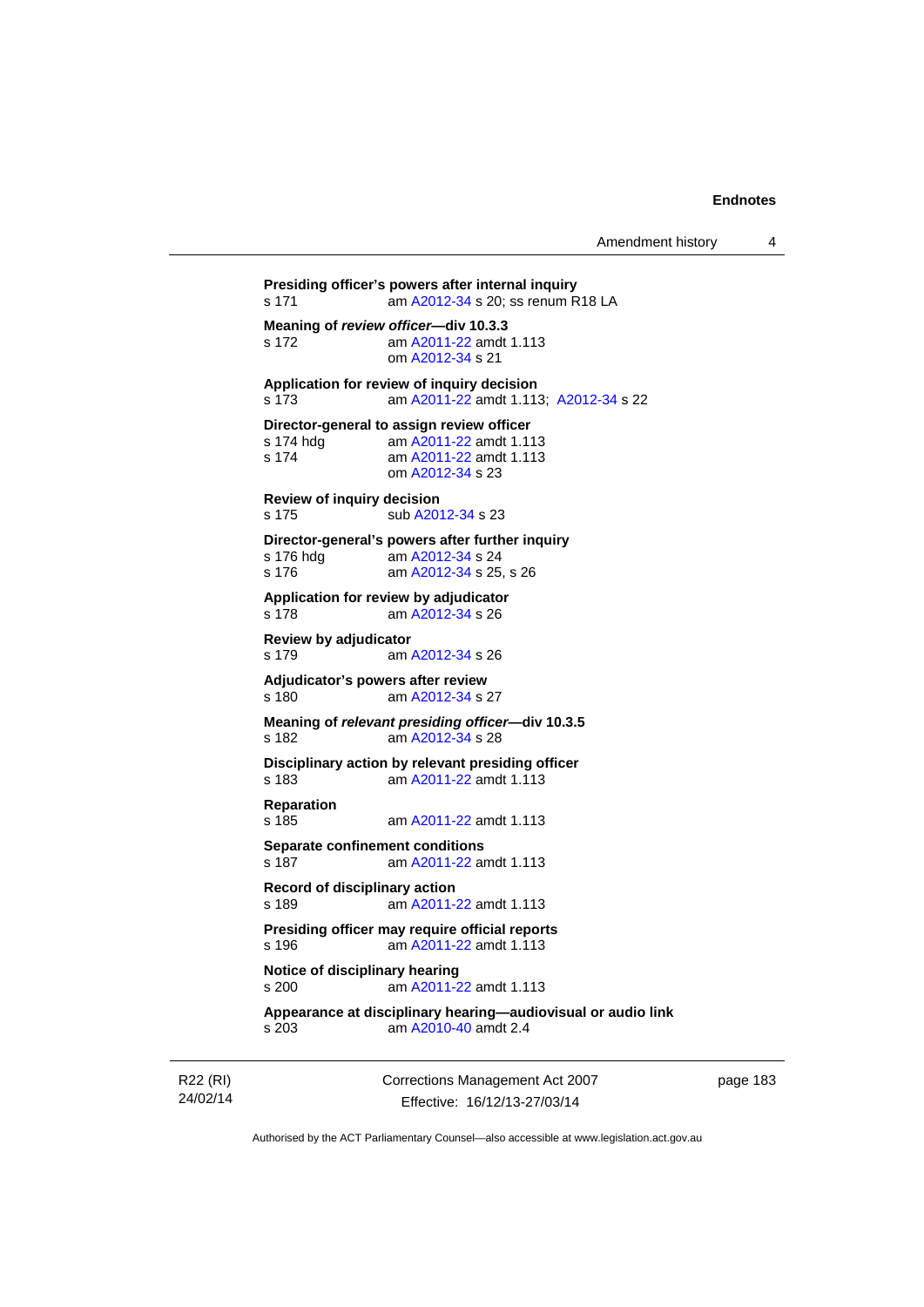**Presiding officer's powers after internal inquiry**
s 171 am A2012-34 s 20; ss renum R18 LA

**Meaning of *review officer*—div 10.3.3**
s 172 am A2011-22 amdt 1.113
om A2012-34 s 21

**Application for review of inquiry decision**
s 173 am A2011-22 amdt 1.113; A2012-34 s 22

**Director-general to assign review officer**
s 174 hdg am A2011-22 amdt 1.113
s 174 am A2011-22 amdt 1.113
om A2012-34 s 23

**Review of inquiry decision**
s 175 sub A2012-34 s 23

**Director-general's powers after further inquiry**
s 176 hdg am A2012-34 s 24
s 176 am A2012-34 s 25, s 26

**Application for review by adjudicator**
s 178 am A2012-34 s 26

**Review by adjudicator**
s 179 am A2012-34 s 26

**Adjudicator's powers after review**
s 180 am A2012-34 s 27

**Meaning of *relevant presiding officer*—div 10.3.5**
s 182 am A2012-34 s 28

**Disciplinary action by relevant presiding officer**
s 183 am A2011-22 amdt 1.113

**Reparation**
s 185 am A2011-22 amdt 1.113

**Separate confinement conditions**
s 187 am A2011-22 amdt 1.113

**Record of disciplinary action**
s 189 am A2011-22 amdt 1.113

**Presiding officer may require official reports**
s 196 am A2011-22 amdt 1.113

**Notice of disciplinary hearing**
s 200 am A2011-22 amdt 1.113

**Appearance at disciplinary hearing—audiovisual or audio link**
s 203 am A2010-40 amdt 2.4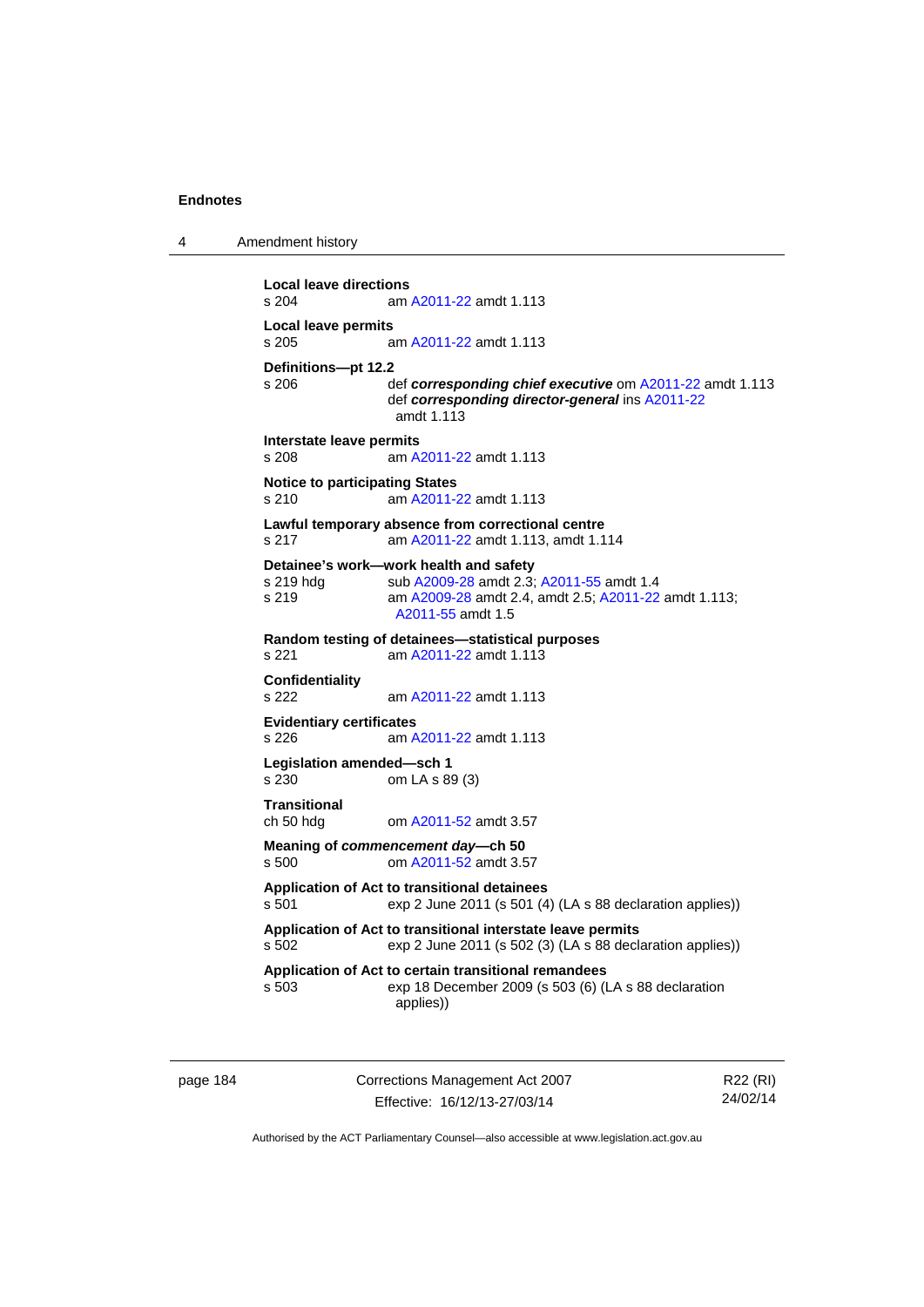**Local leave directions**
s 204 am A2011-22 amdt 1.113

**Local leave permits**
s 205 am A2011-22 amdt 1.113

**Definitions—pt 12.2**
s 206 def ***corresponding chief executive*** om A2011-22 amdt 1.113
def ***corresponding director-general*** ins A2011-22 amdt 1.113

**Interstate leave permits**
s 208 am A2011-22 amdt 1.113

**Notice to participating States**
s 210 am A2011-22 amdt 1.113

**Lawful temporary absence from correctional centre**
s 217 am A2011-22 amdt 1.113, amdt 1.114

**Detainee's work—work health and safety**
s 219 hdg sub A2009-28 amdt 2.3; A2011-55 amdt 1.4
s 219 am A2009-28 amdt 2.4, amdt 2.5; A2011-22 amdt 1.113; A2011-55 amdt 1.5

**Random testing of detainees—statistical purposes**
s 221 am A2011-22 amdt 1.113

**Confidentiality**
s 222 am A2011-22 amdt 1.113

**Evidentiary certificates**
s 226 am A2011-22 amdt 1.113

**Legislation amended—sch 1**
s 230 om LA s 89 (3)

**Transitional**
ch 50 hdg om A2011-52 amdt 3.57

**Meaning of *commencement day*—ch 50**
s 500 om A2011-52 amdt 3.57

**Application of Act to transitional detainees**
s 501 exp 2 June 2011 (s 501 (4) (LA s 88 declaration applies))

**Application of Act to transitional interstate leave permits**
s 502 exp 2 June 2011 (s 502 (3) (LA s 88 declaration applies))

**Application of Act to certain transitional remandees**
s 503 exp 18 December 2009 (s 503 (6) (LA s 88 declaration applies))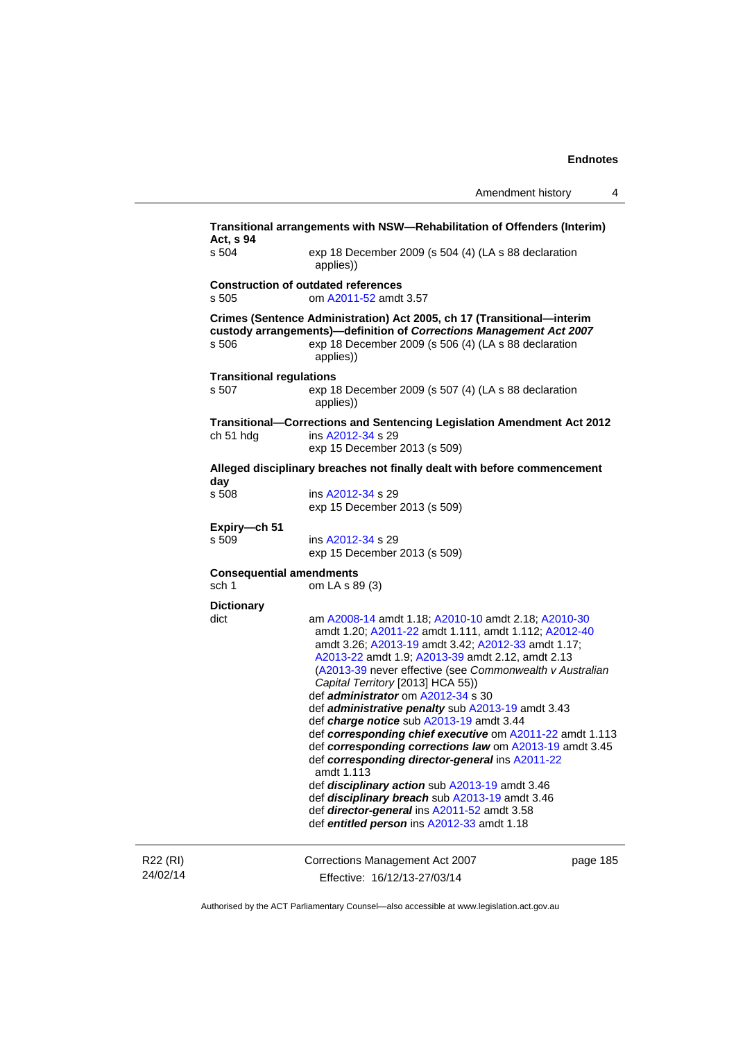**Transitional arrangements with NSW—Rehabilitation of Offenders (Interim) Act, s 94**

s 504 exp 18 December 2009 (s 504 (4) (LA s 88 declaration applies))

**Construction of outdated references**

s 505 om A2011-52 amdt 3.57

**Crimes (Sentence Administration) Act 2005, ch 17 (Transitional—interim custody arrangements)—definition of *Corrections Management Act 2007***

s 506 exp 18 December 2009 (s 506 (4) (LA s 88 declaration applies))

**Transitional regulations**

s 507 exp 18 December 2009 (s 507 (4) (LA s 88 declaration applies))

**Transitional—Corrections and Sentencing Legislation Amendment Act 2012**

ch 51 hdg ins A2012-34 s 29
exp 15 December 2013 (s 509)

**Alleged disciplinary breaches not finally dealt with before commencement day**

s 508 ins A2012-34 s 29
exp 15 December 2013 (s 509)

**Expiry—ch 51**

s 509 ins A2012-34 s 29
exp 15 December 2013 (s 509)

**Consequential amendments**

sch 1 om LA s 89 (3)

**Dictionary**

dict am A2008-14 amdt 1.18; A2010-10 amdt 2.18; A2010-30 amdt 1.20; A2011-22 amdt 1.111, amdt 1.112; A2012-40 amdt 3.26; A2013-19 amdt 3.42; A2012-33 amdt 1.17; A2013-22 amdt 1.9; A2013-39 amdt 2.12, amdt 2.13 (A2013-39 never effective (see *Commonwealth v Australian Capital Territory* [2013] HCA 55))
def ***administrator*** om A2012-34 s 30
def ***administrative penalty*** sub A2013-19 amdt 3.43
def ***charge notice*** sub A2013-19 amdt 3.44
def ***corresponding chief executive*** om A2011-22 amdt 1.113
def ***corresponding corrections law*** om A2013-19 amdt 3.45
def ***corresponding director-general*** ins A2011-22 amdt 1.113
def ***disciplinary action*** sub A2013-19 amdt 3.46
def ***disciplinary breach*** sub A2013-19 amdt 3.46
def ***director-general*** ins A2011-52 amdt 3.58
def ***entitled person*** ins A2012-33 amdt 1.18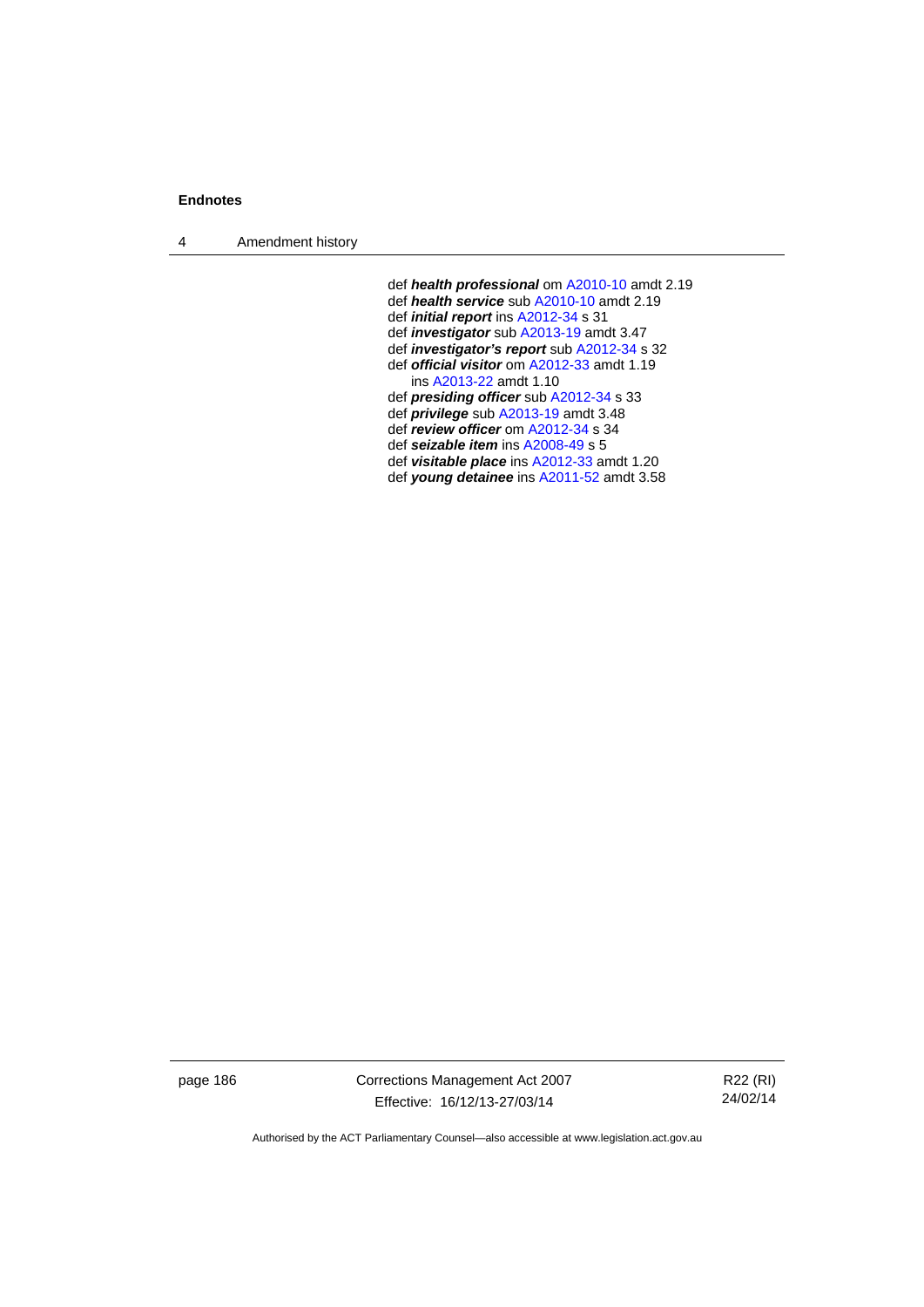def ***health professional*** om A2010-10 amdt 2.19
def ***health service*** sub A2010-10 amdt 2.19
def ***initial report*** ins A2012-34 s 31
def ***investigator*** sub A2013-19 amdt 3.47
def ***investigator's report*** sub A2012-34 s 32
def ***official visitor*** om A2012-33 amdt 1.19
    ins A2013-22 amdt 1.10
def ***presiding officer*** sub A2012-34 s 33
def ***privilege*** sub A2013-19 amdt 3.48
def ***review officer*** om A2012-34 s 34
def ***seizable item*** ins A2008-49 s 5
def ***visitable place*** ins A2012-33 amdt 1.20
def ***young detainee*** ins A2011-52 amdt 3.58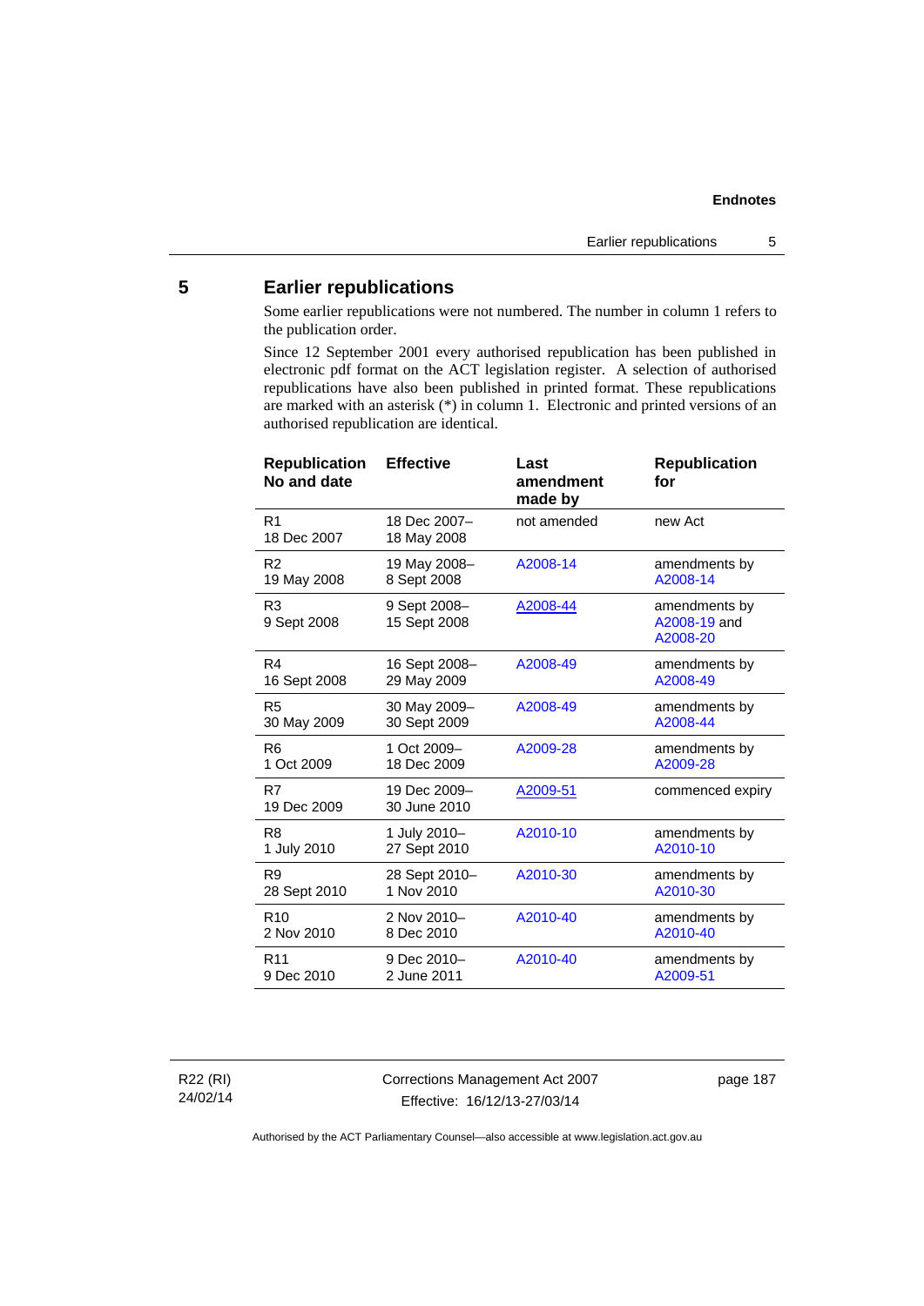## 5 Earlier republications

Some earlier republications were not numbered. The number in column 1 refers to the publication order.

Since 12 September 2001 every authorised republication has been published in electronic pdf format on the ACT legislation register. A selection of authorised republications have also been published in printed format. These republications are marked with an asterisk (*) in column 1. Electronic and printed versions of an authorised republication are identical.

| Republication No and date | Effective | Last amendment made by | Republication for |
|---|---|---|---|
| R1<br>18 Dec 2007 | 18 Dec 2007–<br>18 May 2008 | not amended | new Act |
| R2<br>19 May 2008 | 19 May 2008–<br>8 Sept 2008 | A2008-14 | amendments by A2008-14 |
| R3<br>9 Sept 2008 | 9 Sept 2008–<br>15 Sept 2008 | A2008-44 | amendments by A2008-19 and A2008-20 |
| R4<br>16 Sept 2008 | 16 Sept 2008–<br>29 May 2009 | A2008-49 | amendments by A2008-49 |
| R5<br>30 May 2009 | 30 May 2009–<br>30 Sept 2009 | A2008-49 | amendments by A2008-44 |
| R6<br>1 Oct 2009 | 1 Oct 2009–<br>18 Dec 2009 | A2009-28 | amendments by A2009-28 |
| R7<br>19 Dec 2009 | 19 Dec 2009–<br>30 June 2010 | A2009-51 | commenced expiry |
| R8<br>1 July 2010 | 1 July 2010–<br>27 Sept 2010 | A2010-10 | amendments by A2010-10 |
| R9<br>28 Sept 2010 | 28 Sept 2010–<br>1 Nov 2010 | A2010-30 | amendments by A2010-30 |
| R10<br>2 Nov 2010 | 2 Nov 2010–<br>8 Dec 2010 | A2010-40 | amendments by A2010-40 |
| R11<br>9 Dec 2010 | 9 Dec 2010–<br>2 June 2011 | A2010-40 | amendments by A2009-51 |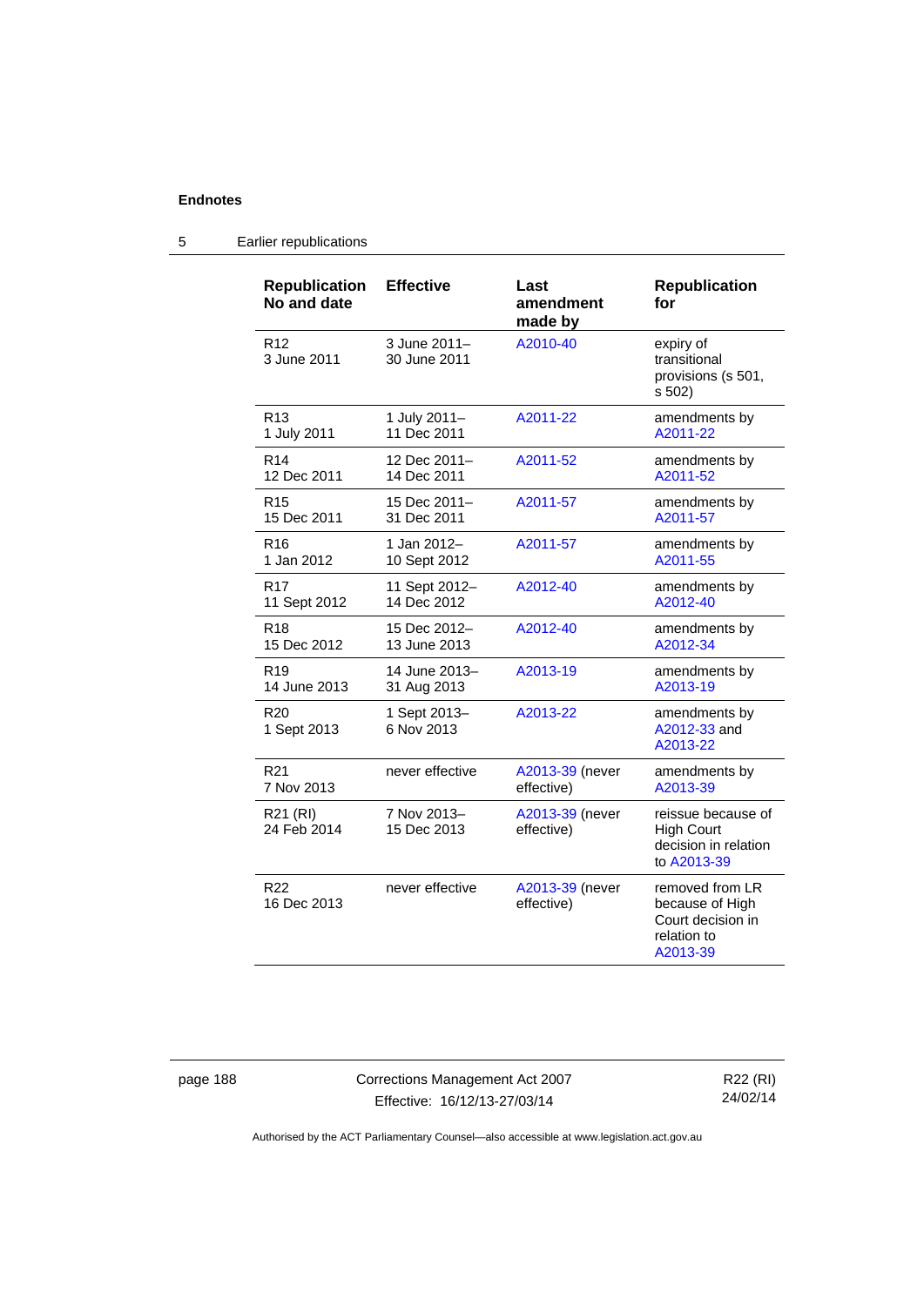## 5 Earlier republications

| Republication No and date | Effective | Last amendment made by | Republication for |
|---|---|---|---|
| R12 3 June 2011 | 3 June 2011–30 June 2011 | A2010-40 | expiry of transitional provisions (s 501, s 502) |
| R13 1 July 2011 | 1 July 2011–11 Dec 2011 | A2011-22 | amendments by A2011-22 |
| R14 12 Dec 2011 | 12 Dec 2011–14 Dec 2011 | A2011-52 | amendments by A2011-52 |
| R15 15 Dec 2011 | 15 Dec 2011–31 Dec 2011 | A2011-57 | amendments by A2011-57 |
| R16 1 Jan 2012 | 1 Jan 2012–10 Sept 2012 | A2011-57 | amendments by A2011-55 |
| R17 11 Sept 2012 | 11 Sept 2012–14 Dec 2012 | A2012-40 | amendments by A2012-40 |
| R18 15 Dec 2012 | 15 Dec 2012–13 June 2013 | A2012-40 | amendments by A2012-34 |
| R19 14 June 2013 | 14 June 2013–31 Aug 2013 | A2013-19 | amendments by A2013-19 |
| R20 1 Sept 2013 | 1 Sept 2013–6 Nov 2013 | A2013-22 | amendments by A2012-33 and A2013-22 |
| R21 7 Nov 2013 | never effective | A2013-39 (never effective) | amendments by A2013-39 |
| R21 (RI) 24 Feb 2014 | 7 Nov 2013–15 Dec 2013 | A2013-39 (never effective) | reissue because of High Court decision in relation to A2013-39 |
| R22 16 Dec 2013 | never effective | A2013-39 (never effective) | removed from LR because of High Court decision in relation to A2013-39 |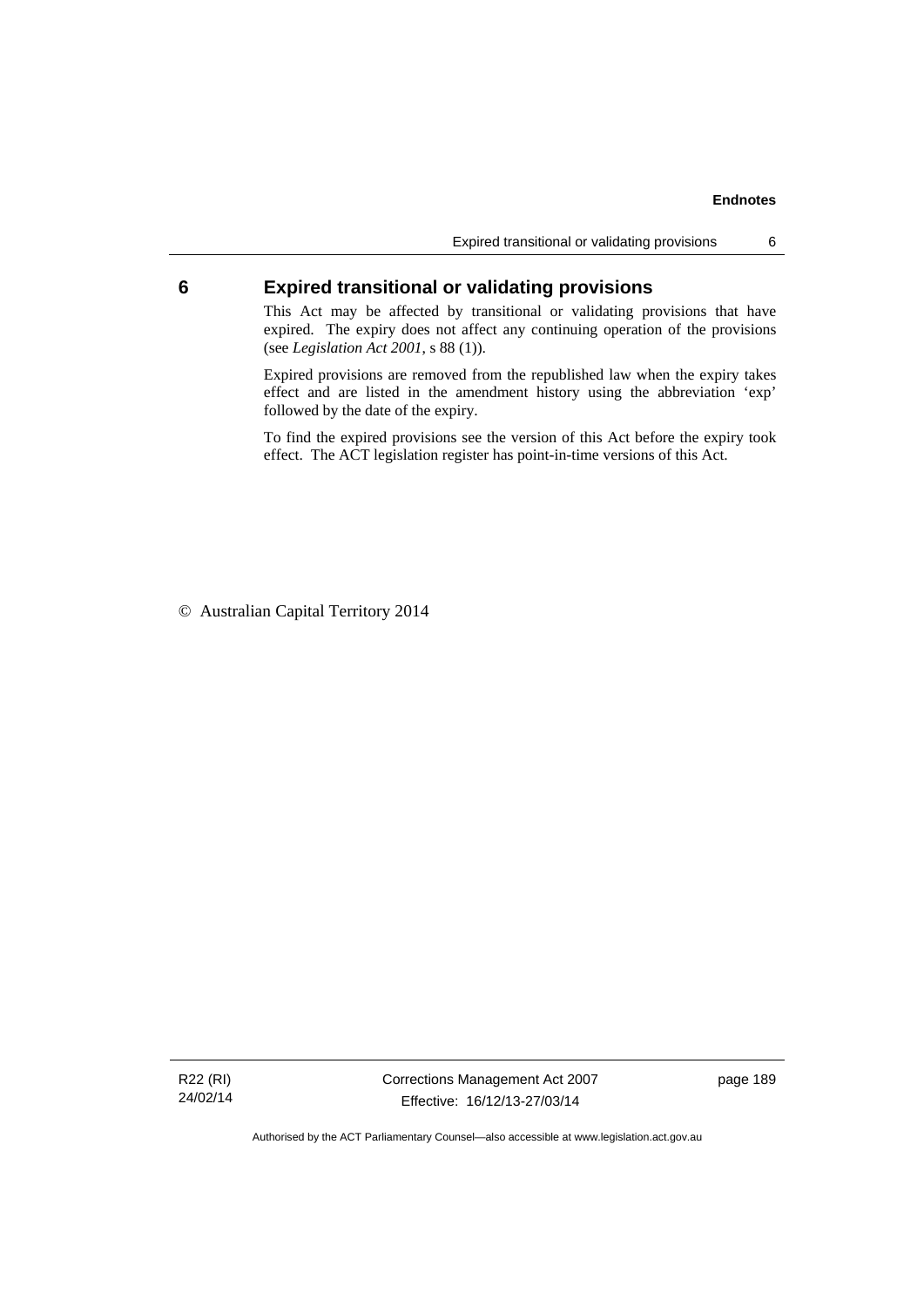## 6 Expired transitional or validating provisions

This Act may be affected by transitional or validating provisions that have expired. The expiry does not affect any continuing operation of the provisions (see *Legislation Act 2001*, s 88 (1)).

Expired provisions are removed from the republished law when the expiry takes effect and are listed in the amendment history using the abbreviation 'exp' followed by the date of the expiry.

To find the expired provisions see the version of this Act before the expiry took effect. The ACT legislation register has point-in-time versions of this Act.

© Australian Capital Territory 2014